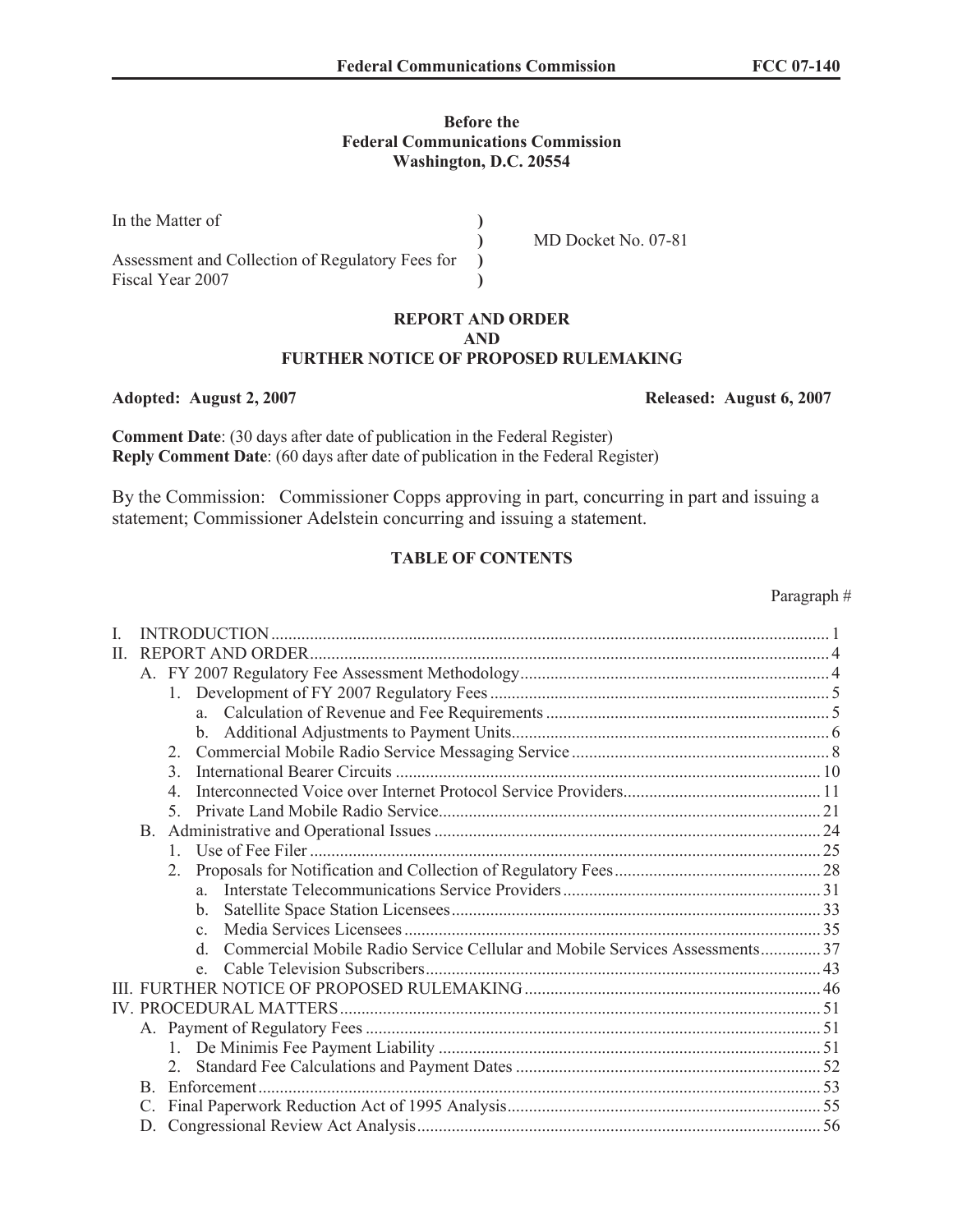**Before the**
**Federal Communications Commission**
**Washington, D.C. 20554**

| | | |
|---|---|---|
| In the Matter of | ) | |
| | ) | MD Docket No. 07-81 |
| Assessment and Collection of Regulatory Fees for | ) | |
| Fiscal Year 2007 | ) | |

**REPORT AND ORDER**
**AND**
**FURTHER NOTICE OF PROPOSED RULEMAKING**

**Adopted: August 2, 2007** **Released: August 6, 2007**

**Comment Date**: (30 days after date of publication in the Federal Register)
**Reply Comment Date**: (60 days after date of publication in the Federal Register)

By the Commission: Commissioner Copps approving in part, concurring in part and issuing a statement; Commissioner Adelstein concurring and issuing a statement.

**TABLE OF CONTENTS**

Paragraph #

I. INTRODUCTION ... 1
II. REPORT AND ORDER ... 4
  A. FY 2007 Regulatory Fee Assessment Methodology ... 4
    1. Development of FY 2007 Regulatory Fees ... 5
      a. Calculation of Revenue and Fee Requirements ... 5
      b. Additional Adjustments to Payment Units ... 6
    2. Commercial Mobile Radio Service Messaging Service ... 8
    3. International Bearer Circuits ... 10
    4. Interconnected Voice over Internet Protocol Service Providers ... 11
    5. Private Land Mobile Radio Service ... 21
  B. Administrative and Operational Issues ... 24
    1. Use of Fee Filer ... 25
    2. Proposals for Notification and Collection of Regulatory Fees ... 28
      a. Interstate Telecommunications Service Providers ... 31
      b. Satellite Space Station Licensees ... 33
      c. Media Services Licensees ... 35
      d. Commercial Mobile Radio Service Cellular and Mobile Services Assessments ... 37
      e. Cable Television Subscribers ... 43
III. FURTHER NOTICE OF PROPOSED RULEMAKING ... 46
IV. PROCEDURAL MATTERS ... 51
  A. Payment of Regulatory Fees ... 51
    1. De Minimis Fee Payment Liability ... 51
    2. Standard Fee Calculations and Payment Dates ... 52
  B. Enforcement ... 53
  C. Final Paperwork Reduction Act of 1995 Analysis ... 55
  D. Congressional Review Act Analysis ... 56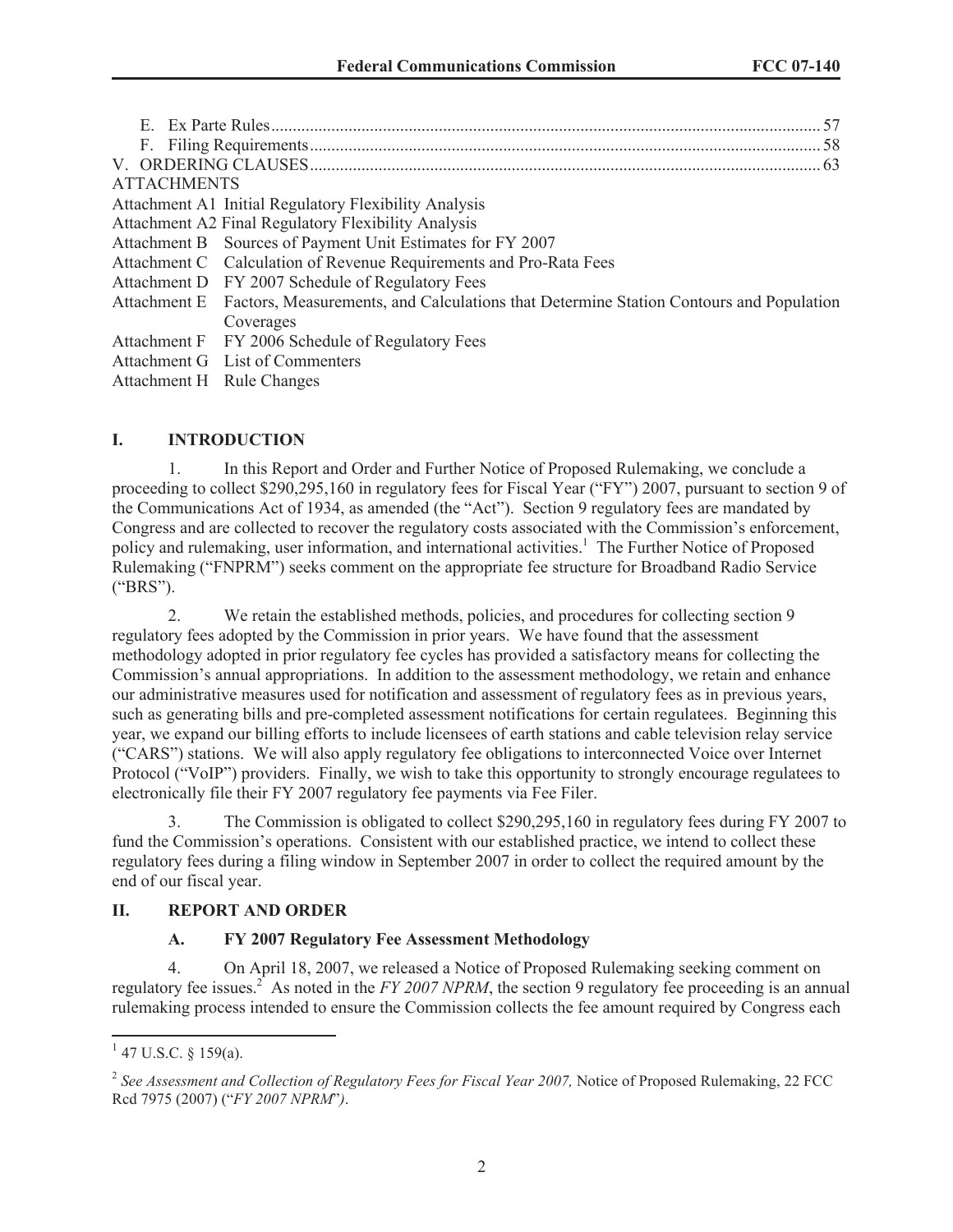E. Ex Parte Rules .......... 57
F. Filing Requirements .......... 58
V. ORDERING CLAUSES .......... 63

ATTACHMENTS

Attachment A1 Initial Regulatory Flexibility Analysis
Attachment A2 Final Regulatory Flexibility Analysis
Attachment B Sources of Payment Unit Estimates for FY 2007
Attachment C Calculation of Revenue Requirements and Pro-Rata Fees
Attachment D FY 2007 Schedule of Regulatory Fees
Attachment E Factors, Measurements, and Calculations that Determine Station Contours and Population Coverages
Attachment F FY 2006 Schedule of Regulatory Fees
Attachment G List of Commenters
Attachment H Rule Changes

## I. INTRODUCTION

1. In this Report and Order and Further Notice of Proposed Rulemaking, we conclude a proceeding to collect $290,295,160 in regulatory fees for Fiscal Year ("FY") 2007, pursuant to section 9 of the Communications Act of 1934, as amended (the "Act"). Section 9 regulatory fees are mandated by Congress and are collected to recover the regulatory costs associated with the Commission's enforcement, policy and rulemaking, user information, and international activities.[1] The Further Notice of Proposed Rulemaking ("FNPRM") seeks comment on the appropriate fee structure for Broadband Radio Service ("BRS").

2. We retain the established methods, policies, and procedures for collecting section 9 regulatory fees adopted by the Commission in prior years. We have found that the assessment methodology adopted in prior regulatory fee cycles has provided a satisfactory means for collecting the Commission's annual appropriations. In addition to the assessment methodology, we retain and enhance our administrative measures used for notification and assessment of regulatory fees as in previous years, such as generating bills and pre-completed assessment notifications for certain regulatees. Beginning this year, we expand our billing efforts to include licensees of earth stations and cable television relay service ("CARS") stations. We will also apply regulatory fee obligations to interconnected Voice over Internet Protocol ("VoIP") providers. Finally, we wish to take this opportunity to strongly encourage regulatees to electronically file their FY 2007 regulatory fee payments via Fee Filer.

3. The Commission is obligated to collect $290,295,160 in regulatory fees during FY 2007 to fund the Commission's operations. Consistent with our established practice, we intend to collect these regulatory fees during a filing window in September 2007 in order to collect the required amount by the end of our fiscal year.

## II. REPORT AND ORDER

### A. FY 2007 Regulatory Fee Assessment Methodology

4. On April 18, 2007, we released a Notice of Proposed Rulemaking seeking comment on regulatory fee issues.[2] As noted in the *FY 2007 NPRM*, the section 9 regulatory fee proceeding is an annual rulemaking process intended to ensure the Commission collects the fee amount required by Congress each

---

[1] 47 U.S.C. § 159(a).

[2] *See Assessment and Collection of Regulatory Fees for Fiscal Year 2007,* Notice of Proposed Rulemaking, 22 FCC Rcd 7975 (2007) ("*FY 2007 NPRM*").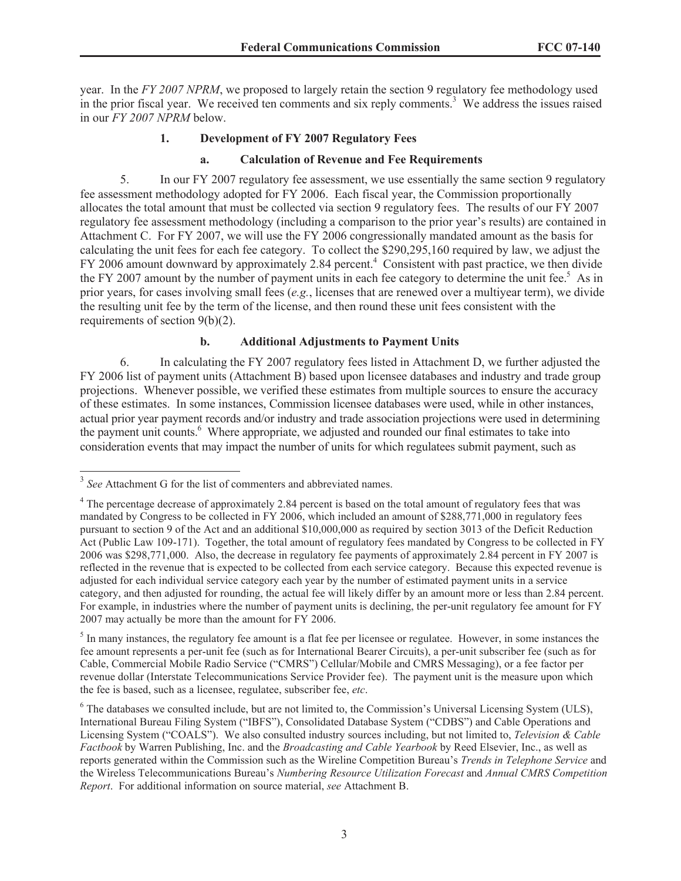year. In the *FY 2007 NPRM*, we proposed to largely retain the section 9 regulatory fee methodology used in the prior fiscal year. We received ten comments and six reply comments.[3] We address the issues raised in our *FY 2007 NPRM* below.

### 1. Development of FY 2007 Regulatory Fees

#### a. Calculation of Revenue and Fee Requirements

5. In our FY 2007 regulatory fee assessment, we use essentially the same section 9 regulatory fee assessment methodology adopted for FY 2006. Each fiscal year, the Commission proportionally allocates the total amount that must be collected via section 9 regulatory fees. The results of our FY 2007 regulatory fee assessment methodology (including a comparison to the prior year's results) are contained in Attachment C. For FY 2007, we will use the FY 2006 congressionally mandated amount as the basis for calculating the unit fees for each fee category. To collect the $290,295,160 required by law, we adjust the FY 2006 amount downward by approximately 2.84 percent.[4] Consistent with past practice, we then divide the FY 2007 amount by the number of payment units in each fee category to determine the unit fee.[5] As in prior years, for cases involving small fees (*e.g.*, licenses that are renewed over a multiyear term), we divide the resulting unit fee by the term of the license, and then round these unit fees consistent with the requirements of section 9(b)(2).

#### b. Additional Adjustments to Payment Units

6. In calculating the FY 2007 regulatory fees listed in Attachment D, we further adjusted the FY 2006 list of payment units (Attachment B) based upon licensee databases and industry and trade group projections. Whenever possible, we verified these estimates from multiple sources to ensure the accuracy of these estimates. In some instances, Commission licensee databases were used, while in other instances, actual prior year payment records and/or industry and trade association projections were used in determining the payment unit counts.[6] Where appropriate, we adjusted and rounded our final estimates to take into consideration events that may impact the number of units for which regulatees submit payment, such as

---

[3] *See* Attachment G for the list of commenters and abbreviated names.

[4] The percentage decrease of approximately 2.84 percent is based on the total amount of regulatory fees that was mandated by Congress to be collected in FY 2006, which included an amount of $288,771,000 in regulatory fees pursuant to section 9 of the Act and an additional $10,000,000 as required by section 3013 of the Deficit Reduction Act (Public Law 109-171). Together, the total amount of regulatory fees mandated by Congress to be collected in FY 2006 was $298,771,000. Also, the decrease in regulatory fee payments of approximately 2.84 percent in FY 2007 is reflected in the revenue that is expected to be collected from each service category. Because this expected revenue is adjusted for each individual service category each year by the number of estimated payment units in a service category, and then adjusted for rounding, the actual fee will likely differ by an amount more or less than 2.84 percent. For example, in industries where the number of payment units is declining, the per-unit regulatory fee amount for FY 2007 may actually be more than the amount for FY 2006.

[5] In many instances, the regulatory fee amount is a flat fee per licensee or regulatee. However, in some instances the fee amount represents a per-unit fee (such as for International Bearer Circuits), a per-unit subscriber fee (such as for Cable, Commercial Mobile Radio Service ("CMRS") Cellular/Mobile and CMRS Messaging), or a fee factor per revenue dollar (Interstate Telecommunications Service Provider fee). The payment unit is the measure upon which the fee is based, such as a licensee, regulatee, subscriber fee, *etc*.

[6] The databases we consulted include, but are not limited to, the Commission's Universal Licensing System (ULS), International Bureau Filing System ("IBFS"), Consolidated Database System ("CDBS") and Cable Operations and Licensing System ("COALS"). We also consulted industry sources including, but not limited to, *Television & Cable Factbook* by Warren Publishing, Inc. and the *Broadcasting and Cable Yearbook* by Reed Elsevier, Inc., as well as reports generated within the Commission such as the Wireline Competition Bureau's *Trends in Telephone Service* and the Wireless Telecommunications Bureau's *Numbering Resource Utilization Forecast* and *Annual CMRS Competition Report*. For additional information on source material, *see* Attachment B.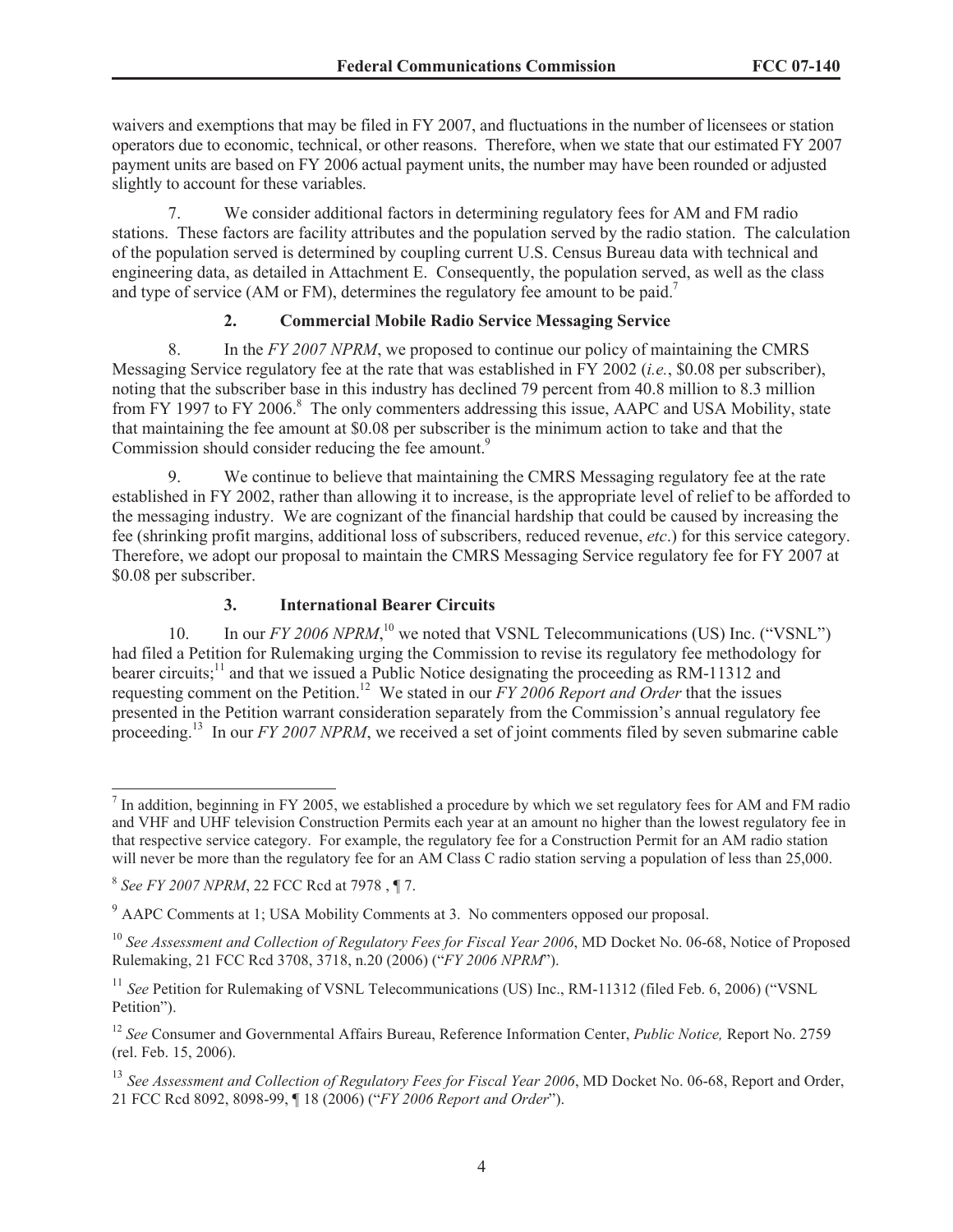waivers and exemptions that may be filed in FY 2007, and fluctuations in the number of licensees or station operators due to economic, technical, or other reasons. Therefore, when we state that our estimated FY 2007 payment units are based on FY 2006 actual payment units, the number may have been rounded or adjusted slightly to account for these variables.

7. We consider additional factors in determining regulatory fees for AM and FM radio stations. These factors are facility attributes and the population served by the radio station. The calculation of the population served is determined by coupling current U.S. Census Bureau data with technical and engineering data, as detailed in Attachment E. Consequently, the population served, as well as the class and type of service (AM or FM), determines the regulatory fee amount to be paid.[7]

### 2. Commercial Mobile Radio Service Messaging Service

8. In the *FY 2007 NPRM*, we proposed to continue our policy of maintaining the CMRS Messaging Service regulatory fee at the rate that was established in FY 2002 (*i.e.*, $0.08 per subscriber), noting that the subscriber base in this industry has declined 79 percent from 40.8 million to 8.3 million from FY 1997 to FY 2006.[8] The only commenters addressing this issue, AAPC and USA Mobility, state that maintaining the fee amount at $0.08 per subscriber is the minimum action to take and that the Commission should consider reducing the fee amount.[9]

9. We continue to believe that maintaining the CMRS Messaging regulatory fee at the rate established in FY 2002, rather than allowing it to increase, is the appropriate level of relief to be afforded to the messaging industry. We are cognizant of the financial hardship that could be caused by increasing the fee (shrinking profit margins, additional loss of subscribers, reduced revenue, *etc*.) for this service category. Therefore, we adopt our proposal to maintain the CMRS Messaging Service regulatory fee for FY 2007 at $0.08 per subscriber.

### 3. International Bearer Circuits

10. In our *FY 2006 NPRM*,[10] we noted that VSNL Telecommunications (US) Inc. ("VSNL") had filed a Petition for Rulemaking urging the Commission to revise its regulatory fee methodology for bearer circuits;[11] and that we issued a Public Notice designating the proceeding as RM-11312 and requesting comment on the Petition.[12] We stated in our *FY 2006 Report and Order* that the issues presented in the Petition warrant consideration separately from the Commission's annual regulatory fee proceeding.[13] In our *FY 2007 NPRM*, we received a set of joint comments filed by seven submarine cable

---

[7] In addition, beginning in FY 2005, we established a procedure by which we set regulatory fees for AM and FM radio and VHF and UHF television Construction Permits each year at an amount no higher than the lowest regulatory fee in that respective service category. For example, the regulatory fee for a Construction Permit for an AM radio station will never be more than the regulatory fee for an AM Class C radio station serving a population of less than 25,000.

[8] *See FY 2007 NPRM*, 22 FCC Rcd at 7978 , ¶ 7.

[9] AAPC Comments at 1; USA Mobility Comments at 3. No commenters opposed our proposal.

[10] *See Assessment and Collection of Regulatory Fees for Fiscal Year 2006*, MD Docket No. 06-68, Notice of Proposed Rulemaking, 21 FCC Rcd 3708, 3718, n.20 (2006) ("*FY 2006 NPRM*").

[11] *See* Petition for Rulemaking of VSNL Telecommunications (US) Inc., RM-11312 (filed Feb. 6, 2006) ("VSNL Petition").

[12] *See* Consumer and Governmental Affairs Bureau, Reference Information Center, *Public Notice,* Report No. 2759 (rel. Feb. 15, 2006).

[13] *See Assessment and Collection of Regulatory Fees for Fiscal Year 2006*, MD Docket No. 06-68, Report and Order, 21 FCC Rcd 8092, 8098-99, ¶ 18 (2006) ("*FY 2006 Report and Order*").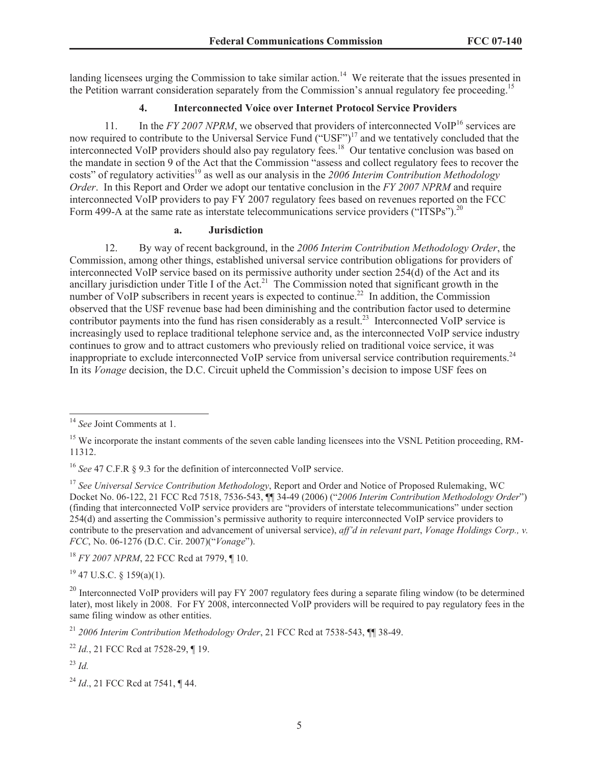landing licensees urging the Commission to take similar action.[14] We reiterate that the issues presented in the Petition warrant consideration separately from the Commission's annual regulatory fee proceeding.[15]

### 4. Interconnected Voice over Internet Protocol Service Providers

11. In the *FY 2007 NPRM*, we observed that providers of interconnected VoIP[16] services are now required to contribute to the Universal Service Fund ("USF")[17] and we tentatively concluded that the interconnected VoIP providers should also pay regulatory fees.[18] Our tentative conclusion was based on the mandate in section 9 of the Act that the Commission "assess and collect regulatory fees to recover the costs" of regulatory activities[19] as well as our analysis in the *2006 Interim Contribution Methodology Order*. In this Report and Order we adopt our tentative conclusion in the *FY 2007 NPRM* and require interconnected VoIP providers to pay FY 2007 regulatory fees based on revenues reported on the FCC Form 499-A at the same rate as interstate telecommunications service providers ("ITSPs").[20]

#### a. Jurisdiction

12. By way of recent background, in the *2006 Interim Contribution Methodology Order*, the Commission, among other things, established universal service contribution obligations for providers of interconnected VoIP service based on its permissive authority under section 254(d) of the Act and its ancillary jurisdiction under Title I of the Act.[21] The Commission noted that significant growth in the number of VoIP subscribers in recent years is expected to continue.[22] In addition, the Commission observed that the USF revenue base had been diminishing and the contribution factor used to determine contributor payments into the fund has risen considerably as a result.[23] Interconnected VoIP service is increasingly used to replace traditional telephone service and, as the interconnected VoIP service industry continues to grow and to attract customers who previously relied on traditional voice service, it was inappropriate to exclude interconnected VoIP service from universal service contribution requirements.[24] In its *Vonage* decision, the D.C. Circuit upheld the Commission's decision to impose USF fees on

---

[14] *See* Joint Comments at 1.

[15] We incorporate the instant comments of the seven cable landing licensees into the VSNL Petition proceeding, RM-11312.

[16] *See* 47 C.F.R § 9.3 for the definition of interconnected VoIP service.

[17] *See Universal Service Contribution Methodology*, Report and Order and Notice of Proposed Rulemaking, WC Docket No. 06-122, 21 FCC Rcd 7518, 7536-543, ¶¶ 34-49 (2006) ("*2006 Interim Contribution Methodology Order*") (finding that interconnected VoIP service providers are "providers of interstate telecommunications" under section 254(d) and asserting the Commission's permissive authority to require interconnected VoIP service providers to contribute to the preservation and advancement of universal service), *aff'd in relevant part*, *Vonage Holdings Corp., v. FCC*, No. 06-1276 (D.C. Cir. 2007)("*Vonage*").

[18] *FY 2007 NPRM*, 22 FCC Rcd at 7979, ¶ 10.

[19] 47 U.S.C. § 159(a)(1).

[20] Interconnected VoIP providers will pay FY 2007 regulatory fees during a separate filing window (to be determined later), most likely in 2008. For FY 2008, interconnected VoIP providers will be required to pay regulatory fees in the same filing window as other entities.

[21] *2006 Interim Contribution Methodology Order*, 21 FCC Rcd at 7538-543, ¶¶ 38-49.

[22] *Id.*, 21 FCC Rcd at 7528-29, ¶ 19.

[23] *Id.*

[24] *Id*., 21 FCC Rcd at 7541, ¶ 44.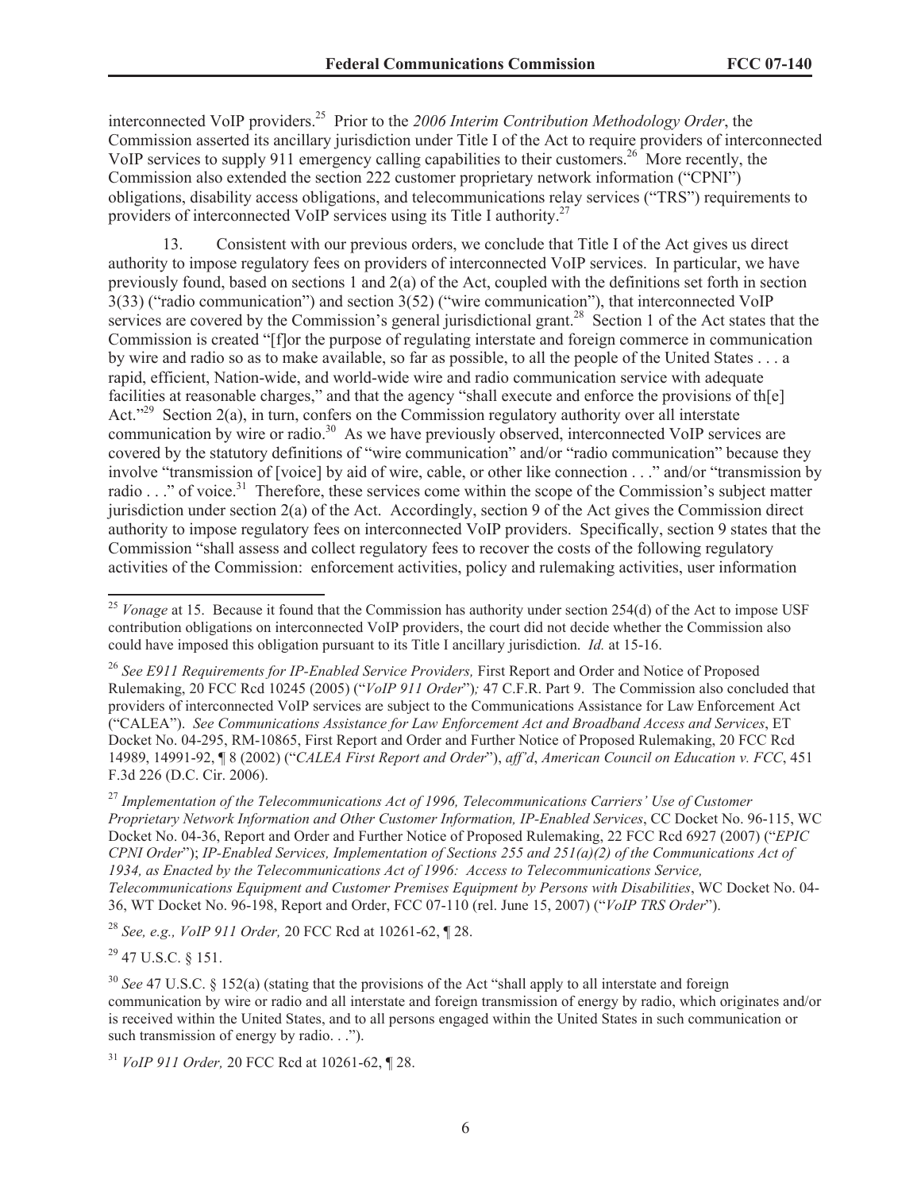interconnected VoIP providers.[25] Prior to the *2006 Interim Contribution Methodology Order*, the Commission asserted its ancillary jurisdiction under Title I of the Act to require providers of interconnected VoIP services to supply 911 emergency calling capabilities to their customers.[26] More recently, the Commission also extended the section 222 customer proprietary network information ("CPNI") obligations, disability access obligations, and telecommunications relay services ("TRS") requirements to providers of interconnected VoIP services using its Title I authority.[27]

13. Consistent with our previous orders, we conclude that Title I of the Act gives us direct authority to impose regulatory fees on providers of interconnected VoIP services. In particular, we have previously found, based on sections 1 and 2(a) of the Act, coupled with the definitions set forth in section 3(33) ("radio communication") and section 3(52) ("wire communication"), that interconnected VoIP services are covered by the Commission's general jurisdictional grant.[28] Section 1 of the Act states that the Commission is created "[f]or the purpose of regulating interstate and foreign commerce in communication by wire and radio so as to make available, so far as possible, to all the people of the United States . . . a rapid, efficient, Nation-wide, and world-wide wire and radio communication service with adequate facilities at reasonable charges," and that the agency "shall execute and enforce the provisions of th[e] Act."[29] Section 2(a), in turn, confers on the Commission regulatory authority over all interstate communication by wire or radio.[30] As we have previously observed, interconnected VoIP services are covered by the statutory definitions of "wire communication" and/or "radio communication" because they involve "transmission of [voice] by aid of wire, cable, or other like connection . . ." and/or "transmission by radio . . ." of voice.[31] Therefore, these services come within the scope of the Commission's subject matter jurisdiction under section 2(a) of the Act. Accordingly, section 9 of the Act gives the Commission direct authority to impose regulatory fees on interconnected VoIP providers. Specifically, section 9 states that the Commission "shall assess and collect regulatory fees to recover the costs of the following regulatory activities of the Commission: enforcement activities, policy and rulemaking activities, user information

---

[25] *Vonage* at 15. Because it found that the Commission has authority under section 254(d) of the Act to impose USF contribution obligations on interconnected VoIP providers, the court did not decide whether the Commission also could have imposed this obligation pursuant to its Title I ancillary jurisdiction. *Id.* at 15-16.

[26] *See E911 Requirements for IP-Enabled Service Providers,* First Report and Order and Notice of Proposed Rulemaking, 20 FCC Rcd 10245 (2005) ("*VoIP 911 Order*")*;* 47 C.F.R. Part 9. The Commission also concluded that providers of interconnected VoIP services are subject to the Communications Assistance for Law Enforcement Act ("CALEA"). *See Communications Assistance for Law Enforcement Act and Broadband Access and Services*, ET Docket No. 04-295, RM-10865, First Report and Order and Further Notice of Proposed Rulemaking, 20 FCC Rcd 14989, 14991-92, ¶ 8 (2002) ("*CALEA First Report and Order*"), *aff'd*, *American Council on Education v. FCC*, 451 F.3d 226 (D.C. Cir. 2006).

[27] *Implementation of the Telecommunications Act of 1996, Telecommunications Carriers' Use of Customer Proprietary Network Information and Other Customer Information, IP-Enabled Services*, CC Docket No. 96-115, WC Docket No. 04-36, Report and Order and Further Notice of Proposed Rulemaking, 22 FCC Rcd 6927 (2007) ("*EPIC CPNI Order*"); *IP-Enabled Services, Implementation of Sections 255 and 251(a)(2) of the Communications Act of 1934, as Enacted by the Telecommunications Act of 1996: Access to Telecommunications Service, Telecommunications Equipment and Customer Premises Equipment by Persons with Disabilities*, WC Docket No. 04-36, WT Docket No. 96-198, Report and Order, FCC 07-110 (rel. June 15, 2007) ("*VoIP TRS Order*").

[28] *See, e.g., VoIP 911 Order,* 20 FCC Rcd at 10261-62, ¶ 28.

[29] 47 U.S.C. § 151.

[30] *See* 47 U.S.C. § 152(a) (stating that the provisions of the Act "shall apply to all interstate and foreign communication by wire or radio and all interstate and foreign transmission of energy by radio, which originates and/or is received within the United States, and to all persons engaged within the United States in such communication or such transmission of energy by radio. . .").

[31] *VoIP 911 Order,* 20 FCC Rcd at 10261-62, ¶ 28.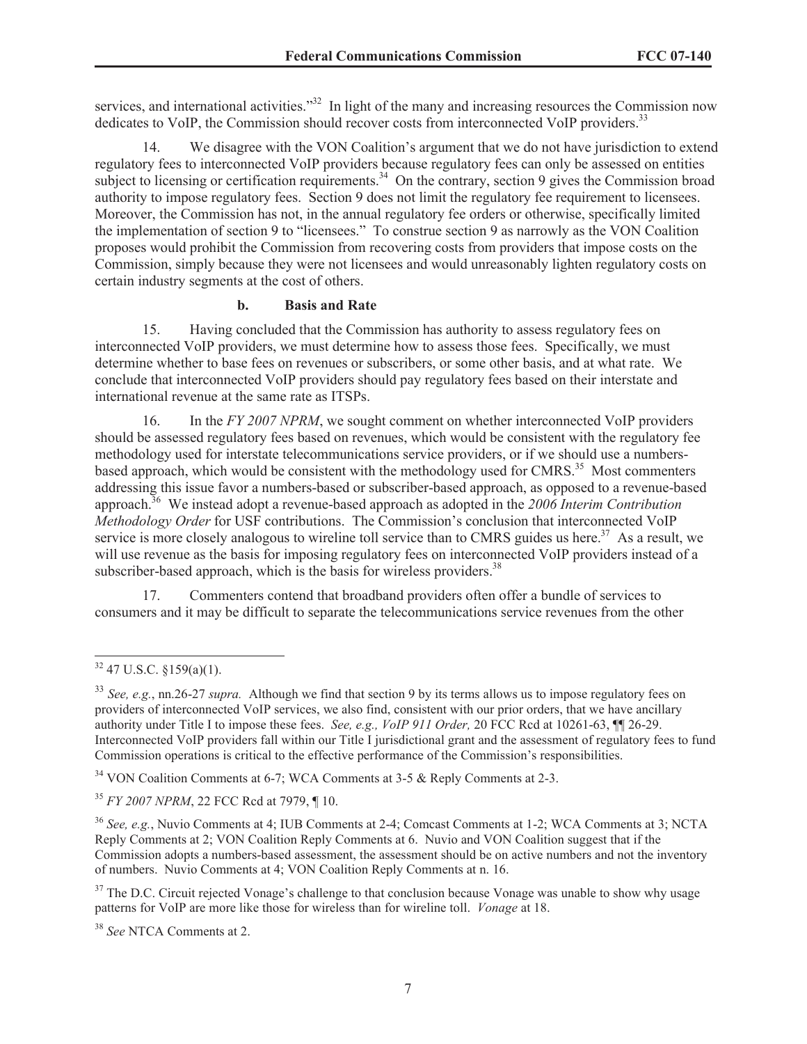services, and international activities."[32] In light of the many and increasing resources the Commission now dedicates to VoIP, the Commission should recover costs from interconnected VoIP providers.[33]

14. We disagree with the VON Coalition's argument that we do not have jurisdiction to extend regulatory fees to interconnected VoIP providers because regulatory fees can only be assessed on entities subject to licensing or certification requirements.[34] On the contrary, section 9 gives the Commission broad authority to impose regulatory fees. Section 9 does not limit the regulatory fee requirement to licensees. Moreover, the Commission has not, in the annual regulatory fee orders or otherwise, specifically limited the implementation of section 9 to "licensees." To construe section 9 as narrowly as the VON Coalition proposes would prohibit the Commission from recovering costs from providers that impose costs on the Commission, simply because they were not licensees and would unreasonably lighten regulatory costs on certain industry segments at the cost of others.

**b. Basis and Rate**

15. Having concluded that the Commission has authority to assess regulatory fees on interconnected VoIP providers, we must determine how to assess those fees. Specifically, we must determine whether to base fees on revenues or subscribers, or some other basis, and at what rate. We conclude that interconnected VoIP providers should pay regulatory fees based on their interstate and international revenue at the same rate as ITSPs.

16. In the *FY 2007 NPRM*, we sought comment on whether interconnected VoIP providers should be assessed regulatory fees based on revenues, which would be consistent with the regulatory fee methodology used for interstate telecommunications service providers, or if we should use a numbers-based approach, which would be consistent with the methodology used for CMRS.[35] Most commenters addressing this issue favor a numbers-based or subscriber-based approach, as opposed to a revenue-based approach.[36] We instead adopt a revenue-based approach as adopted in the *2006 Interim Contribution Methodology Order* for USF contributions. The Commission's conclusion that interconnected VoIP service is more closely analogous to wireline toll service than to CMRS guides us here.[37] As a result, we will use revenue as the basis for imposing regulatory fees on interconnected VoIP providers instead of a subscriber-based approach, which is the basis for wireless providers.[38]

17. Commenters contend that broadband providers often offer a bundle of services to consumers and it may be difficult to separate the telecommunications service revenues from the other

---

[32] 47 U.S.C. §159(a)(1).

[33] *See, e.g.*, nn.26-27 *supra.* Although we find that section 9 by its terms allows us to impose regulatory fees on providers of interconnected VoIP services, we also find, consistent with our prior orders, that we have ancillary authority under Title I to impose these fees. *See, e.g., VoIP 911 Order,* 20 FCC Rcd at 10261-63, ¶¶ 26-29. Interconnected VoIP providers fall within our Title I jurisdictional grant and the assessment of regulatory fees to fund Commission operations is critical to the effective performance of the Commission's responsibilities.

[34] VON Coalition Comments at 6-7; WCA Comments at 3-5 & Reply Comments at 2-3.

[35] *FY 2007 NPRM*, 22 FCC Rcd at 7979, ¶ 10.

[36] *See, e.g.*, Nuvio Comments at 4; IUB Comments at 2-4; Comcast Comments at 1-2; WCA Comments at 3; NCTA Reply Comments at 2; VON Coalition Reply Comments at 6. Nuvio and VON Coalition suggest that if the Commission adopts a numbers-based assessment, the assessment should be on active numbers and not the inventory of numbers. Nuvio Comments at 4; VON Coalition Reply Comments at n. 16.

[37] The D.C. Circuit rejected Vonage's challenge to that conclusion because Vonage was unable to show why usage patterns for VoIP are more like those for wireless than for wireline toll. *Vonage* at 18.

[38] *See* NTCA Comments at 2.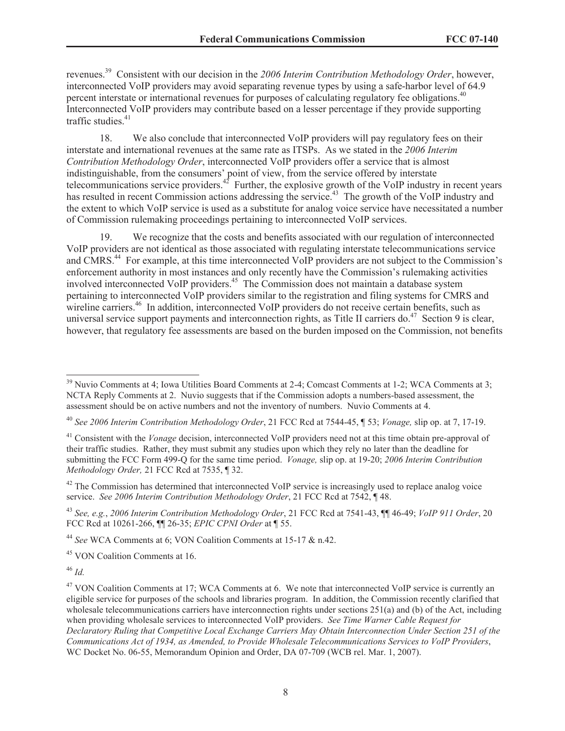revenues.[39] Consistent with our decision in the *2006 Interim Contribution Methodology Order*, however, interconnected VoIP providers may avoid separating revenue types by using a safe-harbor level of 64.9 percent interstate or international revenues for purposes of calculating regulatory fee obligations.[40] Interconnected VoIP providers may contribute based on a lesser percentage if they provide supporting traffic studies.[41]

18. We also conclude that interconnected VoIP providers will pay regulatory fees on their interstate and international revenues at the same rate as ITSPs. As we stated in the *2006 Interim Contribution Methodology Order*, interconnected VoIP providers offer a service that is almost indistinguishable, from the consumers' point of view, from the service offered by interstate telecommunications service providers.[42] Further, the explosive growth of the VoIP industry in recent years has resulted in recent Commission actions addressing the service.[43] The growth of the VoIP industry and the extent to which VoIP service is used as a substitute for analog voice service have necessitated a number of Commission rulemaking proceedings pertaining to interconnected VoIP services.

19. We recognize that the costs and benefits associated with our regulation of interconnected VoIP providers are not identical as those associated with regulating interstate telecommunications service and CMRS.[44] For example, at this time interconnected VoIP providers are not subject to the Commission's enforcement authority in most instances and only recently have the Commission's rulemaking activities involved interconnected VoIP providers.[45] The Commission does not maintain a database system pertaining to interconnected VoIP providers similar to the registration and filing systems for CMRS and wireline carriers.[46] In addition, interconnected VoIP providers do not receive certain benefits, such as universal service support payments and interconnection rights, as Title II carriers do.[47] Section 9 is clear, however, that regulatory fee assessments are based on the burden imposed on the Commission, not benefits

---

[39] Nuvio Comments at 4; Iowa Utilities Board Comments at 2-4; Comcast Comments at 1-2; WCA Comments at 3; NCTA Reply Comments at 2. Nuvio suggests that if the Commission adopts a numbers-based assessment, the assessment should be on active numbers and not the inventory of numbers. Nuvio Comments at 4.

[40] *See 2006 Interim Contribution Methodology Order*, 21 FCC Rcd at 7544-45, ¶ 53; *Vonage,* slip op. at 7, 17-19.

[41] Consistent with the *Vonage* decision, interconnected VoIP providers need not at this time obtain pre-approval of their traffic studies. Rather, they must submit any studies upon which they rely no later than the deadline for submitting the FCC Form 499-Q for the same time period. *Vonage,* slip op. at 19-20; *2006 Interim Contribution Methodology Order,* 21 FCC Rcd at 7535, ¶ 32.

[42] The Commission has determined that interconnected VoIP service is increasingly used to replace analog voice service. *See 2006 Interim Contribution Methodology Order*, 21 FCC Rcd at 7542, ¶ 48.

[43] *See, e.g.*, *2006 Interim Contribution Methodology Order*, 21 FCC Rcd at 7541-43, ¶¶ 46-49; *VoIP 911 Order*, 20 FCC Rcd at 10261-266, ¶¶ 26-35; *EPIC CPNI Order* at ¶ 55.

[44] *See* WCA Comments at 6; VON Coalition Comments at 15-17 & n.42.

[45] VON Coalition Comments at 16.

[46] *Id.*

[47] VON Coalition Comments at 17; WCA Comments at 6. We note that interconnected VoIP service is currently an eligible service for purposes of the schools and libraries program. In addition, the Commission recently clarified that wholesale telecommunications carriers have interconnection rights under sections 251(a) and (b) of the Act, including when providing wholesale services to interconnected VoIP providers. *See Time Warner Cable Request for Declaratory Ruling that Competitive Local Exchange Carriers May Obtain Interconnection Under Section 251 of the Communications Act of 1934, as Amended, to Provide Wholesale Telecommunications Services to VoIP Providers*, WC Docket No. 06-55, Memorandum Opinion and Order, DA 07-709 (WCB rel. Mar. 1, 2007).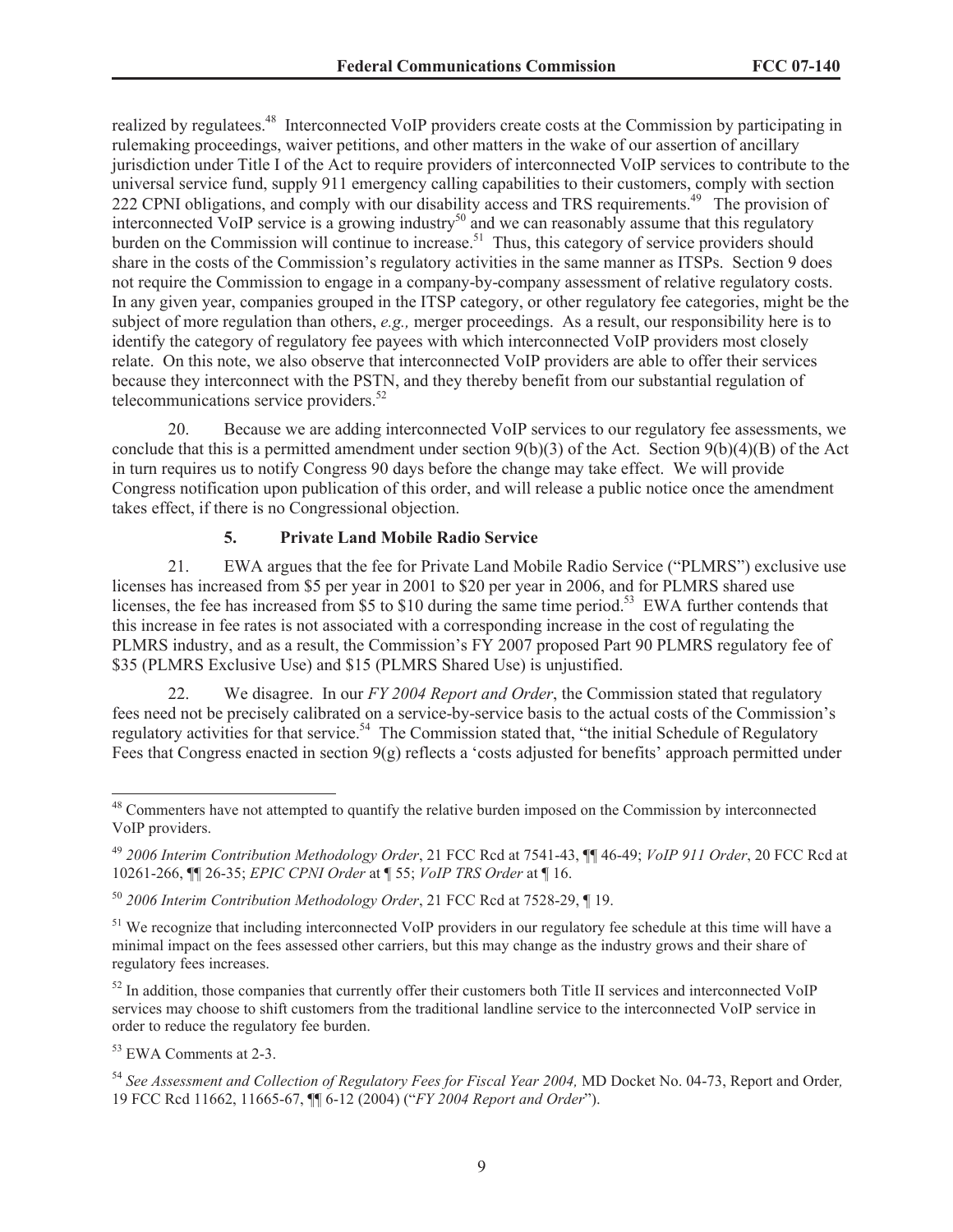realized by regulatees.[48] Interconnected VoIP providers create costs at the Commission by participating in rulemaking proceedings, waiver petitions, and other matters in the wake of our assertion of ancillary jurisdiction under Title I of the Act to require providers of interconnected VoIP services to contribute to the universal service fund, supply 911 emergency calling capabilities to their customers, comply with section 222 CPNI obligations, and comply with our disability access and TRS requirements.[49] The provision of interconnected VoIP service is a growing industry[50] and we can reasonably assume that this regulatory burden on the Commission will continue to increase.[51] Thus, this category of service providers should share in the costs of the Commission's regulatory activities in the same manner as ITSPs. Section 9 does not require the Commission to engage in a company-by-company assessment of relative regulatory costs. In any given year, companies grouped in the ITSP category, or other regulatory fee categories, might be the subject of more regulation than others, *e.g.,* merger proceedings. As a result, our responsibility here is to identify the category of regulatory fee payees with which interconnected VoIP providers most closely relate. On this note, we also observe that interconnected VoIP providers are able to offer their services because they interconnect with the PSTN, and they thereby benefit from our substantial regulation of telecommunications service providers.[52]

20. Because we are adding interconnected VoIP services to our regulatory fee assessments, we conclude that this is a permitted amendment under section 9(b)(3) of the Act. Section 9(b)(4)(B) of the Act in turn requires us to notify Congress 90 days before the change may take effect. We will provide Congress notification upon publication of this order, and will release a public notice once the amendment takes effect, if there is no Congressional objection.

### 5. Private Land Mobile Radio Service

21. EWA argues that the fee for Private Land Mobile Radio Service ("PLMRS") exclusive use licenses has increased from $5 per year in 2001 to $20 per year in 2006, and for PLMRS shared use licenses, the fee has increased from $5 to $10 during the same time period.[53] EWA further contends that this increase in fee rates is not associated with a corresponding increase in the cost of regulating the PLMRS industry, and as a result, the Commission's FY 2007 proposed Part 90 PLMRS regulatory fee of $35 (PLMRS Exclusive Use) and $15 (PLMRS Shared Use) is unjustified.

22. We disagree. In our *FY 2004 Report and Order*, the Commission stated that regulatory fees need not be precisely calibrated on a service-by-service basis to the actual costs of the Commission's regulatory activities for that service.[54] The Commission stated that, "the initial Schedule of Regulatory Fees that Congress enacted in section 9(g) reflects a 'costs adjusted for benefits' approach permitted under

---

[48] Commenters have not attempted to quantify the relative burden imposed on the Commission by interconnected VoIP providers.

[49] *2006 Interim Contribution Methodology Order*, 21 FCC Rcd at 7541-43, ¶¶ 46-49; *VoIP 911 Order*, 20 FCC Rcd at 10261-266, ¶¶ 26-35; *EPIC CPNI Order* at ¶ 55; *VoIP TRS Order* at ¶ 16.

[50] *2006 Interim Contribution Methodology Order*, 21 FCC Rcd at 7528-29, ¶ 19.

[51] We recognize that including interconnected VoIP providers in our regulatory fee schedule at this time will have a minimal impact on the fees assessed other carriers, but this may change as the industry grows and their share of regulatory fees increases.

[52] In addition, those companies that currently offer their customers both Title II services and interconnected VoIP services may choose to shift customers from the traditional landline service to the interconnected VoIP service in order to reduce the regulatory fee burden.

[53] EWA Comments at 2-3.

[54] *See Assessment and Collection of Regulatory Fees for Fiscal Year 2004,* MD Docket No. 04-73, Report and Order*,* 19 FCC Rcd 11662, 11665-67, ¶¶ 6-12 (2004) ("*FY 2004 Report and Order*").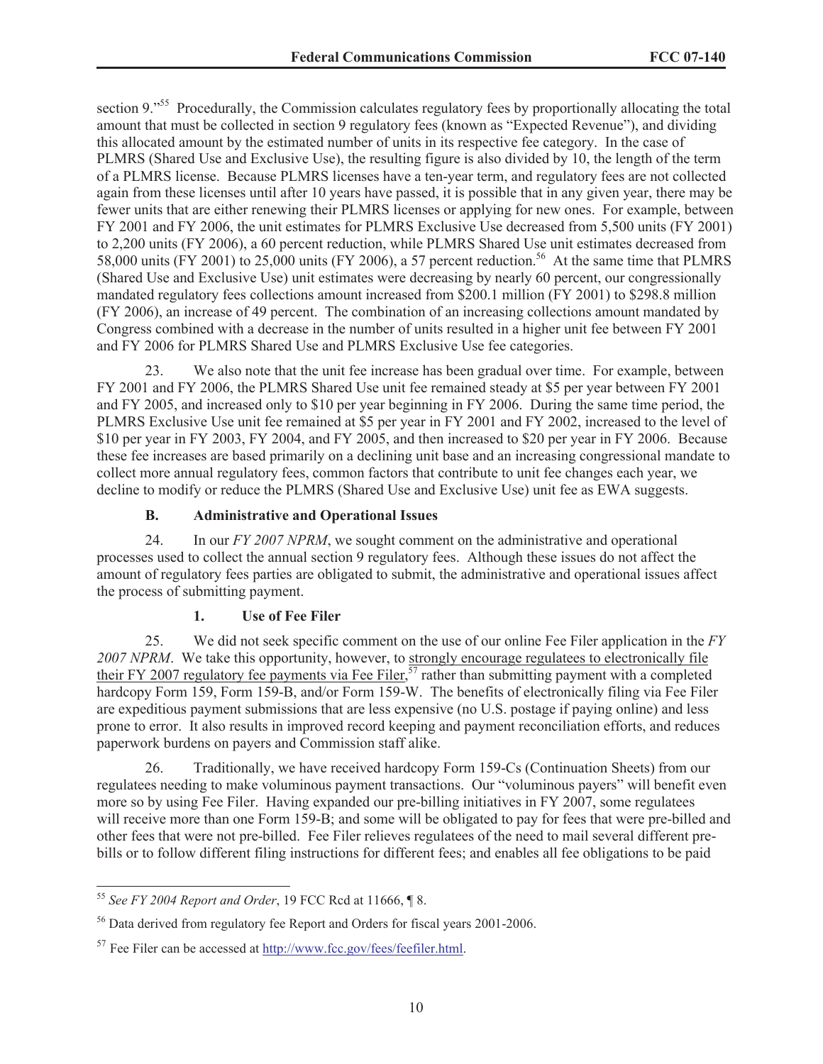section 9."[55] Procedurally, the Commission calculates regulatory fees by proportionally allocating the total amount that must be collected in section 9 regulatory fees (known as "Expected Revenue"), and dividing this allocated amount by the estimated number of units in its respective fee category. In the case of PLMRS (Shared Use and Exclusive Use), the resulting figure is also divided by 10, the length of the term of a PLMRS license. Because PLMRS licenses have a ten-year term, and regulatory fees are not collected again from these licenses until after 10 years have passed, it is possible that in any given year, there may be fewer units that are either renewing their PLMRS licenses or applying for new ones. For example, between FY 2001 and FY 2006, the unit estimates for PLMRS Exclusive Use decreased from 5,500 units (FY 2001) to 2,200 units (FY 2006), a 60 percent reduction, while PLMRS Shared Use unit estimates decreased from 58,000 units (FY 2001) to 25,000 units (FY 2006), a 57 percent reduction.[56] At the same time that PLMRS (Shared Use and Exclusive Use) unit estimates were decreasing by nearly 60 percent, our congressionally mandated regulatory fees collections amount increased from $200.1 million (FY 2001) to $298.8 million (FY 2006), an increase of 49 percent. The combination of an increasing collections amount mandated by Congress combined with a decrease in the number of units resulted in a higher unit fee between FY 2001 and FY 2006 for PLMRS Shared Use and PLMRS Exclusive Use fee categories.

23. We also note that the unit fee increase has been gradual over time. For example, between FY 2001 and FY 2006, the PLMRS Shared Use unit fee remained steady at $5 per year between FY 2001 and FY 2005, and increased only to $10 per year beginning in FY 2006. During the same time period, the PLMRS Exclusive Use unit fee remained at $5 per year in FY 2001 and FY 2002, increased to the level of $10 per year in FY 2003, FY 2004, and FY 2005, and then increased to $20 per year in FY 2006. Because these fee increases are based primarily on a declining unit base and an increasing congressional mandate to collect more annual regulatory fees, common factors that contribute to unit fee changes each year, we decline to modify or reduce the PLMRS (Shared Use and Exclusive Use) unit fee as EWA suggests.

### B. Administrative and Operational Issues

24. In our *FY 2007 NPRM*, we sought comment on the administrative and operational processes used to collect the annual section 9 regulatory fees. Although these issues do not affect the amount of regulatory fees parties are obligated to submit, the administrative and operational issues affect the process of submitting payment.

#### 1. Use of Fee Filer

25. We did not seek specific comment on the use of our online Fee Filer application in the *FY 2007 NPRM*. We take this opportunity, however, to strongly encourage regulatees to electronically file their FY 2007 regulatory fee payments via Fee Filer,[57] rather than submitting payment with a completed hardcopy Form 159, Form 159-B, and/or Form 159-W. The benefits of electronically filing via Fee Filer are expeditious payment submissions that are less expensive (no U.S. postage if paying online) and less prone to error. It also results in improved record keeping and payment reconciliation efforts, and reduces paperwork burdens on payers and Commission staff alike.

26. Traditionally, we have received hardcopy Form 159-Cs (Continuation Sheets) from our regulatees needing to make voluminous payment transactions. Our "voluminous payers" will benefit even more so by using Fee Filer. Having expanded our pre-billing initiatives in FY 2007, some regulatees will receive more than one Form 159-B; and some will be obligated to pay for fees that were pre-billed and other fees that were not pre-billed. Fee Filer relieves regulatees of the need to mail several different pre-bills or to follow different filing instructions for different fees; and enables all fee obligations to be paid

---

[55] *See FY 2004 Report and Order*, 19 FCC Rcd at 11666, ¶ 8.

[56] Data derived from regulatory fee Report and Orders for fiscal years 2001-2006.

[57] Fee Filer can be accessed at http://www.fcc.gov/fees/feefiler.html.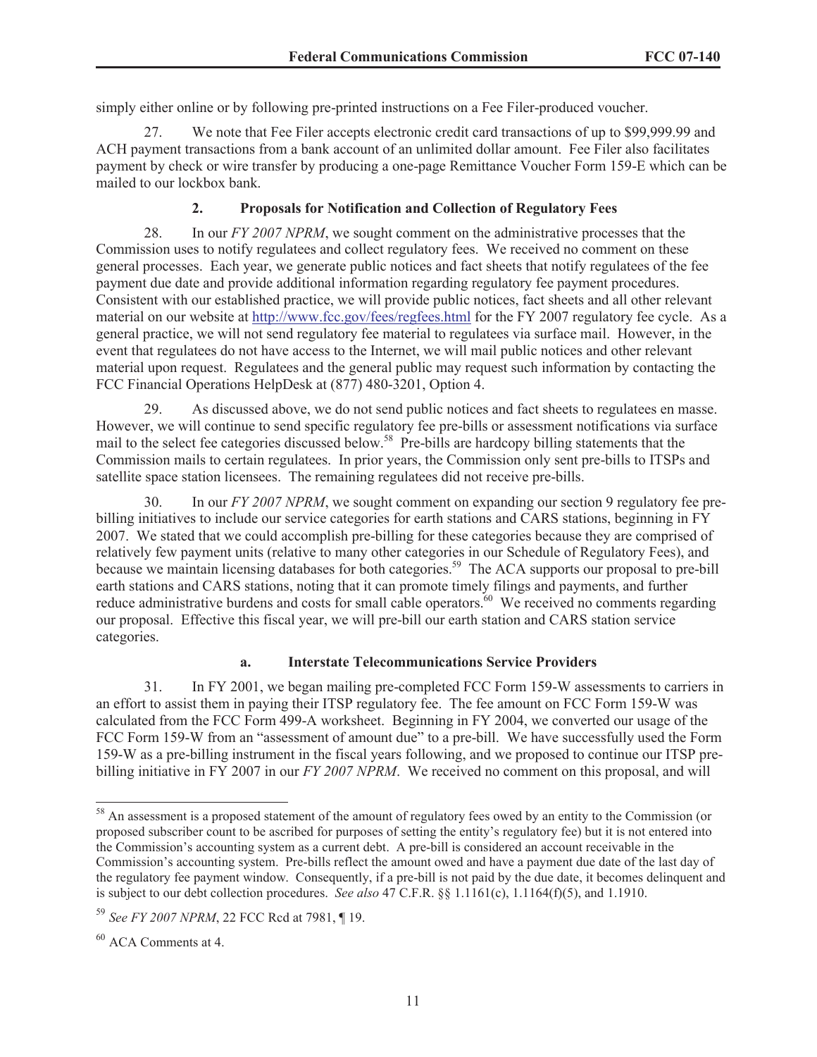simply either online or by following pre-printed instructions on a Fee Filer-produced voucher.

27. We note that Fee Filer accepts electronic credit card transactions of up to $99,999.99 and ACH payment transactions from a bank account of an unlimited dollar amount. Fee Filer also facilitates payment by check or wire transfer by producing a one-page Remittance Voucher Form 159-E which can be mailed to our lockbox bank.

### 2. Proposals for Notification and Collection of Regulatory Fees

28. In our *FY 2007 NPRM*, we sought comment on the administrative processes that the Commission uses to notify regulatees and collect regulatory fees. We received no comment on these general processes. Each year, we generate public notices and fact sheets that notify regulatees of the fee payment due date and provide additional information regarding regulatory fee payment procedures. Consistent with our established practice, we will provide public notices, fact sheets and all other relevant material on our website at http://www.fcc.gov/fees/regfees.html for the FY 2007 regulatory fee cycle. As a general practice, we will not send regulatory fee material to regulatees via surface mail. However, in the event that regulatees do not have access to the Internet, we will mail public notices and other relevant material upon request. Regulatees and the general public may request such information by contacting the FCC Financial Operations HelpDesk at (877) 480-3201, Option 4.

29. As discussed above, we do not send public notices and fact sheets to regulatees en masse. However, we will continue to send specific regulatory fee pre-bills or assessment notifications via surface mail to the select fee categories discussed below.[58] Pre-bills are hardcopy billing statements that the Commission mails to certain regulatees. In prior years, the Commission only sent pre-bills to ITSPs and satellite space station licensees. The remaining regulatees did not receive pre-bills.

30. In our *FY 2007 NPRM*, we sought comment on expanding our section 9 regulatory fee pre-billing initiatives to include our service categories for earth stations and CARS stations, beginning in FY 2007. We stated that we could accomplish pre-billing for these categories because they are comprised of relatively few payment units (relative to many other categories in our Schedule of Regulatory Fees), and because we maintain licensing databases for both categories.[59] The ACA supports our proposal to pre-bill earth stations and CARS stations, noting that it can promote timely filings and payments, and further reduce administrative burdens and costs for small cable operators.[60] We received no comments regarding our proposal. Effective this fiscal year, we will pre-bill our earth station and CARS station service categories.

#### a. Interstate Telecommunications Service Providers

31. In FY 2001, we began mailing pre-completed FCC Form 159-W assessments to carriers in an effort to assist them in paying their ITSP regulatory fee. The fee amount on FCC Form 159-W was calculated from the FCC Form 499-A worksheet. Beginning in FY 2004, we converted our usage of the FCC Form 159-W from an "assessment of amount due" to a pre-bill. We have successfully used the Form 159-W as a pre-billing instrument in the fiscal years following, and we proposed to continue our ITSP pre-billing initiative in FY 2007 in our *FY 2007 NPRM*. We received no comment on this proposal, and will

---

[58] An assessment is a proposed statement of the amount of regulatory fees owed by an entity to the Commission (or proposed subscriber count to be ascribed for purposes of setting the entity's regulatory fee) but it is not entered into the Commission's accounting system as a current debt. A pre-bill is considered an account receivable in the Commission's accounting system. Pre-bills reflect the amount owed and have a payment due date of the last day of the regulatory fee payment window. Consequently, if a pre-bill is not paid by the due date, it becomes delinquent and is subject to our debt collection procedures. *See also* 47 C.F.R. §§ 1.1161(c), 1.1164(f)(5), and 1.1910.

[59] *See FY 2007 NPRM*, 22 FCC Rcd at 7981, ¶ 19.

[60] ACA Comments at 4.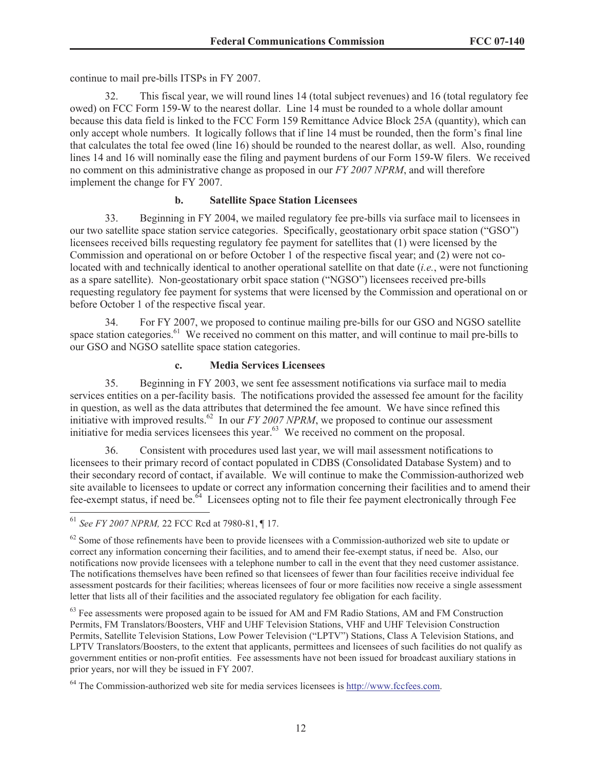continue to mail pre-bills ITSPs in FY 2007.

32. This fiscal year, we will round lines 14 (total subject revenues) and 16 (total regulatory fee owed) on FCC Form 159-W to the nearest dollar. Line 14 must be rounded to a whole dollar amount because this data field is linked to the FCC Form 159 Remittance Advice Block 25A (quantity), which can only accept whole numbers. It logically follows that if line 14 must be rounded, then the form's final line that calculates the total fee owed (line 16) should be rounded to the nearest dollar, as well. Also, rounding lines 14 and 16 will nominally ease the filing and payment burdens of our Form 159-W filers. We received no comment on this administrative change as proposed in our *FY 2007 NPRM*, and will therefore implement the change for FY 2007.

#### b. Satellite Space Station Licensees

33. Beginning in FY 2004, we mailed regulatory fee pre-bills via surface mail to licensees in our two satellite space station service categories. Specifically, geostationary orbit space station ("GSO") licensees received bills requesting regulatory fee payment for satellites that (1) were licensed by the Commission and operational on or before October 1 of the respective fiscal year; and (2) were not co-located with and technically identical to another operational satellite on that date (*i.e.*, were not functioning as a spare satellite). Non-geostationary orbit space station ("NGSO") licensees received pre-bills requesting regulatory fee payment for systems that were licensed by the Commission and operational on or before October 1 of the respective fiscal year.

34. For FY 2007, we proposed to continue mailing pre-bills for our GSO and NGSO satellite space station categories.[61] We received no comment on this matter, and will continue to mail pre-bills to our GSO and NGSO satellite space station categories.

#### c. Media Services Licensees

35. Beginning in FY 2003, we sent fee assessment notifications via surface mail to media services entities on a per-facility basis. The notifications provided the assessed fee amount for the facility in question, as well as the data attributes that determined the fee amount. We have since refined this initiative with improved results.[62] In our *FY 2007 NPRM*, we proposed to continue our assessment initiative for media services licensees this year.[63] We received no comment on the proposal.

36. Consistent with procedures used last year, we will mail assessment notifications to licensees to their primary record of contact populated in CDBS (Consolidated Database System) and to their secondary record of contact, if available. We will continue to make the Commission-authorized web site available to licensees to update or correct any information concerning their facilities and to amend their fee-exempt status, if need be.[64] Licensees opting not to file their fee payment electronically through Fee

---

[61] *See FY 2007 NPRM,* 22 FCC Rcd at 7980-81, ¶ 17.

[62] Some of those refinements have been to provide licensees with a Commission-authorized web site to update or correct any information concerning their facilities, and to amend their fee-exempt status, if need be. Also, our notifications now provide licensees with a telephone number to call in the event that they need customer assistance. The notifications themselves have been refined so that licensees of fewer than four facilities receive individual fee assessment postcards for their facilities; whereas licensees of four or more facilities now receive a single assessment letter that lists all of their facilities and the associated regulatory fee obligation for each facility.

[63] Fee assessments were proposed again to be issued for AM and FM Radio Stations, AM and FM Construction Permits, FM Translators/Boosters, VHF and UHF Television Stations, VHF and UHF Television Construction Permits, Satellite Television Stations, Low Power Television ("LPTV") Stations, Class A Television Stations, and LPTV Translators/Boosters, to the extent that applicants, permittees and licensees of such facilities do not qualify as government entities or non-profit entities. Fee assessments have not been issued for broadcast auxiliary stations in prior years, nor will they be issued in FY 2007.

[64] The Commission-authorized web site for media services licensees is http://www.fccfees.com.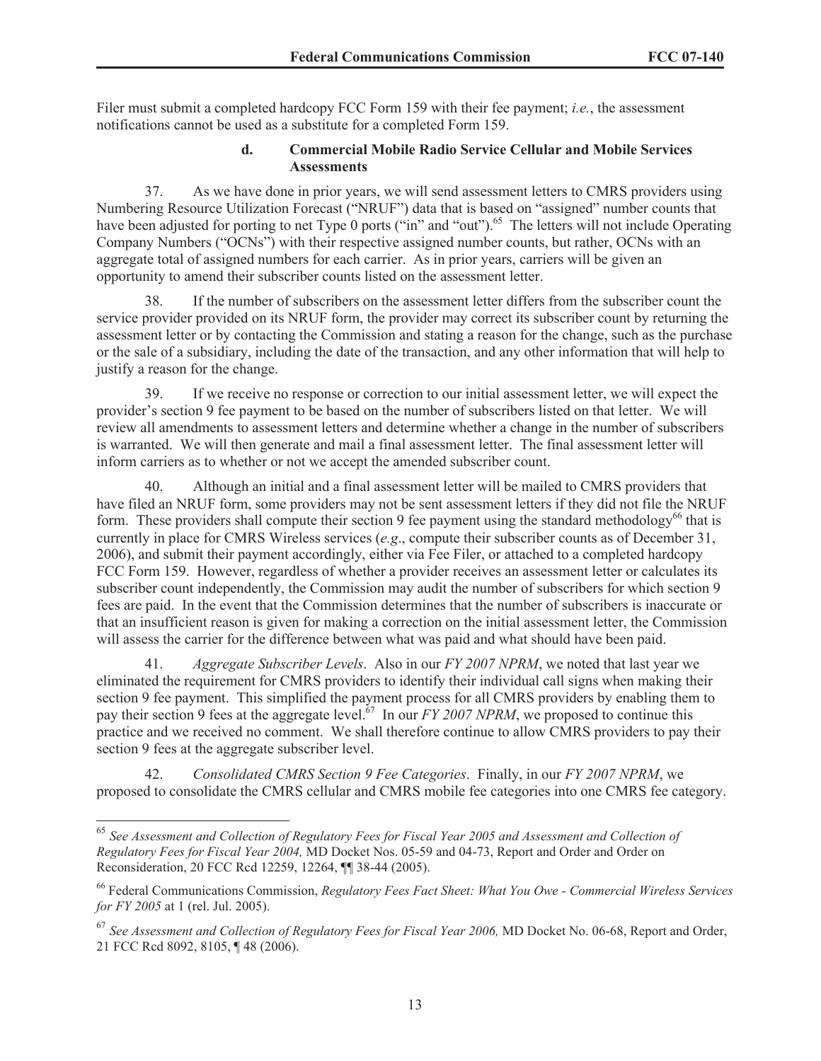Filer must submit a completed hardcopy FCC Form 159 with their fee payment; *i.e.*, the assessment notifications cannot be used as a substitute for a completed Form 159.

#### d. Commercial Mobile Radio Service Cellular and Mobile Services Assessments

37. As we have done in prior years, we will send assessment letters to CMRS providers using Numbering Resource Utilization Forecast ("NRUF") data that is based on "assigned" number counts that have been adjusted for porting to net Type 0 ports ("in" and "out").[65] The letters will not include Operating Company Numbers ("OCNs") with their respective assigned number counts, but rather, OCNs with an aggregate total of assigned numbers for each carrier. As in prior years, carriers will be given an opportunity to amend their subscriber counts listed on the assessment letter.

38. If the number of subscribers on the assessment letter differs from the subscriber count the service provider provided on its NRUF form, the provider may correct its subscriber count by returning the assessment letter or by contacting the Commission and stating a reason for the change, such as the purchase or the sale of a subsidiary, including the date of the transaction, and any other information that will help to justify a reason for the change.

39. If we receive no response or correction to our initial assessment letter, we will expect the provider's section 9 fee payment to be based on the number of subscribers listed on that letter. We will review all amendments to assessment letters and determine whether a change in the number of subscribers is warranted. We will then generate and mail a final assessment letter. The final assessment letter will inform carriers as to whether or not we accept the amended subscriber count.

40. Although an initial and a final assessment letter will be mailed to CMRS providers that have filed an NRUF form, some providers may not be sent assessment letters if they did not file the NRUF form. These providers shall compute their section 9 fee payment using the standard methodology[66] that is currently in place for CMRS Wireless services (*e.g*., compute their subscriber counts as of December 31, 2006), and submit their payment accordingly, either via Fee Filer, or attached to a completed hardcopy FCC Form 159. However, regardless of whether a provider receives an assessment letter or calculates its subscriber count independently, the Commission may audit the number of subscribers for which section 9 fees are paid. In the event that the Commission determines that the number of subscribers is inaccurate or that an insufficient reason is given for making a correction on the initial assessment letter, the Commission will assess the carrier for the difference between what was paid and what should have been paid.

41. *Aggregate Subscriber Levels*. Also in our *FY 2007 NPRM*, we noted that last year we eliminated the requirement for CMRS providers to identify their individual call signs when making their section 9 fee payment. This simplified the payment process for all CMRS providers by enabling them to pay their section 9 fees at the aggregate level.[67] In our *FY 2007 NPRM*, we proposed to continue this practice and we received no comment. We shall therefore continue to allow CMRS providers to pay their section 9 fees at the aggregate subscriber level.

42. *Consolidated CMRS Section 9 Fee Categories*. Finally, in our *FY 2007 NPRM*, we proposed to consolidate the CMRS cellular and CMRS mobile fee categories into one CMRS fee category.

---

[65] *See Assessment and Collection of Regulatory Fees for Fiscal Year 2005 and Assessment and Collection of Regulatory Fees for Fiscal Year 2004,* MD Docket Nos. 05-59 and 04-73, Report and Order and Order on Reconsideration, 20 FCC Rcd 12259, 12264, ¶¶ 38-44 (2005).

[66] Federal Communications Commission, *Regulatory Fees Fact Sheet: What You Owe - Commercial Wireless Services for FY 2005* at 1 (rel. Jul. 2005).

[67] *See Assessment and Collection of Regulatory Fees for Fiscal Year 2006,* MD Docket No. 06-68, Report and Order, 21 FCC Rcd 8092, 8105, ¶ 48 (2006).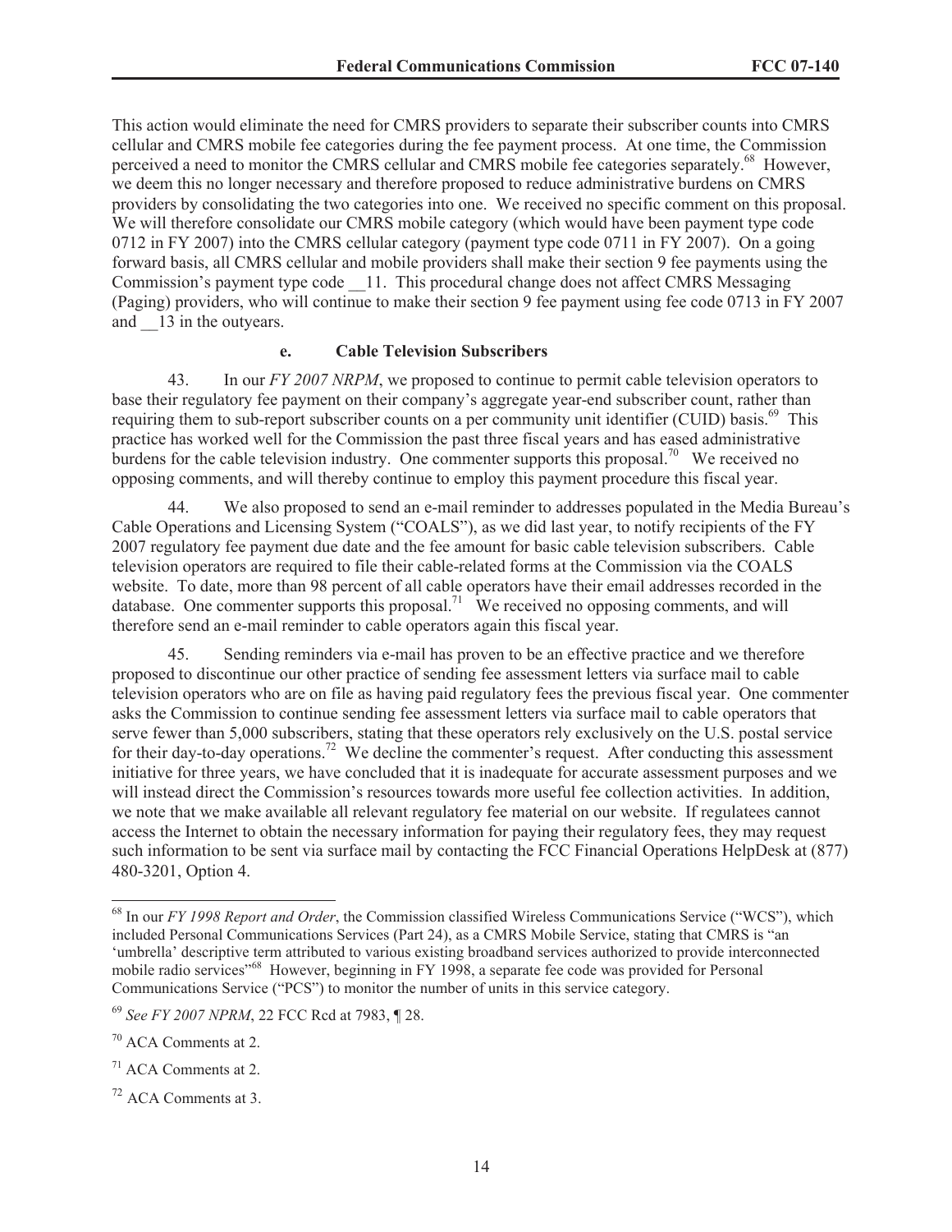This action would eliminate the need for CMRS providers to separate their subscriber counts into CMRS cellular and CMRS mobile fee categories during the fee payment process. At one time, the Commission perceived a need to monitor the CMRS cellular and CMRS mobile fee categories separately.[68] However, we deem this no longer necessary and therefore proposed to reduce administrative burdens on CMRS providers by consolidating the two categories into one. We received no specific comment on this proposal. We will therefore consolidate our CMRS mobile category (which would have been payment type code 0712 in FY 2007) into the CMRS cellular category (payment type code 0711 in FY 2007). On a going forward basis, all CMRS cellular and mobile providers shall make their section 9 fee payments using the Commission's payment type code __11. This procedural change does not affect CMRS Messaging (Paging) providers, who will continue to make their section 9 fee payment using fee code 0713 in FY 2007 and __13 in the outyears.

#### e. Cable Television Subscribers

43. In our *FY 2007 NRPM*, we proposed to continue to permit cable television operators to base their regulatory fee payment on their company's aggregate year-end subscriber count, rather than requiring them to sub-report subscriber counts on a per community unit identifier (CUID) basis.[69] This practice has worked well for the Commission the past three fiscal years and has eased administrative burdens for the cable television industry. One commenter supports this proposal.[70] We received no opposing comments, and will thereby continue to employ this payment procedure this fiscal year.

44. We also proposed to send an e-mail reminder to addresses populated in the Media Bureau's Cable Operations and Licensing System ("COALS"), as we did last year, to notify recipients of the FY 2007 regulatory fee payment due date and the fee amount for basic cable television subscribers. Cable television operators are required to file their cable-related forms at the Commission via the COALS website. To date, more than 98 percent of all cable operators have their email addresses recorded in the database. One commenter supports this proposal.[71] We received no opposing comments, and will therefore send an e-mail reminder to cable operators again this fiscal year.

45. Sending reminders via e-mail has proven to be an effective practice and we therefore proposed to discontinue our other practice of sending fee assessment letters via surface mail to cable television operators who are on file as having paid regulatory fees the previous fiscal year. One commenter asks the Commission to continue sending fee assessment letters via surface mail to cable operators that serve fewer than 5,000 subscribers, stating that these operators rely exclusively on the U.S. postal service for their day-to-day operations.[72] We decline the commenter's request. After conducting this assessment initiative for three years, we have concluded that it is inadequate for accurate assessment purposes and we will instead direct the Commission's resources towards more useful fee collection activities. In addition, we note that we make available all relevant regulatory fee material on our website. If regulatees cannot access the Internet to obtain the necessary information for paying their regulatory fees, they may request such information to be sent via surface mail by contacting the FCC Financial Operations HelpDesk at (877) 480-3201, Option 4.

---

[68] In our *FY 1998 Report and Order*, the Commission classified Wireless Communications Service ("WCS"), which included Personal Communications Services (Part 24), as a CMRS Mobile Service, stating that CMRS is "an 'umbrella' descriptive term attributed to various existing broadband services authorized to provide interconnected mobile radio services"[68] However, beginning in FY 1998, a separate fee code was provided for Personal Communications Service ("PCS") to monitor the number of units in this service category.

[69] *See FY 2007 NPRM*, 22 FCC Rcd at 7983, ¶ 28.

[70] ACA Comments at 2.

[71] ACA Comments at 2.

[72] ACA Comments at 3.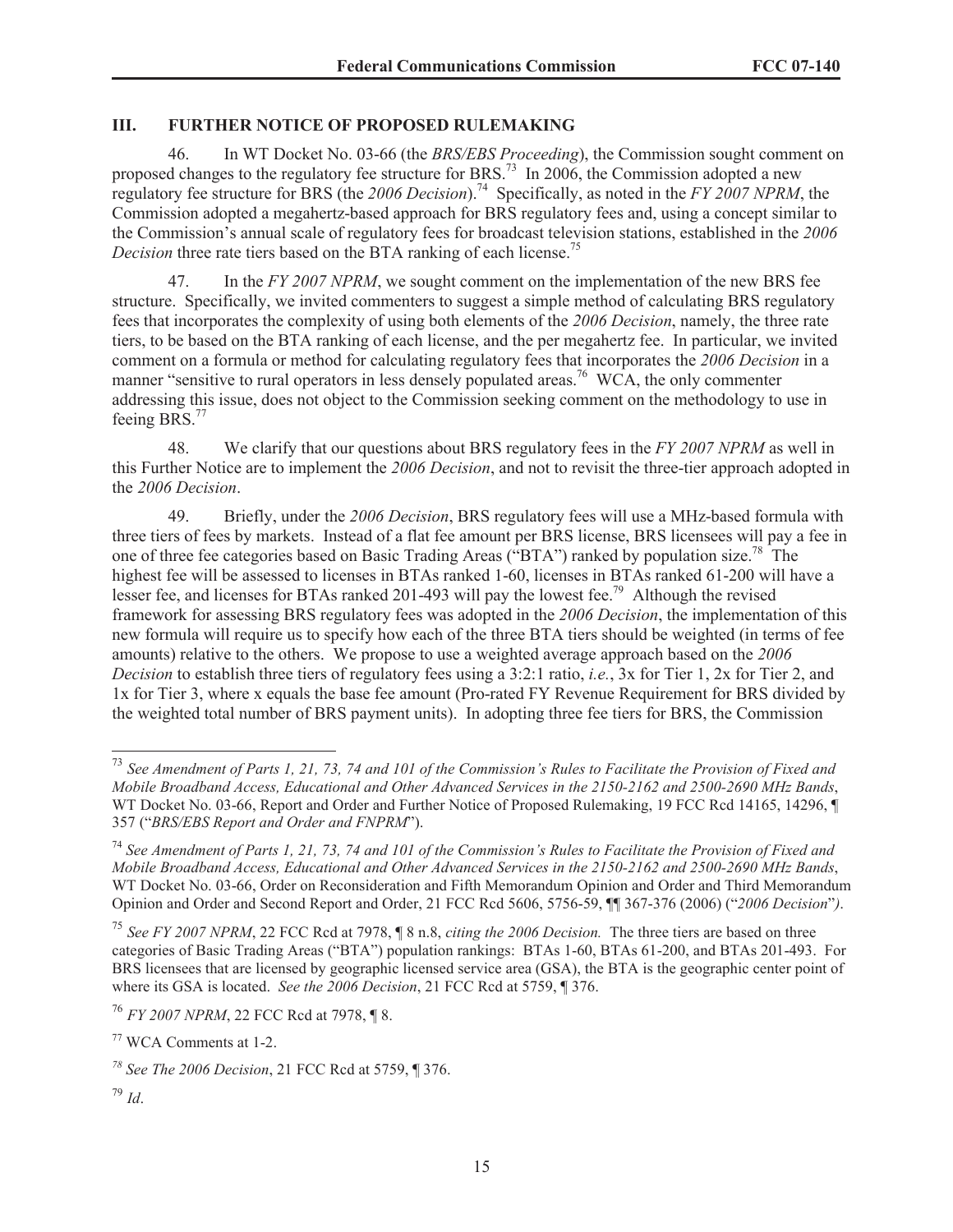## III. FURTHER NOTICE OF PROPOSED RULEMAKING

46. In WT Docket No. 03-66 (the *BRS/EBS Proceeding*), the Commission sought comment on proposed changes to the regulatory fee structure for BRS.[73] In 2006, the Commission adopted a new regulatory fee structure for BRS (the *2006 Decision*).[74] Specifically, as noted in the *FY 2007 NPRM*, the Commission adopted a megahertz-based approach for BRS regulatory fees and, using a concept similar to the Commission's annual scale of regulatory fees for broadcast television stations, established in the *2006 Decision* three rate tiers based on the BTA ranking of each license.[75]

47. In the *FY 2007 NPRM*, we sought comment on the implementation of the new BRS fee structure. Specifically, we invited commenters to suggest a simple method of calculating BRS regulatory fees that incorporates the complexity of using both elements of the *2006 Decision*, namely, the three rate tiers, to be based on the BTA ranking of each license, and the per megahertz fee. In particular, we invited comment on a formula or method for calculating regulatory fees that incorporates the *2006 Decision* in a manner "sensitive to rural operators in less densely populated areas.[76] WCA, the only commenter addressing this issue, does not object to the Commission seeking comment on the methodology to use in feeing BRS.[77]

48. We clarify that our questions about BRS regulatory fees in the *FY 2007 NPRM* as well in this Further Notice are to implement the *2006 Decision*, and not to revisit the three-tier approach adopted in the *2006 Decision*.

49. Briefly, under the *2006 Decision*, BRS regulatory fees will use a MHz-based formula with three tiers of fees by markets. Instead of a flat fee amount per BRS license, BRS licensees will pay a fee in one of three fee categories based on Basic Trading Areas ("BTA") ranked by population size.[78] The highest fee will be assessed to licenses in BTAs ranked 1-60, licenses in BTAs ranked 61-200 will have a lesser fee, and licenses for BTAs ranked 201-493 will pay the lowest fee.[79] Although the revised framework for assessing BRS regulatory fees was adopted in the *2006 Decision*, the implementation of this new formula will require us to specify how each of the three BTA tiers should be weighted (in terms of fee amounts) relative to the others. We propose to use a weighted average approach based on the *2006 Decision* to establish three tiers of regulatory fees using a 3:2:1 ratio, *i.e.*, 3x for Tier 1, 2x for Tier 2, and 1x for Tier 3, where x equals the base fee amount (Pro-rated FY Revenue Requirement for BRS divided by the weighted total number of BRS payment units). In adopting three fee tiers for BRS, the Commission

---

[73] *See Amendment of Parts 1, 21, 73, 74 and 101 of the Commission's Rules to Facilitate the Provision of Fixed and Mobile Broadband Access, Educational and Other Advanced Services in the 2150-2162 and 2500-2690 MHz Bands*, WT Docket No. 03-66, Report and Order and Further Notice of Proposed Rulemaking, 19 FCC Rcd 14165, 14296, ¶ 357 ("*BRS/EBS Report and Order and FNPRM*").

[74] *See Amendment of Parts 1, 21, 73, 74 and 101 of the Commission's Rules to Facilitate the Provision of Fixed and Mobile Broadband Access, Educational and Other Advanced Services in the 2150-2162 and 2500-2690 MHz Bands*, WT Docket No. 03-66, Order on Reconsideration and Fifth Memorandum Opinion and Order and Third Memorandum Opinion and Order and Second Report and Order, 21 FCC Rcd 5606, 5756-59, ¶¶ 367-376 (2006) ("*2006 Decision*").

[75] *See FY 2007 NPRM*, 22 FCC Rcd at 7978, ¶ 8 n.8, *citing the 2006 Decision.* The three tiers are based on three categories of Basic Trading Areas ("BTA") population rankings: BTAs 1-60, BTAs 61-200, and BTAs 201-493. For BRS licensees that are licensed by geographic licensed service area (GSA), the BTA is the geographic center point of where its GSA is located. *See the 2006 Decision*, 21 FCC Rcd at 5759, ¶ 376.

[76] *FY 2007 NPRM*, 22 FCC Rcd at 7978, ¶ 8.

[77] WCA Comments at 1-2.

[78] *See The 2006 Decision*, 21 FCC Rcd at 5759, ¶ 376.

[79] *Id*.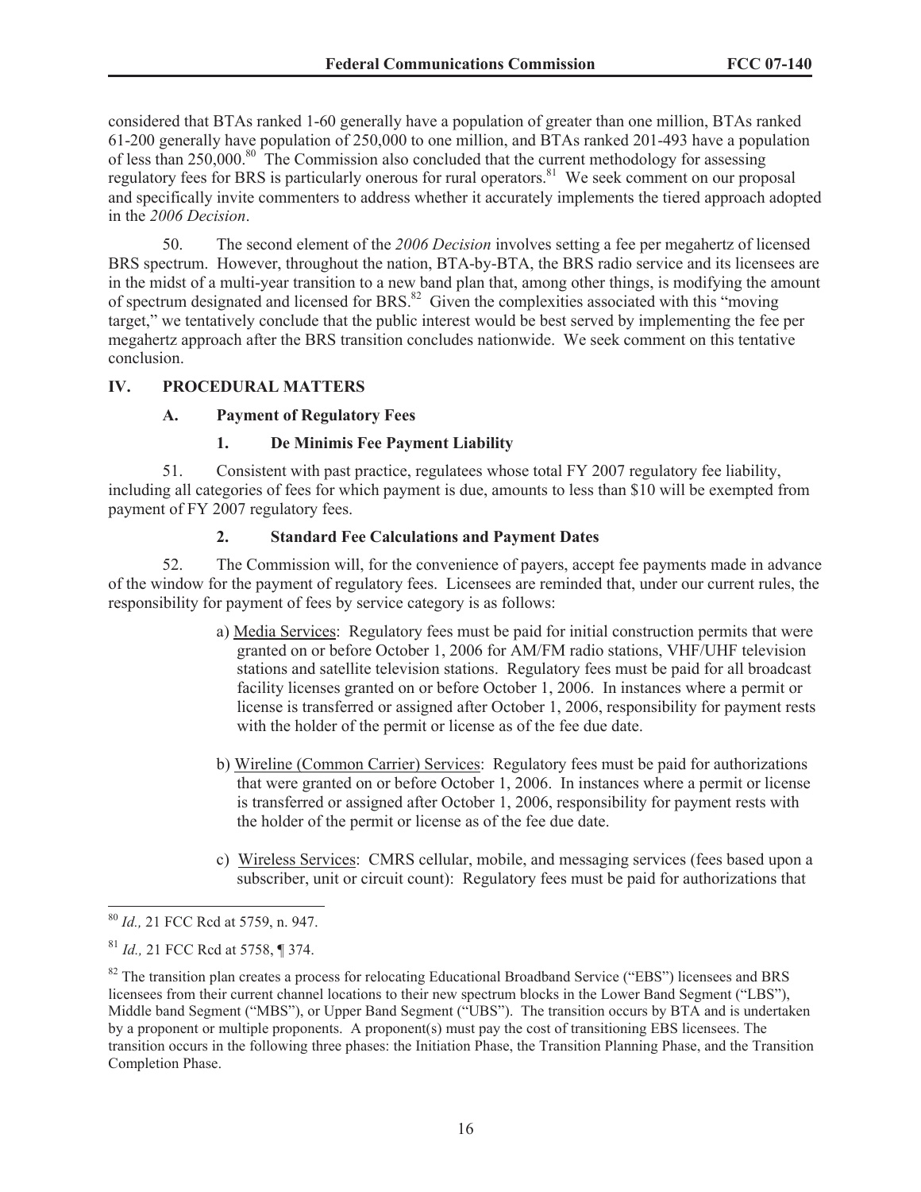considered that BTAs ranked 1-60 generally have a population of greater than one million, BTAs ranked 61-200 generally have population of 250,000 to one million, and BTAs ranked 201-493 have a population of less than 250,000.[80] The Commission also concluded that the current methodology for assessing regulatory fees for BRS is particularly onerous for rural operators.[81] We seek comment on our proposal and specifically invite commenters to address whether it accurately implements the tiered approach adopted in the *2006 Decision*.

50. The second element of the *2006 Decision* involves setting a fee per megahertz of licensed BRS spectrum. However, throughout the nation, BTA-by-BTA, the BRS radio service and its licensees are in the midst of a multi-year transition to a new band plan that, among other things, is modifying the amount of spectrum designated and licensed for BRS.[82] Given the complexities associated with this "moving target," we tentatively conclude that the public interest would be best served by implementing the fee per megahertz approach after the BRS transition concludes nationwide. We seek comment on this tentative conclusion.

## IV. PROCEDURAL MATTERS

### A. Payment of Regulatory Fees

#### 1. De Minimis Fee Payment Liability

51. Consistent with past practice, regulatees whose total FY 2007 regulatory fee liability, including all categories of fees for which payment is due, amounts to less than $10 will be exempted from payment of FY 2007 regulatory fees.

#### 2. Standard Fee Calculations and Payment Dates

52. The Commission will, for the convenience of payers, accept fee payments made in advance of the window for the payment of regulatory fees. Licensees are reminded that, under our current rules, the responsibility for payment of fees by service category is as follows:

a) Media Services: Regulatory fees must be paid for initial construction permits that were granted on or before October 1, 2006 for AM/FM radio stations, VHF/UHF television stations and satellite television stations. Regulatory fees must be paid for all broadcast facility licenses granted on or before October 1, 2006. In instances where a permit or license is transferred or assigned after October 1, 2006, responsibility for payment rests with the holder of the permit or license as of the fee due date.

b) Wireline (Common Carrier) Services: Regulatory fees must be paid for authorizations that were granted on or before October 1, 2006. In instances where a permit or license is transferred or assigned after October 1, 2006, responsibility for payment rests with the holder of the permit or license as of the fee due date.

c) Wireless Services: CMRS cellular, mobile, and messaging services (fees based upon a subscriber, unit or circuit count): Regulatory fees must be paid for authorizations that

---

[80] *Id.,* 21 FCC Rcd at 5759, n. 947.

[81] *Id.,* 21 FCC Rcd at 5758, ¶ 374.

[82] The transition plan creates a process for relocating Educational Broadband Service ("EBS") licensees and BRS licensees from their current channel locations to their new spectrum blocks in the Lower Band Segment ("LBS"), Middle band Segment ("MBS"), or Upper Band Segment ("UBS"). The transition occurs by BTA and is undertaken by a proponent or multiple proponents. A proponent(s) must pay the cost of transitioning EBS licensees. The transition occurs in the following three phases: the Initiation Phase, the Transition Planning Phase, and the Transition Completion Phase.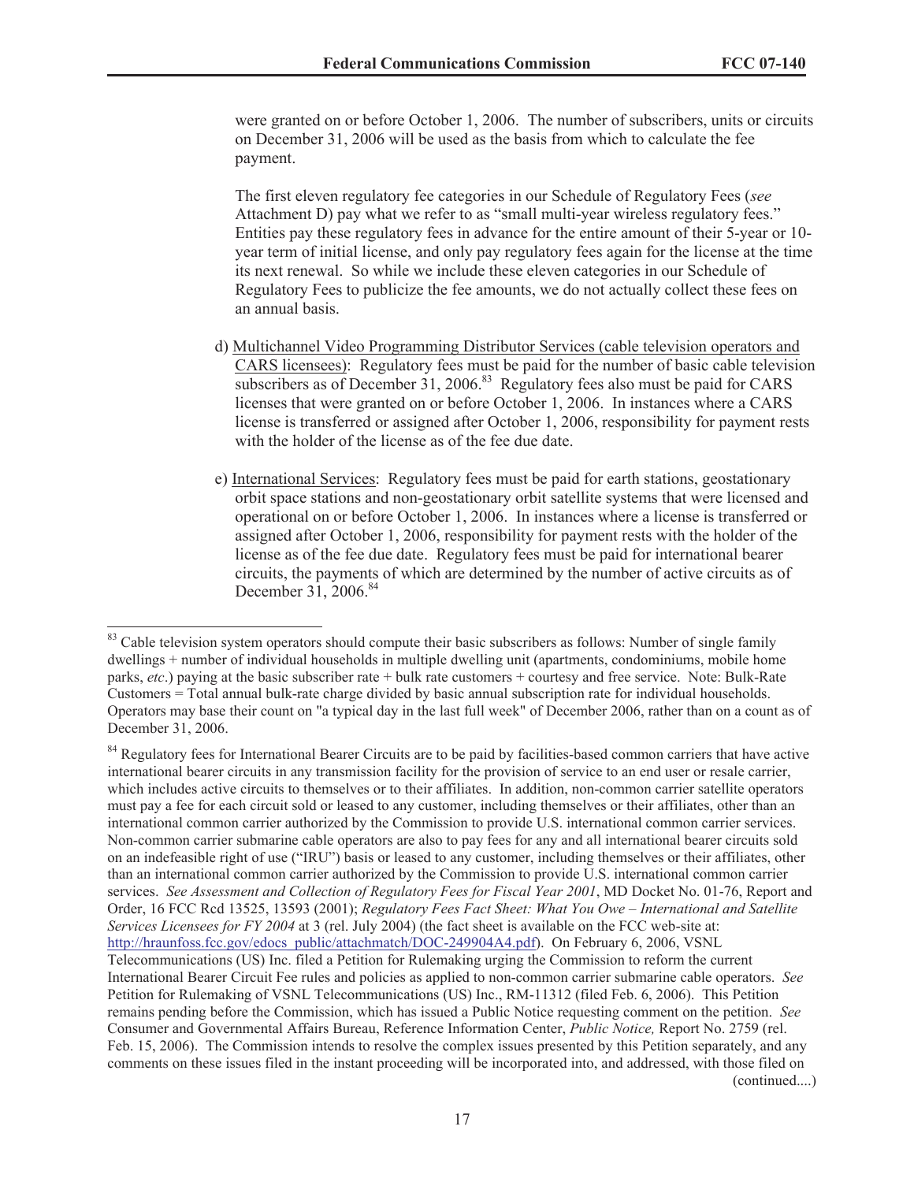were granted on or before October 1, 2006. The number of subscribers, units or circuits on December 31, 2006 will be used as the basis from which to calculate the fee payment.

The first eleven regulatory fee categories in our Schedule of Regulatory Fees (*see* Attachment D) pay what we refer to as "small multi-year wireless regulatory fees." Entities pay these regulatory fees in advance for the entire amount of their 5-year or 10-year term of initial license, and only pay regulatory fees again for the license at the time its next renewal. So while we include these eleven categories in our Schedule of Regulatory Fees to publicize the fee amounts, we do not actually collect these fees on an annual basis.

d) Multichannel Video Programming Distributor Services (cable television operators and CARS licensees): Regulatory fees must be paid for the number of basic cable television subscribers as of December 31, 2006.[83] Regulatory fees also must be paid for CARS licenses that were granted on or before October 1, 2006. In instances where a CARS license is transferred or assigned after October 1, 2006, responsibility for payment rests with the holder of the license as of the fee due date.

e) International Services: Regulatory fees must be paid for earth stations, geostationary orbit space stations and non-geostationary orbit satellite systems that were licensed and operational on or before October 1, 2006. In instances where a license is transferred or assigned after October 1, 2006, responsibility for payment rests with the holder of the license as of the fee due date. Regulatory fees must be paid for international bearer circuits, the payments of which are determined by the number of active circuits as of December 31, 2006.[84]

---

[83] Cable television system operators should compute their basic subscribers as follows: Number of single family dwellings + number of individual households in multiple dwelling unit (apartments, condominiums, mobile home parks, *etc*.) paying at the basic subscriber rate + bulk rate customers + courtesy and free service. Note: Bulk-Rate Customers = Total annual bulk-rate charge divided by basic annual subscription rate for individual households. Operators may base their count on "a typical day in the last full week" of December 2006, rather than on a count as of December 31, 2006.

[84] Regulatory fees for International Bearer Circuits are to be paid by facilities-based common carriers that have active international bearer circuits in any transmission facility for the provision of service to an end user or resale carrier, which includes active circuits to themselves or to their affiliates. In addition, non-common carrier satellite operators must pay a fee for each circuit sold or leased to any customer, including themselves or their affiliates, other than an international common carrier authorized by the Commission to provide U.S. international common carrier services. Non-common carrier submarine cable operators are also to pay fees for any and all international bearer circuits sold on an indefeasible right of use ("IRU") basis or leased to any customer, including themselves or their affiliates, other than an international common carrier authorized by the Commission to provide U.S. international common carrier services. *See Assessment and Collection of Regulatory Fees for Fiscal Year 2001*, MD Docket No. 01-76, Report and Order, 16 FCC Rcd 13525, 13593 (2001); *Regulatory Fees Fact Sheet: What You Owe – International and Satellite Services Licensees for FY 2004* at 3 (rel. July 2004) (the fact sheet is available on the FCC web-site at: http://hraunfoss.fcc.gov/edocs_public/attachmatch/DOC-249904A4.pdf). On February 6, 2006, VSNL Telecommunications (US) Inc. filed a Petition for Rulemaking urging the Commission to reform the current International Bearer Circuit Fee rules and policies as applied to non-common carrier submarine cable operators. *See* Petition for Rulemaking of VSNL Telecommunications (US) Inc., RM-11312 (filed Feb. 6, 2006). This Petition remains pending before the Commission, which has issued a Public Notice requesting comment on the petition. *See* Consumer and Governmental Affairs Bureau, Reference Information Center, *Public Notice,* Report No. 2759 (rel. Feb. 15, 2006). The Commission intends to resolve the complex issues presented by this Petition separately, and any comments on these issues filed in the instant proceeding will be incorporated into, and addressed, with those filed on (continued....)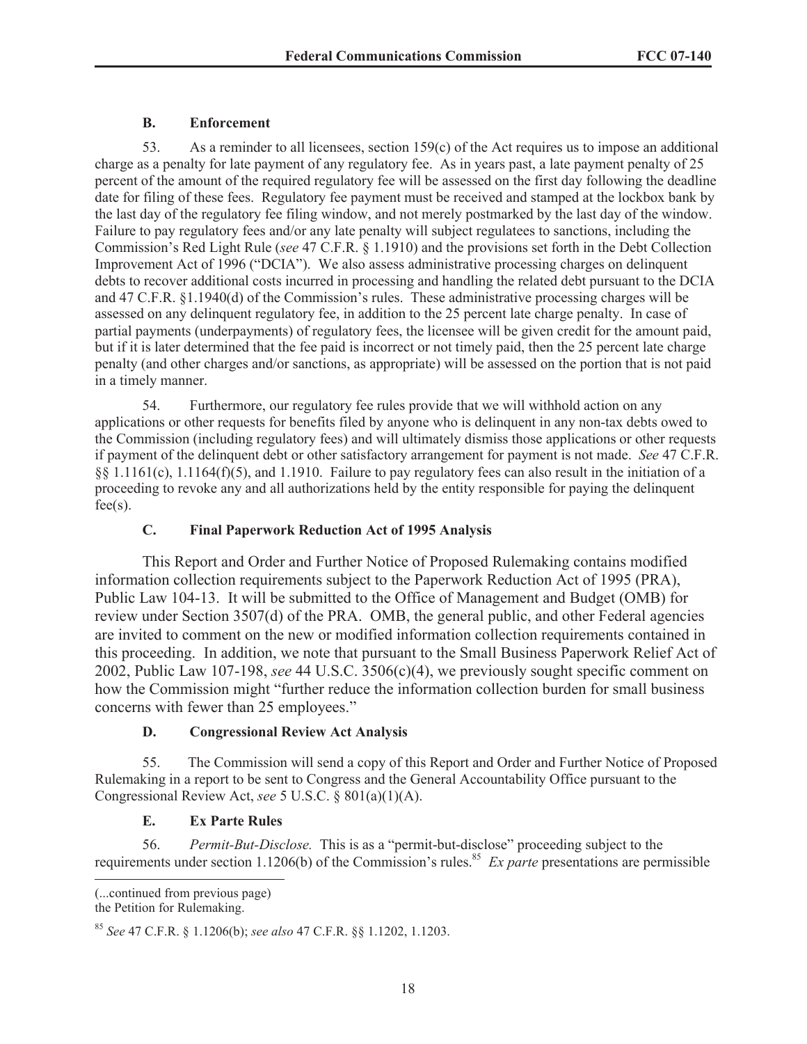### B. Enforcement

53. As a reminder to all licensees, section 159(c) of the Act requires us to impose an additional charge as a penalty for late payment of any regulatory fee. As in years past, a late payment penalty of 25 percent of the amount of the required regulatory fee will be assessed on the first day following the deadline date for filing of these fees. Regulatory fee payment must be received and stamped at the lockbox bank by the last day of the regulatory fee filing window, and not merely postmarked by the last day of the window. Failure to pay regulatory fees and/or any late penalty will subject regulatees to sanctions, including the Commission's Red Light Rule (*see* 47 C.F.R. § 1.1910) and the provisions set forth in the Debt Collection Improvement Act of 1996 ("DCIA"). We also assess administrative processing charges on delinquent debts to recover additional costs incurred in processing and handling the related debt pursuant to the DCIA and 47 C.F.R. §1.1940(d) of the Commission's rules. These administrative processing charges will be assessed on any delinquent regulatory fee, in addition to the 25 percent late charge penalty. In case of partial payments (underpayments) of regulatory fees, the licensee will be given credit for the amount paid, but if it is later determined that the fee paid is incorrect or not timely paid, then the 25 percent late charge penalty (and other charges and/or sanctions, as appropriate) will be assessed on the portion that is not paid in a timely manner.

54. Furthermore, our regulatory fee rules provide that we will withhold action on any applications or other requests for benefits filed by anyone who is delinquent in any non-tax debts owed to the Commission (including regulatory fees) and will ultimately dismiss those applications or other requests if payment of the delinquent debt or other satisfactory arrangement for payment is not made. *See* 47 C.F.R. §§ 1.1161(c), 1.1164(f)(5), and 1.1910. Failure to pay regulatory fees can also result in the initiation of a proceeding to revoke any and all authorizations held by the entity responsible for paying the delinquent fee(s).

### C. Final Paperwork Reduction Act of 1995 Analysis

This Report and Order and Further Notice of Proposed Rulemaking contains modified information collection requirements subject to the Paperwork Reduction Act of 1995 (PRA), Public Law 104-13. It will be submitted to the Office of Management and Budget (OMB) for review under Section 3507(d) of the PRA. OMB, the general public, and other Federal agencies are invited to comment on the new or modified information collection requirements contained in this proceeding. In addition, we note that pursuant to the Small Business Paperwork Relief Act of 2002, Public Law 107-198, *see* 44 U.S.C. 3506(c)(4), we previously sought specific comment on how the Commission might "further reduce the information collection burden for small business concerns with fewer than 25 employees."

### D. Congressional Review Act Analysis

55. The Commission will send a copy of this Report and Order and Further Notice of Proposed Rulemaking in a report to be sent to Congress and the General Accountability Office pursuant to the Congressional Review Act, *see* 5 U.S.C. § 801(a)(1)(A).

### E. Ex Parte Rules

56. *Permit-But-Disclose.* This is as a "permit-but-disclose" proceeding subject to the requirements under section 1.1206(b) of the Commission's rules.[85] *Ex parte* presentations are permissible

---

(...continued from previous page)
the Petition for Rulemaking.

[85] *See* 47 C.F.R. § 1.1206(b); *see also* 47 C.F.R. §§ 1.1202, 1.1203.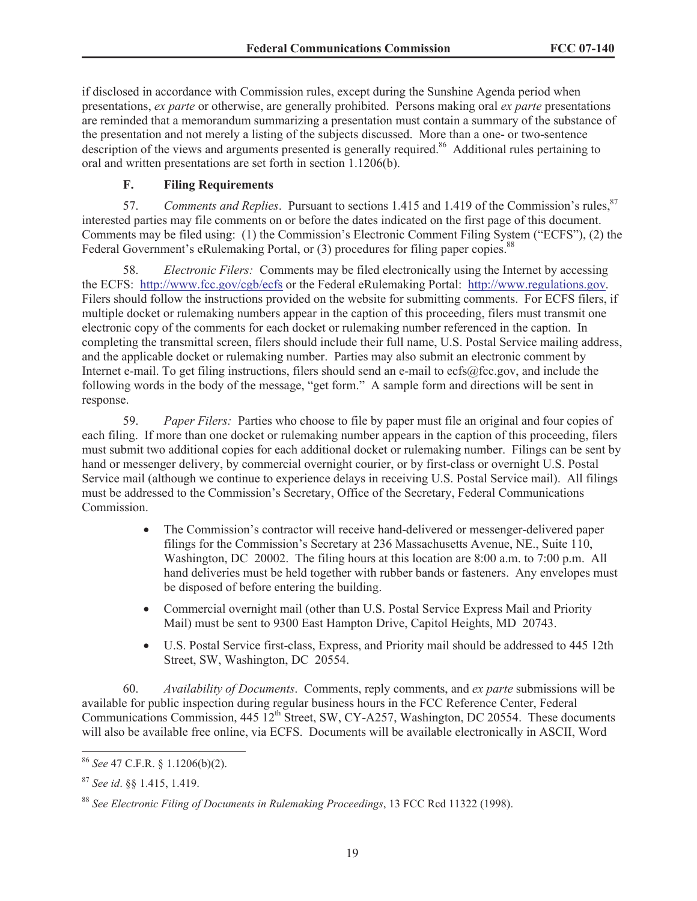if disclosed in accordance with Commission rules, except during the Sunshine Agenda period when presentations, *ex parte* or otherwise, are generally prohibited. Persons making oral *ex parte* presentations are reminded that a memorandum summarizing a presentation must contain a summary of the substance of the presentation and not merely a listing of the subjects discussed. More than a one- or two-sentence description of the views and arguments presented is generally required.[86] Additional rules pertaining to oral and written presentations are set forth in section 1.1206(b).

### F. Filing Requirements

57. *Comments and Replies*. Pursuant to sections 1.415 and 1.419 of the Commission's rules,[87] interested parties may file comments on or before the dates indicated on the first page of this document. Comments may be filed using: (1) the Commission's Electronic Comment Filing System ("ECFS"), (2) the Federal Government's eRulemaking Portal, or (3) procedures for filing paper copies.[88]

58. *Electronic Filers:* Comments may be filed electronically using the Internet by accessing the ECFS: http://www.fcc.gov/cgb/ecfs or the Federal eRulemaking Portal: http://www.regulations.gov. Filers should follow the instructions provided on the website for submitting comments. For ECFS filers, if multiple docket or rulemaking numbers appear in the caption of this proceeding, filers must transmit one electronic copy of the comments for each docket or rulemaking number referenced in the caption. In completing the transmittal screen, filers should include their full name, U.S. Postal Service mailing address, and the applicable docket or rulemaking number. Parties may also submit an electronic comment by Internet e-mail. To get filing instructions, filers should send an e-mail to ecfs@fcc.gov, and include the following words in the body of the message, "get form." A sample form and directions will be sent in response.

59. *Paper Filers:* Parties who choose to file by paper must file an original and four copies of each filing. If more than one docket or rulemaking number appears in the caption of this proceeding, filers must submit two additional copies for each additional docket or rulemaking number. Filings can be sent by hand or messenger delivery, by commercial overnight courier, or by first-class or overnight U.S. Postal Service mail (although we continue to experience delays in receiving U.S. Postal Service mail). All filings must be addressed to the Commission's Secretary, Office of the Secretary, Federal Communications Commission.

- The Commission's contractor will receive hand-delivered or messenger-delivered paper filings for the Commission's Secretary at 236 Massachusetts Avenue, NE., Suite 110, Washington, DC 20002. The filing hours at this location are 8:00 a.m. to 7:00 p.m. All hand deliveries must be held together with rubber bands or fasteners. Any envelopes must be disposed of before entering the building.
- Commercial overnight mail (other than U.S. Postal Service Express Mail and Priority Mail) must be sent to 9300 East Hampton Drive, Capitol Heights, MD 20743.
- U.S. Postal Service first-class, Express, and Priority mail should be addressed to 445 12th Street, SW, Washington, DC 20554.

60. *Availability of Documents*. Comments, reply comments, and *ex parte* submissions will be available for public inspection during regular business hours in the FCC Reference Center, Federal Communications Commission, 445 12th Street, SW, CY-A257, Washington, DC 20554. These documents will also be available free online, via ECFS. Documents will be available electronically in ASCII, Word

---

[86] *See* 47 C.F.R. § 1.1206(b)(2).

[87] *See id*. §§ 1.415, 1.419.

[88] *See Electronic Filing of Documents in Rulemaking Proceedings*, 13 FCC Rcd 11322 (1998).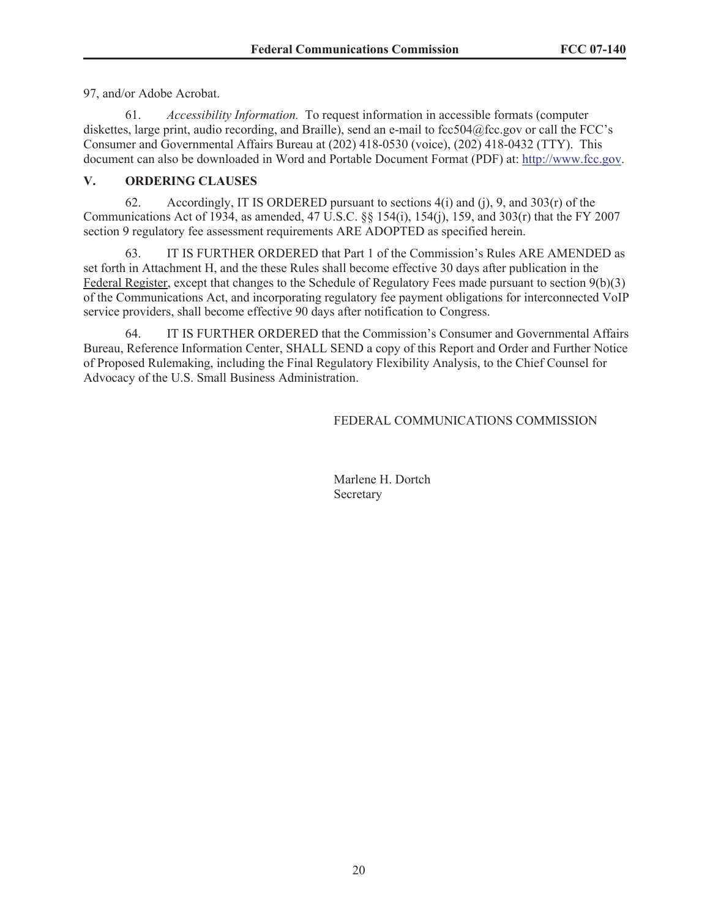97, and/or Adobe Acrobat.

61. *Accessibility Information.* To request information in accessible formats (computer diskettes, large print, audio recording, and Braille), send an e-mail to fcc504@fcc.gov or call the FCC's Consumer and Governmental Affairs Bureau at (202) 418-0530 (voice), (202) 418-0432 (TTY). This document can also be downloaded in Word and Portable Document Format (PDF) at: http://www.fcc.gov.

## V. ORDERING CLAUSES

62. Accordingly, IT IS ORDERED pursuant to sections 4(i) and (j), 9, and 303(r) of the Communications Act of 1934, as amended, 47 U.S.C. §§ 154(i), 154(j), 159, and 303(r) that the FY 2007 section 9 regulatory fee assessment requirements ARE ADOPTED as specified herein.

63. IT IS FURTHER ORDERED that Part 1 of the Commission's Rules ARE AMENDED as set forth in Attachment H, and the these Rules shall become effective 30 days after publication in the Federal Register, except that changes to the Schedule of Regulatory Fees made pursuant to section 9(b)(3) of the Communications Act, and incorporating regulatory fee payment obligations for interconnected VoIP service providers, shall become effective 90 days after notification to Congress.

64. IT IS FURTHER ORDERED that the Commission's Consumer and Governmental Affairs Bureau, Reference Information Center, SHALL SEND a copy of this Report and Order and Further Notice of Proposed Rulemaking, including the Final Regulatory Flexibility Analysis, to the Chief Counsel for Advocacy of the U.S. Small Business Administration.

FEDERAL COMMUNICATIONS COMMISSION

Marlene H. Dortch
Secretary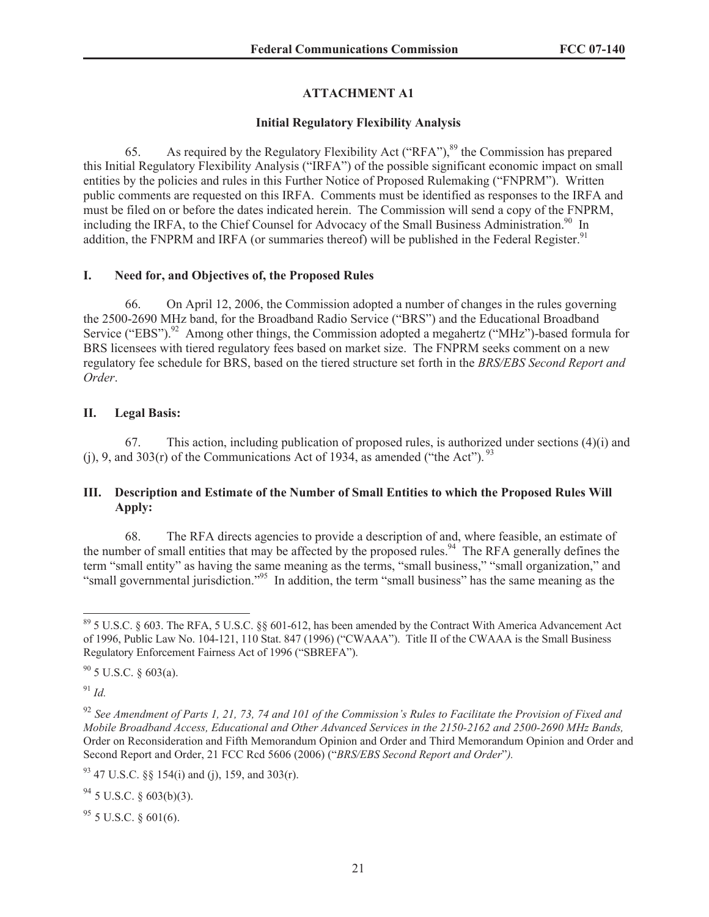## ATTACHMENT A1

### Initial Regulatory Flexibility Analysis

65. As required by the Regulatory Flexibility Act ("RFA"),[89] the Commission has prepared this Initial Regulatory Flexibility Analysis ("IRFA") of the possible significant economic impact on small entities by the policies and rules in this Further Notice of Proposed Rulemaking ("FNPRM"). Written public comments are requested on this IRFA. Comments must be identified as responses to the IRFA and must be filed on or before the dates indicated herein. The Commission will send a copy of the FNPRM, including the IRFA, to the Chief Counsel for Advocacy of the Small Business Administration.[90] In addition, the FNPRM and IRFA (or summaries thereof) will be published in the Federal Register.[91]

### I. Need for, and Objectives of, the Proposed Rules

66. On April 12, 2006, the Commission adopted a number of changes in the rules governing the 2500-2690 MHz band, for the Broadband Radio Service ("BRS") and the Educational Broadband Service ("EBS").[92] Among other things, the Commission adopted a megahertz ("MHz")-based formula for BRS licensees with tiered regulatory fees based on market size. The FNPRM seeks comment on a new regulatory fee schedule for BRS, based on the tiered structure set forth in the *BRS/EBS Second Report and Order*.

### II. Legal Basis:

67. This action, including publication of proposed rules, is authorized under sections (4)(i) and (j), 9, and 303(r) of the Communications Act of 1934, as amended ("the Act").[93]

### III. Description and Estimate of the Number of Small Entities to which the Proposed Rules Will Apply:

68. The RFA directs agencies to provide a description of and, where feasible, an estimate of the number of small entities that may be affected by the proposed rules.[94] The RFA generally defines the term "small entity" as having the same meaning as the terms, "small business," "small organization," and "small governmental jurisdiction."[95] In addition, the term "small business" has the same meaning as the

---

[89] 5 U.S.C. § 603. The RFA, 5 U.S.C. §§ 601-612, has been amended by the Contract With America Advancement Act of 1996, Public Law No. 104-121, 110 Stat. 847 (1996) ("CWAAA"). Title II of the CWAAA is the Small Business Regulatory Enforcement Fairness Act of 1996 ("SBREFA").

[90] 5 U.S.C. § 603(a).

[91] *Id.*

[92] *See Amendment of Parts 1, 21, 73, 74 and 101 of the Commission's Rules to Facilitate the Provision of Fixed and Mobile Broadband Access, Educational and Other Advanced Services in the 2150-2162 and 2500-2690 MHz Bands,* Order on Reconsideration and Fifth Memorandum Opinion and Order and Third Memorandum Opinion and Order and Second Report and Order, 21 FCC Rcd 5606 (2006) ("*BRS/EBS Second Report and Order*").

[93] 47 U.S.C. §§ 154(i) and (j), 159, and 303(r).

[94] 5 U.S.C. § 603(b)(3).

[95] 5 U.S.C. § 601(6).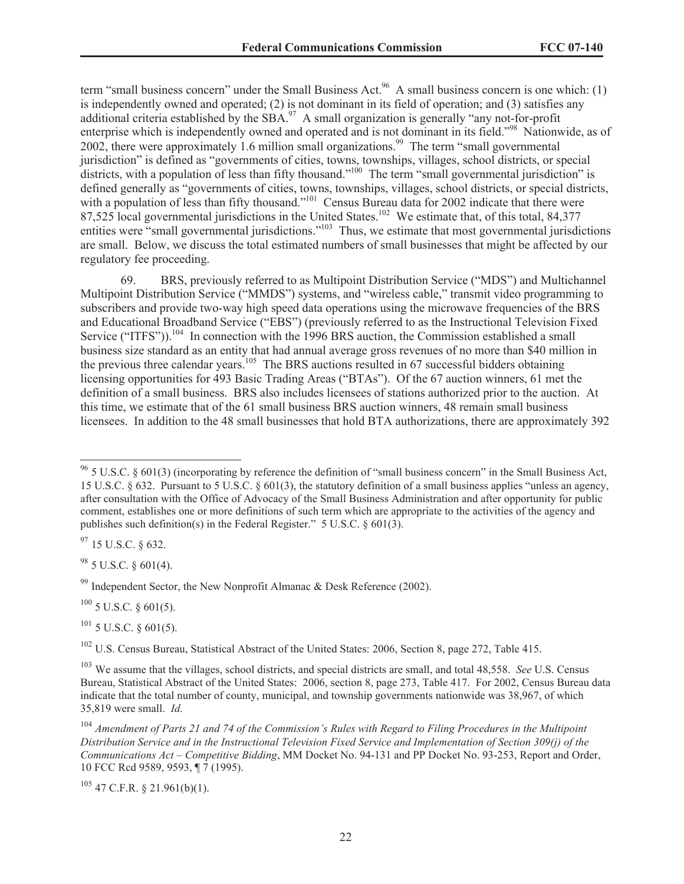term "small business concern" under the Small Business Act.[96] A small business concern is one which: (1) is independently owned and operated; (2) is not dominant in its field of operation; and (3) satisfies any additional criteria established by the SBA.[97] A small organization is generally "any not-for-profit enterprise which is independently owned and operated and is not dominant in its field."[98] Nationwide, as of 2002, there were approximately 1.6 million small organizations.[99] The term "small governmental jurisdiction" is defined as "governments of cities, towns, townships, villages, school districts, or special districts, with a population of less than fifty thousand."[100] The term "small governmental jurisdiction" is defined generally as "governments of cities, towns, townships, villages, school districts, or special districts, with a population of less than fifty thousand."[101] Census Bureau data for 2002 indicate that there were 87,525 local governmental jurisdictions in the United States.[102] We estimate that, of this total, 84,377 entities were "small governmental jurisdictions."[103] Thus, we estimate that most governmental jurisdictions are small. Below, we discuss the total estimated numbers of small businesses that might be affected by our regulatory fee proceeding.

69. BRS, previously referred to as Multipoint Distribution Service ("MDS") and Multichannel Multipoint Distribution Service ("MMDS") systems, and "wireless cable," transmit video programming to subscribers and provide two-way high speed data operations using the microwave frequencies of the BRS and Educational Broadband Service ("EBS") (previously referred to as the Instructional Television Fixed Service ("ITFS")).[104] In connection with the 1996 BRS auction, the Commission established a small business size standard as an entity that had annual average gross revenues of no more than $40 million in the previous three calendar years.[105] The BRS auctions resulted in 67 successful bidders obtaining licensing opportunities for 493 Basic Trading Areas ("BTAs"). Of the 67 auction winners, 61 met the definition of a small business. BRS also includes licensees of stations authorized prior to the auction. At this time, we estimate that of the 61 small business BRS auction winners, 48 remain small business licensees. In addition to the 48 small businesses that hold BTA authorizations, there are approximately 392

---

[96] 5 U.S.C. § 601(3) (incorporating by reference the definition of "small business concern" in the Small Business Act, 15 U.S.C. § 632. Pursuant to 5 U.S.C. § 601(3), the statutory definition of a small business applies "unless an agency, after consultation with the Office of Advocacy of the Small Business Administration and after opportunity for public comment, establishes one or more definitions of such term which are appropriate to the activities of the agency and publishes such definition(s) in the Federal Register." 5 U.S.C. § 601(3).

[97] 15 U.S.C. § 632.

[98] 5 U.S.C. § 601(4).

[99] Independent Sector, the New Nonprofit Almanac & Desk Reference (2002).

[100] 5 U.S.C. § 601(5).

[101] 5 U.S.C. § 601(5).

[102] U.S. Census Bureau, Statistical Abstract of the United States: 2006, Section 8, page 272, Table 415.

[103] We assume that the villages, school districts, and special districts are small, and total 48,558. *See* U.S. Census Bureau, Statistical Abstract of the United States: 2006, section 8, page 273, Table 417. For 2002, Census Bureau data indicate that the total number of county, municipal, and township governments nationwide was 38,967, of which 35,819 were small. *Id.*

[104] *Amendment of Parts 21 and 74 of the Commission's Rules with Regard to Filing Procedures in the Multipoint Distribution Service and in the Instructional Television Fixed Service and Implementation of Section 309(j) of the Communications Act – Competitive Bidding*, MM Docket No. 94-131 and PP Docket No. 93-253, Report and Order, 10 FCC Rcd 9589, 9593, ¶ 7 (1995).

[105] 47 C.F.R. § 21.961(b)(1).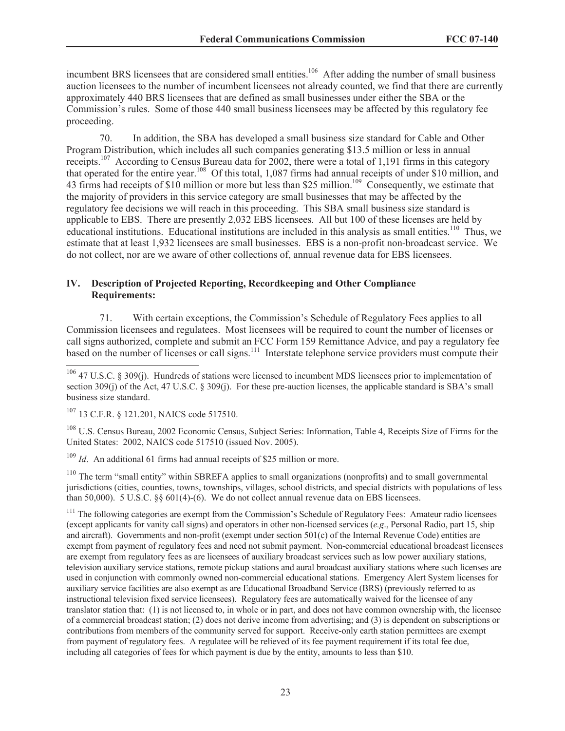incumbent BRS licensees that are considered small entities.[106] After adding the number of small business auction licensees to the number of incumbent licensees not already counted, we find that there are currently approximately 440 BRS licensees that are defined as small businesses under either the SBA or the Commission's rules. Some of those 440 small business licensees may be affected by this regulatory fee proceeding.

70. In addition, the SBA has developed a small business size standard for Cable and Other Program Distribution, which includes all such companies generating $13.5 million or less in annual receipts.[107] According to Census Bureau data for 2002, there were a total of 1,191 firms in this category that operated for the entire year.[108] Of this total, 1,087 firms had annual receipts of under $10 million, and 43 firms had receipts of $10 million or more but less than $25 million.[109] Consequently, we estimate that the majority of providers in this service category are small businesses that may be affected by the regulatory fee decisions we will reach in this proceeding. This SBA small business size standard is applicable to EBS. There are presently 2,032 EBS licensees. All but 100 of these licenses are held by educational institutions. Educational institutions are included in this analysis as small entities.[110] Thus, we estimate that at least 1,932 licensees are small businesses. EBS is a non-profit non-broadcast service. We do not collect, nor are we aware of other collections of, annual revenue data for EBS licensees.

## IV. Description of Projected Reporting, Recordkeeping and Other Compliance Requirements:

71. With certain exceptions, the Commission's Schedule of Regulatory Fees applies to all Commission licensees and regulatees. Most licensees will be required to count the number of licenses or call signs authorized, complete and submit an FCC Form 159 Remittance Advice, and pay a regulatory fee based on the number of licenses or call signs.[111] Interstate telephone service providers must compute their

---

[106] 47 U.S.C. § 309(j). Hundreds of stations were licensed to incumbent MDS licensees prior to implementation of section 309(j) of the Act, 47 U.S.C. § 309(j). For these pre-auction licenses, the applicable standard is SBA's small business size standard.

[107] 13 C.F.R. § 121.201, NAICS code 517510.

[108] U.S. Census Bureau, 2002 Economic Census, Subject Series: Information, Table 4, Receipts Size of Firms for the United States: 2002, NAICS code 517510 (issued Nov. 2005).

[109] *Id*. An additional 61 firms had annual receipts of $25 million or more.

[110] The term "small entity" within SBREFA applies to small organizations (nonprofits) and to small governmental jurisdictions (cities, counties, towns, townships, villages, school districts, and special districts with populations of less than 50,000). 5 U.S.C. §§ 601(4)-(6). We do not collect annual revenue data on EBS licensees.

[111] The following categories are exempt from the Commission's Schedule of Regulatory Fees: Amateur radio licensees (except applicants for vanity call signs) and operators in other non-licensed services (*e.g*., Personal Radio, part 15, ship and aircraft). Governments and non-profit (exempt under section 501(c) of the Internal Revenue Code) entities are exempt from payment of regulatory fees and need not submit payment. Non-commercial educational broadcast licensees are exempt from regulatory fees as are licensees of auxiliary broadcast services such as low power auxiliary stations, television auxiliary service stations, remote pickup stations and aural broadcast auxiliary stations where such licenses are used in conjunction with commonly owned non-commercial educational stations. Emergency Alert System licenses for auxiliary service facilities are also exempt as are Educational Broadband Service (BRS) (previously referred to as instructional television fixed service licensees). Regulatory fees are automatically waived for the licensee of any translator station that: (1) is not licensed to, in whole or in part, and does not have common ownership with, the licensee of a commercial broadcast station; (2) does not derive income from advertising; and (3) is dependent on subscriptions or contributions from members of the community served for support. Receive-only earth station permittees are exempt from payment of regulatory fees. A regulatee will be relieved of its fee payment requirement if its total fee due, including all categories of fees for which payment is due by the entity, amounts to less than $10.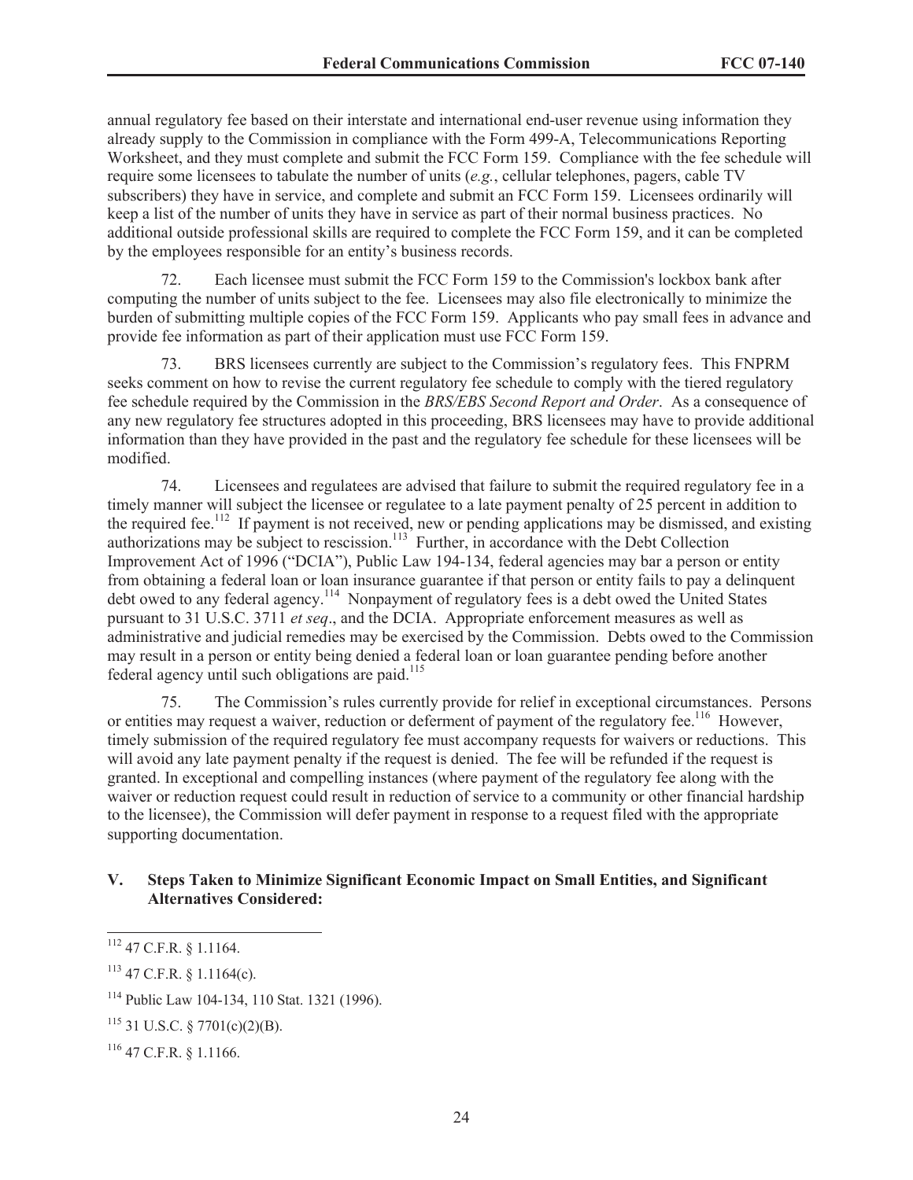annual regulatory fee based on their interstate and international end-user revenue using information they already supply to the Commission in compliance with the Form 499-A, Telecommunications Reporting Worksheet, and they must complete and submit the FCC Form 159. Compliance with the fee schedule will require some licensees to tabulate the number of units (*e.g.*, cellular telephones, pagers, cable TV subscribers) they have in service, and complete and submit an FCC Form 159. Licensees ordinarily will keep a list of the number of units they have in service as part of their normal business practices. No additional outside professional skills are required to complete the FCC Form 159, and it can be completed by the employees responsible for an entity's business records.

72. Each licensee must submit the FCC Form 159 to the Commission's lockbox bank after computing the number of units subject to the fee. Licensees may also file electronically to minimize the burden of submitting multiple copies of the FCC Form 159. Applicants who pay small fees in advance and provide fee information as part of their application must use FCC Form 159.

73. BRS licensees currently are subject to the Commission's regulatory fees. This FNPRM seeks comment on how to revise the current regulatory fee schedule to comply with the tiered regulatory fee schedule required by the Commission in the *BRS/EBS Second Report and Order*. As a consequence of any new regulatory fee structures adopted in this proceeding, BRS licensees may have to provide additional information than they have provided in the past and the regulatory fee schedule for these licensees will be modified.

74. Licensees and regulatees are advised that failure to submit the required regulatory fee in a timely manner will subject the licensee or regulatee to a late payment penalty of 25 percent in addition to the required fee.[112] If payment is not received, new or pending applications may be dismissed, and existing authorizations may be subject to rescission.[113] Further, in accordance with the Debt Collection Improvement Act of 1996 ("DCIA"), Public Law 194-134, federal agencies may bar a person or entity from obtaining a federal loan or loan insurance guarantee if that person or entity fails to pay a delinquent debt owed to any federal agency.[114] Nonpayment of regulatory fees is a debt owed the United States pursuant to 31 U.S.C. 3711 *et seq*., and the DCIA. Appropriate enforcement measures as well as administrative and judicial remedies may be exercised by the Commission. Debts owed to the Commission may result in a person or entity being denied a federal loan or loan guarantee pending before another federal agency until such obligations are paid.[115]

75. The Commission's rules currently provide for relief in exceptional circumstances. Persons or entities may request a waiver, reduction or deferment of payment of the regulatory fee.[116] However, timely submission of the required regulatory fee must accompany requests for waivers or reductions. This will avoid any late payment penalty if the request is denied. The fee will be refunded if the request is granted. In exceptional and compelling instances (where payment of the regulatory fee along with the waiver or reduction request could result in reduction of service to a community or other financial hardship to the licensee), the Commission will defer payment in response to a request filed with the appropriate supporting documentation.

## V. Steps Taken to Minimize Significant Economic Impact on Small Entities, and Significant Alternatives Considered:

---

[112] 47 C.F.R. § 1.1164.

[113] 47 C.F.R. § 1.1164(c).

[114] Public Law 104-134, 110 Stat. 1321 (1996).

[115] 31 U.S.C. § 7701(c)(2)(B).

[116] 47 C.F.R. § 1.1166.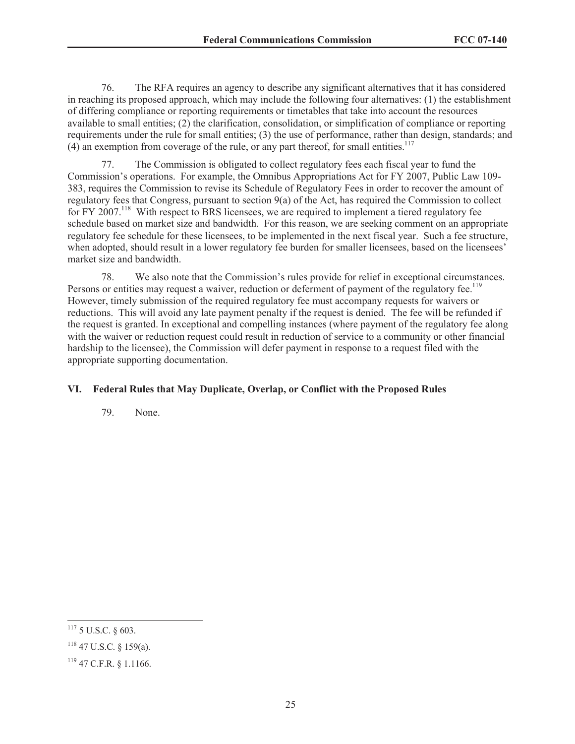76. The RFA requires an agency to describe any significant alternatives that it has considered in reaching its proposed approach, which may include the following four alternatives: (1) the establishment of differing compliance or reporting requirements or timetables that take into account the resources available to small entities; (2) the clarification, consolidation, or simplification of compliance or reporting requirements under the rule for small entities; (3) the use of performance, rather than design, standards; and (4) an exemption from coverage of the rule, or any part thereof, for small entities.[117]

77. The Commission is obligated to collect regulatory fees each fiscal year to fund the Commission's operations. For example, the Omnibus Appropriations Act for FY 2007, Public Law 109-383, requires the Commission to revise its Schedule of Regulatory Fees in order to recover the amount of regulatory fees that Congress, pursuant to section 9(a) of the Act, has required the Commission to collect for FY 2007.[118] With respect to BRS licensees, we are required to implement a tiered regulatory fee schedule based on market size and bandwidth. For this reason, we are seeking comment on an appropriate regulatory fee schedule for these licensees, to be implemented in the next fiscal year. Such a fee structure, when adopted, should result in a lower regulatory fee burden for smaller licensees, based on the licensees' market size and bandwidth.

78. We also note that the Commission's rules provide for relief in exceptional circumstances. Persons or entities may request a waiver, reduction or deferment of payment of the regulatory fee.[119] However, timely submission of the required regulatory fee must accompany requests for waivers or reductions. This will avoid any late payment penalty if the request is denied. The fee will be refunded if the request is granted. In exceptional and compelling instances (where payment of the regulatory fee along with the waiver or reduction request could result in reduction of service to a community or other financial hardship to the licensee), the Commission will defer payment in response to a request filed with the appropriate supporting documentation.

## VI. Federal Rules that May Duplicate, Overlap, or Conflict with the Proposed Rules

79. None.

---

[117] 5 U.S.C. § 603.

[118] 47 U.S.C. § 159(a).

[119] 47 C.F.R. § 1.1166.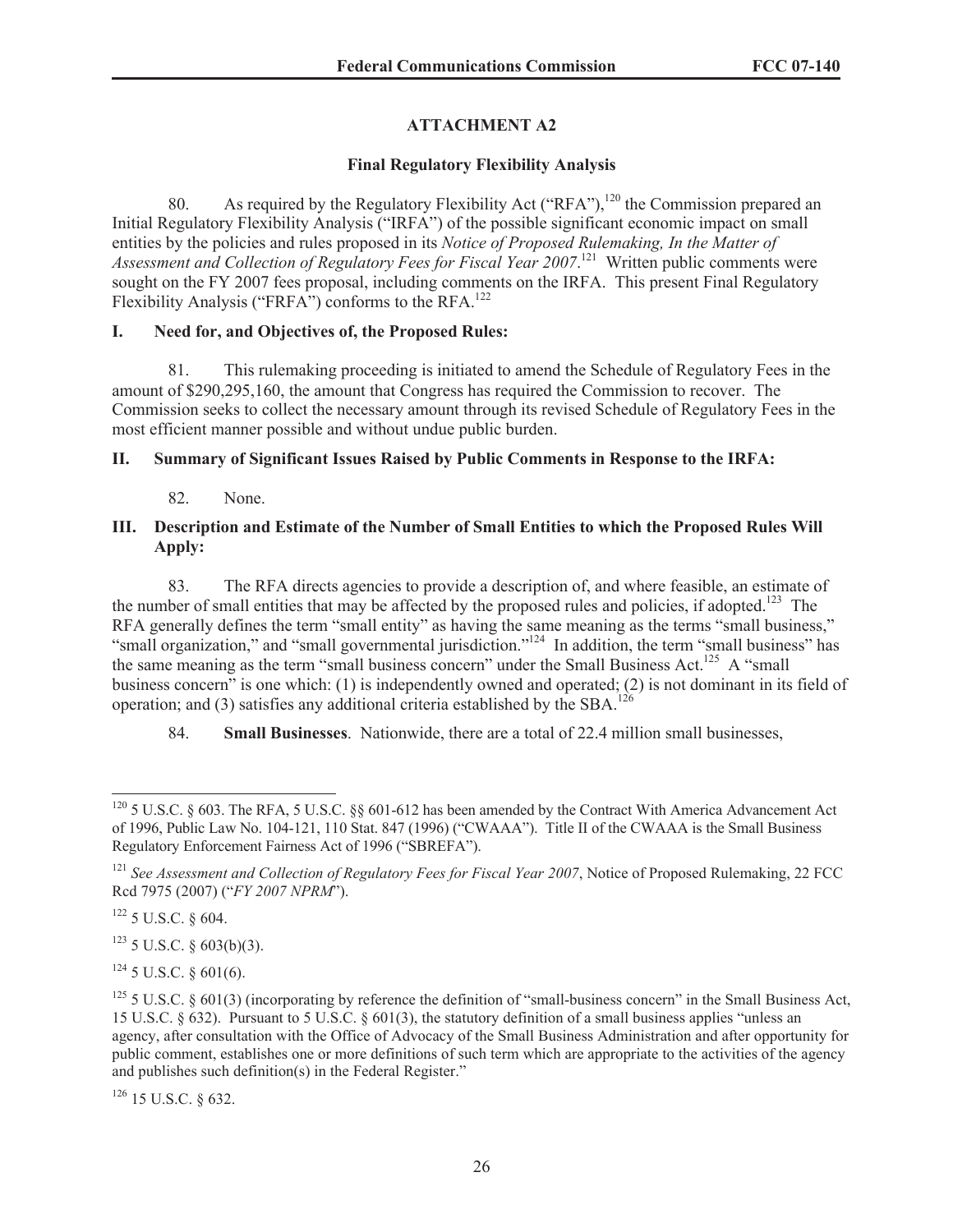## ATTACHMENT A2

### Final Regulatory Flexibility Analysis

80. As required by the Regulatory Flexibility Act ("RFA"),[120] the Commission prepared an Initial Regulatory Flexibility Analysis ("IRFA") of the possible significant economic impact on small entities by the policies and rules proposed in its *Notice of Proposed Rulemaking, In the Matter of Assessment and Collection of Regulatory Fees for Fiscal Year 2007*.[121] Written public comments were sought on the FY 2007 fees proposal, including comments on the IRFA. This present Final Regulatory Flexibility Analysis ("FRFA") conforms to the RFA.[122]

### I. Need for, and Objectives of, the Proposed Rules:

81. This rulemaking proceeding is initiated to amend the Schedule of Regulatory Fees in the amount of $290,295,160, the amount that Congress has required the Commission to recover. The Commission seeks to collect the necessary amount through its revised Schedule of Regulatory Fees in the most efficient manner possible and without undue public burden.

### II. Summary of Significant Issues Raised by Public Comments in Response to the IRFA:

82. None.

### III. Description and Estimate of the Number of Small Entities to which the Proposed Rules Will Apply:

83. The RFA directs agencies to provide a description of, and where feasible, an estimate of the number of small entities that may be affected by the proposed rules and policies, if adopted.[123] The RFA generally defines the term "small entity" as having the same meaning as the terms "small business," "small organization," and "small governmental jurisdiction."[124] In addition, the term "small business" has the same meaning as the term "small business concern" under the Small Business Act.[125] A "small business concern" is one which: (1) is independently owned and operated; (2) is not dominant in its field of operation; and (3) satisfies any additional criteria established by the SBA.[126]

84. **Small Businesses**. Nationwide, there are a total of 22.4 million small businesses,

---

[120] 5 U.S.C. § 603. The RFA, 5 U.S.C. §§ 601-612 has been amended by the Contract With America Advancement Act of 1996, Public Law No. 104-121, 110 Stat. 847 (1996) ("CWAAA"). Title II of the CWAAA is the Small Business Regulatory Enforcement Fairness Act of 1996 ("SBREFA").

[121] *See Assessment and Collection of Regulatory Fees for Fiscal Year 2007*, Notice of Proposed Rulemaking, 22 FCC Rcd 7975 (2007) ("*FY 2007 NPRM*").

[122] 5 U.S.C. § 604.

[123] 5 U.S.C. § 603(b)(3).

[124] 5 U.S.C. § 601(6).

[125] 5 U.S.C. § 601(3) (incorporating by reference the definition of "small-business concern" in the Small Business Act, 15 U.S.C. § 632). Pursuant to 5 U.S.C. § 601(3), the statutory definition of a small business applies "unless an agency, after consultation with the Office of Advocacy of the Small Business Administration and after opportunity for public comment, establishes one or more definitions of such term which are appropriate to the activities of the agency and publishes such definition(s) in the Federal Register."

[126] 15 U.S.C. § 632.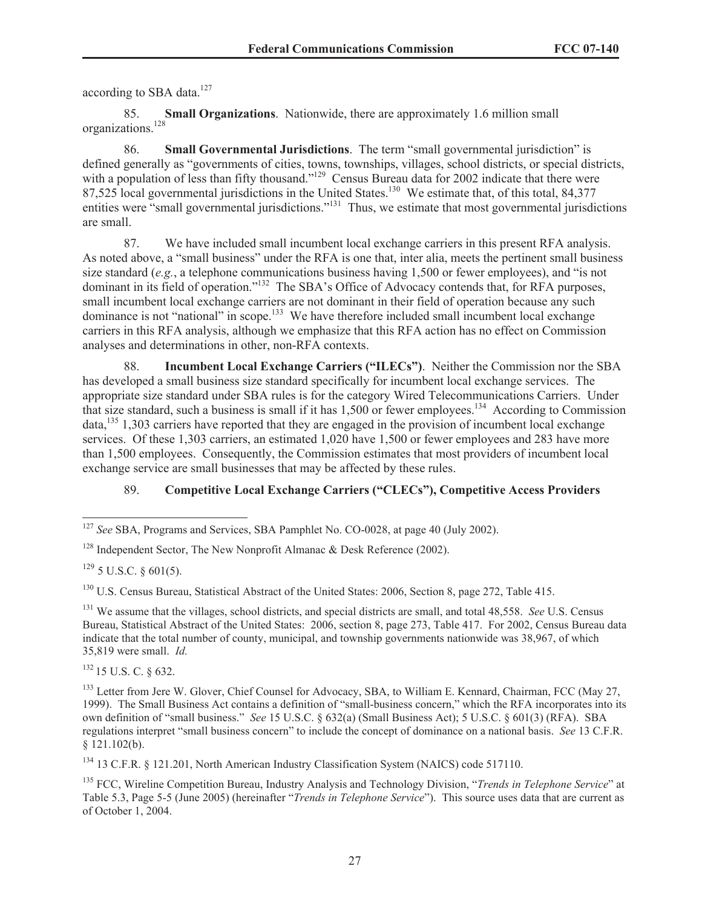according to SBA data.[127]

85. **Small Organizations**. Nationwide, there are approximately 1.6 million small organizations.[128]

86. **Small Governmental Jurisdictions**. The term "small governmental jurisdiction" is defined generally as "governments of cities, towns, townships, villages, school districts, or special districts, with a population of less than fifty thousand."[129] Census Bureau data for 2002 indicate that there were 87,525 local governmental jurisdictions in the United States.[130] We estimate that, of this total, 84,377 entities were "small governmental jurisdictions."[131] Thus, we estimate that most governmental jurisdictions are small.

87. We have included small incumbent local exchange carriers in this present RFA analysis. As noted above, a "small business" under the RFA is one that, inter alia, meets the pertinent small business size standard (*e.g.*, a telephone communications business having 1,500 or fewer employees), and "is not dominant in its field of operation."[132] The SBA's Office of Advocacy contends that, for RFA purposes, small incumbent local exchange carriers are not dominant in their field of operation because any such dominance is not "national" in scope.[133] We have therefore included small incumbent local exchange carriers in this RFA analysis, although we emphasize that this RFA action has no effect on Commission analyses and determinations in other, non-RFA contexts.

88. **Incumbent Local Exchange Carriers ("ILECs")**. Neither the Commission nor the SBA has developed a small business size standard specifically for incumbent local exchange services. The appropriate size standard under SBA rules is for the category Wired Telecommunications Carriers. Under that size standard, such a business is small if it has 1,500 or fewer employees.[134] According to Commission data,[135] 1,303 carriers have reported that they are engaged in the provision of incumbent local exchange services. Of these 1,303 carriers, an estimated 1,020 have 1,500 or fewer employees and 283 have more than 1,500 employees. Consequently, the Commission estimates that most providers of incumbent local exchange service are small businesses that may be affected by these rules.

89. **Competitive Local Exchange Carriers ("CLECs"), Competitive Access Providers**

---

[127] *See* SBA, Programs and Services, SBA Pamphlet No. CO-0028, at page 40 (July 2002).

[128] Independent Sector, The New Nonprofit Almanac & Desk Reference (2002).

[129] 5 U.S.C. § 601(5).

[130] U.S. Census Bureau, Statistical Abstract of the United States: 2006, Section 8, page 272, Table 415.

[131] We assume that the villages, school districts, and special districts are small, and total 48,558. *See* U.S. Census Bureau, Statistical Abstract of the United States: 2006, section 8, page 273, Table 417. For 2002, Census Bureau data indicate that the total number of county, municipal, and township governments nationwide was 38,967, of which 35,819 were small. *Id.*

[132] 15 U.S. C. § 632.

[133] Letter from Jere W. Glover, Chief Counsel for Advocacy, SBA, to William E. Kennard, Chairman, FCC (May 27, 1999). The Small Business Act contains a definition of "small-business concern," which the RFA incorporates into its own definition of "small business." *See* 15 U.S.C. § 632(a) (Small Business Act); 5 U.S.C. § 601(3) (RFA). SBA regulations interpret "small business concern" to include the concept of dominance on a national basis. *See* 13 C.F.R. § 121.102(b).

[134] 13 C.F.R. § 121.201, North American Industry Classification System (NAICS) code 517110.

[135] FCC, Wireline Competition Bureau, Industry Analysis and Technology Division, "*Trends in Telephone Service*" at Table 5.3, Page 5-5 (June 2005) (hereinafter "*Trends in Telephone Service*"). This source uses data that are current as of October 1, 2004.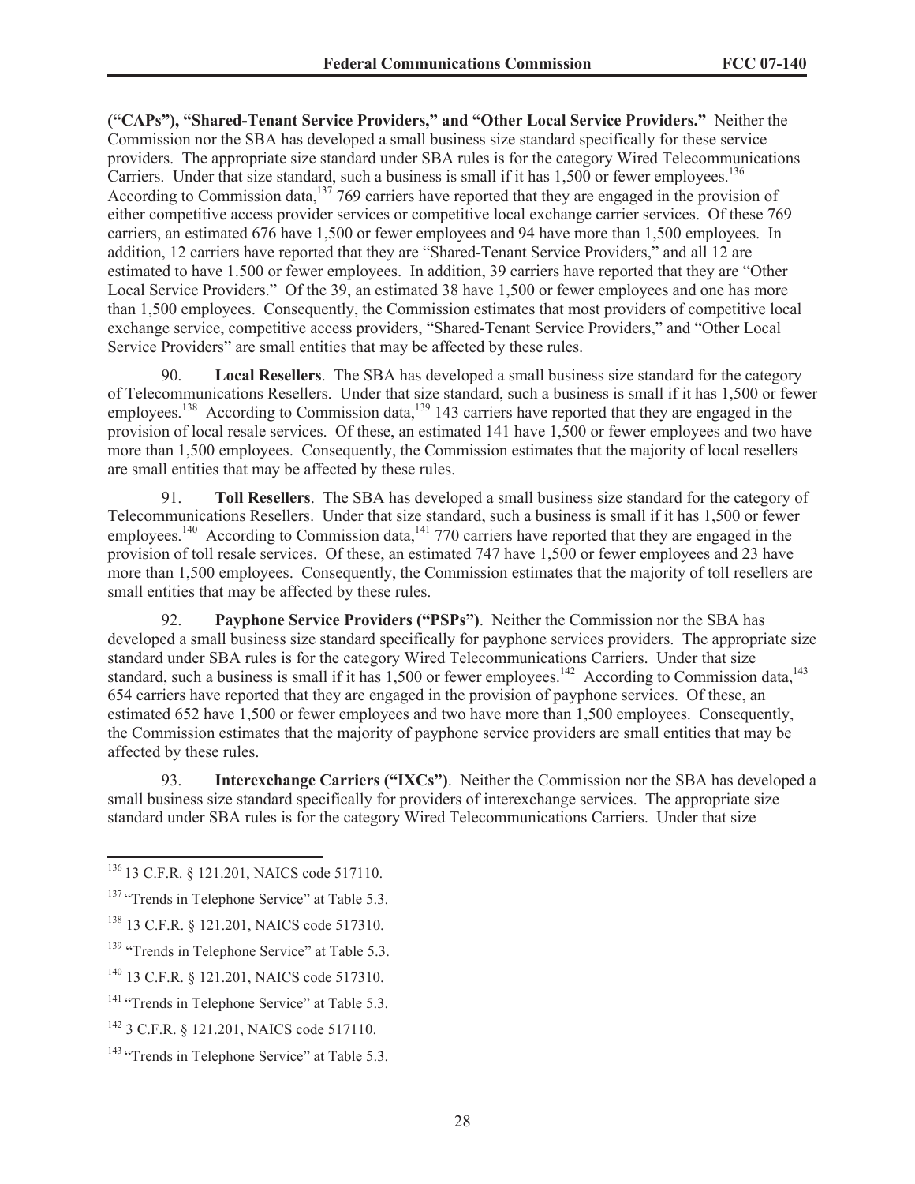**("CAPs"), "Shared-Tenant Service Providers," and "Other Local Service Providers."** Neither the Commission nor the SBA has developed a small business size standard specifically for these service providers. The appropriate size standard under SBA rules is for the category Wired Telecommunications Carriers. Under that size standard, such a business is small if it has 1,500 or fewer employees.[136] According to Commission data,[137] 769 carriers have reported that they are engaged in the provision of either competitive access provider services or competitive local exchange carrier services. Of these 769 carriers, an estimated 676 have 1,500 or fewer employees and 94 have more than 1,500 employees. In addition, 12 carriers have reported that they are "Shared-Tenant Service Providers," and all 12 are estimated to have 1.500 or fewer employees. In addition, 39 carriers have reported that they are "Other Local Service Providers." Of the 39, an estimated 38 have 1,500 or fewer employees and one has more than 1,500 employees. Consequently, the Commission estimates that most providers of competitive local exchange service, competitive access providers, "Shared-Tenant Service Providers," and "Other Local Service Providers" are small entities that may be affected by these rules.

90. **Local Resellers**. The SBA has developed a small business size standard for the category of Telecommunications Resellers. Under that size standard, such a business is small if it has 1,500 or fewer employees.[138] According to Commission data,[139] 143 carriers have reported that they are engaged in the provision of local resale services. Of these, an estimated 141 have 1,500 or fewer employees and two have more than 1,500 employees. Consequently, the Commission estimates that the majority of local resellers are small entities that may be affected by these rules.

91. **Toll Resellers**. The SBA has developed a small business size standard for the category of Telecommunications Resellers. Under that size standard, such a business is small if it has 1,500 or fewer employees.[140] According to Commission data,[141] 770 carriers have reported that they are engaged in the provision of toll resale services. Of these, an estimated 747 have 1,500 or fewer employees and 23 have more than 1,500 employees. Consequently, the Commission estimates that the majority of toll resellers are small entities that may be affected by these rules.

92. **Payphone Service Providers ("PSPs")**. Neither the Commission nor the SBA has developed a small business size standard specifically for payphone services providers. The appropriate size standard under SBA rules is for the category Wired Telecommunications Carriers. Under that size standard, such a business is small if it has 1,500 or fewer employees.[142] According to Commission data,[143] 654 carriers have reported that they are engaged in the provision of payphone services. Of these, an estimated 652 have 1,500 or fewer employees and two have more than 1,500 employees. Consequently, the Commission estimates that the majority of payphone service providers are small entities that may be affected by these rules.

93. **Interexchange Carriers ("IXCs")**. Neither the Commission nor the SBA has developed a small business size standard specifically for providers of interexchange services. The appropriate size standard under SBA rules is for the category Wired Telecommunications Carriers. Under that size

---

[136] 13 C.F.R. § 121.201, NAICS code 517110.

[137] "Trends in Telephone Service" at Table 5.3.

[138] 13 C.F.R. § 121.201, NAICS code 517310.

[139] "Trends in Telephone Service" at Table 5.3.

[140] 13 C.F.R. § 121.201, NAICS code 517310.

[141] "Trends in Telephone Service" at Table 5.3.

[142] 3 C.F.R. § 121.201, NAICS code 517110.

[143] "Trends in Telephone Service" at Table 5.3.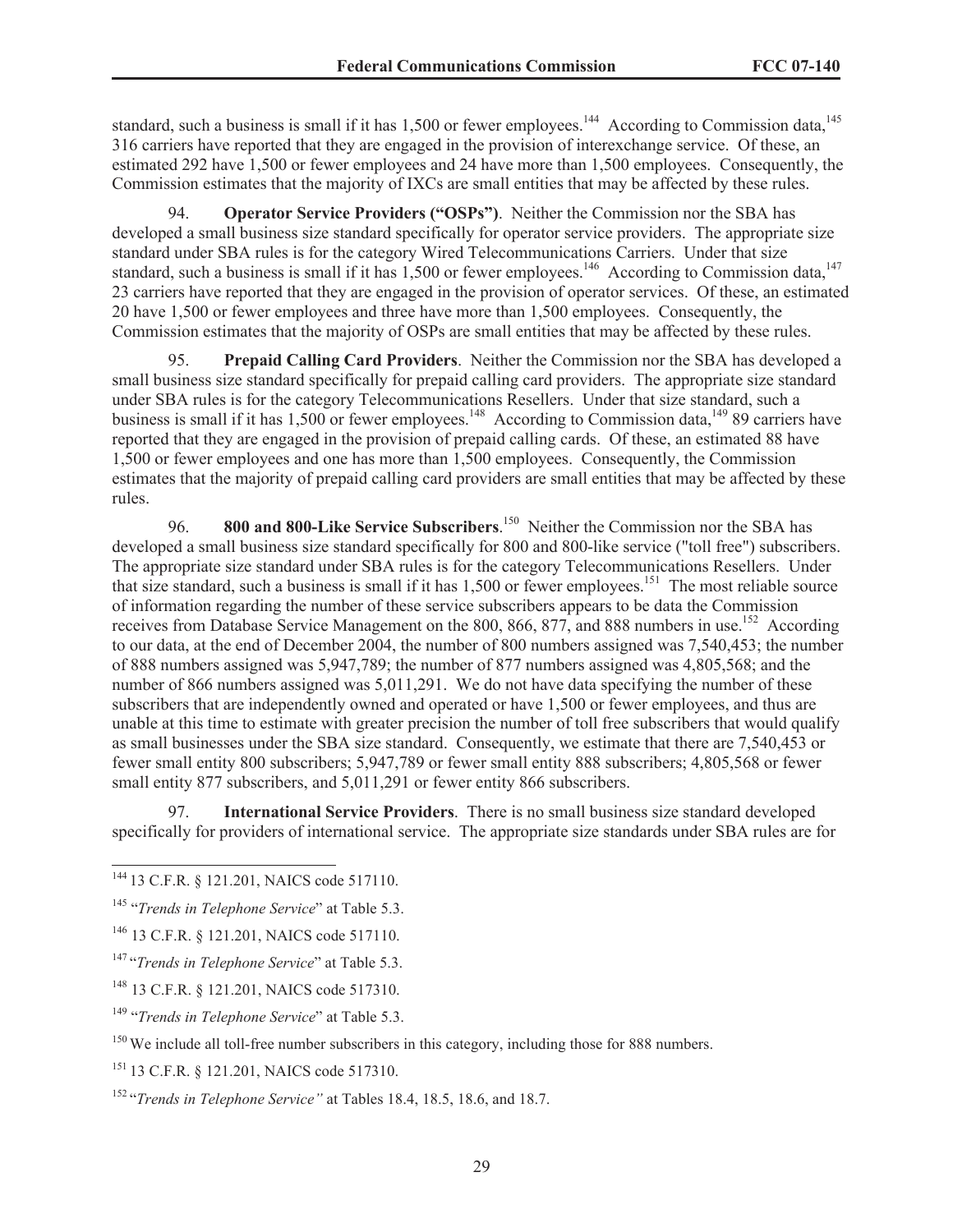standard, such a business is small if it has 1,500 or fewer employees.[144] According to Commission data,[145] 316 carriers have reported that they are engaged in the provision of interexchange service. Of these, an estimated 292 have 1,500 or fewer employees and 24 have more than 1,500 employees. Consequently, the Commission estimates that the majority of IXCs are small entities that may be affected by these rules.

94. **Operator Service Providers ("OSPs")**. Neither the Commission nor the SBA has developed a small business size standard specifically for operator service providers. The appropriate size standard under SBA rules is for the category Wired Telecommunications Carriers. Under that size standard, such a business is small if it has 1,500 or fewer employees.[146] According to Commission data,[147] 23 carriers have reported that they are engaged in the provision of operator services. Of these, an estimated 20 have 1,500 or fewer employees and three have more than 1,500 employees. Consequently, the Commission estimates that the majority of OSPs are small entities that may be affected by these rules.

95. **Prepaid Calling Card Providers**. Neither the Commission nor the SBA has developed a small business size standard specifically for prepaid calling card providers. The appropriate size standard under SBA rules is for the category Telecommunications Resellers. Under that size standard, such a business is small if it has 1,500 or fewer employees.[148] According to Commission data,[149] 89 carriers have reported that they are engaged in the provision of prepaid calling cards. Of these, an estimated 88 have 1,500 or fewer employees and one has more than 1,500 employees. Consequently, the Commission estimates that the majority of prepaid calling card providers are small entities that may be affected by these rules.

96. **800 and 800-Like Service Subscribers**.[150] Neither the Commission nor the SBA has developed a small business size standard specifically for 800 and 800-like service ("toll free") subscribers. The appropriate size standard under SBA rules is for the category Telecommunications Resellers. Under that size standard, such a business is small if it has 1,500 or fewer employees.[151] The most reliable source of information regarding the number of these service subscribers appears to be data the Commission receives from Database Service Management on the 800, 866, 877, and 888 numbers in use.[152] According to our data, at the end of December 2004, the number of 800 numbers assigned was 7,540,453; the number of 888 numbers assigned was 5,947,789; the number of 877 numbers assigned was 4,805,568; and the number of 866 numbers assigned was 5,011,291. We do not have data specifying the number of these subscribers that are independently owned and operated or have 1,500 or fewer employees, and thus are unable at this time to estimate with greater precision the number of toll free subscribers that would qualify as small businesses under the SBA size standard. Consequently, we estimate that there are 7,540,453 or fewer small entity 800 subscribers; 5,947,789 or fewer small entity 888 subscribers; 4,805,568 or fewer small entity 877 subscribers, and 5,011,291 or fewer entity 866 subscribers.

97. **International Service Providers**. There is no small business size standard developed specifically for providers of international service. The appropriate size standards under SBA rules are for

---

[144] 13 C.F.R. § 121.201, NAICS code 517110.

[145] "*Trends in Telephone Service*" at Table 5.3.

[146] 13 C.F.R. § 121.201, NAICS code 517110.

[147] "*Trends in Telephone Service*" at Table 5.3.

[148] 13 C.F.R. § 121.201, NAICS code 517310.

[149] "*Trends in Telephone Service*" at Table 5.3.

[150] We include all toll-free number subscribers in this category, including those for 888 numbers.

[151] 13 C.F.R. § 121.201, NAICS code 517310.

[152] "*Trends in Telephone Service"* at Tables 18.4, 18.5, 18.6, and 18.7.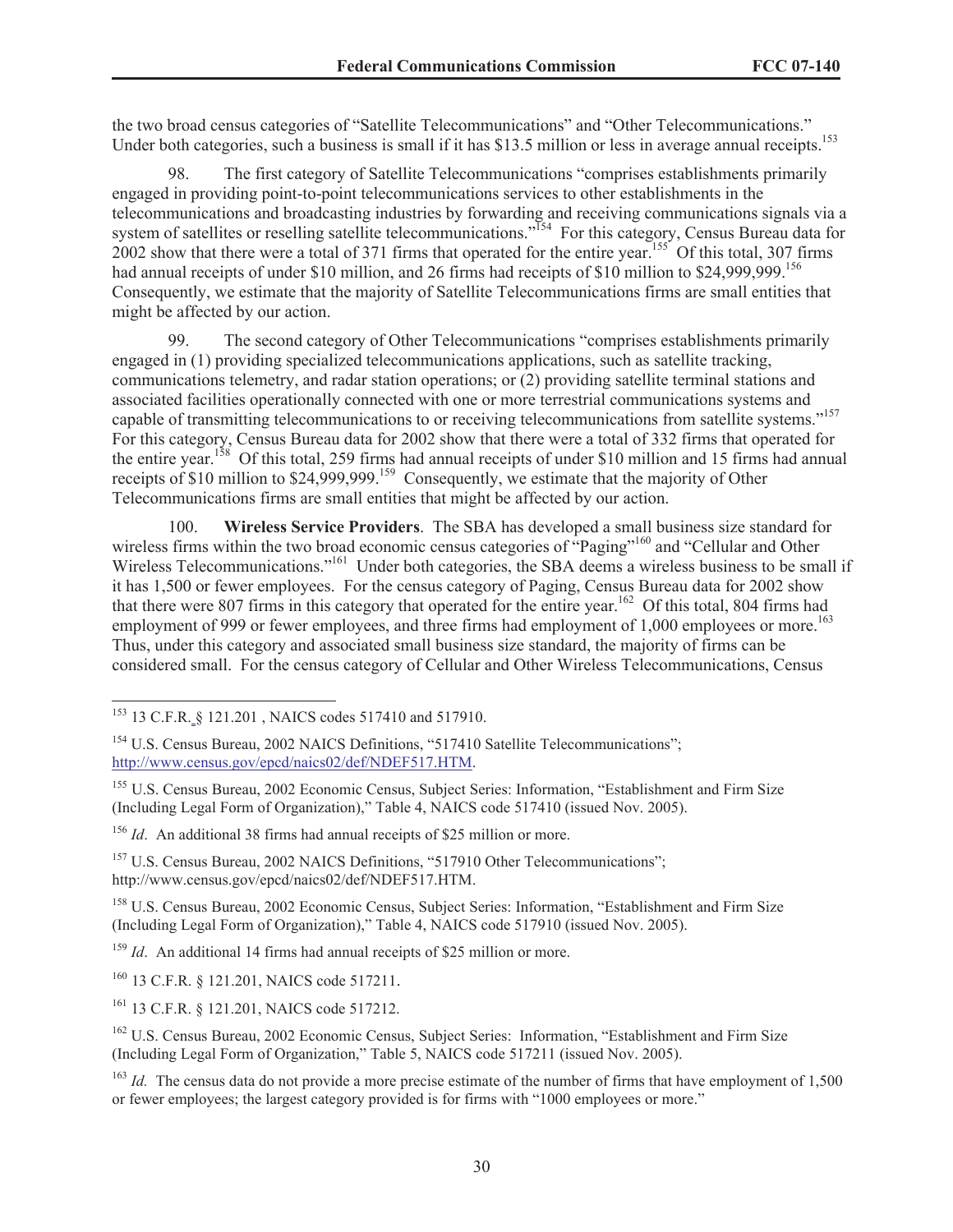the two broad census categories of "Satellite Telecommunications" and "Other Telecommunications." Under both categories, such a business is small if it has $13.5 million or less in average annual receipts.[153]

98. The first category of Satellite Telecommunications "comprises establishments primarily engaged in providing point-to-point telecommunications services to other establishments in the telecommunications and broadcasting industries by forwarding and receiving communications signals via a system of satellites or reselling satellite telecommunications."[154] For this category, Census Bureau data for 2002 show that there were a total of 371 firms that operated for the entire year.[155] Of this total, 307 firms had annual receipts of under $10 million, and 26 firms had receipts of $10 million to $24,999,999.[156] Consequently, we estimate that the majority of Satellite Telecommunications firms are small entities that might be affected by our action.

99. The second category of Other Telecommunications "comprises establishments primarily engaged in (1) providing specialized telecommunications applications, such as satellite tracking, communications telemetry, and radar station operations; or (2) providing satellite terminal stations and associated facilities operationally connected with one or more terrestrial communications systems and capable of transmitting telecommunications to or receiving telecommunications from satellite systems."[157] For this category, Census Bureau data for 2002 show that there were a total of 332 firms that operated for the entire year.[158] Of this total, 259 firms had annual receipts of under $10 million and 15 firms had annual receipts of $10 million to $24,999,999.[159] Consequently, we estimate that the majority of Other Telecommunications firms are small entities that might be affected by our action.

100. **Wireless Service Providers**. The SBA has developed a small business size standard for wireless firms within the two broad economic census categories of "Paging"[160] and "Cellular and Other Wireless Telecommunications."[161] Under both categories, the SBA deems a wireless business to be small if it has 1,500 or fewer employees. For the census category of Paging, Census Bureau data for 2002 show that there were 807 firms in this category that operated for the entire year.[162] Of this total, 804 firms had employment of 999 or fewer employees, and three firms had employment of 1,000 employees or more.[163] Thus, under this category and associated small business size standard, the majority of firms can be considered small. For the census category of Cellular and Other Wireless Telecommunications, Census

---

[153] 13 C.F.R. § 121.201 , NAICS codes 517410 and 517910.

[154] U.S. Census Bureau, 2002 NAICS Definitions, "517410 Satellite Telecommunications"; http://www.census.gov/epcd/naics02/def/NDEF517.HTM.

[155] U.S. Census Bureau, 2002 Economic Census, Subject Series: Information, "Establishment and Firm Size (Including Legal Form of Organization)," Table 4, NAICS code 517410 (issued Nov. 2005).

[156] *Id*. An additional 38 firms had annual receipts of $25 million or more.

[157] U.S. Census Bureau, 2002 NAICS Definitions, "517910 Other Telecommunications"; http://www.census.gov/epcd/naics02/def/NDEF517.HTM.

[158] U.S. Census Bureau, 2002 Economic Census, Subject Series: Information, "Establishment and Firm Size (Including Legal Form of Organization)," Table 4, NAICS code 517910 (issued Nov. 2005).

[159] *Id*. An additional 14 firms had annual receipts of $25 million or more.

[160] 13 C.F.R. § 121.201, NAICS code 517211.

[161] 13 C.F.R. § 121.201, NAICS code 517212.

[162] U.S. Census Bureau, 2002 Economic Census, Subject Series: Information, "Establishment and Firm Size (Including Legal Form of Organization," Table 5, NAICS code 517211 (issued Nov. 2005).

[163] *Id.* The census data do not provide a more precise estimate of the number of firms that have employment of 1,500 or fewer employees; the largest category provided is for firms with "1000 employees or more."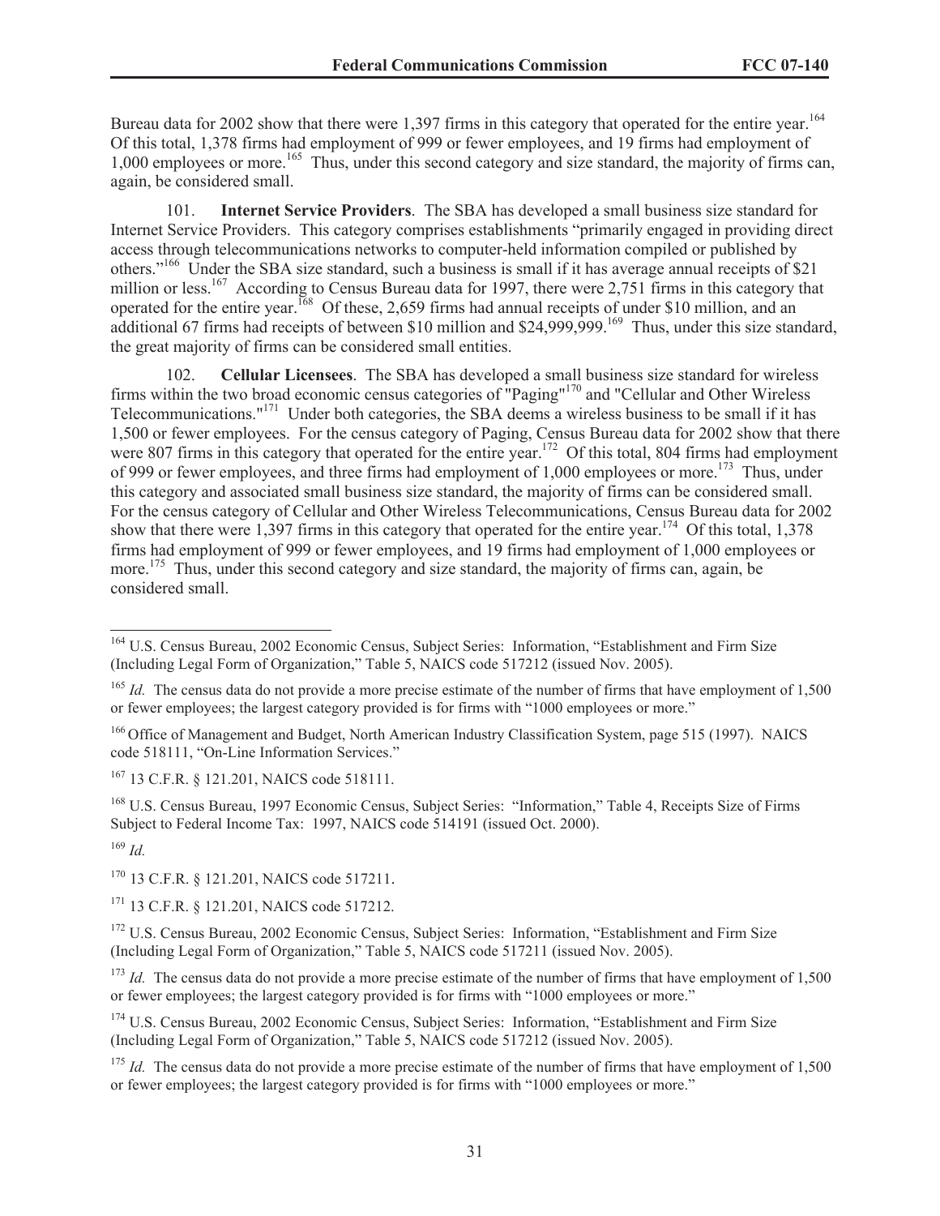Bureau data for 2002 show that there were 1,397 firms in this category that operated for the entire year.[164] Of this total, 1,378 firms had employment of 999 or fewer employees, and 19 firms had employment of 1,000 employees or more.[165] Thus, under this second category and size standard, the majority of firms can, again, be considered small.

101. **Internet Service Providers**. The SBA has developed a small business size standard for Internet Service Providers. This category comprises establishments "primarily engaged in providing direct access through telecommunications networks to computer-held information compiled or published by others."[166] Under the SBA size standard, such a business is small if it has average annual receipts of $21 million or less.[167] According to Census Bureau data for 1997, there were 2,751 firms in this category that operated for the entire year.[168] Of these, 2,659 firms had annual receipts of under $10 million, and an additional 67 firms had receipts of between $10 million and $24,999,999.[169] Thus, under this size standard, the great majority of firms can be considered small entities.

102. **Cellular Licensees**. The SBA has developed a small business size standard for wireless firms within the two broad economic census categories of "Paging"[170] and "Cellular and Other Wireless Telecommunications."[171] Under both categories, the SBA deems a wireless business to be small if it has 1,500 or fewer employees. For the census category of Paging, Census Bureau data for 2002 show that there were 807 firms in this category that operated for the entire year.[172] Of this total, 804 firms had employment of 999 or fewer employees, and three firms had employment of 1,000 employees or more.[173] Thus, under this category and associated small business size standard, the majority of firms can be considered small. For the census category of Cellular and Other Wireless Telecommunications, Census Bureau data for 2002 show that there were 1,397 firms in this category that operated for the entire year.[174] Of this total, 1,378 firms had employment of 999 or fewer employees, and 19 firms had employment of 1,000 employees or more.[175] Thus, under this second category and size standard, the majority of firms can, again, be considered small.

---

[164] U.S. Census Bureau, 2002 Economic Census, Subject Series: Information, "Establishment and Firm Size (Including Legal Form of Organization," Table 5, NAICS code 517212 (issued Nov. 2005).

[165] *Id.* The census data do not provide a more precise estimate of the number of firms that have employment of 1,500 or fewer employees; the largest category provided is for firms with "1000 employees or more."

[166] Office of Management and Budget, North American Industry Classification System, page 515 (1997). NAICS code 518111, "On-Line Information Services."

[167] 13 C.F.R. § 121.201, NAICS code 518111.

[168] U.S. Census Bureau, 1997 Economic Census, Subject Series: "Information," Table 4, Receipts Size of Firms Subject to Federal Income Tax: 1997, NAICS code 514191 (issued Oct. 2000).

[169] *Id.*

[170] 13 C.F.R. § 121.201, NAICS code 517211.

[171] 13 C.F.R. § 121.201, NAICS code 517212.

[172] U.S. Census Bureau, 2002 Economic Census, Subject Series: Information, "Establishment and Firm Size (Including Legal Form of Organization," Table 5, NAICS code 517211 (issued Nov. 2005).

[173] *Id.* The census data do not provide a more precise estimate of the number of firms that have employment of 1,500 or fewer employees; the largest category provided is for firms with "1000 employees or more."

[174] U.S. Census Bureau, 2002 Economic Census, Subject Series: Information, "Establishment and Firm Size (Including Legal Form of Organization," Table 5, NAICS code 517212 (issued Nov. 2005).

[175] *Id.* The census data do not provide a more precise estimate of the number of firms that have employment of 1,500 or fewer employees; the largest category provided is for firms with "1000 employees or more."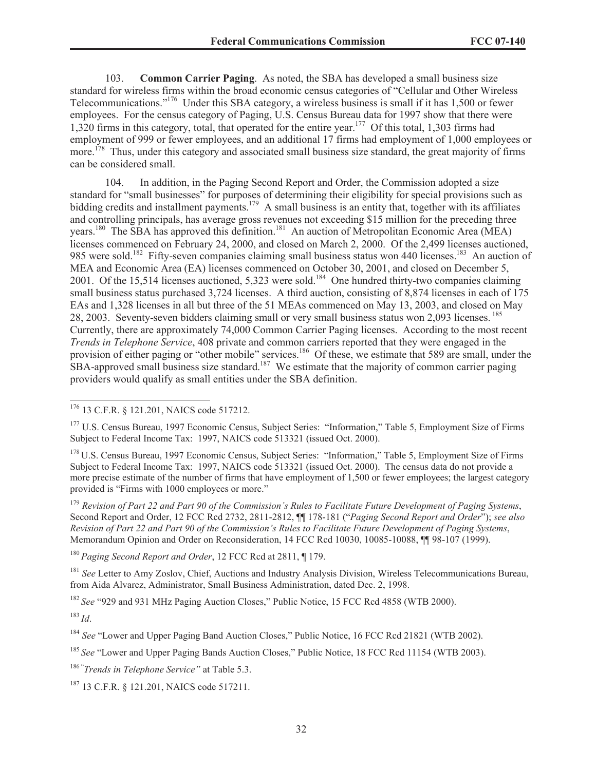103. **Common Carrier Paging**. As noted, the SBA has developed a small business size standard for wireless firms within the broad economic census categories of "Cellular and Other Wireless Telecommunications."[176] Under this SBA category, a wireless business is small if it has 1,500 or fewer employees. For the census category of Paging, U.S. Census Bureau data for 1997 show that there were 1,320 firms in this category, total, that operated for the entire year.[177] Of this total, 1,303 firms had employment of 999 or fewer employees, and an additional 17 firms had employment of 1,000 employees or more.[178] Thus, under this category and associated small business size standard, the great majority of firms can be considered small.

104. In addition, in the Paging Second Report and Order, the Commission adopted a size standard for "small businesses" for purposes of determining their eligibility for special provisions such as bidding credits and installment payments.[179] A small business is an entity that, together with its affiliates and controlling principals, has average gross revenues not exceeding $15 million for the preceding three years.[180] The SBA has approved this definition.[181] An auction of Metropolitan Economic Area (MEA) licenses commenced on February 24, 2000, and closed on March 2, 2000. Of the 2,499 licenses auctioned, 985 were sold.[182] Fifty-seven companies claiming small business status won 440 licenses.[183] An auction of MEA and Economic Area (EA) licenses commenced on October 30, 2001, and closed on December 5, 2001. Of the 15,514 licenses auctioned, 5,323 were sold.[184] One hundred thirty-two companies claiming small business status purchased 3,724 licenses. A third auction, consisting of 8,874 licenses in each of 175 EAs and 1,328 licenses in all but three of the 51 MEAs commenced on May 13, 2003, and closed on May 28, 2003. Seventy-seven bidders claiming small or very small business status won 2,093 licenses.[185] Currently, there are approximately 74,000 Common Carrier Paging licenses. According to the most recent *Trends in Telephone Service*, 408 private and common carriers reported that they were engaged in the provision of either paging or "other mobile" services.[186] Of these, we estimate that 589 are small, under the SBA-approved small business size standard.[187] We estimate that the majority of common carrier paging providers would qualify as small entities under the SBA definition.

---

[176] 13 C.F.R. § 121.201, NAICS code 517212.

[177] U.S. Census Bureau, 1997 Economic Census, Subject Series: "Information," Table 5, Employment Size of Firms Subject to Federal Income Tax: 1997, NAICS code 513321 (issued Oct. 2000).

[178] U.S. Census Bureau, 1997 Economic Census, Subject Series: "Information," Table 5, Employment Size of Firms Subject to Federal Income Tax: 1997, NAICS code 513321 (issued Oct. 2000). The census data do not provide a more precise estimate of the number of firms that have employment of 1,500 or fewer employees; the largest category provided is "Firms with 1000 employees or more."

[179] *Revision of Part 22 and Part 90 of the Commission's Rules to Facilitate Future Development of Paging Systems*, Second Report and Order, 12 FCC Rcd 2732, 2811-2812, ¶¶ 178-181 ("*Paging Second Report and Order*"); *see also Revision of Part 22 and Part 90 of the Commission's Rules to Facilitate Future Development of Paging Systems*, Memorandum Opinion and Order on Reconsideration, 14 FCC Rcd 10030, 10085-10088, ¶¶ 98-107 (1999).

[180] *Paging Second Report and Order*, 12 FCC Rcd at 2811, ¶ 179.

[181] *See* Letter to Amy Zoslov, Chief, Auctions and Industry Analysis Division, Wireless Telecommunications Bureau, from Aida Alvarez, Administrator, Small Business Administration, dated Dec. 2, 1998.

[182] *See* "929 and 931 MHz Paging Auction Closes," Public Notice, 15 FCC Rcd 4858 (WTB 2000).

[183] *Id*.

[184] *See* "Lower and Upper Paging Band Auction Closes," Public Notice, 16 FCC Rcd 21821 (WTB 2002).

[185] *See* "Lower and Upper Paging Bands Auction Closes," Public Notice, 18 FCC Rcd 11154 (WTB 2003).

[186] *"Trends in Telephone Service"* at Table 5.3.

[187] 13 C.F.R. § 121.201, NAICS code 517211.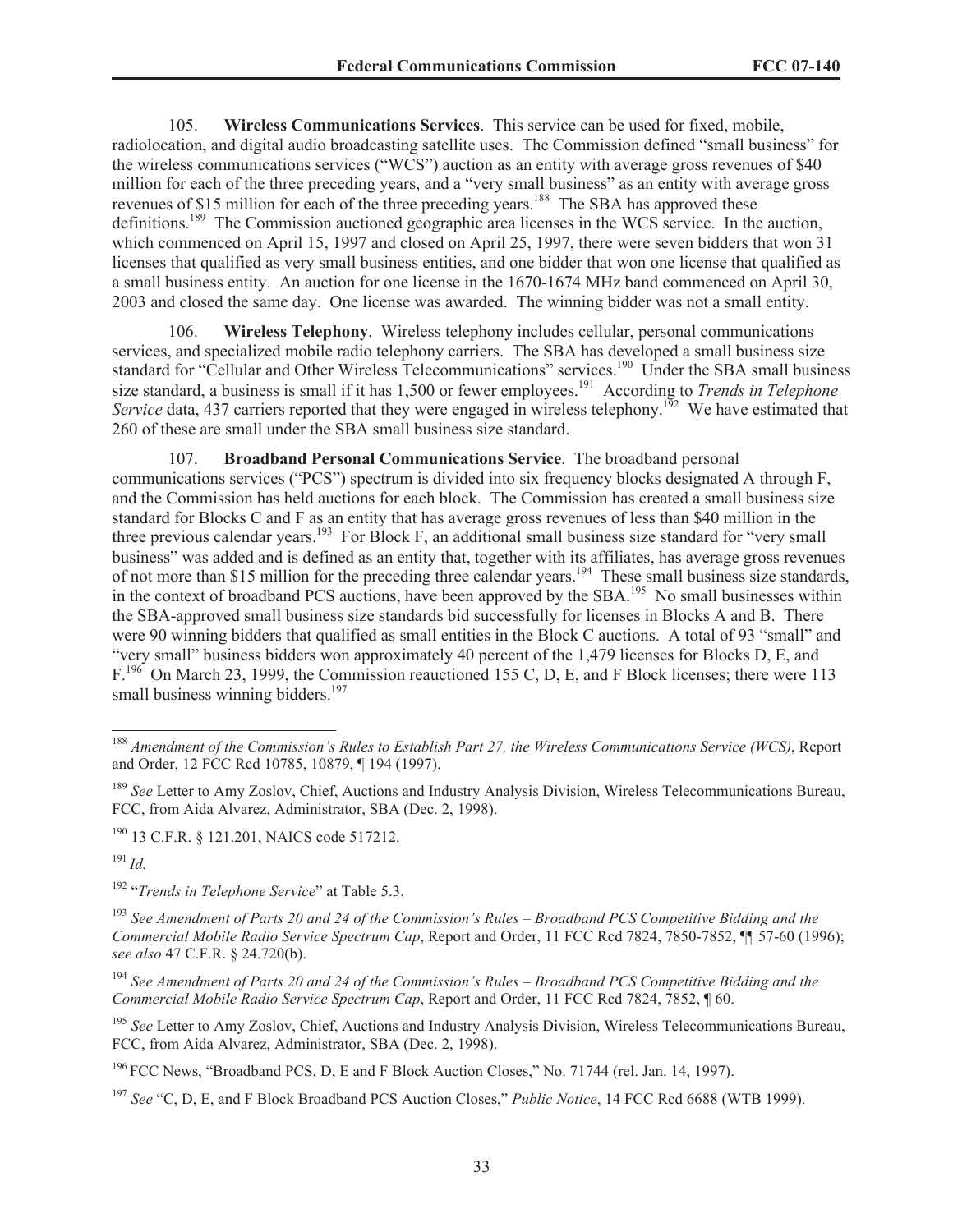105. **Wireless Communications Services**. This service can be used for fixed, mobile, radiolocation, and digital audio broadcasting satellite uses. The Commission defined "small business" for the wireless communications services ("WCS") auction as an entity with average gross revenues of $40 million for each of the three preceding years, and a "very small business" as an entity with average gross revenues of $15 million for each of the three preceding years.[188] The SBA has approved these definitions.[189] The Commission auctioned geographic area licenses in the WCS service. In the auction, which commenced on April 15, 1997 and closed on April 25, 1997, there were seven bidders that won 31 licenses that qualified as very small business entities, and one bidder that won one license that qualified as a small business entity. An auction for one license in the 1670-1674 MHz band commenced on April 30, 2003 and closed the same day. One license was awarded. The winning bidder was not a small entity.

106. **Wireless Telephony**. Wireless telephony includes cellular, personal communications services, and specialized mobile radio telephony carriers. The SBA has developed a small business size standard for "Cellular and Other Wireless Telecommunications" services.[190] Under the SBA small business size standard, a business is small if it has 1,500 or fewer employees.[191] According to *Trends in Telephone Service* data, 437 carriers reported that they were engaged in wireless telephony.[192] We have estimated that 260 of these are small under the SBA small business size standard.

107. **Broadband Personal Communications Service**. The broadband personal communications services ("PCS") spectrum is divided into six frequency blocks designated A through F, and the Commission has held auctions for each block. The Commission has created a small business size standard for Blocks C and F as an entity that has average gross revenues of less than $40 million in the three previous calendar years.[193] For Block F, an additional small business size standard for "very small business" was added and is defined as an entity that, together with its affiliates, has average gross revenues of not more than $15 million for the preceding three calendar years.[194] These small business size standards, in the context of broadband PCS auctions, have been approved by the SBA.[195] No small businesses within the SBA-approved small business size standards bid successfully for licenses in Blocks A and B. There were 90 winning bidders that qualified as small entities in the Block C auctions. A total of 93 "small" and "very small" business bidders won approximately 40 percent of the 1,479 licenses for Blocks D, E, and F.[196] On March 23, 1999, the Commission reauctioned 155 C, D, E, and F Block licenses; there were 113 small business winning bidders.[197]

---

[188] *Amendment of the Commission's Rules to Establish Part 27, the Wireless Communications Service (WCS)*, Report and Order, 12 FCC Rcd 10785, 10879, ¶ 194 (1997).

[189] *See* Letter to Amy Zoslov, Chief, Auctions and Industry Analysis Division, Wireless Telecommunications Bureau, FCC, from Aida Alvarez, Administrator, SBA (Dec. 2, 1998).

[190] 13 C.F.R. § 121.201, NAICS code 517212.

[191] *Id.*

[192] "*Trends in Telephone Service*" at Table 5.3.

[193] *See Amendment of Parts 20 and 24 of the Commission's Rules – Broadband PCS Competitive Bidding and the Commercial Mobile Radio Service Spectrum Cap*, Report and Order, 11 FCC Rcd 7824, 7850-7852, ¶¶ 57-60 (1996); *see also* 47 C.F.R. § 24.720(b).

[194] *See Amendment of Parts 20 and 24 of the Commission's Rules – Broadband PCS Competitive Bidding and the Commercial Mobile Radio Service Spectrum Cap*, Report and Order, 11 FCC Rcd 7824, 7852, ¶ 60.

[195] *See* Letter to Amy Zoslov, Chief, Auctions and Industry Analysis Division, Wireless Telecommunications Bureau, FCC, from Aida Alvarez, Administrator, SBA (Dec. 2, 1998).

[196] FCC News, "Broadband PCS, D, E and F Block Auction Closes," No. 71744 (rel. Jan. 14, 1997).

[197] *See* "C, D, E, and F Block Broadband PCS Auction Closes," *Public Notice*, 14 FCC Rcd 6688 (WTB 1999).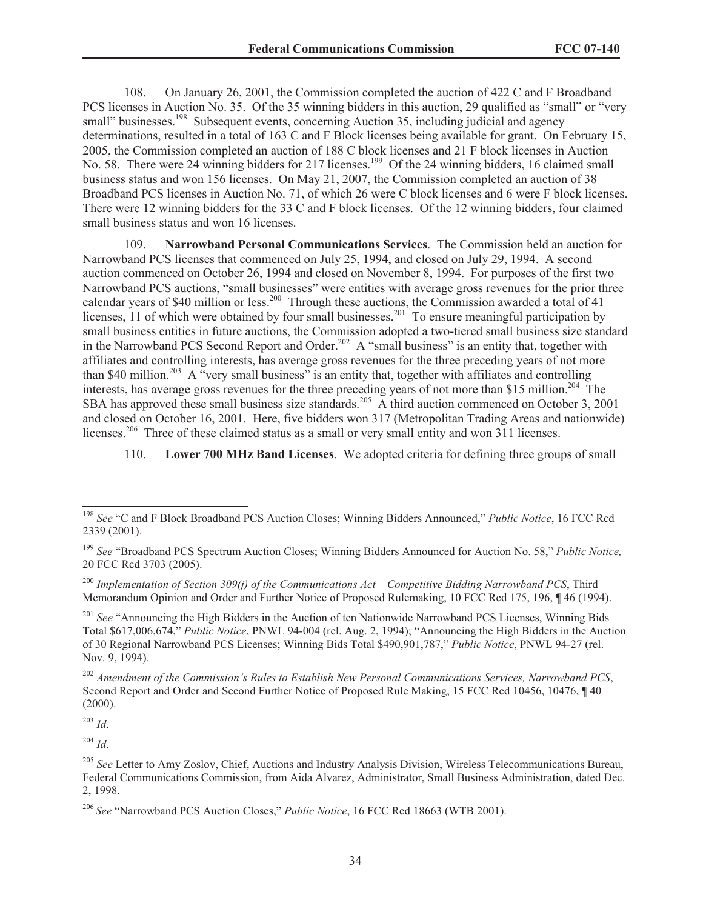108. On January 26, 2001, the Commission completed the auction of 422 C and F Broadband PCS licenses in Auction No. 35. Of the 35 winning bidders in this auction, 29 qualified as "small" or "very small" businesses.[198] Subsequent events, concerning Auction 35, including judicial and agency determinations, resulted in a total of 163 C and F Block licenses being available for grant. On February 15, 2005, the Commission completed an auction of 188 C block licenses and 21 F block licenses in Auction No. 58. There were 24 winning bidders for 217 licenses.[199] Of the 24 winning bidders, 16 claimed small business status and won 156 licenses. On May 21, 2007, the Commission completed an auction of 38 Broadband PCS licenses in Auction No. 71, of which 26 were C block licenses and 6 were F block licenses. There were 12 winning bidders for the 33 C and F block licenses. Of the 12 winning bidders, four claimed small business status and won 16 licenses.

109. **Narrowband Personal Communications Services**. The Commission held an auction for Narrowband PCS licenses that commenced on July 25, 1994, and closed on July 29, 1994. A second auction commenced on October 26, 1994 and closed on November 8, 1994. For purposes of the first two Narrowband PCS auctions, "small businesses" were entities with average gross revenues for the prior three calendar years of $40 million or less.[200] Through these auctions, the Commission awarded a total of 41 licenses, 11 of which were obtained by four small businesses.[201] To ensure meaningful participation by small business entities in future auctions, the Commission adopted a two-tiered small business size standard in the Narrowband PCS Second Report and Order.[202] A "small business" is an entity that, together with affiliates and controlling interests, has average gross revenues for the three preceding years of not more than $40 million.[203] A "very small business" is an entity that, together with affiliates and controlling interests, has average gross revenues for the three preceding years of not more than $15 million.[204] The SBA has approved these small business size standards.[205] A third auction commenced on October 3, 2001 and closed on October 16, 2001. Here, five bidders won 317 (Metropolitan Trading Areas and nationwide) licenses.[206] Three of these claimed status as a small or very small entity and won 311 licenses.

110. **Lower 700 MHz Band Licenses**. We adopted criteria for defining three groups of small

---

[198] *See* "C and F Block Broadband PCS Auction Closes; Winning Bidders Announced," *Public Notice*, 16 FCC Rcd 2339 (2001).

[199] *See* "Broadband PCS Spectrum Auction Closes; Winning Bidders Announced for Auction No. 58," *Public Notice,* 20 FCC Rcd 3703 (2005).

[200] *Implementation of Section 309(j) of the Communications Act – Competitive Bidding Narrowband PCS*, Third Memorandum Opinion and Order and Further Notice of Proposed Rulemaking, 10 FCC Rcd 175, 196, ¶ 46 (1994).

[201] *See* "Announcing the High Bidders in the Auction of ten Nationwide Narrowband PCS Licenses, Winning Bids Total $617,006,674," *Public Notice*, PNWL 94-004 (rel. Aug. 2, 1994); "Announcing the High Bidders in the Auction of 30 Regional Narrowband PCS Licenses; Winning Bids Total $490,901,787," *Public Notice*, PNWL 94-27 (rel. Nov. 9, 1994).

[202] *Amendment of the Commission's Rules to Establish New Personal Communications Services, Narrowband PCS*, Second Report and Order and Second Further Notice of Proposed Rule Making, 15 FCC Rcd 10456, 10476, ¶ 40 (2000).

[203] *Id*.

[204] *Id*.

[205] *See* Letter to Amy Zoslov, Chief, Auctions and Industry Analysis Division, Wireless Telecommunications Bureau, Federal Communications Commission, from Aida Alvarez, Administrator, Small Business Administration, dated Dec. 2, 1998.

[206] *See* "Narrowband PCS Auction Closes," *Public Notice*, 16 FCC Rcd 18663 (WTB 2001).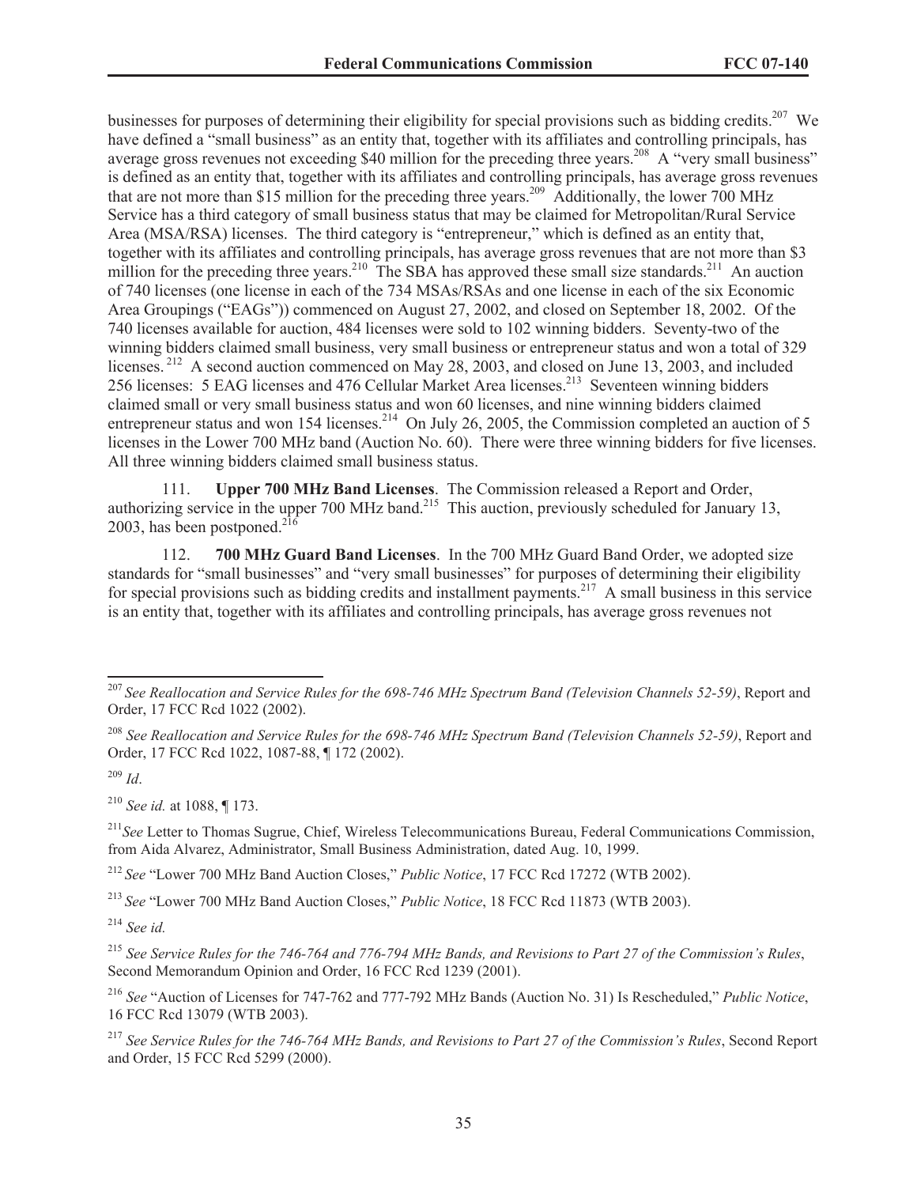businesses for purposes of determining their eligibility for special provisions such as bidding credits.[207] We have defined a "small business" as an entity that, together with its affiliates and controlling principals, has average gross revenues not exceeding $40 million for the preceding three years.[208] A "very small business" is defined as an entity that, together with its affiliates and controlling principals, has average gross revenues that are not more than $15 million for the preceding three years.[209] Additionally, the lower 700 MHz Service has a third category of small business status that may be claimed for Metropolitan/Rural Service Area (MSA/RSA) licenses. The third category is "entrepreneur," which is defined as an entity that, together with its affiliates and controlling principals, has average gross revenues that are not more than $3 million for the preceding three years.[210] The SBA has approved these small size standards.[211] An auction of 740 licenses (one license in each of the 734 MSAs/RSAs and one license in each of the six Economic Area Groupings ("EAGs")) commenced on August 27, 2002, and closed on September 18, 2002. Of the 740 licenses available for auction, 484 licenses were sold to 102 winning bidders. Seventy-two of the winning bidders claimed small business, very small business or entrepreneur status and won a total of 329 licenses.[212] A second auction commenced on May 28, 2003, and closed on June 13, 2003, and included 256 licenses: 5 EAG licenses and 476 Cellular Market Area licenses.[213] Seventeen winning bidders claimed small or very small business status and won 60 licenses, and nine winning bidders claimed entrepreneur status and won 154 licenses.[214] On July 26, 2005, the Commission completed an auction of 5 licenses in the Lower 700 MHz band (Auction No. 60). There were three winning bidders for five licenses. All three winning bidders claimed small business status.

111. **Upper 700 MHz Band Licenses**. The Commission released a Report and Order, authorizing service in the upper 700 MHz band.[215] This auction, previously scheduled for January 13, 2003, has been postponed.[216]

112. **700 MHz Guard Band Licenses**. In the 700 MHz Guard Band Order, we adopted size standards for "small businesses" and "very small businesses" for purposes of determining their eligibility for special provisions such as bidding credits and installment payments.[217] A small business in this service is an entity that, together with its affiliates and controlling principals, has average gross revenues not

---

[207] *See Reallocation and Service Rules for the 698-746 MHz Spectrum Band (Television Channels 52-59)*, Report and Order, 17 FCC Rcd 1022 (2002).

[208] *See Reallocation and Service Rules for the 698-746 MHz Spectrum Band (Television Channels 52-59)*, Report and Order, 17 FCC Rcd 1022, 1087-88, ¶ 172 (2002).

[209] *Id*.

[210] *See id.* at 1088, ¶ 173.

[211] *See* Letter to Thomas Sugrue, Chief, Wireless Telecommunications Bureau, Federal Communications Commission, from Aida Alvarez, Administrator, Small Business Administration, dated Aug. 10, 1999.

[212] *See* "Lower 700 MHz Band Auction Closes," *Public Notice*, 17 FCC Rcd 17272 (WTB 2002).

[213] *See* "Lower 700 MHz Band Auction Closes," *Public Notice*, 18 FCC Rcd 11873 (WTB 2003).

[214] *See id.*

[215] *See Service Rules for the 746-764 and 776-794 MHz Bands, and Revisions to Part 27 of the Commission's Rules*, Second Memorandum Opinion and Order, 16 FCC Rcd 1239 (2001).

[216] *See* "Auction of Licenses for 747-762 and 777-792 MHz Bands (Auction No. 31) Is Rescheduled," *Public Notice*, 16 FCC Rcd 13079 (WTB 2003).

[217] *See Service Rules for the 746-764 MHz Bands, and Revisions to Part 27 of the Commission's Rules*, Second Report and Order, 15 FCC Rcd 5299 (2000).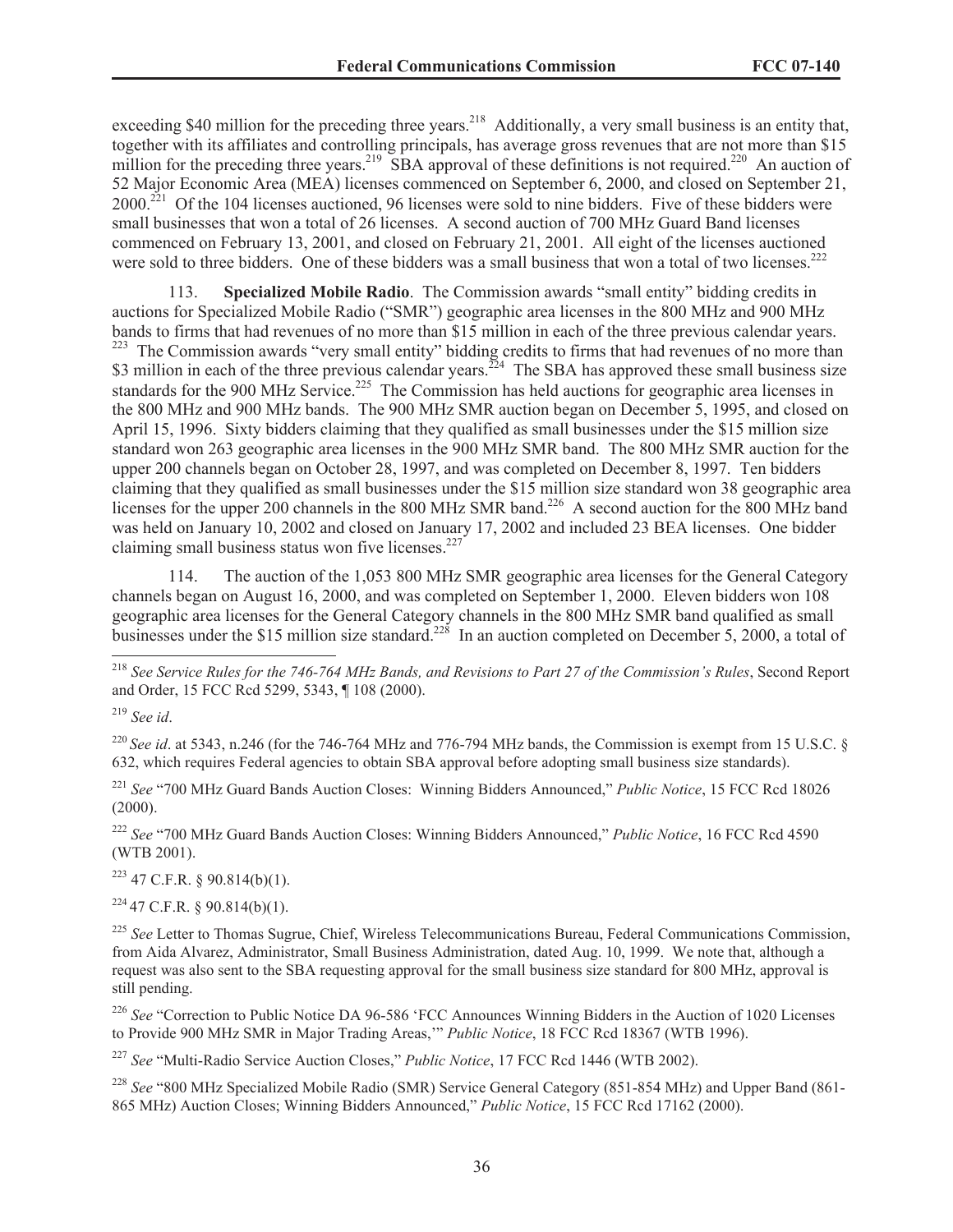exceeding $40 million for the preceding three years.[218] Additionally, a very small business is an entity that, together with its affiliates and controlling principals, has average gross revenues that are not more than $15 million for the preceding three years.[219] SBA approval of these definitions is not required.[220] An auction of 52 Major Economic Area (MEA) licenses commenced on September 6, 2000, and closed on September 21, 2000.[221] Of the 104 licenses auctioned, 96 licenses were sold to nine bidders. Five of these bidders were small businesses that won a total of 26 licenses. A second auction of 700 MHz Guard Band licenses commenced on February 13, 2001, and closed on February 21, 2001. All eight of the licenses auctioned were sold to three bidders. One of these bidders was a small business that won a total of two licenses.[222]

113. **Specialized Mobile Radio**. The Commission awards "small entity" bidding credits in auctions for Specialized Mobile Radio ("SMR") geographic area licenses in the 800 MHz and 900 MHz bands to firms that had revenues of no more than $15 million in each of the three previous calendar years.[223] The Commission awards "very small entity" bidding credits to firms that had revenues of no more than $3 million in each of the three previous calendar years.[224] The SBA has approved these small business size standards for the 900 MHz Service.[225] The Commission has held auctions for geographic area licenses in the 800 MHz and 900 MHz bands. The 900 MHz SMR auction began on December 5, 1995, and closed on April 15, 1996. Sixty bidders claiming that they qualified as small businesses under the $15 million size standard won 263 geographic area licenses in the 900 MHz SMR band. The 800 MHz SMR auction for the upper 200 channels began on October 28, 1997, and was completed on December 8, 1997. Ten bidders claiming that they qualified as small businesses under the $15 million size standard won 38 geographic area licenses for the upper 200 channels in the 800 MHz SMR band.[226] A second auction for the 800 MHz band was held on January 10, 2002 and closed on January 17, 2002 and included 23 BEA licenses. One bidder claiming small business status won five licenses.[227]

114. The auction of the 1,053 800 MHz SMR geographic area licenses for the General Category channels began on August 16, 2000, and was completed on September 1, 2000. Eleven bidders won 108 geographic area licenses for the General Category channels in the 800 MHz SMR band qualified as small businesses under the $15 million size standard.[228] In an auction completed on December 5, 2000, a total of

---

[218] *See Service Rules for the 746-764 MHz Bands, and Revisions to Part 27 of the Commission's Rules*, Second Report and Order, 15 FCC Rcd 5299, 5343, ¶ 108 (2000).

[219] *See id*.

[220] *See id*. at 5343, n.246 (for the 746-764 MHz and 776-794 MHz bands, the Commission is exempt from 15 U.S.C. § 632, which requires Federal agencies to obtain SBA approval before adopting small business size standards).

[221] *See* "700 MHz Guard Bands Auction Closes: Winning Bidders Announced," *Public Notice*, 15 FCC Rcd 18026 (2000).

[222] *See* "700 MHz Guard Bands Auction Closes: Winning Bidders Announced," *Public Notice*, 16 FCC Rcd 4590 (WTB 2001).

[223] 47 C.F.R. § 90.814(b)(1).

[224] 47 C.F.R. § 90.814(b)(1).

[225] *See* Letter to Thomas Sugrue, Chief, Wireless Telecommunications Bureau, Federal Communications Commission, from Aida Alvarez, Administrator, Small Business Administration, dated Aug. 10, 1999. We note that, although a request was also sent to the SBA requesting approval for the small business size standard for 800 MHz, approval is still pending.

[226] *See* "Correction to Public Notice DA 96-586 'FCC Announces Winning Bidders in the Auction of 1020 Licenses to Provide 900 MHz SMR in Major Trading Areas,'" *Public Notice*, 18 FCC Rcd 18367 (WTB 1996).

[227] *See* "Multi-Radio Service Auction Closes," *Public Notice*, 17 FCC Rcd 1446 (WTB 2002).

[228] *See* "800 MHz Specialized Mobile Radio (SMR) Service General Category (851-854 MHz) and Upper Band (861-865 MHz) Auction Closes; Winning Bidders Announced," *Public Notice*, 15 FCC Rcd 17162 (2000).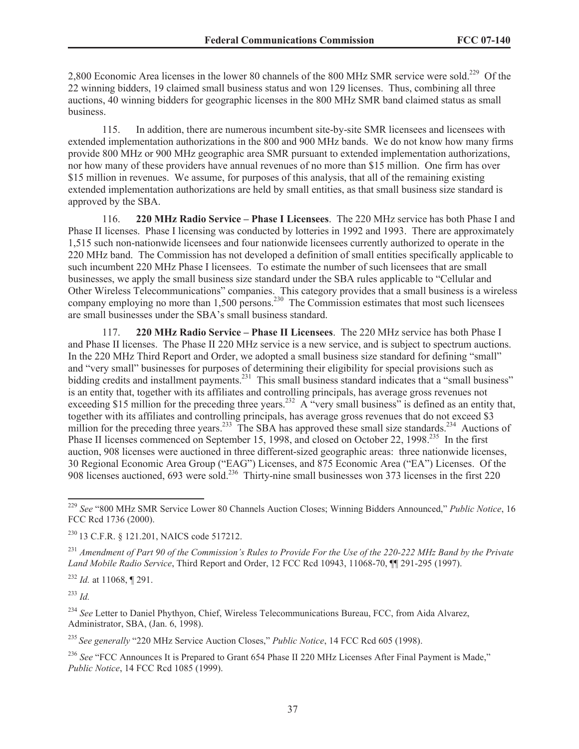2,800 Economic Area licenses in the lower 80 channels of the 800 MHz SMR service were sold.[229] Of the 22 winning bidders, 19 claimed small business status and won 129 licenses. Thus, combining all three auctions, 40 winning bidders for geographic licenses in the 800 MHz SMR band claimed status as small business.

115. In addition, there are numerous incumbent site-by-site SMR licensees and licensees with extended implementation authorizations in the 800 and 900 MHz bands. We do not know how many firms provide 800 MHz or 900 MHz geographic area SMR pursuant to extended implementation authorizations, nor how many of these providers have annual revenues of no more than $15 million. One firm has over $15 million in revenues. We assume, for purposes of this analysis, that all of the remaining existing extended implementation authorizations are held by small entities, as that small business size standard is approved by the SBA.

116. **220 MHz Radio Service – Phase I Licensees**. The 220 MHz service has both Phase I and Phase II licenses. Phase I licensing was conducted by lotteries in 1992 and 1993. There are approximately 1,515 such non-nationwide licensees and four nationwide licensees currently authorized to operate in the 220 MHz band. The Commission has not developed a definition of small entities specifically applicable to such incumbent 220 MHz Phase I licensees. To estimate the number of such licensees that are small businesses, we apply the small business size standard under the SBA rules applicable to "Cellular and Other Wireless Telecommunications" companies. This category provides that a small business is a wireless company employing no more than 1,500 persons.[230] The Commission estimates that most such licensees are small businesses under the SBA's small business standard.

117. **220 MHz Radio Service – Phase II Licensees**. The 220 MHz service has both Phase I and Phase II licenses. The Phase II 220 MHz service is a new service, and is subject to spectrum auctions. In the 220 MHz Third Report and Order, we adopted a small business size standard for defining "small" and "very small" businesses for purposes of determining their eligibility for special provisions such as bidding credits and installment payments.[231] This small business standard indicates that a "small business" is an entity that, together with its affiliates and controlling principals, has average gross revenues not exceeding $15 million for the preceding three years.[232] A "very small business" is defined as an entity that, together with its affiliates and controlling principals, has average gross revenues that do not exceed $3 million for the preceding three years.[233] The SBA has approved these small size standards.[234] Auctions of Phase II licenses commenced on September 15, 1998, and closed on October 22, 1998.[235] In the first auction, 908 licenses were auctioned in three different-sized geographic areas: three nationwide licenses, 30 Regional Economic Area Group ("EAG") Licenses, and 875 Economic Area ("EA") Licenses. Of the 908 licenses auctioned, 693 were sold.[236] Thirty-nine small businesses won 373 licenses in the first 220

---

[229] *See* "800 MHz SMR Service Lower 80 Channels Auction Closes; Winning Bidders Announced," *Public Notice*, 16 FCC Rcd 1736 (2000).

[230] 13 C.F.R. § 121.201, NAICS code 517212.

[231] *Amendment of Part 90 of the Commission's Rules to Provide For the Use of the 220-222 MHz Band by the Private Land Mobile Radio Service*, Third Report and Order, 12 FCC Rcd 10943, 11068-70, ¶¶ 291-295 (1997).

[232] *Id.* at 11068, ¶ 291.

[233] *Id.*

[234] *See* Letter to Daniel Phythyon, Chief, Wireless Telecommunications Bureau, FCC, from Aida Alvarez, Administrator, SBA, (Jan. 6, 1998).

[235] *See generally* "220 MHz Service Auction Closes," *Public Notice*, 14 FCC Rcd 605 (1998).

[236] *See* "FCC Announces It is Prepared to Grant 654 Phase II 220 MHz Licenses After Final Payment is Made," *Public Notice*, 14 FCC Rcd 1085 (1999).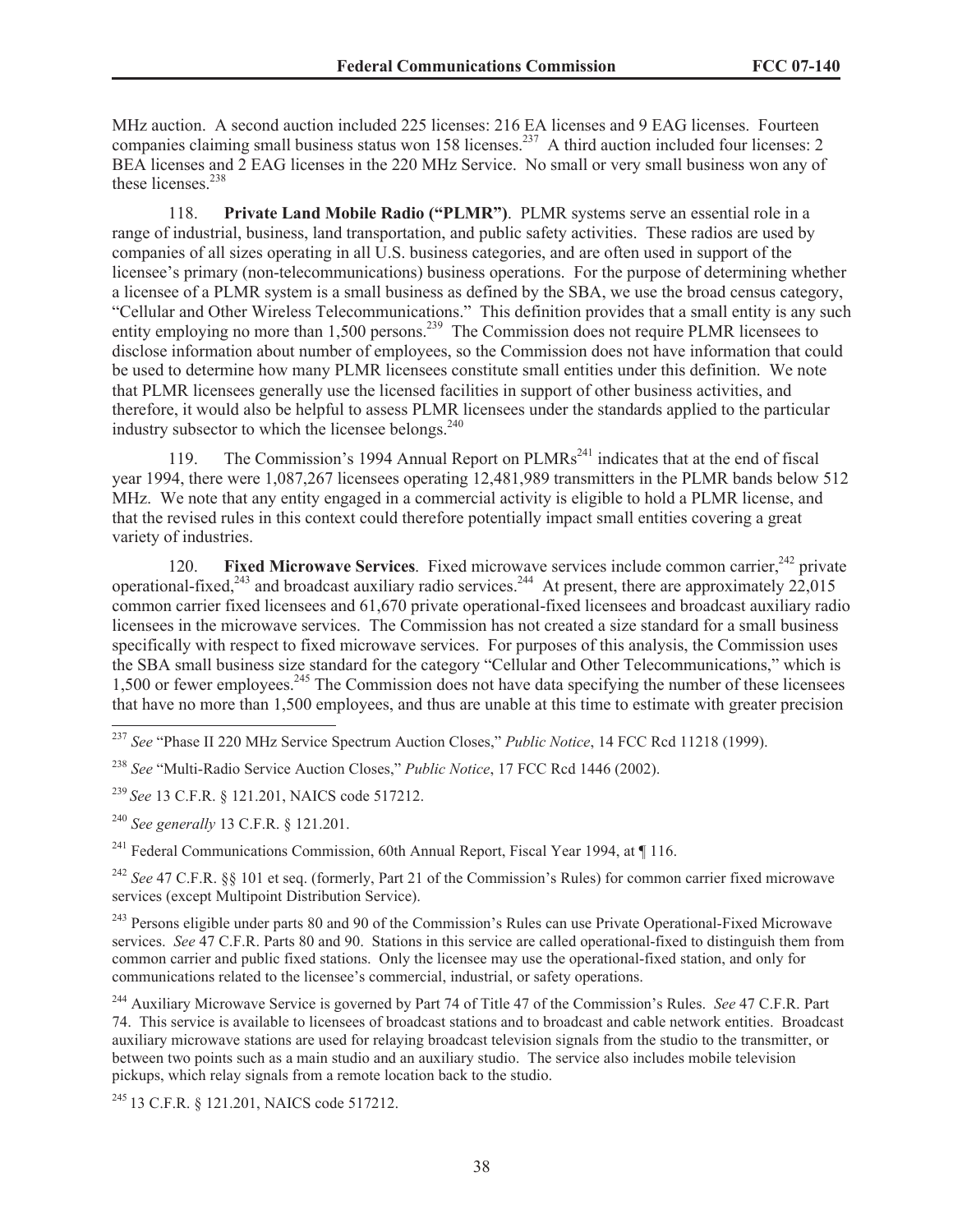MHz auction. A second auction included 225 licenses: 216 EA licenses and 9 EAG licenses. Fourteen companies claiming small business status won 158 licenses.[237] A third auction included four licenses: 2 BEA licenses and 2 EAG licenses in the 220 MHz Service. No small or very small business won any of these licenses.[238]

118. **Private Land Mobile Radio ("PLMR")**. PLMR systems serve an essential role in a range of industrial, business, land transportation, and public safety activities. These radios are used by companies of all sizes operating in all U.S. business categories, and are often used in support of the licensee's primary (non-telecommunications) business operations. For the purpose of determining whether a licensee of a PLMR system is a small business as defined by the SBA, we use the broad census category, "Cellular and Other Wireless Telecommunications." This definition provides that a small entity is any such entity employing no more than 1,500 persons.[239] The Commission does not require PLMR licensees to disclose information about number of employees, so the Commission does not have information that could be used to determine how many PLMR licensees constitute small entities under this definition. We note that PLMR licensees generally use the licensed facilities in support of other business activities, and therefore, it would also be helpful to assess PLMR licensees under the standards applied to the particular industry subsector to which the licensee belongs.[240]

119. The Commission's 1994 Annual Report on PLMRs[241] indicates that at the end of fiscal year 1994, there were 1,087,267 licensees operating 12,481,989 transmitters in the PLMR bands below 512 MHz. We note that any entity engaged in a commercial activity is eligible to hold a PLMR license, and that the revised rules in this context could therefore potentially impact small entities covering a great variety of industries.

120. **Fixed Microwave Services**. Fixed microwave services include common carrier,[242] private operational-fixed,[243] and broadcast auxiliary radio services.[244] At present, there are approximately 22,015 common carrier fixed licensees and 61,670 private operational-fixed licensees and broadcast auxiliary radio licensees in the microwave services. The Commission has not created a size standard for a small business specifically with respect to fixed microwave services. For purposes of this analysis, the Commission uses the SBA small business size standard for the category "Cellular and Other Telecommunications," which is 1,500 or fewer employees.[245] The Commission does not have data specifying the number of these licensees that have no more than 1,500 employees, and thus are unable at this time to estimate with greater precision

---

[237] *See* "Phase II 220 MHz Service Spectrum Auction Closes," *Public Notice*, 14 FCC Rcd 11218 (1999).

[238] *See* "Multi-Radio Service Auction Closes," *Public Notice*, 17 FCC Rcd 1446 (2002).

[239] *See* 13 C.F.R. § 121.201, NAICS code 517212.

[240] *See generally* 13 C.F.R. § 121.201.

[241] Federal Communications Commission, 60th Annual Report, Fiscal Year 1994, at ¶ 116.

[242] *See* 47 C.F.R. §§ 101 et seq. (formerly, Part 21 of the Commission's Rules) for common carrier fixed microwave services (except Multipoint Distribution Service).

[243] Persons eligible under parts 80 and 90 of the Commission's Rules can use Private Operational-Fixed Microwave services. *See* 47 C.F.R. Parts 80 and 90. Stations in this service are called operational-fixed to distinguish them from common carrier and public fixed stations. Only the licensee may use the operational-fixed station, and only for communications related to the licensee's commercial, industrial, or safety operations.

[244] Auxiliary Microwave Service is governed by Part 74 of Title 47 of the Commission's Rules. *See* 47 C.F.R. Part 74. This service is available to licensees of broadcast stations and to broadcast and cable network entities. Broadcast auxiliary microwave stations are used for relaying broadcast television signals from the studio to the transmitter, or between two points such as a main studio and an auxiliary studio. The service also includes mobile television pickups, which relay signals from a remote location back to the studio.

[245] 13 C.F.R. § 121.201, NAICS code 517212.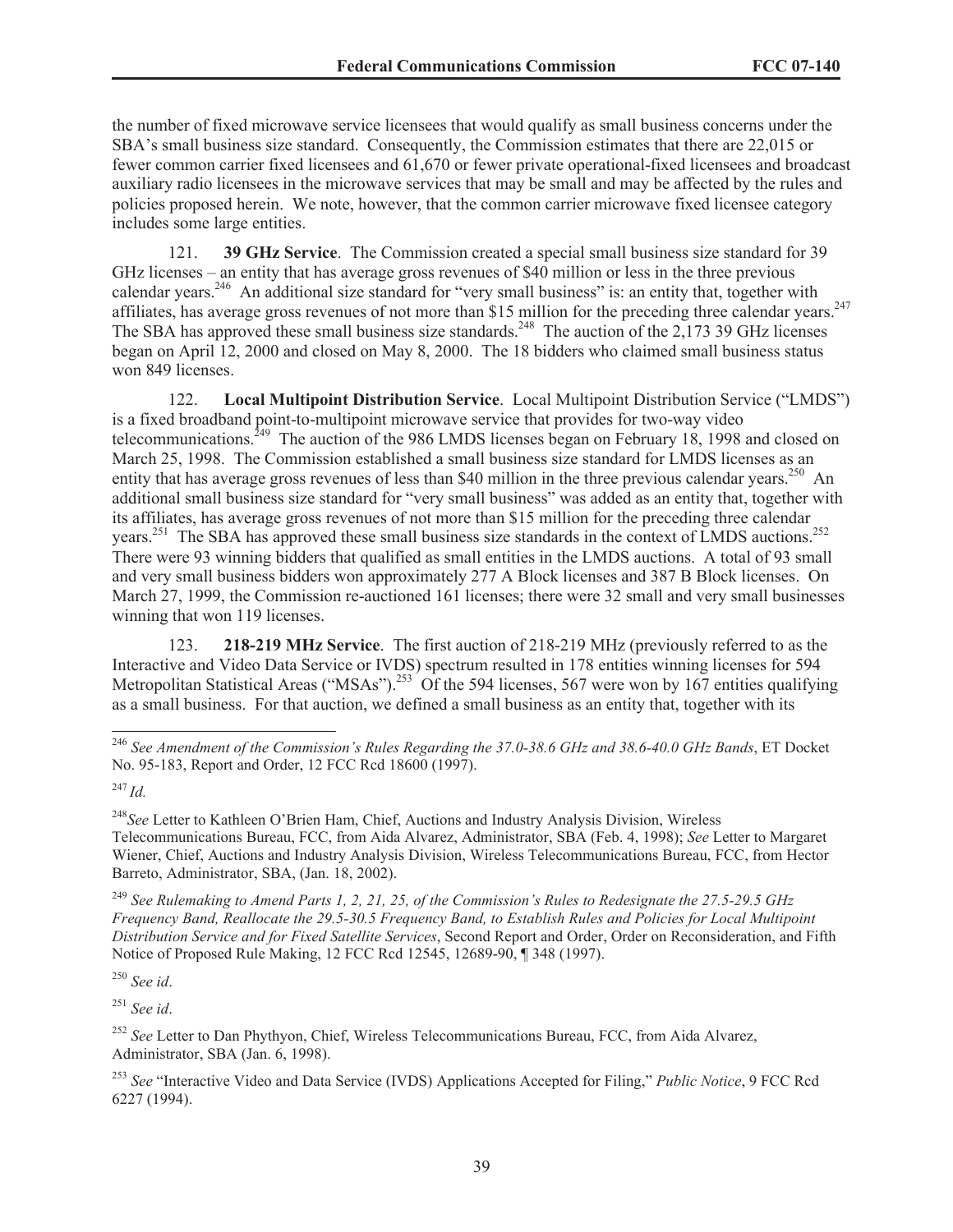the number of fixed microwave service licensees that would qualify as small business concerns under the SBA's small business size standard. Consequently, the Commission estimates that there are 22,015 or fewer common carrier fixed licensees and 61,670 or fewer private operational-fixed licensees and broadcast auxiliary radio licensees in the microwave services that may be small and may be affected by the rules and policies proposed herein. We note, however, that the common carrier microwave fixed licensee category includes some large entities.

121. **39 GHz Service**. The Commission created a special small business size standard for 39 GHz licenses – an entity that has average gross revenues of $40 million or less in the three previous calendar years.[246] An additional size standard for "very small business" is: an entity that, together with affiliates, has average gross revenues of not more than $15 million for the preceding three calendar years.[247] The SBA has approved these small business size standards.[248] The auction of the 2,173 39 GHz licenses began on April 12, 2000 and closed on May 8, 2000. The 18 bidders who claimed small business status won 849 licenses.

122. **Local Multipoint Distribution Service**. Local Multipoint Distribution Service ("LMDS") is a fixed broadband point-to-multipoint microwave service that provides for two-way video telecommunications.[249] The auction of the 986 LMDS licenses began on February 18, 1998 and closed on March 25, 1998. The Commission established a small business size standard for LMDS licenses as an entity that has average gross revenues of less than $40 million in the three previous calendar years.[250] An additional small business size standard for "very small business" was added as an entity that, together with its affiliates, has average gross revenues of not more than $15 million for the preceding three calendar years.[251] The SBA has approved these small business size standards in the context of LMDS auctions.[252] There were 93 winning bidders that qualified as small entities in the LMDS auctions. A total of 93 small and very small business bidders won approximately 277 A Block licenses and 387 B Block licenses. On March 27, 1999, the Commission re-auctioned 161 licenses; there were 32 small and very small businesses winning that won 119 licenses.

123. **218-219 MHz Service**. The first auction of 218-219 MHz (previously referred to as the Interactive and Video Data Service or IVDS) spectrum resulted in 178 entities winning licenses for 594 Metropolitan Statistical Areas ("MSAs").[253] Of the 594 licenses, 567 were won by 167 entities qualifying as a small business. For that auction, we defined a small business as an entity that, together with its

---

[246] *See Amendment of the Commission's Rules Regarding the 37.0-38.6 GHz and 38.6-40.0 GHz Bands*, ET Docket No. 95-183, Report and Order, 12 FCC Rcd 18600 (1997).

[247] *Id.*

[248] *See* Letter to Kathleen O'Brien Ham, Chief, Auctions and Industry Analysis Division, Wireless Telecommunications Bureau, FCC, from Aida Alvarez, Administrator, SBA (Feb. 4, 1998); *See* Letter to Margaret Wiener, Chief, Auctions and Industry Analysis Division, Wireless Telecommunications Bureau, FCC, from Hector Barreto, Administrator, SBA, (Jan. 18, 2002).

[249] *See Rulemaking to Amend Parts 1, 2, 21, 25, of the Commission's Rules to Redesignate the 27.5-29.5 GHz Frequency Band, Reallocate the 29.5-30.5 Frequency Band, to Establish Rules and Policies for Local Multipoint Distribution Service and for Fixed Satellite Services*, Second Report and Order, Order on Reconsideration, and Fifth Notice of Proposed Rule Making, 12 FCC Rcd 12545, 12689-90, ¶ 348 (1997).

[250] *See id*.

[251] *See id*.

[252] *See* Letter to Dan Phythyon, Chief, Wireless Telecommunications Bureau, FCC, from Aida Alvarez, Administrator, SBA (Jan. 6, 1998).

[253] *See* "Interactive Video and Data Service (IVDS) Applications Accepted for Filing," *Public Notice*, 9 FCC Rcd 6227 (1994).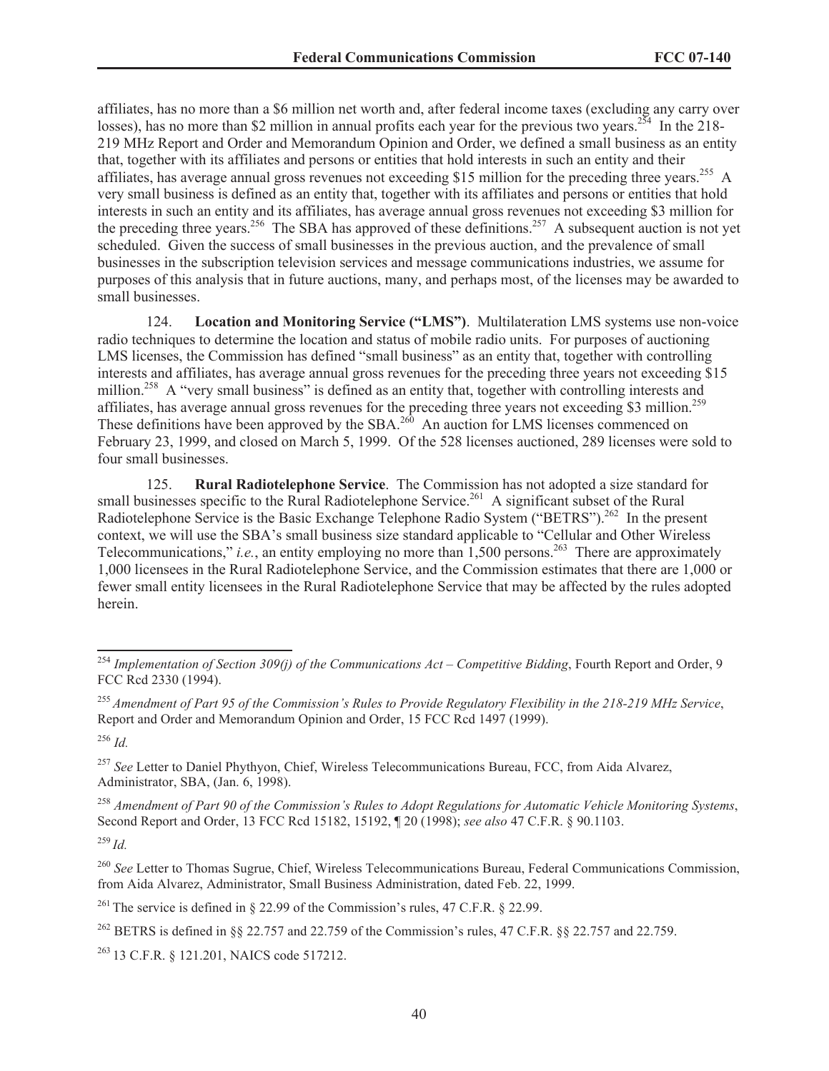affiliates, has no more than a $6 million net worth and, after federal income taxes (excluding any carry over losses), has no more than $2 million in annual profits each year for the previous two years.[254] In the 218-219 MHz Report and Order and Memorandum Opinion and Order, we defined a small business as an entity that, together with its affiliates and persons or entities that hold interests in such an entity and their affiliates, has average annual gross revenues not exceeding $15 million for the preceding three years.[255] A very small business is defined as an entity that, together with its affiliates and persons or entities that hold interests in such an entity and its affiliates, has average annual gross revenues not exceeding $3 million for the preceding three years.[256] The SBA has approved of these definitions.[257] A subsequent auction is not yet scheduled. Given the success of small businesses in the previous auction, and the prevalence of small businesses in the subscription television services and message communications industries, we assume for purposes of this analysis that in future auctions, many, and perhaps most, of the licenses may be awarded to small businesses.

124. **Location and Monitoring Service ("LMS")**. Multilateration LMS systems use non-voice radio techniques to determine the location and status of mobile radio units. For purposes of auctioning LMS licenses, the Commission has defined "small business" as an entity that, together with controlling interests and affiliates, has average annual gross revenues for the preceding three years not exceeding $15 million.[258] A "very small business" is defined as an entity that, together with controlling interests and affiliates, has average annual gross revenues for the preceding three years not exceeding $3 million.[259] These definitions have been approved by the SBA.[260] An auction for LMS licenses commenced on February 23, 1999, and closed on March 5, 1999. Of the 528 licenses auctioned, 289 licenses were sold to four small businesses.

125. **Rural Radiotelephone Service**. The Commission has not adopted a size standard for small businesses specific to the Rural Radiotelephone Service.[261] A significant subset of the Rural Radiotelephone Service is the Basic Exchange Telephone Radio System ("BETRS").[262] In the present context, we will use the SBA's small business size standard applicable to "Cellular and Other Wireless Telecommunications," *i.e.*, an entity employing no more than 1,500 persons.[263] There are approximately 1,000 licensees in the Rural Radiotelephone Service, and the Commission estimates that there are 1,000 or fewer small entity licensees in the Rural Radiotelephone Service that may be affected by the rules adopted herein.

---

[254] *Implementation of Section 309(j) of the Communications Act – Competitive Bidding*, Fourth Report and Order, 9 FCC Rcd 2330 (1994).

[255] *Amendment of Part 95 of the Commission's Rules to Provide Regulatory Flexibility in the 218-219 MHz Service*, Report and Order and Memorandum Opinion and Order, 15 FCC Rcd 1497 (1999).

[256] *Id.*

[257] *See* Letter to Daniel Phythyon, Chief, Wireless Telecommunications Bureau, FCC, from Aida Alvarez, Administrator, SBA, (Jan. 6, 1998).

[258] *Amendment of Part 90 of the Commission's Rules to Adopt Regulations for Automatic Vehicle Monitoring Systems*, Second Report and Order, 13 FCC Rcd 15182, 15192, ¶ 20 (1998); *see also* 47 C.F.R. § 90.1103.

[259] *Id.*

[260] *See* Letter to Thomas Sugrue, Chief, Wireless Telecommunications Bureau, Federal Communications Commission, from Aida Alvarez, Administrator, Small Business Administration, dated Feb. 22, 1999.

[261] The service is defined in § 22.99 of the Commission's rules, 47 C.F.R. § 22.99.

[262] BETRS is defined in §§ 22.757 and 22.759 of the Commission's rules, 47 C.F.R. §§ 22.757 and 22.759.

[263] 13 C.F.R. § 121.201, NAICS code 517212.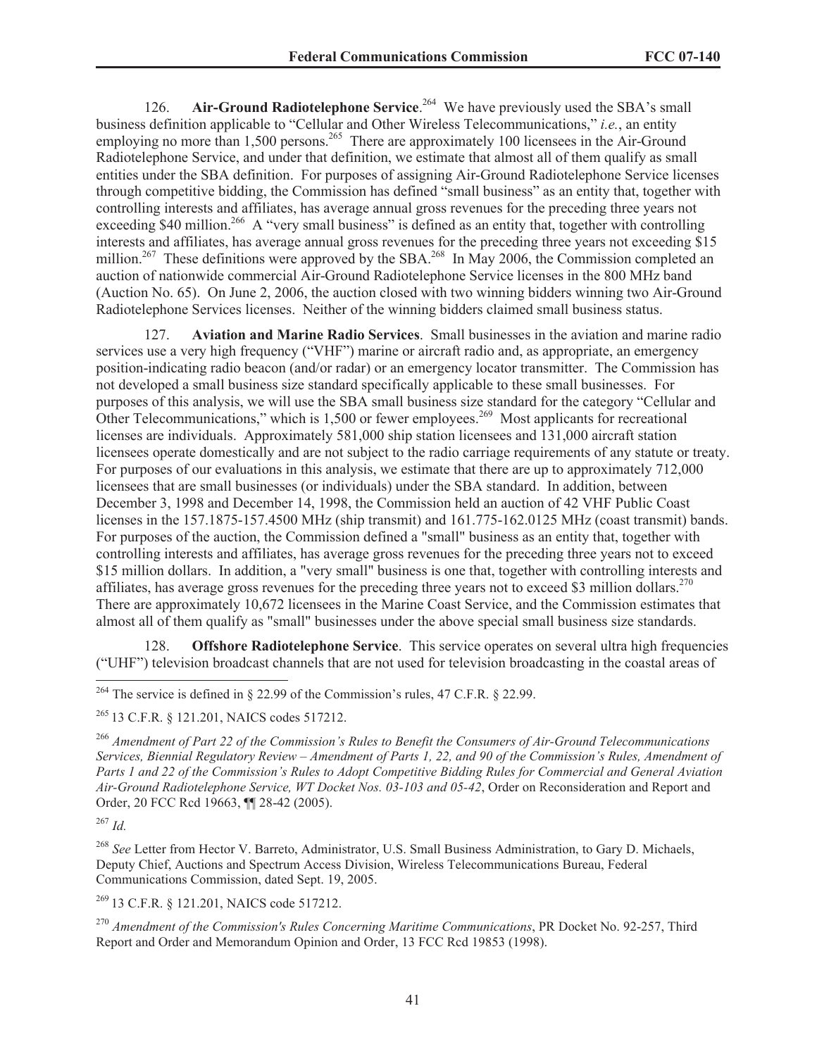126. **Air-Ground Radiotelephone Service**.[264] We have previously used the SBA's small business definition applicable to "Cellular and Other Wireless Telecommunications," *i.e.*, an entity employing no more than 1,500 persons.[265] There are approximately 100 licensees in the Air-Ground Radiotelephone Service, and under that definition, we estimate that almost all of them qualify as small entities under the SBA definition. For purposes of assigning Air-Ground Radiotelephone Service licenses through competitive bidding, the Commission has defined "small business" as an entity that, together with controlling interests and affiliates, has average annual gross revenues for the preceding three years not exceeding $40 million.[266] A "very small business" is defined as an entity that, together with controlling interests and affiliates, has average annual gross revenues for the preceding three years not exceeding $15 million.[267] These definitions were approved by the SBA.[268] In May 2006, the Commission completed an auction of nationwide commercial Air-Ground Radiotelephone Service licenses in the 800 MHz band (Auction No. 65). On June 2, 2006, the auction closed with two winning bidders winning two Air-Ground Radiotelephone Services licenses. Neither of the winning bidders claimed small business status.

127. **Aviation and Marine Radio Services**. Small businesses in the aviation and marine radio services use a very high frequency ("VHF") marine or aircraft radio and, as appropriate, an emergency position-indicating radio beacon (and/or radar) or an emergency locator transmitter. The Commission has not developed a small business size standard specifically applicable to these small businesses. For purposes of this analysis, we will use the SBA small business size standard for the category "Cellular and Other Telecommunications," which is 1,500 or fewer employees.[269] Most applicants for recreational licenses are individuals. Approximately 581,000 ship station licensees and 131,000 aircraft station licensees operate domestically and are not subject to the radio carriage requirements of any statute or treaty. For purposes of our evaluations in this analysis, we estimate that there are up to approximately 712,000 licensees that are small businesses (or individuals) under the SBA standard. In addition, between December 3, 1998 and December 14, 1998, the Commission held an auction of 42 VHF Public Coast licenses in the 157.1875-157.4500 MHz (ship transmit) and 161.775-162.0125 MHz (coast transmit) bands. For purposes of the auction, the Commission defined a "small" business as an entity that, together with controlling interests and affiliates, has average gross revenues for the preceding three years not to exceed $15 million dollars. In addition, a "very small" business is one that, together with controlling interests and affiliates, has average gross revenues for the preceding three years not to exceed $3 million dollars.[270] There are approximately 10,672 licensees in the Marine Coast Service, and the Commission estimates that almost all of them qualify as "small" businesses under the above special small business size standards.

128. **Offshore Radiotelephone Service**. This service operates on several ultra high frequencies ("UHF") television broadcast channels that are not used for television broadcasting in the coastal areas of

---

[264] The service is defined in § 22.99 of the Commission's rules, 47 C.F.R. § 22.99.

[265] 13 C.F.R. § 121.201, NAICS codes 517212.

[266] *Amendment of Part 22 of the Commission's Rules to Benefit the Consumers of Air-Ground Telecommunications Services, Biennial Regulatory Review – Amendment of Parts 1, 22, and 90 of the Commission's Rules, Amendment of Parts 1 and 22 of the Commission's Rules to Adopt Competitive Bidding Rules for Commercial and General Aviation Air-Ground Radiotelephone Service, WT Docket Nos. 03-103 and 05-42*, Order on Reconsideration and Report and Order, 20 FCC Rcd 19663, ¶¶ 28-42 (2005).

[267] *Id.*

[268] *See* Letter from Hector V. Barreto, Administrator, U.S. Small Business Administration, to Gary D. Michaels, Deputy Chief, Auctions and Spectrum Access Division, Wireless Telecommunications Bureau, Federal Communications Commission, dated Sept. 19, 2005.

[269] 13 C.F.R. § 121.201, NAICS code 517212.

[270] *Amendment of the Commission's Rules Concerning Maritime Communications*, PR Docket No. 92-257, Third Report and Order and Memorandum Opinion and Order, 13 FCC Rcd 19853 (1998).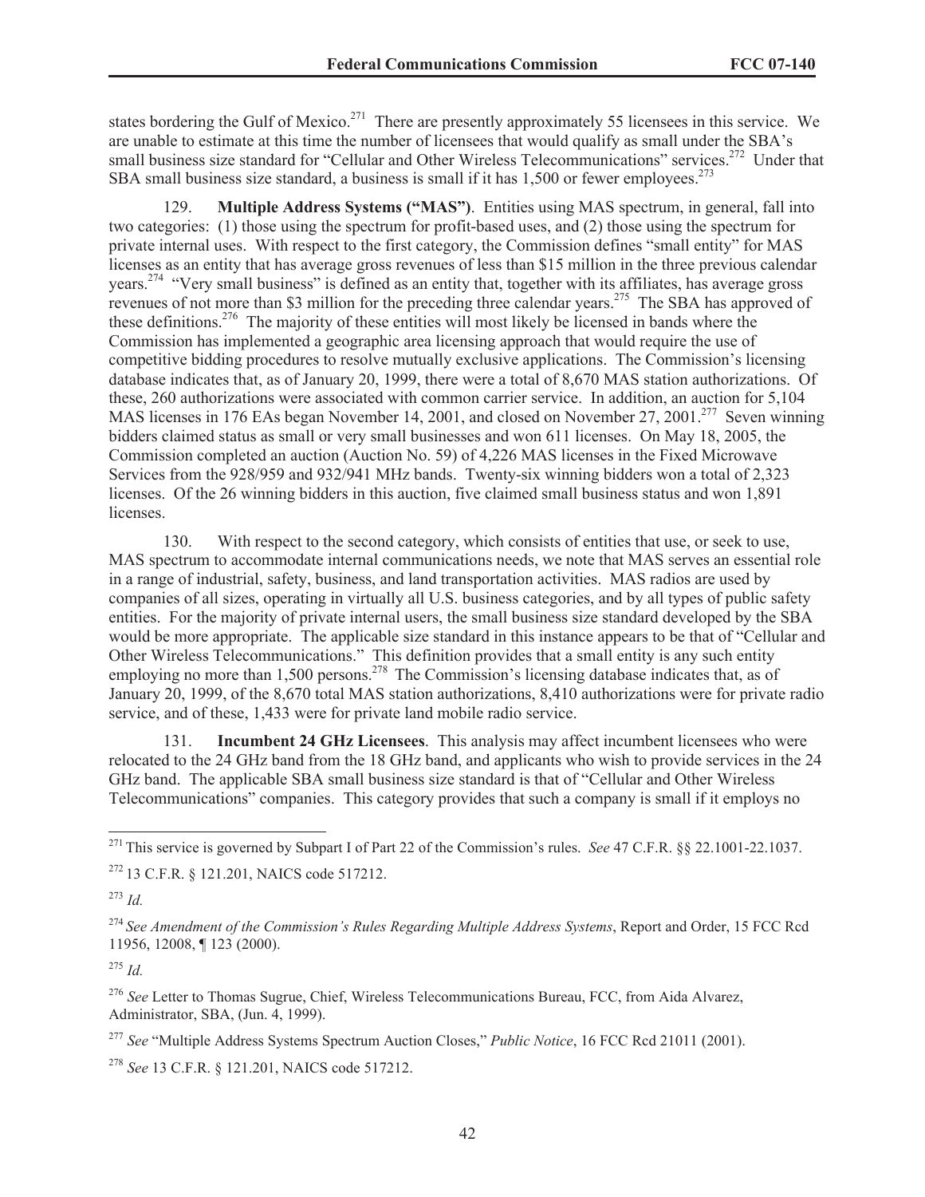states bordering the Gulf of Mexico.[271] There are presently approximately 55 licensees in this service. We are unable to estimate at this time the number of licensees that would qualify as small under the SBA's small business size standard for "Cellular and Other Wireless Telecommunications" services.[272] Under that SBA small business size standard, a business is small if it has 1,500 or fewer employees.[273]

129. **Multiple Address Systems ("MAS")**. Entities using MAS spectrum, in general, fall into two categories: (1) those using the spectrum for profit-based uses, and (2) those using the spectrum for private internal uses. With respect to the first category, the Commission defines "small entity" for MAS licenses as an entity that has average gross revenues of less than \$15 million in the three previous calendar years.[274] "Very small business" is defined as an entity that, together with its affiliates, has average gross revenues of not more than \$3 million for the preceding three calendar years.[275] The SBA has approved of these definitions.[276] The majority of these entities will most likely be licensed in bands where the Commission has implemented a geographic area licensing approach that would require the use of competitive bidding procedures to resolve mutually exclusive applications. The Commission's licensing database indicates that, as of January 20, 1999, there were a total of 8,670 MAS station authorizations. Of these, 260 authorizations were associated with common carrier service. In addition, an auction for 5,104 MAS licenses in 176 EAs began November 14, 2001, and closed on November 27, 2001.[277] Seven winning bidders claimed status as small or very small businesses and won 611 licenses. On May 18, 2005, the Commission completed an auction (Auction No. 59) of 4,226 MAS licenses in the Fixed Microwave Services from the 928/959 and 932/941 MHz bands. Twenty-six winning bidders won a total of 2,323 licenses. Of the 26 winning bidders in this auction, five claimed small business status and won 1,891 licenses.

130. With respect to the second category, which consists of entities that use, or seek to use, MAS spectrum to accommodate internal communications needs, we note that MAS serves an essential role in a range of industrial, safety, business, and land transportation activities. MAS radios are used by companies of all sizes, operating in virtually all U.S. business categories, and by all types of public safety entities. For the majority of private internal users, the small business size standard developed by the SBA would be more appropriate. The applicable size standard in this instance appears to be that of "Cellular and Other Wireless Telecommunications." This definition provides that a small entity is any such entity employing no more than 1,500 persons.[278] The Commission's licensing database indicates that, as of January 20, 1999, of the 8,670 total MAS station authorizations, 8,410 authorizations were for private radio service, and of these, 1,433 were for private land mobile radio service.

131. **Incumbent 24 GHz Licensees**. This analysis may affect incumbent licensees who were relocated to the 24 GHz band from the 18 GHz band, and applicants who wish to provide services in the 24 GHz band. The applicable SBA small business size standard is that of "Cellular and Other Wireless Telecommunications" companies. This category provides that such a company is small if it employs no

---

[271] This service is governed by Subpart I of Part 22 of the Commission's rules. *See* 47 C.F.R. §§ 22.1001-22.1037.

[272] 13 C.F.R. § 121.201, NAICS code 517212.

[273] *Id.*

[274] *See Amendment of the Commission's Rules Regarding Multiple Address Systems*, Report and Order, 15 FCC Rcd 11956, 12008, ¶ 123 (2000).

[275] *Id.*

[276] *See* Letter to Thomas Sugrue, Chief, Wireless Telecommunications Bureau, FCC, from Aida Alvarez, Administrator, SBA, (Jun. 4, 1999).

[277] *See* "Multiple Address Systems Spectrum Auction Closes," *Public Notice*, 16 FCC Rcd 21011 (2001).

[278] *See* 13 C.F.R. § 121.201, NAICS code 517212.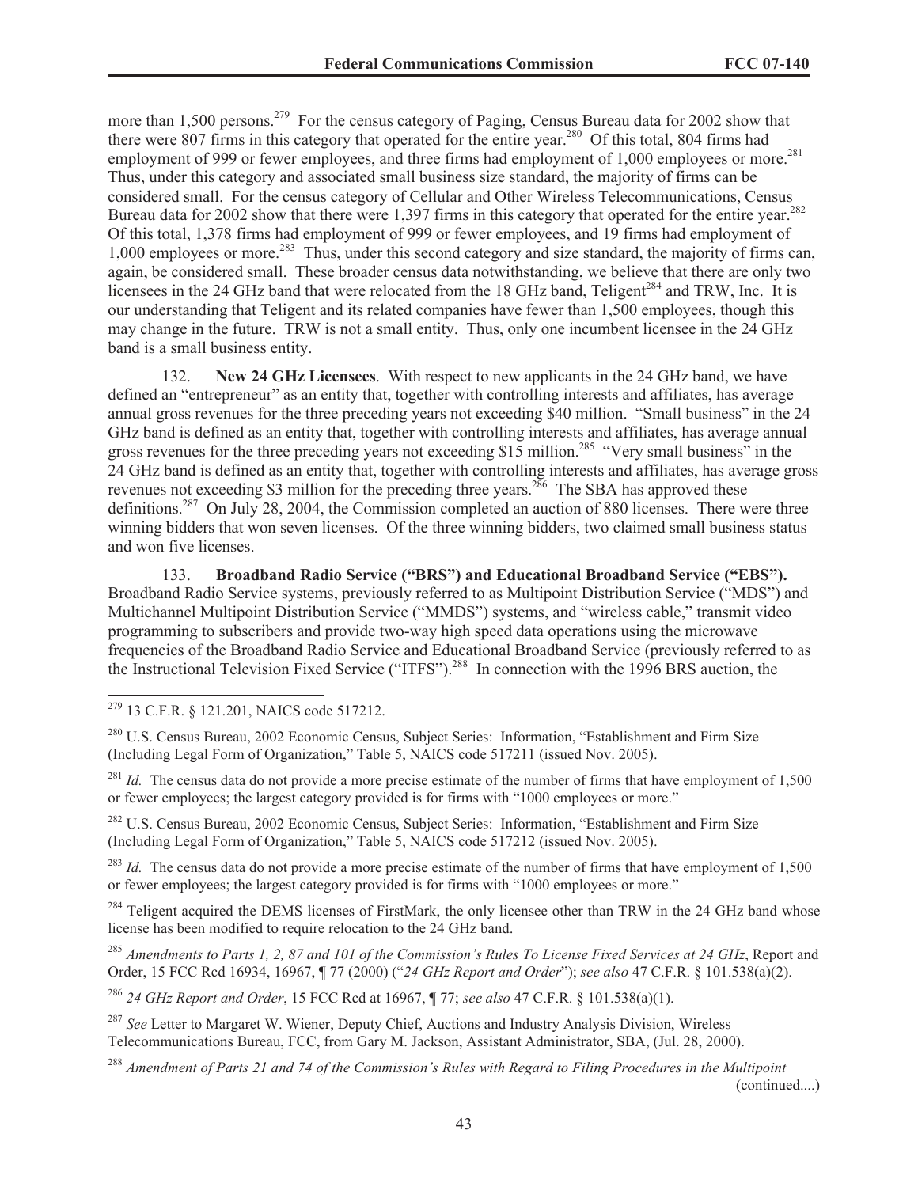more than 1,500 persons.[279] For the census category of Paging, Census Bureau data for 2002 show that there were 807 firms in this category that operated for the entire year.[280] Of this total, 804 firms had employment of 999 or fewer employees, and three firms had employment of 1,000 employees or more.[281] Thus, under this category and associated small business size standard, the majority of firms can be considered small. For the census category of Cellular and Other Wireless Telecommunications, Census Bureau data for 2002 show that there were 1,397 firms in this category that operated for the entire year.[282] Of this total, 1,378 firms had employment of 999 or fewer employees, and 19 firms had employment of 1,000 employees or more.[283] Thus, under this second category and size standard, the majority of firms can, again, be considered small. These broader census data notwithstanding, we believe that there are only two licensees in the 24 GHz band that were relocated from the 18 GHz band, Teligent[284] and TRW, Inc. It is our understanding that Teligent and its related companies have fewer than 1,500 employees, though this may change in the future. TRW is not a small entity. Thus, only one incumbent licensee in the 24 GHz band is a small business entity.

132. **New 24 GHz Licensees**. With respect to new applicants in the 24 GHz band, we have defined an "entrepreneur" as an entity that, together with controlling interests and affiliates, has average annual gross revenues for the three preceding years not exceeding $40 million. "Small business" in the 24 GHz band is defined as an entity that, together with controlling interests and affiliates, has average annual gross revenues for the three preceding years not exceeding $15 million.[285] "Very small business" in the 24 GHz band is defined as an entity that, together with controlling interests and affiliates, has average gross revenues not exceeding $3 million for the preceding three years.[286] The SBA has approved these definitions.[287] On July 28, 2004, the Commission completed an auction of 880 licenses. There were three winning bidders that won seven licenses. Of the three winning bidders, two claimed small business status and won five licenses.

133. **Broadband Radio Service ("BRS") and Educational Broadband Service ("EBS").** Broadband Radio Service systems, previously referred to as Multipoint Distribution Service ("MDS") and Multichannel Multipoint Distribution Service ("MMDS") systems, and "wireless cable," transmit video programming to subscribers and provide two-way high speed data operations using the microwave frequencies of the Broadband Radio Service and Educational Broadband Service (previously referred to as the Instructional Television Fixed Service ("ITFS").[288] In connection with the 1996 BRS auction, the

---

[279] 13 C.F.R. § 121.201, NAICS code 517212.

[280] U.S. Census Bureau, 2002 Economic Census, Subject Series: Information, "Establishment and Firm Size (Including Legal Form of Organization," Table 5, NAICS code 517211 (issued Nov. 2005).

[281] *Id.* The census data do not provide a more precise estimate of the number of firms that have employment of 1,500 or fewer employees; the largest category provided is for firms with "1000 employees or more."

[282] U.S. Census Bureau, 2002 Economic Census, Subject Series: Information, "Establishment and Firm Size (Including Legal Form of Organization," Table 5, NAICS code 517212 (issued Nov. 2005).

[283] *Id.* The census data do not provide a more precise estimate of the number of firms that have employment of 1,500 or fewer employees; the largest category provided is for firms with "1000 employees or more."

[284] Teligent acquired the DEMS licenses of FirstMark, the only licensee other than TRW in the 24 GHz band whose license has been modified to require relocation to the 24 GHz band.

[285] *Amendments to Parts 1, 2, 87 and 101 of the Commission's Rules To License Fixed Services at 24 GHz*, Report and Order, 15 FCC Rcd 16934, 16967, ¶ 77 (2000) ("*24 GHz Report and Order*"); *see also* 47 C.F.R. § 101.538(a)(2).

[286] *24 GHz Report and Order*, 15 FCC Rcd at 16967, ¶ 77; *see also* 47 C.F.R. § 101.538(a)(1).

[287] *See* Letter to Margaret W. Wiener, Deputy Chief, Auctions and Industry Analysis Division, Wireless Telecommunications Bureau, FCC, from Gary M. Jackson, Assistant Administrator, SBA, (Jul. 28, 2000).

[288] *Amendment of Parts 21 and 74 of the Commission's Rules with Regard to Filing Procedures in the Multipoint*

(continued....)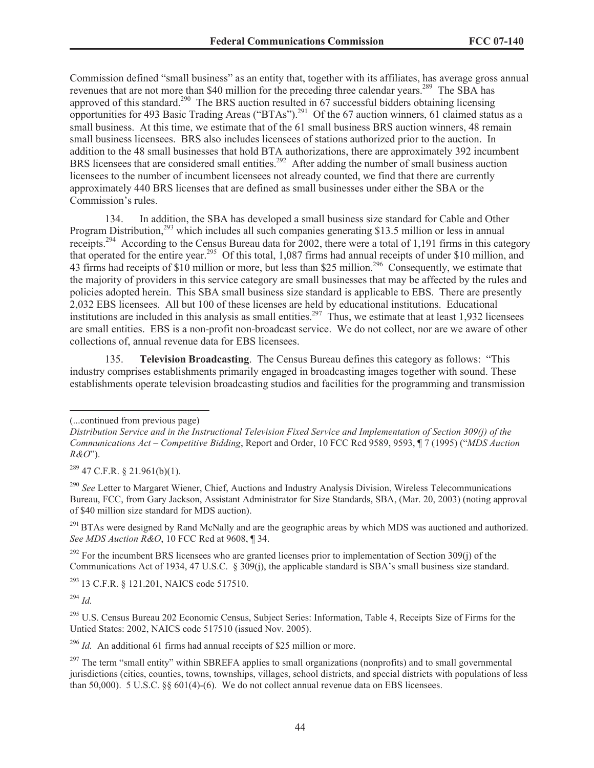Commission defined "small business" as an entity that, together with its affiliates, has average gross annual revenues that are not more than $40 million for the preceding three calendar years.[289] The SBA has approved of this standard.[290] The BRS auction resulted in 67 successful bidders obtaining licensing opportunities for 493 Basic Trading Areas ("BTAs").[291] Of the 67 auction winners, 61 claimed status as a small business. At this time, we estimate that of the 61 small business BRS auction winners, 48 remain small business licensees. BRS also includes licensees of stations authorized prior to the auction. In addition to the 48 small businesses that hold BTA authorizations, there are approximately 392 incumbent BRS licensees that are considered small entities.[292] After adding the number of small business auction licensees to the number of incumbent licensees not already counted, we find that there are currently approximately 440 BRS licenses that are defined as small businesses under either the SBA or the Commission's rules.

134. In addition, the SBA has developed a small business size standard for Cable and Other Program Distribution,[293] which includes all such companies generating $13.5 million or less in annual receipts.[294] According to the Census Bureau data for 2002, there were a total of 1,191 firms in this category that operated for the entire year.[295] Of this total, 1,087 firms had annual receipts of under $10 million, and 43 firms had receipts of $10 million or more, but less than $25 million.[296] Consequently, we estimate that the majority of providers in this service category are small businesses that may be affected by the rules and policies adopted herein. This SBA small business size standard is applicable to EBS. There are presently 2,032 EBS licensees. All but 100 of these licenses are held by educational institutions. Educational institutions are included in this analysis as small entities.[297] Thus, we estimate that at least 1,932 licensees are small entities. EBS is a non-profit non-broadcast service. We do not collect, nor are we aware of other collections of, annual revenue data for EBS licensees.

135. **Television Broadcasting**. The Census Bureau defines this category as follows: "This industry comprises establishments primarily engaged in broadcasting images together with sound. These establishments operate television broadcasting studios and facilities for the programming and transmission

---

(...continued from previous page)
*Distribution Service and in the Instructional Television Fixed Service and Implementation of Section 309(j) of the Communications Act – Competitive Bidding*, Report and Order, 10 FCC Rcd 9589, 9593, ¶ 7 (1995) ("*MDS Auction R&O*").

[289] 47 C.F.R. § 21.961(b)(1).

[290] *See* Letter to Margaret Wiener, Chief, Auctions and Industry Analysis Division, Wireless Telecommunications Bureau, FCC, from Gary Jackson, Assistant Administrator for Size Standards, SBA, (Mar. 20, 2003) (noting approval of $40 million size standard for MDS auction).

[291] BTAs were designed by Rand McNally and are the geographic areas by which MDS was auctioned and authorized. *See MDS Auction R&O*, 10 FCC Rcd at 9608, ¶ 34.

[292] For the incumbent BRS licensees who are granted licenses prior to implementation of Section 309(j) of the Communications Act of 1934, 47 U.S.C. § 309(j), the applicable standard is SBA's small business size standard.

[293] 13 C.F.R. § 121.201, NAICS code 517510.

[294] *Id.*

[295] U.S. Census Bureau 202 Economic Census, Subject Series: Information, Table 4, Receipts Size of Firms for the Untied States: 2002, NAICS code 517510 (issued Nov. 2005).

[296] *Id.* An additional 61 firms had annual receipts of $25 million or more.

[297] The term "small entity" within SBREFA applies to small organizations (nonprofits) and to small governmental jurisdictions (cities, counties, towns, townships, villages, school districts, and special districts with populations of less than 50,000). 5 U.S.C. §§ 601(4)-(6). We do not collect annual revenue data on EBS licensees.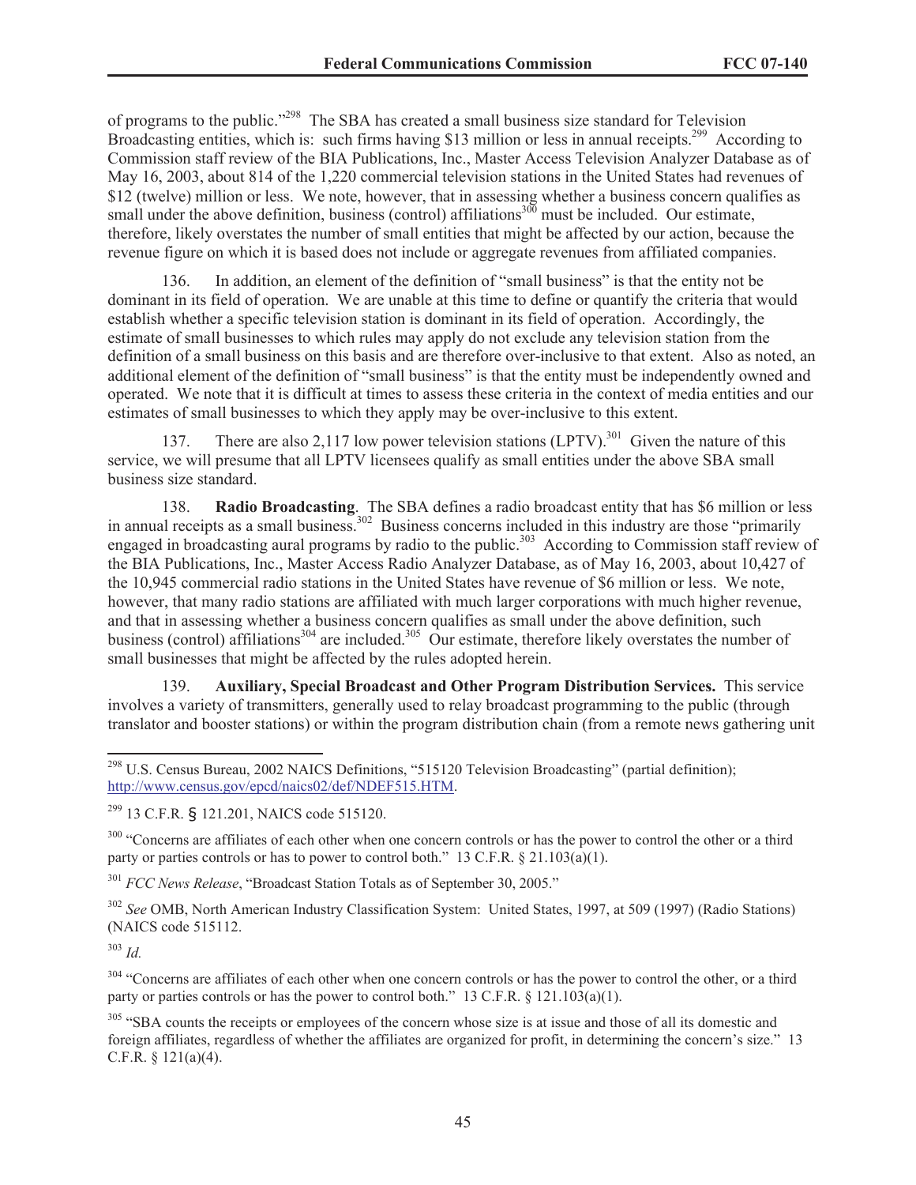of programs to the public."[298] The SBA has created a small business size standard for Television Broadcasting entities, which is: such firms having $13 million or less in annual receipts.[299] According to Commission staff review of the BIA Publications, Inc., Master Access Television Analyzer Database as of May 16, 2003, about 814 of the 1,220 commercial television stations in the United States had revenues of $12 (twelve) million or less. We note, however, that in assessing whether a business concern qualifies as small under the above definition, business (control) affiliations[300] must be included. Our estimate, therefore, likely overstates the number of small entities that might be affected by our action, because the revenue figure on which it is based does not include or aggregate revenues from affiliated companies.

136. In addition, an element of the definition of "small business" is that the entity not be dominant in its field of operation. We are unable at this time to define or quantify the criteria that would establish whether a specific television station is dominant in its field of operation. Accordingly, the estimate of small businesses to which rules may apply do not exclude any television station from the definition of a small business on this basis and are therefore over-inclusive to that extent. Also as noted, an additional element of the definition of "small business" is that the entity must be independently owned and operated. We note that it is difficult at times to assess these criteria in the context of media entities and our estimates of small businesses to which they apply may be over-inclusive to this extent.

137. There are also 2,117 low power television stations (LPTV).[301] Given the nature of this service, we will presume that all LPTV licensees qualify as small entities under the above SBA small business size standard.

138. **Radio Broadcasting**. The SBA defines a radio broadcast entity that has $6 million or less in annual receipts as a small business.[302] Business concerns included in this industry are those "primarily engaged in broadcasting aural programs by radio to the public.[303] According to Commission staff review of the BIA Publications, Inc., Master Access Radio Analyzer Database, as of May 16, 2003, about 10,427 of the 10,945 commercial radio stations in the United States have revenue of $6 million or less. We note, however, that many radio stations are affiliated with much larger corporations with much higher revenue, and that in assessing whether a business concern qualifies as small under the above definition, such business (control) affiliations[304] are included.[305] Our estimate, therefore likely overstates the number of small businesses that might be affected by the rules adopted herein.

139. **Auxiliary, Special Broadcast and Other Program Distribution Services.** This service involves a variety of transmitters, generally used to relay broadcast programming to the public (through translator and booster stations) or within the program distribution chain (from a remote news gathering unit

---

[298] U.S. Census Bureau, 2002 NAICS Definitions, "515120 Television Broadcasting" (partial definition); http://www.census.gov/epcd/naics02/def/NDEF515.HTM.

[299] 13 C.F.R. § 121.201, NAICS code 515120.

[300] "Concerns are affiliates of each other when one concern controls or has the power to control the other or a third party or parties controls or has to power to control both." 13 C.F.R. § 21.103(a)(1).

[301] *FCC News Release*, "Broadcast Station Totals as of September 30, 2005."

[302] *See* OMB, North American Industry Classification System: United States, 1997, at 509 (1997) (Radio Stations) (NAICS code 515112.

[303] *Id.*

[304] "Concerns are affiliates of each other when one concern controls or has the power to control the other, or a third party or parties controls or has the power to control both." 13 C.F.R. § 121.103(a)(1).

[305] "SBA counts the receipts or employees of the concern whose size is at issue and those of all its domestic and foreign affiliates, regardless of whether the affiliates are organized for profit, in determining the concern's size." 13 C.F.R. § 121(a)(4).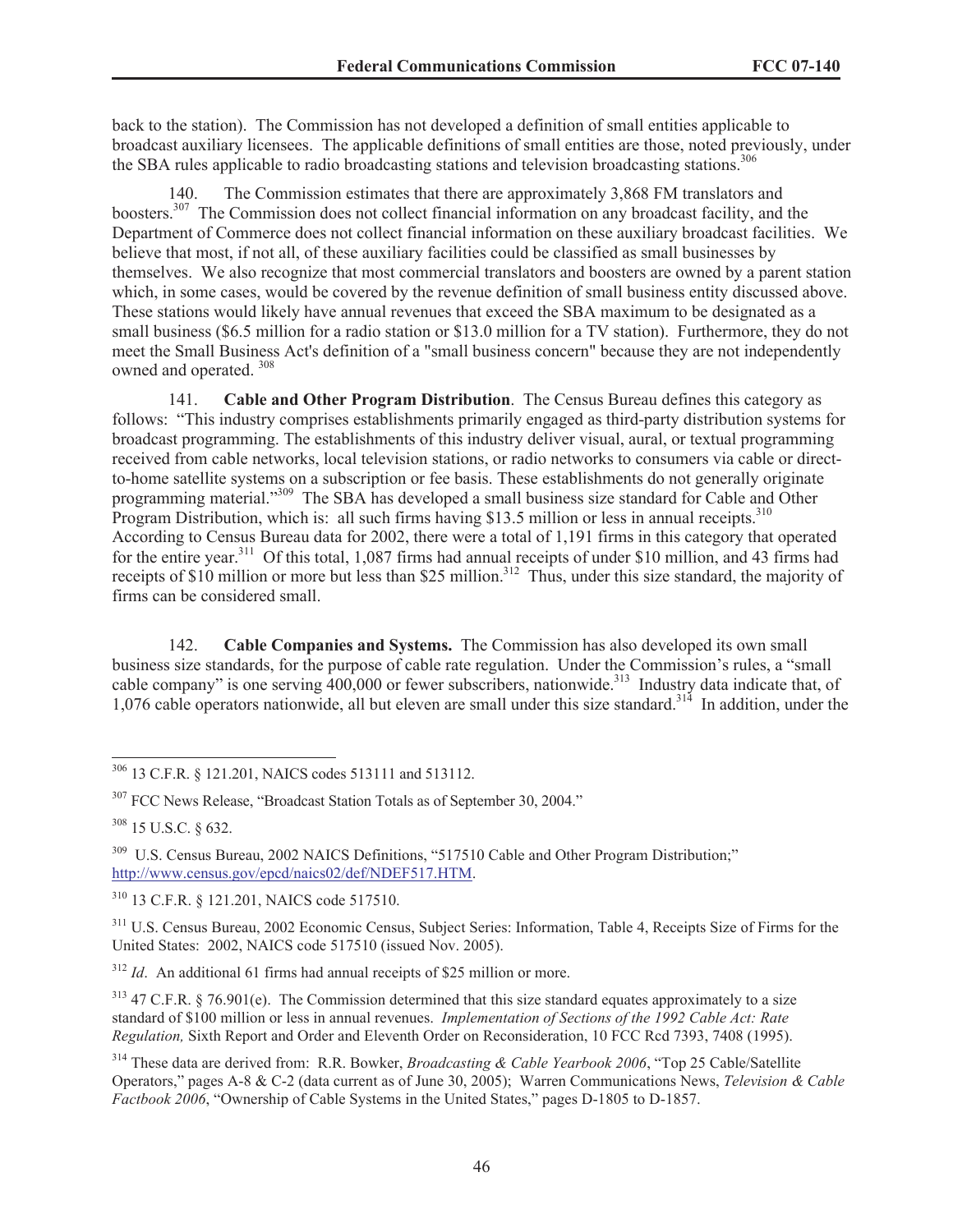back to the station). The Commission has not developed a definition of small entities applicable to broadcast auxiliary licensees. The applicable definitions of small entities are those, noted previously, under the SBA rules applicable to radio broadcasting stations and television broadcasting stations.[306]

140. The Commission estimates that there are approximately 3,868 FM translators and boosters.[307] The Commission does not collect financial information on any broadcast facility, and the Department of Commerce does not collect financial information on these auxiliary broadcast facilities. We believe that most, if not all, of these auxiliary facilities could be classified as small businesses by themselves. We also recognize that most commercial translators and boosters are owned by a parent station which, in some cases, would be covered by the revenue definition of small business entity discussed above. These stations would likely have annual revenues that exceed the SBA maximum to be designated as a small business ($6.5 million for a radio station or $13.0 million for a TV station). Furthermore, they do not meet the Small Business Act's definition of a "small business concern" because they are not independently owned and operated.[308]

141. **Cable and Other Program Distribution**. The Census Bureau defines this category as follows: "This industry comprises establishments primarily engaged as third-party distribution systems for broadcast programming. The establishments of this industry deliver visual, aural, or textual programming received from cable networks, local television stations, or radio networks to consumers via cable or direct-to-home satellite systems on a subscription or fee basis. These establishments do not generally originate programming material."[309] The SBA has developed a small business size standard for Cable and Other Program Distribution, which is: all such firms having $13.5 million or less in annual receipts.[310] According to Census Bureau data for 2002, there were a total of 1,191 firms in this category that operated for the entire year.[311] Of this total, 1,087 firms had annual receipts of under $10 million, and 43 firms had receipts of $10 million or more but less than $25 million.[312] Thus, under this size standard, the majority of firms can be considered small.

142. **Cable Companies and Systems.** The Commission has also developed its own small business size standards, for the purpose of cable rate regulation. Under the Commission's rules, a "small cable company" is one serving 400,000 or fewer subscribers, nationwide.[313] Industry data indicate that, of 1,076 cable operators nationwide, all but eleven are small under this size standard.[314] In addition, under the

---

[306] 13 C.F.R. § 121.201, NAICS codes 513111 and 513112.

[307] FCC News Release, "Broadcast Station Totals as of September 30, 2004."

[308] 15 U.S.C. § 632.

[309] U.S. Census Bureau, 2002 NAICS Definitions, "517510 Cable and Other Program Distribution;" http://www.census.gov/epcd/naics02/def/NDEF517.HTM.

[310] 13 C.F.R. § 121.201, NAICS code 517510.

[311] U.S. Census Bureau, 2002 Economic Census, Subject Series: Information, Table 4, Receipts Size of Firms for the United States: 2002, NAICS code 517510 (issued Nov. 2005).

[312] *Id*. An additional 61 firms had annual receipts of $25 million or more.

[313] 47 C.F.R. § 76.901(e). The Commission determined that this size standard equates approximately to a size standard of $100 million or less in annual revenues. *Implementation of Sections of the 1992 Cable Act: Rate Regulation,* Sixth Report and Order and Eleventh Order on Reconsideration, 10 FCC Rcd 7393, 7408 (1995).

[314] These data are derived from: R.R. Bowker, *Broadcasting & Cable Yearbook 2006*, "Top 25 Cable/Satellite Operators," pages A-8 & C-2 (data current as of June 30, 2005); Warren Communications News, *Television & Cable Factbook 2006*, "Ownership of Cable Systems in the United States," pages D-1805 to D-1857.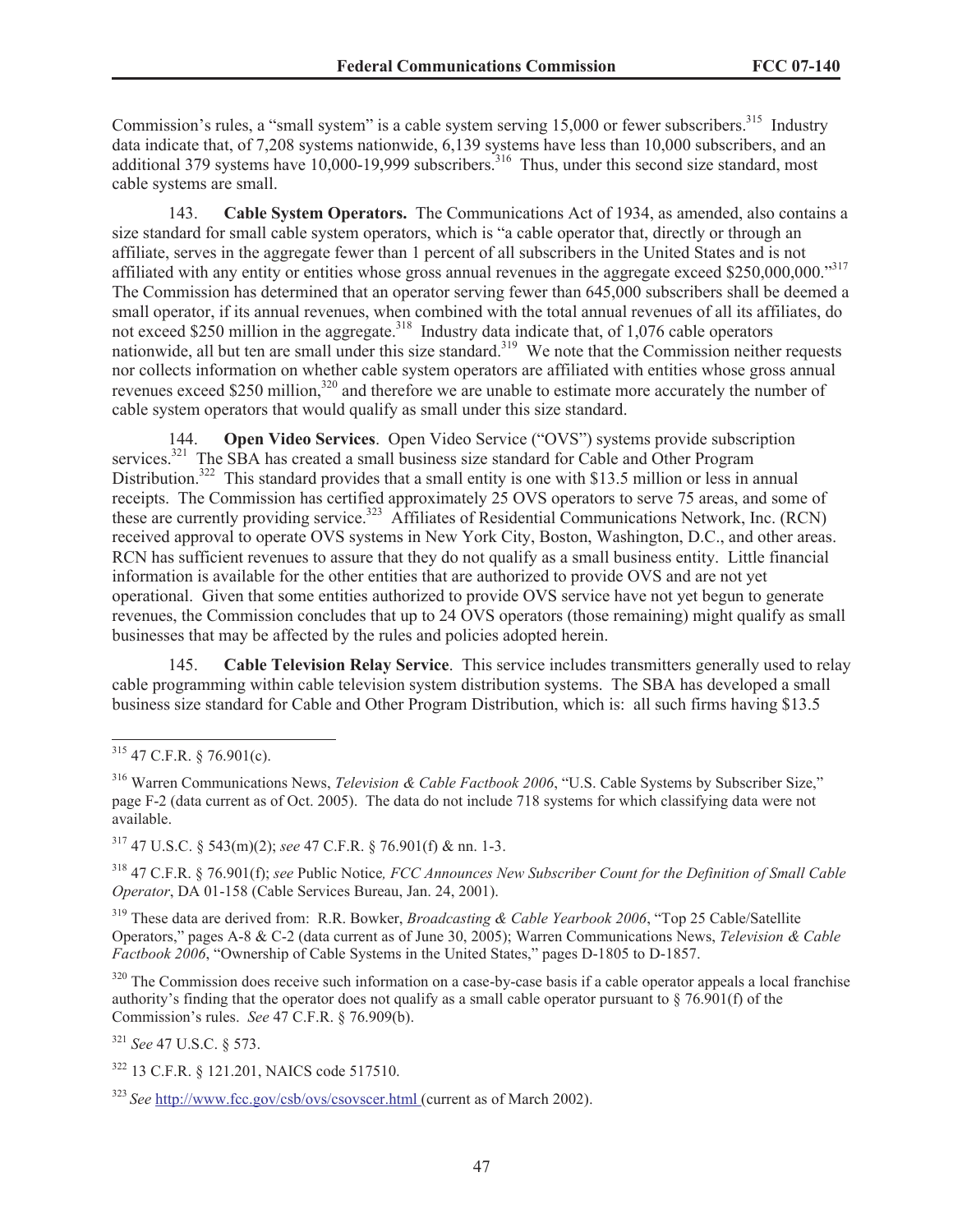Commission's rules, a "small system" is a cable system serving 15,000 or fewer subscribers.[315] Industry data indicate that, of 7,208 systems nationwide, 6,139 systems have less than 10,000 subscribers, and an additional 379 systems have 10,000-19,999 subscribers.[316] Thus, under this second size standard, most cable systems are small.

143. **Cable System Operators.** The Communications Act of 1934, as amended, also contains a size standard for small cable system operators, which is "a cable operator that, directly or through an affiliate, serves in the aggregate fewer than 1 percent of all subscribers in the United States and is not affiliated with any entity or entities whose gross annual revenues in the aggregate exceed $250,000,000."[317] The Commission has determined that an operator serving fewer than 645,000 subscribers shall be deemed a small operator, if its annual revenues, when combined with the total annual revenues of all its affiliates, do not exceed $250 million in the aggregate.[318] Industry data indicate that, of 1,076 cable operators nationwide, all but ten are small under this size standard.[319] We note that the Commission neither requests nor collects information on whether cable system operators are affiliated with entities whose gross annual revenues exceed $250 million,[320] and therefore we are unable to estimate more accurately the number of cable system operators that would qualify as small under this size standard.

144. **Open Video Services**. Open Video Service ("OVS") systems provide subscription services.[321] The SBA has created a small business size standard for Cable and Other Program Distribution.[322] This standard provides that a small entity is one with $13.5 million or less in annual receipts. The Commission has certified approximately 25 OVS operators to serve 75 areas, and some of these are currently providing service.[323] Affiliates of Residential Communications Network, Inc. (RCN) received approval to operate OVS systems in New York City, Boston, Washington, D.C., and other areas. RCN has sufficient revenues to assure that they do not qualify as a small business entity. Little financial information is available for the other entities that are authorized to provide OVS and are not yet operational. Given that some entities authorized to provide OVS service have not yet begun to generate revenues, the Commission concludes that up to 24 OVS operators (those remaining) might qualify as small businesses that may be affected by the rules and policies adopted herein.

145. **Cable Television Relay Service**. This service includes transmitters generally used to relay cable programming within cable television system distribution systems. The SBA has developed a small business size standard for Cable and Other Program Distribution, which is: all such firms having $13.5

---

[315] 47 C.F.R. § 76.901(c).

[316] Warren Communications News, *Television & Cable Factbook 2006*, "U.S. Cable Systems by Subscriber Size," page F-2 (data current as of Oct. 2005). The data do not include 718 systems for which classifying data were not available.

[317] 47 U.S.C. § 543(m)(2); *see* 47 C.F.R. § 76.901(f) & nn. 1-3.

[318] 47 C.F.R. § 76.901(f); *see* Public Notice*, FCC Announces New Subscriber Count for the Definition of Small Cable Operator*, DA 01-158 (Cable Services Bureau, Jan. 24, 2001).

[319] These data are derived from: R.R. Bowker, *Broadcasting & Cable Yearbook 2006*, "Top 25 Cable/Satellite Operators," pages A-8 & C-2 (data current as of June 30, 2005); Warren Communications News, *Television & Cable Factbook 2006*, "Ownership of Cable Systems in the United States," pages D-1805 to D-1857.

[320] The Commission does receive such information on a case-by-case basis if a cable operator appeals a local franchise authority's finding that the operator does not qualify as a small cable operator pursuant to § 76.901(f) of the Commission's rules. *See* 47 C.F.R. § 76.909(b).

[321] *See* 47 U.S.C. § 573.

[322] 13 C.F.R. § 121.201, NAICS code 517510.

[323] *See* http://www.fcc.gov/csb/ovs/csovscer.html (current as of March 2002).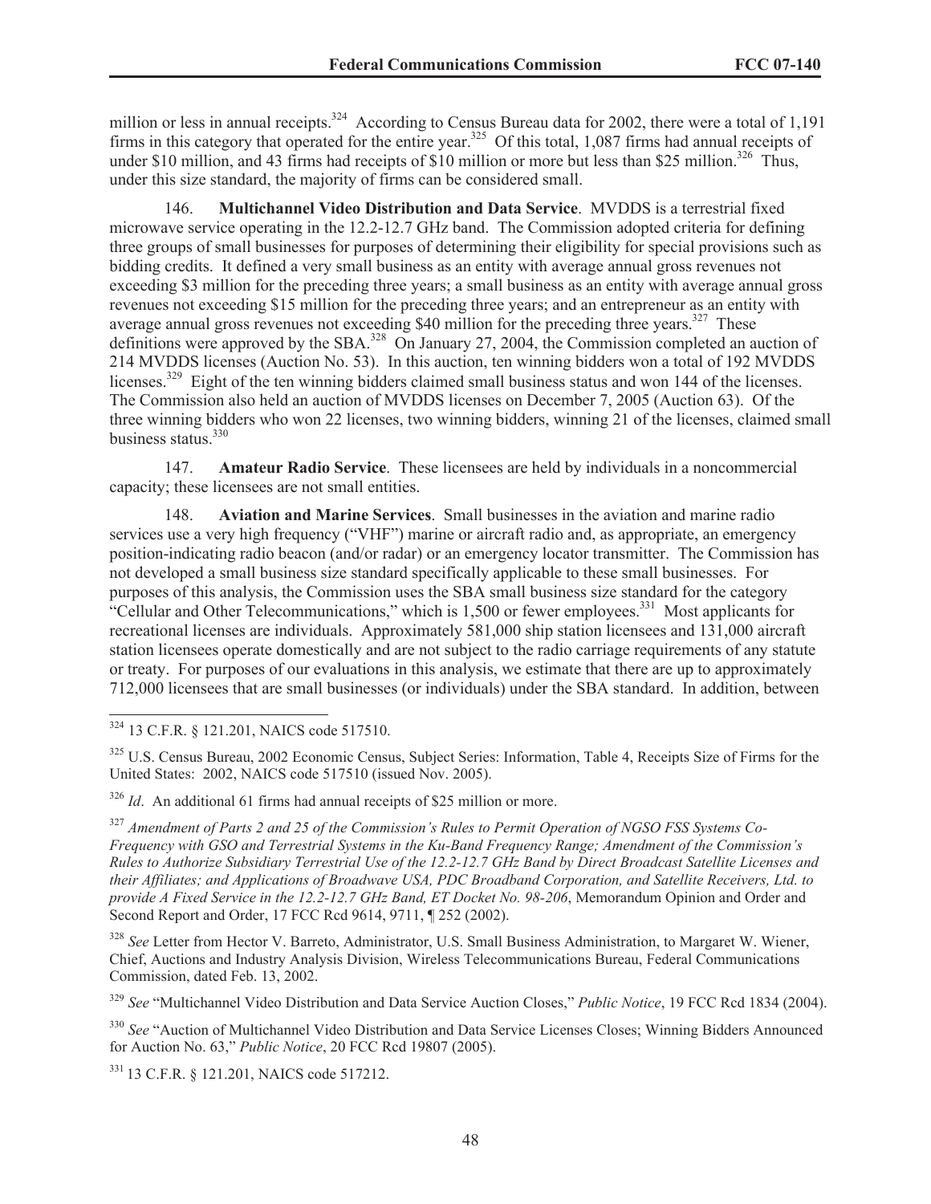million or less in annual receipts.[324] According to Census Bureau data for 2002, there were a total of 1,191 firms in this category that operated for the entire year.[325] Of this total, 1,087 firms had annual receipts of under $10 million, and 43 firms had receipts of $10 million or more but less than $25 million.[326] Thus, under this size standard, the majority of firms can be considered small.

146. **Multichannel Video Distribution and Data Service**. MVDDS is a terrestrial fixed microwave service operating in the 12.2-12.7 GHz band. The Commission adopted criteria for defining three groups of small businesses for purposes of determining their eligibility for special provisions such as bidding credits. It defined a very small business as an entity with average annual gross revenues not exceeding $3 million for the preceding three years; a small business as an entity with average annual gross revenues not exceeding $15 million for the preceding three years; and an entrepreneur as an entity with average annual gross revenues not exceeding $40 million for the preceding three years.[327] These definitions were approved by the SBA.[328] On January 27, 2004, the Commission completed an auction of 214 MVDDS licenses (Auction No. 53). In this auction, ten winning bidders won a total of 192 MVDDS licenses.[329] Eight of the ten winning bidders claimed small business status and won 144 of the licenses. The Commission also held an auction of MVDDS licenses on December 7, 2005 (Auction 63). Of the three winning bidders who won 22 licenses, two winning bidders, winning 21 of the licenses, claimed small business status.[330]

147. **Amateur Radio Service**. These licensees are held by individuals in a noncommercial capacity; these licensees are not small entities.

148. **Aviation and Marine Services**. Small businesses in the aviation and marine radio services use a very high frequency ("VHF") marine or aircraft radio and, as appropriate, an emergency position-indicating radio beacon (and/or radar) or an emergency locator transmitter. The Commission has not developed a small business size standard specifically applicable to these small businesses. For purposes of this analysis, the Commission uses the SBA small business size standard for the category "Cellular and Other Telecommunications," which is 1,500 or fewer employees.[331] Most applicants for recreational licenses are individuals. Approximately 581,000 ship station licensees and 131,000 aircraft station licensees operate domestically and are not subject to the radio carriage requirements of any statute or treaty. For purposes of our evaluations in this analysis, we estimate that there are up to approximately 712,000 licensees that are small businesses (or individuals) under the SBA standard. In addition, between

---

[324] 13 C.F.R. § 121.201, NAICS code 517510.

[325] U.S. Census Bureau, 2002 Economic Census, Subject Series: Information, Table 4, Receipts Size of Firms for the United States: 2002, NAICS code 517510 (issued Nov. 2005).

[326] *Id*. An additional 61 firms had annual receipts of $25 million or more.

[327] *Amendment of Parts 2 and 25 of the Commission's Rules to Permit Operation of NGSO FSS Systems Co-Frequency with GSO and Terrestrial Systems in the Ku-Band Frequency Range; Amendment of the Commission's Rules to Authorize Subsidiary Terrestrial Use of the 12.2-12.7 GHz Band by Direct Broadcast Satellite Licenses and their Affiliates; and Applications of Broadwave USA, PDC Broadband Corporation, and Satellite Receivers, Ltd. to provide A Fixed Service in the 12.2-12.7 GHz Band, ET Docket No. 98-206*, Memorandum Opinion and Order and Second Report and Order, 17 FCC Rcd 9614, 9711, ¶ 252 (2002).

[328] *See* Letter from Hector V. Barreto, Administrator, U.S. Small Business Administration, to Margaret W. Wiener, Chief, Auctions and Industry Analysis Division, Wireless Telecommunications Bureau, Federal Communications Commission, dated Feb. 13, 2002.

[329] *See* "Multichannel Video Distribution and Data Service Auction Closes," *Public Notice*, 19 FCC Rcd 1834 (2004).

[330] *See* "Auction of Multichannel Video Distribution and Data Service Licenses Closes; Winning Bidders Announced for Auction No. 63," *Public Notice*, 20 FCC Rcd 19807 (2005).

[331] 13 C.F.R. § 121.201, NAICS code 517212.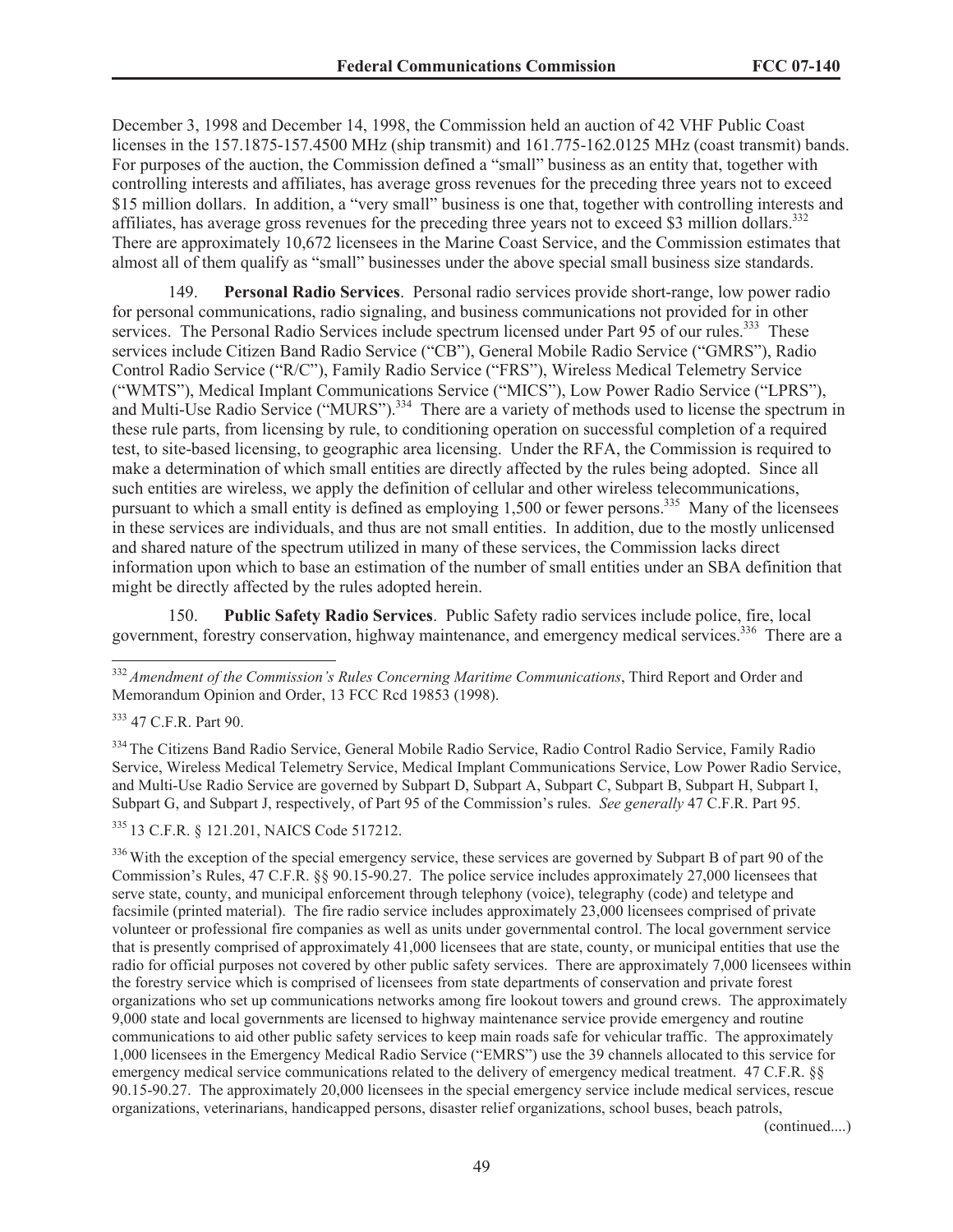December 3, 1998 and December 14, 1998, the Commission held an auction of 42 VHF Public Coast licenses in the 157.1875-157.4500 MHz (ship transmit) and 161.775-162.0125 MHz (coast transmit) bands. For purposes of the auction, the Commission defined a "small" business as an entity that, together with controlling interests and affiliates, has average gross revenues for the preceding three years not to exceed $15 million dollars. In addition, a "very small" business is one that, together with controlling interests and affiliates, has average gross revenues for the preceding three years not to exceed $3 million dollars.[332] There are approximately 10,672 licensees in the Marine Coast Service, and the Commission estimates that almost all of them qualify as "small" businesses under the above special small business size standards.

149. **Personal Radio Services**. Personal radio services provide short-range, low power radio for personal communications, radio signaling, and business communications not provided for in other services. The Personal Radio Services include spectrum licensed under Part 95 of our rules.[333] These services include Citizen Band Radio Service ("CB"), General Mobile Radio Service ("GMRS"), Radio Control Radio Service ("R/C"), Family Radio Service ("FRS"), Wireless Medical Telemetry Service ("WMTS"), Medical Implant Communications Service ("MICS"), Low Power Radio Service ("LPRS"), and Multi-Use Radio Service ("MURS").[334] There are a variety of methods used to license the spectrum in these rule parts, from licensing by rule, to conditioning operation on successful completion of a required test, to site-based licensing, to geographic area licensing. Under the RFA, the Commission is required to make a determination of which small entities are directly affected by the rules being adopted. Since all such entities are wireless, we apply the definition of cellular and other wireless telecommunications, pursuant to which a small entity is defined as employing 1,500 or fewer persons.[335] Many of the licensees in these services are individuals, and thus are not small entities. In addition, due to the mostly unlicensed and shared nature of the spectrum utilized in many of these services, the Commission lacks direct information upon which to base an estimation of the number of small entities under an SBA definition that might be directly affected by the rules adopted herein.

150. **Public Safety Radio Services**. Public Safety radio services include police, fire, local government, forestry conservation, highway maintenance, and emergency medical services.[336] There are a

---

[332] *Amendment of the Commission's Rules Concerning Maritime Communications*, Third Report and Order and Memorandum Opinion and Order, 13 FCC Rcd 19853 (1998).

[333] 47 C.F.R. Part 90.

[334] The Citizens Band Radio Service, General Mobile Radio Service, Radio Control Radio Service, Family Radio Service, Wireless Medical Telemetry Service, Medical Implant Communications Service, Low Power Radio Service, and Multi-Use Radio Service are governed by Subpart D, Subpart A, Subpart C, Subpart B, Subpart H, Subpart I, Subpart G, and Subpart J, respectively, of Part 95 of the Commission's rules. *See generally* 47 C.F.R. Part 95.

[335] 13 C.F.R. § 121.201, NAICS Code 517212.

[336] With the exception of the special emergency service, these services are governed by Subpart B of part 90 of the Commission's Rules, 47 C.F.R. §§ 90.15-90.27. The police service includes approximately 27,000 licensees that serve state, county, and municipal enforcement through telephony (voice), telegraphy (code) and teletype and facsimile (printed material). The fire radio service includes approximately 23,000 licensees comprised of private volunteer or professional fire companies as well as units under governmental control. The local government service that is presently comprised of approximately 41,000 licensees that are state, county, or municipal entities that use the radio for official purposes not covered by other public safety services. There are approximately 7,000 licensees within the forestry service which is comprised of licensees from state departments of conservation and private forest organizations who set up communications networks among fire lookout towers and ground crews. The approximately 9,000 state and local governments are licensed to highway maintenance service provide emergency and routine communications to aid other public safety services to keep main roads safe for vehicular traffic. The approximately 1,000 licensees in the Emergency Medical Radio Service ("EMRS") use the 39 channels allocated to this service for emergency medical service communications related to the delivery of emergency medical treatment. 47 C.F.R. §§ 90.15-90.27. The approximately 20,000 licensees in the special emergency service include medical services, rescue organizations, veterinarians, handicapped persons, disaster relief organizations, school buses, beach patrols,

(continued....)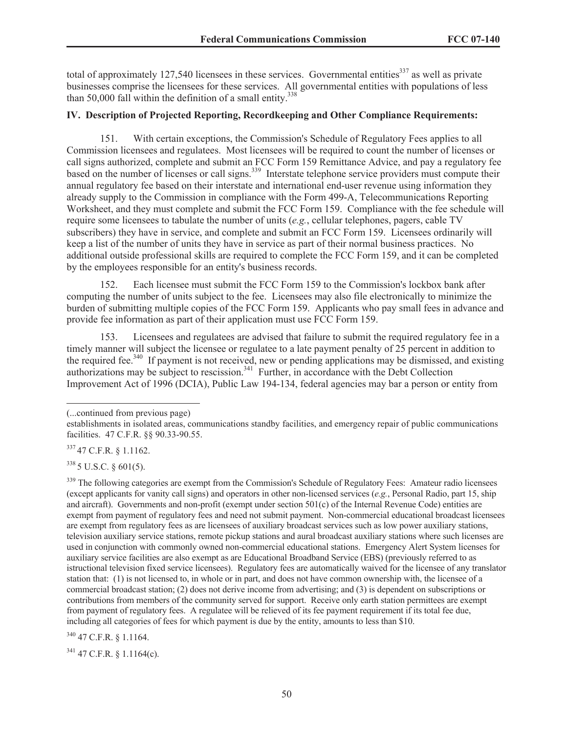total of approximately 127,540 licensees in these services. Governmental entities[337] as well as private businesses comprise the licensees for these services. All governmental entities with populations of less than 50,000 fall within the definition of a small entity.[338]

**IV. Description of Projected Reporting, Recordkeeping and Other Compliance Requirements:**

151. With certain exceptions, the Commission's Schedule of Regulatory Fees applies to all Commission licensees and regulatees. Most licensees will be required to count the number of licenses or call signs authorized, complete and submit an FCC Form 159 Remittance Advice, and pay a regulatory fee based on the number of licenses or call signs.[339] Interstate telephone service providers must compute their annual regulatory fee based on their interstate and international end-user revenue using information they already supply to the Commission in compliance with the Form 499-A, Telecommunications Reporting Worksheet, and they must complete and submit the FCC Form 159. Compliance with the fee schedule will require some licensees to tabulate the number of units (*e.g.*, cellular telephones, pagers, cable TV subscribers) they have in service, and complete and submit an FCC Form 159. Licensees ordinarily will keep a list of the number of units they have in service as part of their normal business practices. No additional outside professional skills are required to complete the FCC Form 159, and it can be completed by the employees responsible for an entity's business records.

152. Each licensee must submit the FCC Form 159 to the Commission's lockbox bank after computing the number of units subject to the fee. Licensees may also file electronically to minimize the burden of submitting multiple copies of the FCC Form 159. Applicants who pay small fees in advance and provide fee information as part of their application must use FCC Form 159.

153. Licensees and regulatees are advised that failure to submit the required regulatory fee in a timely manner will subject the licensee or regulatee to a late payment penalty of 25 percent in addition to the required fee.[340] If payment is not received, new or pending applications may be dismissed, and existing authorizations may be subject to rescission.[341] Further, in accordance with the Debt Collection Improvement Act of 1996 (DCIA), Public Law 194-134, federal agencies may bar a person or entity from

---

(...continued from previous page)

establishments in isolated areas, communications standby facilities, and emergency repair of public communications facilities. 47 C.F.R. §§ 90.33-90.55.

[337] 47 C.F.R. § 1.1162.

[338] 5 U.S.C. § 601(5).

[339] The following categories are exempt from the Commission's Schedule of Regulatory Fees: Amateur radio licensees (except applicants for vanity call signs) and operators in other non-licensed services (*e.g.*, Personal Radio, part 15, ship and aircraft). Governments and non-profit (exempt under section 501(c) of the Internal Revenue Code) entities are exempt from payment of regulatory fees and need not submit payment. Non-commercial educational broadcast licensees are exempt from regulatory fees as are licensees of auxiliary broadcast services such as low power auxiliary stations, television auxiliary service stations, remote pickup stations and aural broadcast auxiliary stations where such licenses are used in conjunction with commonly owned non-commercial educational stations. Emergency Alert System licenses for auxiliary service facilities are also exempt as are Educational Broadband Service (EBS) (previously referred to as istructional television fixed service licensees). Regulatory fees are automatically waived for the licensee of any translator station that: (1) is not licensed to, in whole or in part, and does not have common ownership with, the licensee of a commercial broadcast station; (2) does not derive income from advertising; and (3) is dependent on subscriptions or contributions from members of the community served for support. Receive only earth station permittees are exempt from payment of regulatory fees. A regulatee will be relieved of its fee payment requirement if its total fee due, including all categories of fees for which payment is due by the entity, amounts to less than $10.

[340] 47 C.F.R. § 1.1164.

[341] 47 C.F.R. § 1.1164(c).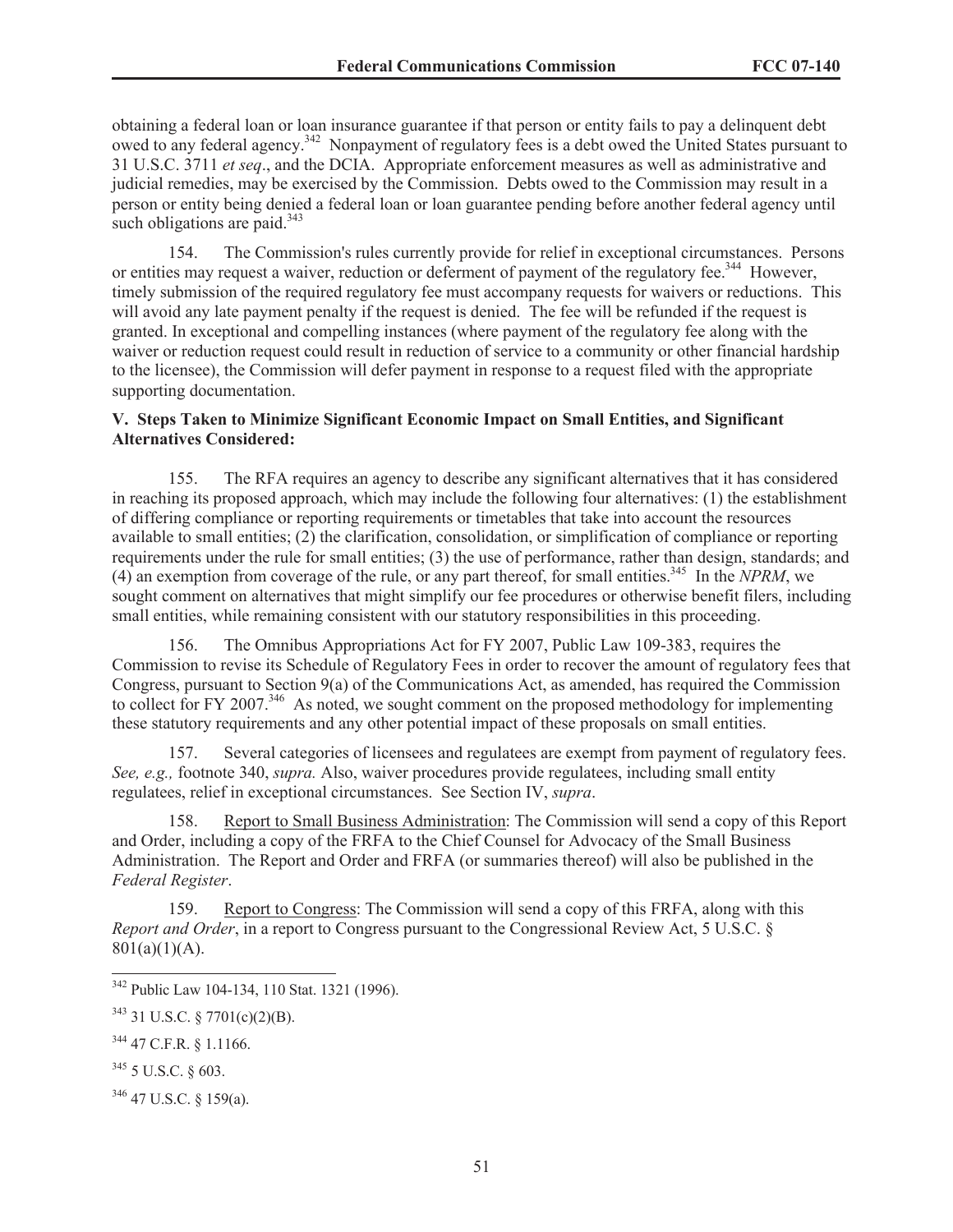obtaining a federal loan or loan insurance guarantee if that person or entity fails to pay a delinquent debt owed to any federal agency.[342] Nonpayment of regulatory fees is a debt owed the United States pursuant to 31 U.S.C. 3711 *et seq*., and the DCIA. Appropriate enforcement measures as well as administrative and judicial remedies, may be exercised by the Commission. Debts owed to the Commission may result in a person or entity being denied a federal loan or loan guarantee pending before another federal agency until such obligations are paid.[343]

154. The Commission's rules currently provide for relief in exceptional circumstances. Persons or entities may request a waiver, reduction or deferment of payment of the regulatory fee.[344] However, timely submission of the required regulatory fee must accompany requests for waivers or reductions. This will avoid any late payment penalty if the request is denied. The fee will be refunded if the request is granted. In exceptional and compelling instances (where payment of the regulatory fee along with the waiver or reduction request could result in reduction of service to a community or other financial hardship to the licensee), the Commission will defer payment in response to a request filed with the appropriate supporting documentation.

**V. Steps Taken to Minimize Significant Economic Impact on Small Entities, and Significant Alternatives Considered:**

155. The RFA requires an agency to describe any significant alternatives that it has considered in reaching its proposed approach, which may include the following four alternatives: (1) the establishment of differing compliance or reporting requirements or timetables that take into account the resources available to small entities; (2) the clarification, consolidation, or simplification of compliance or reporting requirements under the rule for small entities; (3) the use of performance, rather than design, standards; and (4) an exemption from coverage of the rule, or any part thereof, for small entities.[345] In the *NPRM*, we sought comment on alternatives that might simplify our fee procedures or otherwise benefit filers, including small entities, while remaining consistent with our statutory responsibilities in this proceeding.

156. The Omnibus Appropriations Act for FY 2007, Public Law 109-383, requires the Commission to revise its Schedule of Regulatory Fees in order to recover the amount of regulatory fees that Congress, pursuant to Section 9(a) of the Communications Act, as amended, has required the Commission to collect for FY 2007.[346] As noted, we sought comment on the proposed methodology for implementing these statutory requirements and any other potential impact of these proposals on small entities.

157. Several categories of licensees and regulatees are exempt from payment of regulatory fees. *See, e.g.,* footnote 340, *supra.* Also, waiver procedures provide regulatees, including small entity regulatees, relief in exceptional circumstances. See Section IV, *supra*.

158. Report to Small Business Administration: The Commission will send a copy of this Report and Order, including a copy of the FRFA to the Chief Counsel for Advocacy of the Small Business Administration. The Report and Order and FRFA (or summaries thereof) will also be published in the *Federal Register*.

159. Report to Congress: The Commission will send a copy of this FRFA, along with this *Report and Order*, in a report to Congress pursuant to the Congressional Review Act, 5 U.S.C. § 801(a)(1)(A).

---

[342] Public Law 104-134, 110 Stat. 1321 (1996).

[343] 31 U.S.C. § 7701(c)(2)(B).

[344] 47 C.F.R. § 1.1166.

[345] 5 U.S.C. § 603.

[346] 47 U.S.C. § 159(a).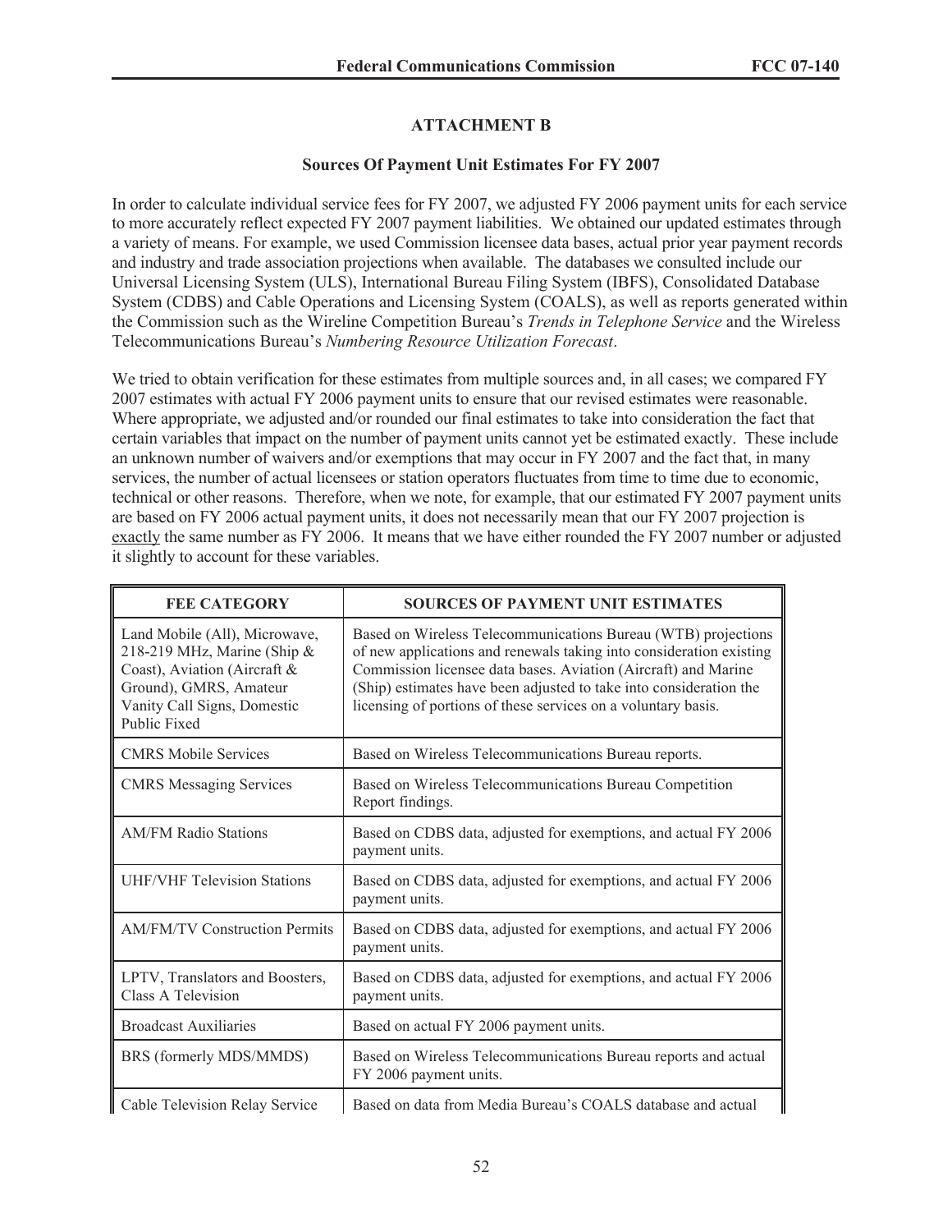## ATTACHMENT B

### Sources Of Payment Unit Estimates For FY 2007

In order to calculate individual service fees for FY 2007, we adjusted FY 2006 payment units for each service to more accurately reflect expected FY 2007 payment liabilities. We obtained our updated estimates through a variety of means. For example, we used Commission licensee data bases, actual prior year payment records and industry and trade association projections when available. The databases we consulted include our Universal Licensing System (ULS), International Bureau Filing System (IBFS), Consolidated Database System (CDBS) and Cable Operations and Licensing System (COALS), as well as reports generated within the Commission such as the Wireline Competition Bureau's *Trends in Telephone Service* and the Wireless Telecommunications Bureau's *Numbering Resource Utilization Forecast*.

We tried to obtain verification for these estimates from multiple sources and, in all cases; we compared FY 2007 estimates with actual FY 2006 payment units to ensure that our revised estimates were reasonable. Where appropriate, we adjusted and/or rounded our final estimates to take into consideration the fact that certain variables that impact on the number of payment units cannot yet be estimated exactly. These include an unknown number of waivers and/or exemptions that may occur in FY 2007 and the fact that, in many services, the number of actual licensees or station operators fluctuates from time to time due to economic, technical or other reasons. Therefore, when we note, for example, that our estimated FY 2007 payment units are based on FY 2006 actual payment units, it does not necessarily mean that our FY 2007 projection is exactly the same number as FY 2006. It means that we have either rounded the FY 2007 number or adjusted it slightly to account for these variables.

| FEE CATEGORY | SOURCES OF PAYMENT UNIT ESTIMATES |
|---|---|
| Land Mobile (All), Microwave, 218-219 MHz, Marine (Ship & Coast), Aviation (Aircraft & Ground), GMRS, Amateur Vanity Call Signs, Domestic Public Fixed | Based on Wireless Telecommunications Bureau (WTB) projections of new applications and renewals taking into consideration existing Commission licensee data bases. Aviation (Aircraft) and Marine (Ship) estimates have been adjusted to take into consideration the licensing of portions of these services on a voluntary basis. |
| CMRS Mobile Services | Based on Wireless Telecommunications Bureau reports. |
| CMRS Messaging Services | Based on Wireless Telecommunications Bureau Competition Report findings. |
| AM/FM Radio Stations | Based on CDBS data, adjusted for exemptions, and actual FY 2006 payment units. |
| UHF/VHF Television Stations | Based on CDBS data, adjusted for exemptions, and actual FY 2006 payment units. |
| AM/FM/TV Construction Permits | Based on CDBS data, adjusted for exemptions, and actual FY 2006 payment units. |
| LPTV, Translators and Boosters, Class A Television | Based on CDBS data, adjusted for exemptions, and actual FY 2006 payment units. |
| Broadcast Auxiliaries | Based on actual FY 2006 payment units. |
| BRS (formerly MDS/MMDS) | Based on Wireless Telecommunications Bureau reports and actual FY 2006 payment units. |
| Cable Television Relay Service | Based on data from Media Bureau's COALS database and actual |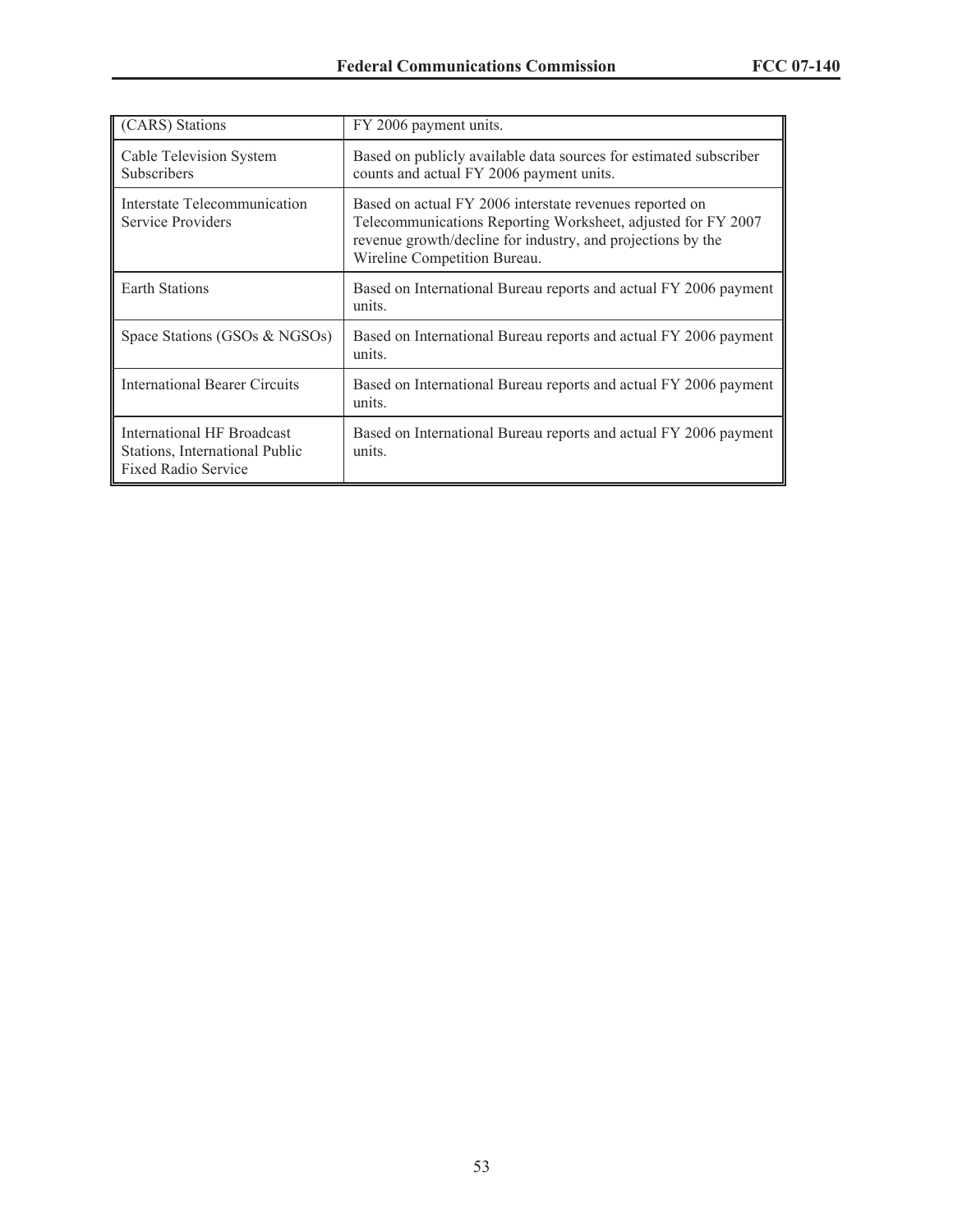| | |
|---|---|
| (CARS) Stations | FY 2006 payment units. |
| Cable Television System Subscribers | Based on publicly available data sources for estimated subscriber counts and actual FY 2006 payment units. |
| Interstate Telecommunication Service Providers | Based on actual FY 2006 interstate revenues reported on Telecommunications Reporting Worksheet, adjusted for FY 2007 revenue growth/decline for industry, and projections by the Wireline Competition Bureau. |
| Earth Stations | Based on International Bureau reports and actual FY 2006 payment units. |
| Space Stations (GSOs & NGSOs) | Based on International Bureau reports and actual FY 2006 payment units. |
| International Bearer Circuits | Based on International Bureau reports and actual FY 2006 payment units. |
| International HF Broadcast Stations, International Public Fixed Radio Service | Based on International Bureau reports and actual FY 2006 payment units. |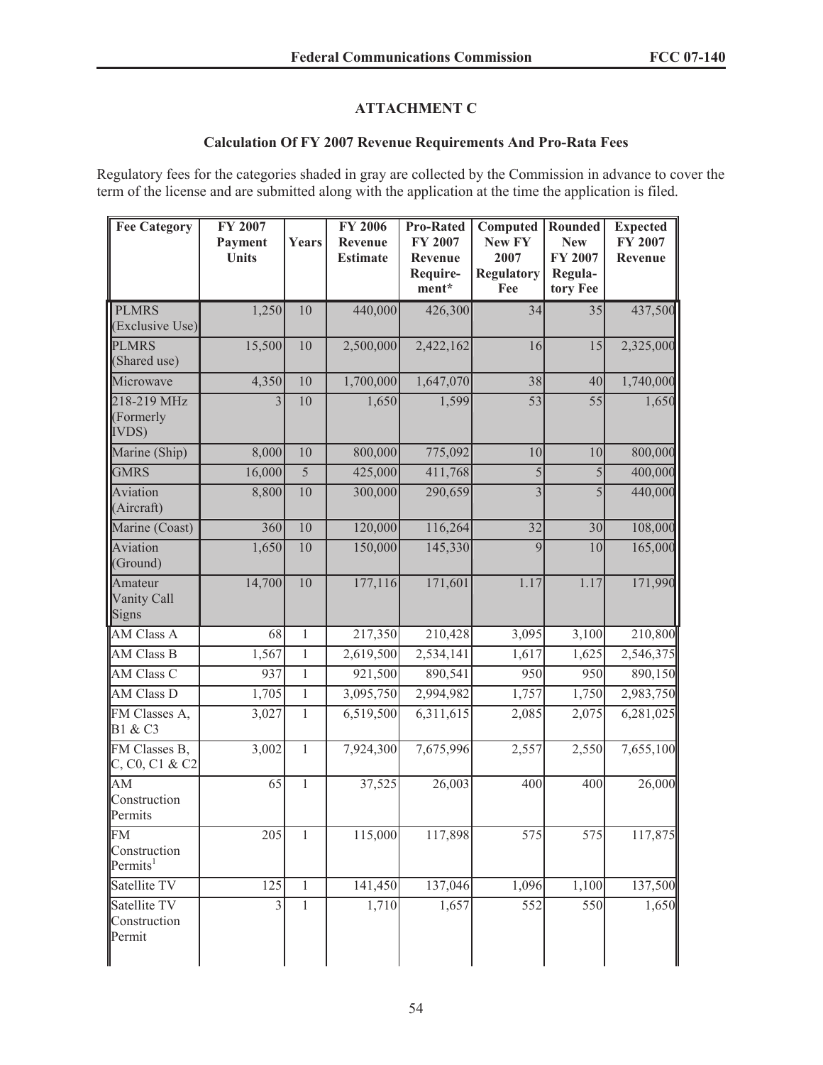## ATTACHMENT C

### Calculation Of FY 2007 Revenue Requirements And Pro-Rata Fees

Regulatory fees for the categories shaded in gray are collected by the Commission in advance to cover the term of the license and are submitted along with the application at the time the application is filed.

| Fee Category | FY 2007 Payment Units | Years | FY 2006 Revenue Estimate | Pro-Rated FY 2007 Revenue Requirement* | Computed New FY 2007 Regulatory Fee | Rounded New FY 2007 Regulatory Fee | Expected FY 2007 Revenue |
|---|---|---|---|---|---|---|---|
| PLMRS (Exclusive Use) | 1,250 | 10 | 440,000 | 426,300 | 34 | 35 | 437,500 |
| PLMRS (Shared use) | 15,500 | 10 | 2,500,000 | 2,422,162 | 16 | 15 | 2,325,000 |
| Microwave | 4,350 | 10 | 1,700,000 | 1,647,070 | 38 | 40 | 1,740,000 |
| 218-219 MHz (Formerly IVDS) | 3 | 10 | 1,650 | 1,599 | 53 | 55 | 1,650 |
| Marine (Ship) | 8,000 | 10 | 800,000 | 775,092 | 10 | 10 | 800,000 |
| GMRS | 16,000 | 5 | 425,000 | 411,768 | 5 | 5 | 400,000 |
| Aviation (Aircraft) | 8,800 | 10 | 300,000 | 290,659 | 3 | 5 | 440,000 |
| Marine (Coast) | 360 | 10 | 120,000 | 116,264 | 32 | 30 | 108,000 |
| Aviation (Ground) | 1,650 | 10 | 150,000 | 145,330 | 9 | 10 | 165,000 |
| Amateur Vanity Call Signs | 14,700 | 10 | 177,116 | 171,601 | 1.17 | 1.17 | 171,990 |
| AM Class A | 68 | 1 | 217,350 | 210,428 | 3,095 | 3,100 | 210,800 |
| AM Class B | 1,567 | 1 | 2,619,500 | 2,534,141 | 1,617 | 1,625 | 2,546,375 |
| AM Class C | 937 | 1 | 921,500 | 890,541 | 950 | 950 | 890,150 |
| AM Class D | 1,705 | 1 | 3,095,750 | 2,994,982 | 1,757 | 1,750 | 2,983,750 |
| FM Classes A, B1 & C3 | 3,027 | 1 | 6,519,500 | 6,311,615 | 2,085 | 2,075 | 6,281,025 |
| FM Classes B, C, C0, C1 & C2 | 3,002 | 1 | 7,924,300 | 7,675,996 | 2,557 | 2,550 | 7,655,100 |
| AM Construction Permits | 65 | 1 | 37,525 | 26,003 | 400 | 400 | 26,000 |
| FM Construction Permits[1] | 205 | 1 | 115,000 | 117,898 | 575 | 575 | 117,875 |
| Satellite TV | 125 | 1 | 141,450 | 137,046 | 1,096 | 1,100 | 137,500 |
| Satellite TV Construction Permit | 3 | 1 | 1,710 | 1,657 | 552 | 550 | 1,650 |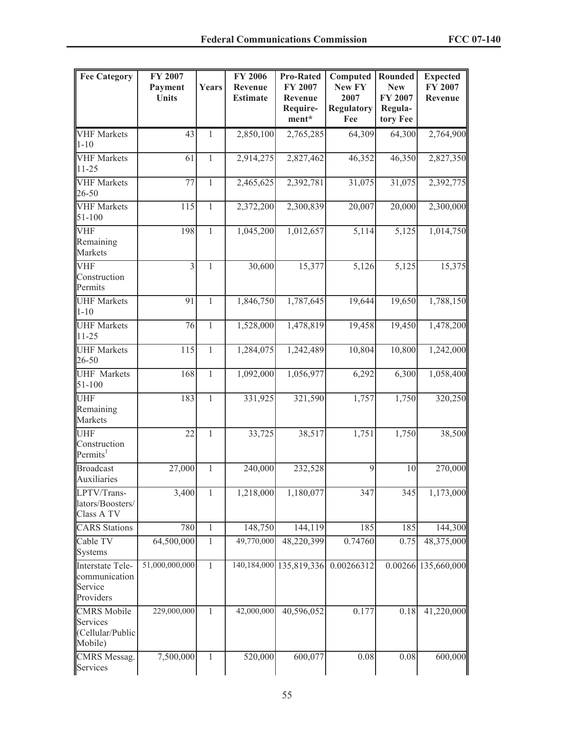| Fee Category | FY 2007 Payment Units | Years | FY 2006 Revenue Estimate | Pro-Rated FY 2007 Revenue Require-ment* | Computed New FY 2007 Regulatory Fee | Rounded New FY 2007 Regula-tory Fee | Expected FY 2007 Revenue |
|---|---|---|---|---|---|---|---|
| VHF Markets 1-10 | 43 | 1 | 2,850,100 | 2,765,285 | 64,309 | 64,300 | 2,764,900 |
| VHF Markets 11-25 | 61 | 1 | 2,914,275 | 2,827,462 | 46,352 | 46,350 | 2,827,350 |
| VHF Markets 26-50 | 77 | 1 | 2,465,625 | 2,392,781 | 31,075 | 31,075 | 2,392,775 |
| VHF Markets 51-100 | 115 | 1 | 2,372,200 | 2,300,839 | 20,007 | 20,000 | 2,300,000 |
| VHF Remaining Markets | 198 | 1 | 1,045,200 | 1,012,657 | 5,114 | 5,125 | 1,014,750 |
| VHF Construction Permits | 3 | 1 | 30,600 | 15,377 | 5,126 | 5,125 | 15,375 |
| UHF Markets 1-10 | 91 | 1 | 1,846,750 | 1,787,645 | 19,644 | 19,650 | 1,788,150 |
| UHF Markets 11-25 | 76 | 1 | 1,528,000 | 1,478,819 | 19,458 | 19,450 | 1,478,200 |
| UHF Markets 26-50 | 115 | 1 | 1,284,075 | 1,242,489 | 10,804 | 10,800 | 1,242,000 |
| UHF Markets 51-100 | 168 | 1 | 1,092,000 | 1,056,977 | 6,292 | 6,300 | 1,058,400 |
| UHF Remaining Markets | 183 | 1 | 331,925 | 321,590 | 1,757 | 1,750 | 320,250 |
| UHF Construction Permits[1] | 22 | 1 | 33,725 | 38,517 | 1,751 | 1,750 | 38,500 |
| Broadcast Auxiliaries | 27,000 | 1 | 240,000 | 232,528 | 9 | 10 | 270,000 |
| LPTV/Trans-lators/Boosters/ Class A TV | 3,400 | 1 | 1,218,000 | 1,180,077 | 347 | 345 | 1,173,000 |
| CARS Stations | 780 | 1 | 148,750 | 144,119 | 185 | 185 | 144,300 |
| Cable TV Systems | 64,500,000 | 1 | 49,770,000 | 48,220,399 | 0.74760 | 0.75 | 48,375,000 |
| Interstate Tele-communication Service Providers | 51,000,000,000 | 1 | 140,184,000 | 135,819,336 | 0.00266312 | 0.00266 | 135,660,000 |
| CMRS Mobile Services (Cellular/Public Mobile) | 229,000,000 | 1 | 42,000,000 | 40,596,052 | 0.177 | 0.18 | 41,220,000 |
| CMRS Messag. Services | 7,500,000 | 1 | 520,000 | 600,077 | 0.08 | 0.08 | 600,000 |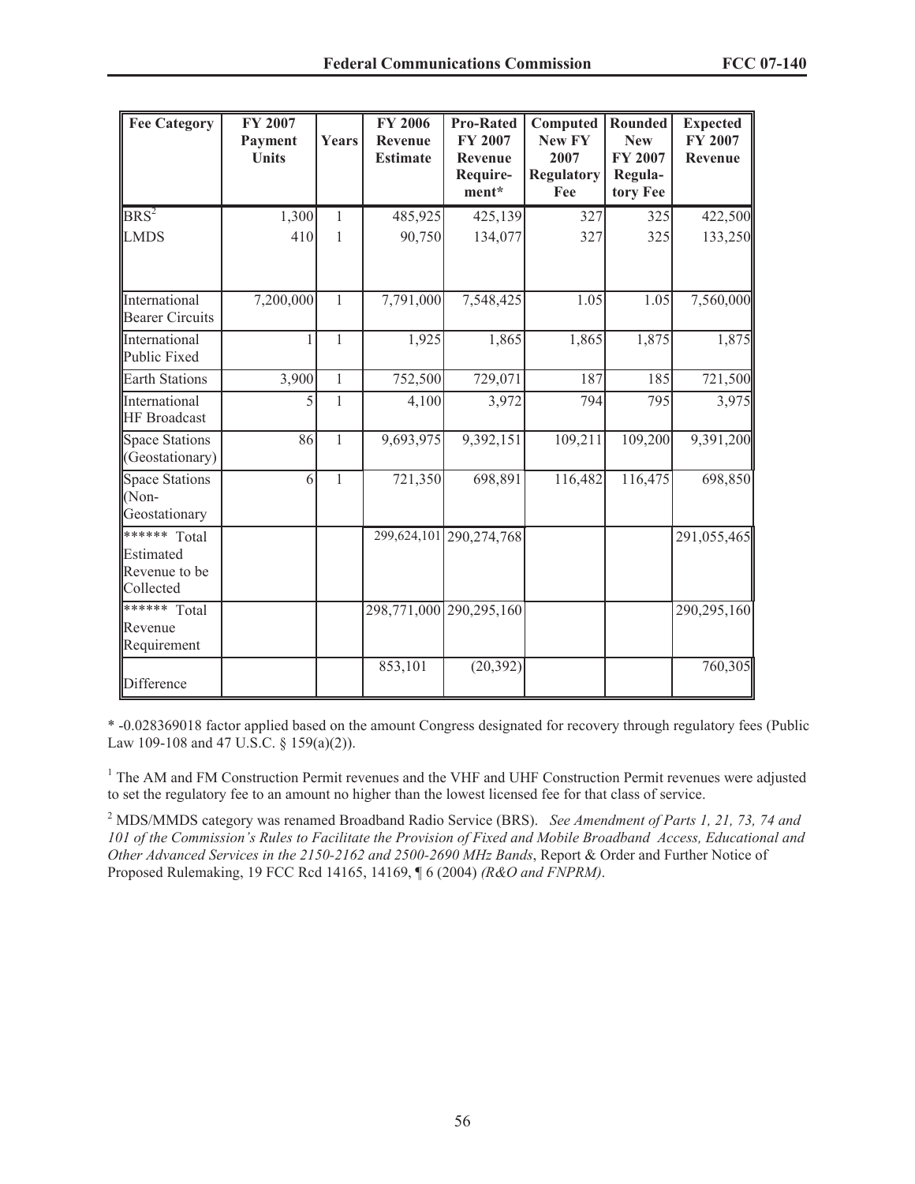| Fee Category | FY 2007 Payment Units | Years | FY 2006 Revenue Estimate | Pro-Rated FY 2007 Revenue Require-ment* | Computed New FY 2007 Regulatory Fee | Rounded New FY 2007 Regula-tory Fee | Expected FY 2007 Revenue |
|---|---|---|---|---|---|---|---|
| BRS[2] | 1,300 | 1 | 485,925 | 425,139 | 327 | 325 | 422,500 |
| LMDS | 410 | 1 | 90,750 | 134,077 | 327 | 325 | 133,250 |
| International Bearer Circuits | 7,200,000 | 1 | 7,791,000 | 7,548,425 | 1.05 | 1.05 | 7,560,000 |
| International Public Fixed | 1 | 1 | 1,925 | 1,865 | 1,865 | 1,875 | 1,875 |
| Earth Stations | 3,900 | 1 | 752,500 | 729,071 | 187 | 185 | 721,500 |
| International HF Broadcast | 5 | 1 | 4,100 | 3,972 | 794 | 795 | 3,975 |
| Space Stations (Geostationary) | 86 | 1 | 9,693,975 | 9,392,151 | 109,211 | 109,200 | 9,391,200 |
| Space Stations (Non-Geostationary | 6 | 1 | 721,350 | 698,891 | 116,482 | 116,475 | 698,850 |
| ****** Total Estimated Revenue to be Collected | | | 299,624,101 | 290,274,768 | | | 291,055,465 |
| ****** Total Revenue Requirement | | | 298,771,000 | 290,295,160 | | | 290,295,160 |
| Difference | | | 853,101 | (20,392) | | | 760,305 |

* -0.028369018 factor applied based on the amount Congress designated for recovery through regulatory fees (Public Law 109-108 and 47 U.S.C. § 159(a)(2)).

[1] The AM and FM Construction Permit revenues and the VHF and UHF Construction Permit revenues were adjusted to set the regulatory fee to an amount no higher than the lowest licensed fee for that class of service.

[2] MDS/MMDS category was renamed Broadband Radio Service (BRS). *See Amendment of Parts 1, 21, 73, 74 and 101 of the Commission's Rules to Facilitate the Provision of Fixed and Mobile Broadband Access, Educational and Other Advanced Services in the 2150-2162 and 2500-2690 MHz Bands*, Report & Order and Further Notice of Proposed Rulemaking, 19 FCC Rcd 14165, 14169, ¶ 6 (2004) *(R&O and FNPRM)*.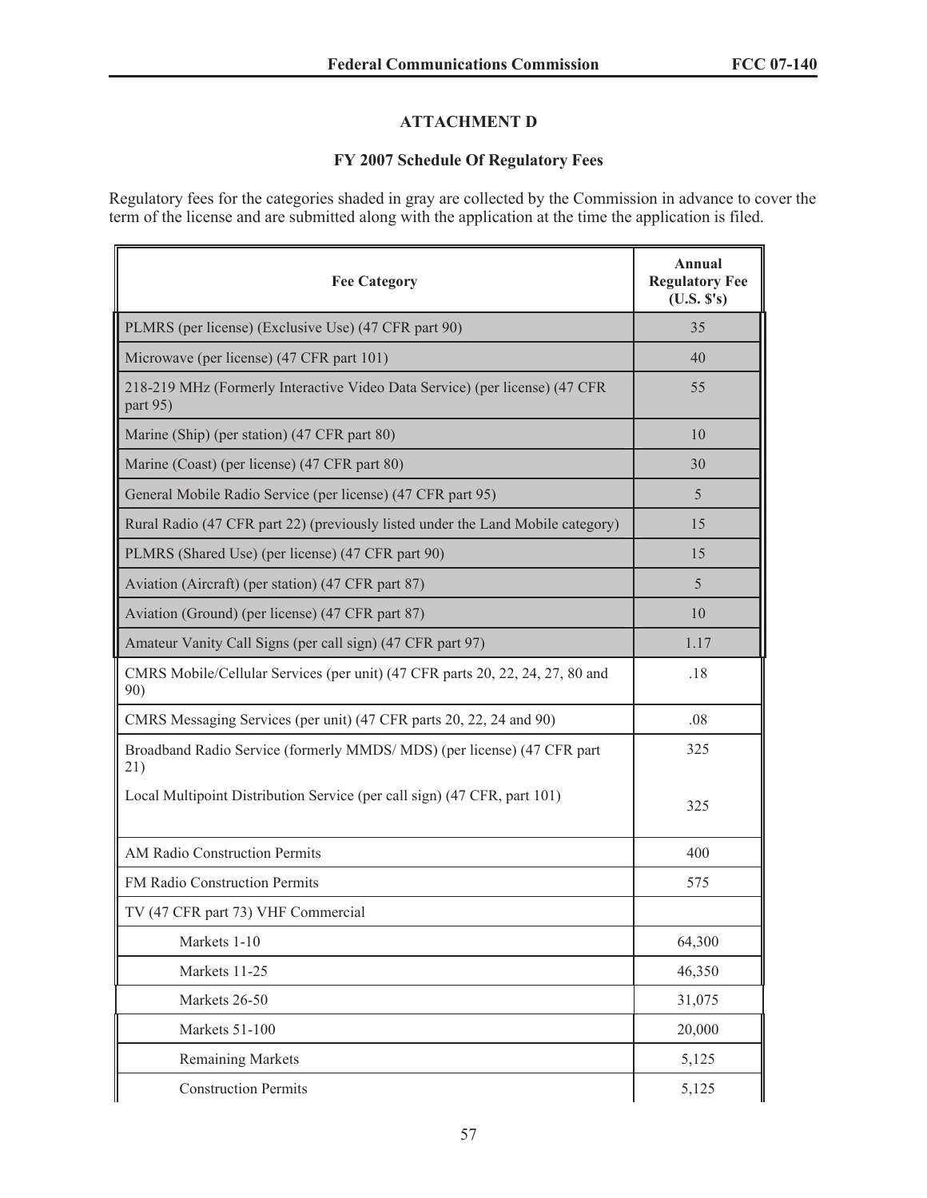## ATTACHMENT D

### FY 2007 Schedule Of Regulatory Fees

Regulatory fees for the categories shaded in gray are collected by the Commission in advance to cover the term of the license and are submitted along with the application at the time the application is filed.

| Fee Category | Annual Regulatory Fee (U.S. $'s) |
|---|---|
| PLMRS (per license) (Exclusive Use) (47 CFR part 90) | 35 |
| Microwave (per license) (47 CFR part 101) | 40 |
| 218-219 MHz (Formerly Interactive Video Data Service) (per license) (47 CFR part 95) | 55 |
| Marine (Ship) (per station) (47 CFR part 80) | 10 |
| Marine (Coast) (per license) (47 CFR part 80) | 30 |
| General Mobile Radio Service (per license) (47 CFR part 95) | 5 |
| Rural Radio (47 CFR part 22) (previously listed under the Land Mobile category) | 15 |
| PLMRS (Shared Use) (per license) (47 CFR part 90) | 15 |
| Aviation (Aircraft) (per station) (47 CFR part 87) | 5 |
| Aviation (Ground) (per license) (47 CFR part 87) | 10 |
| Amateur Vanity Call Signs (per call sign) (47 CFR part 97) | 1.17 |
| CMRS Mobile/Cellular Services (per unit) (47 CFR parts 20, 22, 24, 27, 80 and 90) | .18 |
| CMRS Messaging Services (per unit) (47 CFR parts 20, 22, 24 and 90) | .08 |
| Broadband Radio Service (formerly MMDS/ MDS) (per license) (47 CFR part 21)<br>Local Multipoint Distribution Service (per call sign) (47 CFR, part 101) | 325<br>325 |
| AM Radio Construction Permits | 400 |
| FM Radio Construction Permits | 575 |
| TV (47 CFR part 73) VHF Commercial | |
| Markets 1-10 | 64,300 |
| Markets 11-25 | 46,350 |
| Markets 26-50 | 31,075 |
| Markets 51-100 | 20,000 |
| Remaining Markets | 5,125 |
| Construction Permits | 5,125 |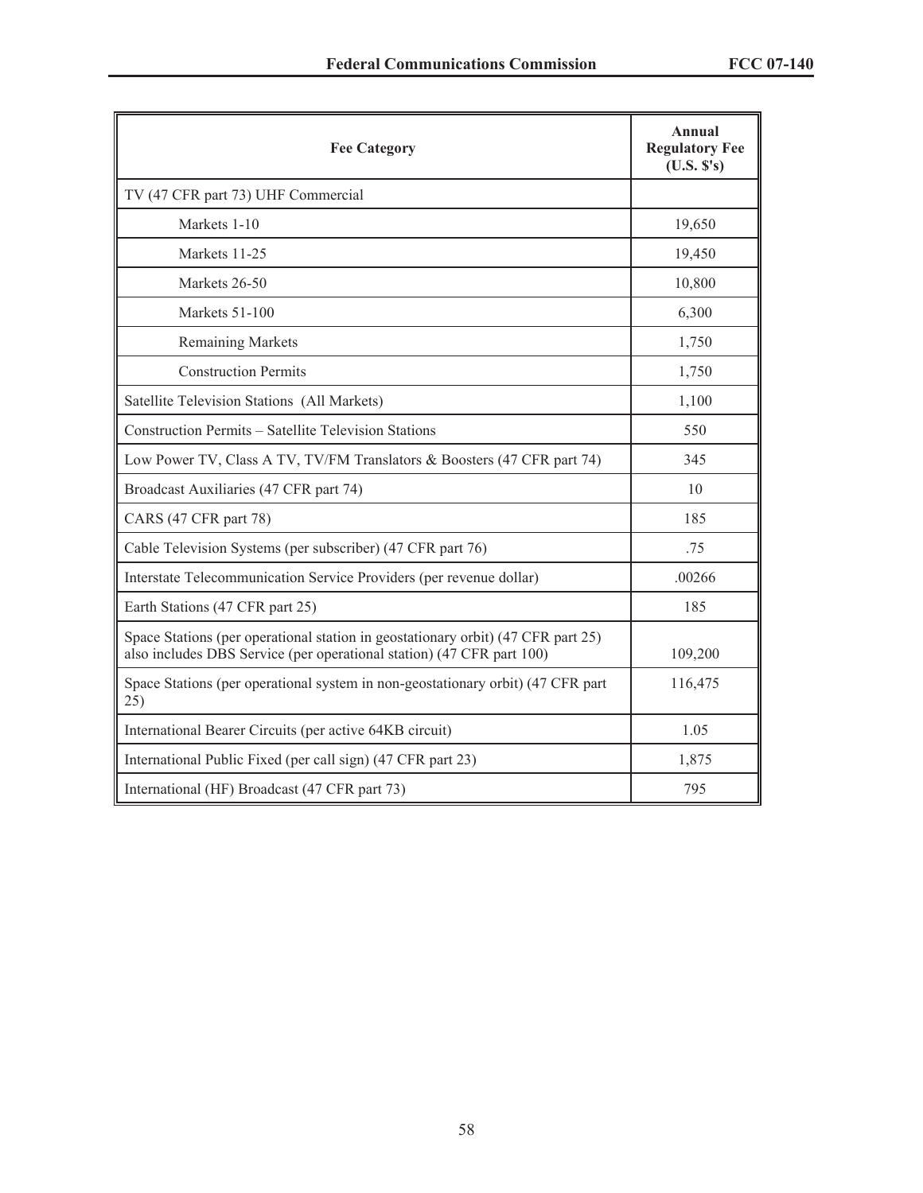| Fee Category | Annual Regulatory Fee (U.S. $'s) |
|---|---|
| TV (47 CFR part 73) UHF Commercial | |
| Markets 1-10 | 19,650 |
| Markets 11-25 | 19,450 |
| Markets 26-50 | 10,800 |
| Markets 51-100 | 6,300 |
| Remaining Markets | 1,750 |
| Construction Permits | 1,750 |
| Satellite Television Stations (All Markets) | 1,100 |
| Construction Permits – Satellite Television Stations | 550 |
| Low Power TV, Class A TV, TV/FM Translators & Boosters (47 CFR part 74) | 345 |
| Broadcast Auxiliaries (47 CFR part 74) | 10 |
| CARS (47 CFR part 78) | 185 |
| Cable Television Systems (per subscriber) (47 CFR part 76) | .75 |
| Interstate Telecommunication Service Providers (per revenue dollar) | .00266 |
| Earth Stations (47 CFR part 25) | 185 |
| Space Stations (per operational station in geostationary orbit) (47 CFR part 25) also includes DBS Service (per operational station) (47 CFR part 100) | 109,200 |
| Space Stations (per operational system in non-geostationary orbit) (47 CFR part 25) | 116,475 |
| International Bearer Circuits (per active 64KB circuit) | 1.05 |
| International Public Fixed (per call sign) (47 CFR part 23) | 1,875 |
| International (HF) Broadcast (47 CFR part 73) | 795 |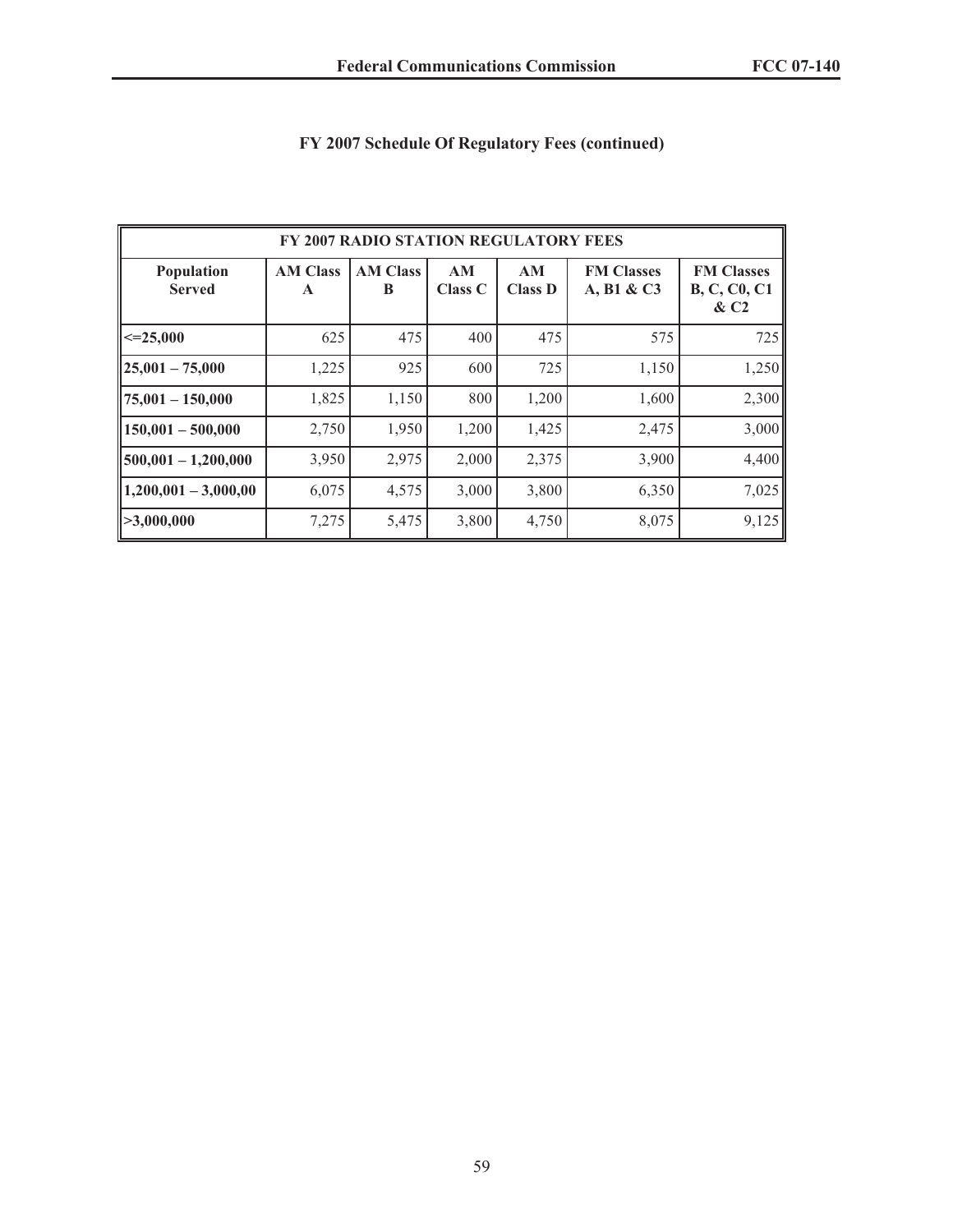## FY 2007 Schedule Of Regulatory Fees (continued)

| FY 2007 RADIO STATION REGULATORY FEES | | | | | | |
|---|---|---|---|---|---|---|
| **Population Served** | **AM Class A** | **AM Class B** | **AM Class C** | **AM Class D** | **FM Classes A, B1 & C3** | **FM Classes B, C, C0, C1 & C2** |
| **<=25,000** | 625 | 475 | 400 | 475 | 575 | 725 |
| **25,001 – 75,000** | 1,225 | 925 | 600 | 725 | 1,150 | 1,250 |
| **75,001 – 150,000** | 1,825 | 1,150 | 800 | 1,200 | 1,600 | 2,300 |
| **150,001 – 500,000** | 2,750 | 1,950 | 1,200 | 1,425 | 2,475 | 3,000 |
| **500,001 – 1,200,000** | 3,950 | 2,975 | 2,000 | 2,375 | 3,900 | 4,400 |
| **1,200,001 – 3,000,00** | 6,075 | 4,575 | 3,000 | 3,800 | 6,350 | 7,025 |
| **>3,000,000** | 7,275 | 5,475 | 3,800 | 4,750 | 8,075 | 9,125 |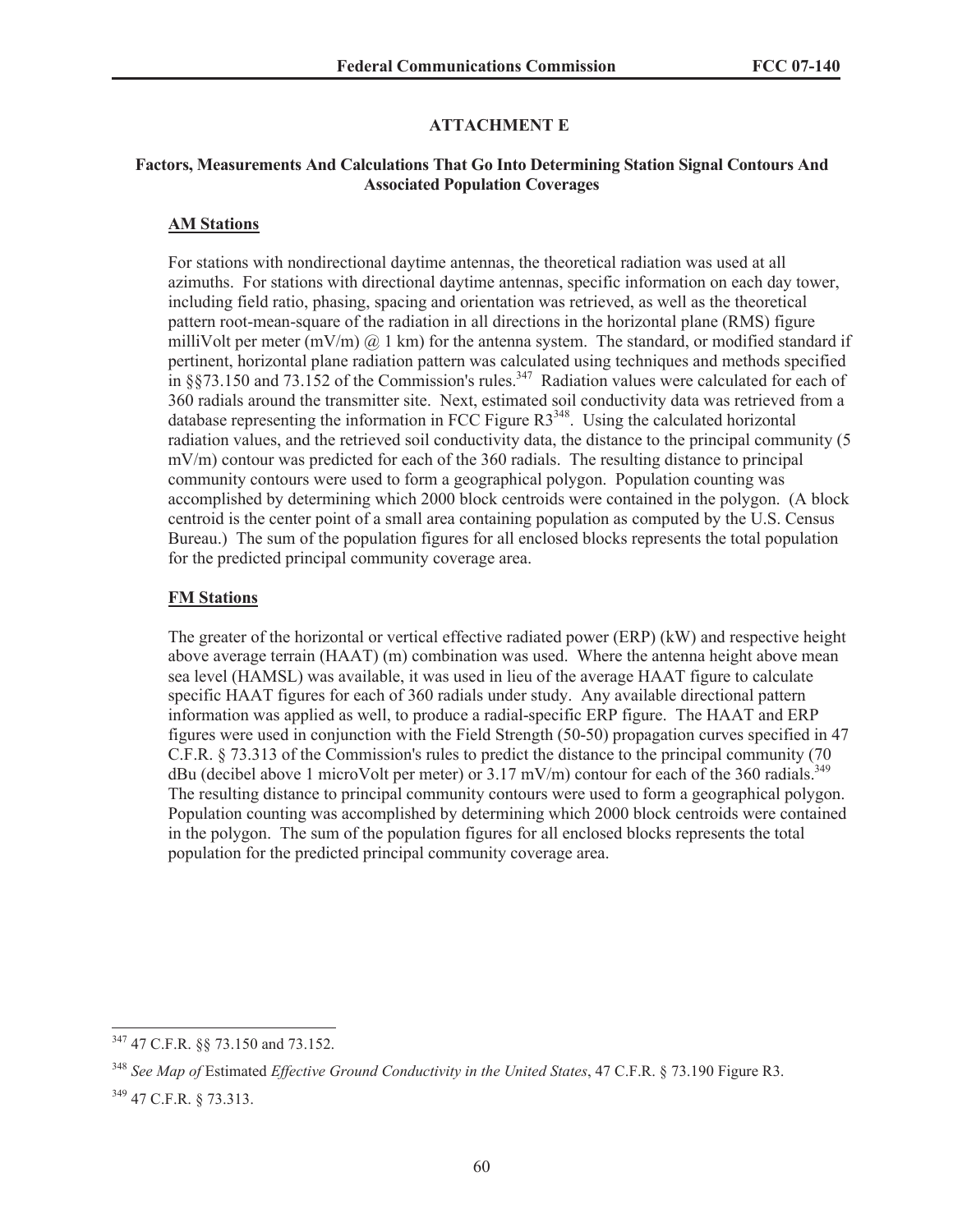## ATTACHMENT E

### Factors, Measurements And Calculations That Go Into Determining Station Signal Contours And Associated Population Coverages

**AM Stations**

For stations with nondirectional daytime antennas, the theoretical radiation was used at all azimuths. For stations with directional daytime antennas, specific information on each day tower, including field ratio, phasing, spacing and orientation was retrieved, as well as the theoretical pattern root-mean-square of the radiation in all directions in the horizontal plane (RMS) figure milliVolt per meter (mV/m) @ 1 km) for the antenna system. The standard, or modified standard if pertinent, horizontal plane radiation pattern was calculated using techniques and methods specified in §§73.150 and 73.152 of the Commission's rules.[347] Radiation values were calculated for each of 360 radials around the transmitter site. Next, estimated soil conductivity data was retrieved from a database representing the information in FCC Figure R3[348]. Using the calculated horizontal radiation values, and the retrieved soil conductivity data, the distance to the principal community (5 mV/m) contour was predicted for each of the 360 radials. The resulting distance to principal community contours were used to form a geographical polygon. Population counting was accomplished by determining which 2000 block centroids were contained in the polygon. (A block centroid is the center point of a small area containing population as computed by the U.S. Census Bureau.) The sum of the population figures for all enclosed blocks represents the total population for the predicted principal community coverage area.

**FM Stations**

The greater of the horizontal or vertical effective radiated power (ERP) (kW) and respective height above average terrain (HAAT) (m) combination was used. Where the antenna height above mean sea level (HAMSL) was available, it was used in lieu of the average HAAT figure to calculate specific HAAT figures for each of 360 radials under study. Any available directional pattern information was applied as well, to produce a radial-specific ERP figure. The HAAT and ERP figures were used in conjunction with the Field Strength (50-50) propagation curves specified in 47 C.F.R. § 73.313 of the Commission's rules to predict the distance to the principal community (70 dBu (decibel above 1 microVolt per meter) or 3.17 mV/m) contour for each of the 360 radials.[349] The resulting distance to principal community contours were used to form a geographical polygon. Population counting was accomplished by determining which 2000 block centroids were contained in the polygon. The sum of the population figures for all enclosed blocks represents the total population for the predicted principal community coverage area.

---

[347] 47 C.F.R. §§ 73.150 and 73.152.

[348] *See Map of* Estimated *Effective Ground Conductivity in the United States*, 47 C.F.R. § 73.190 Figure R3.

[349] 47 C.F.R. § 73.313.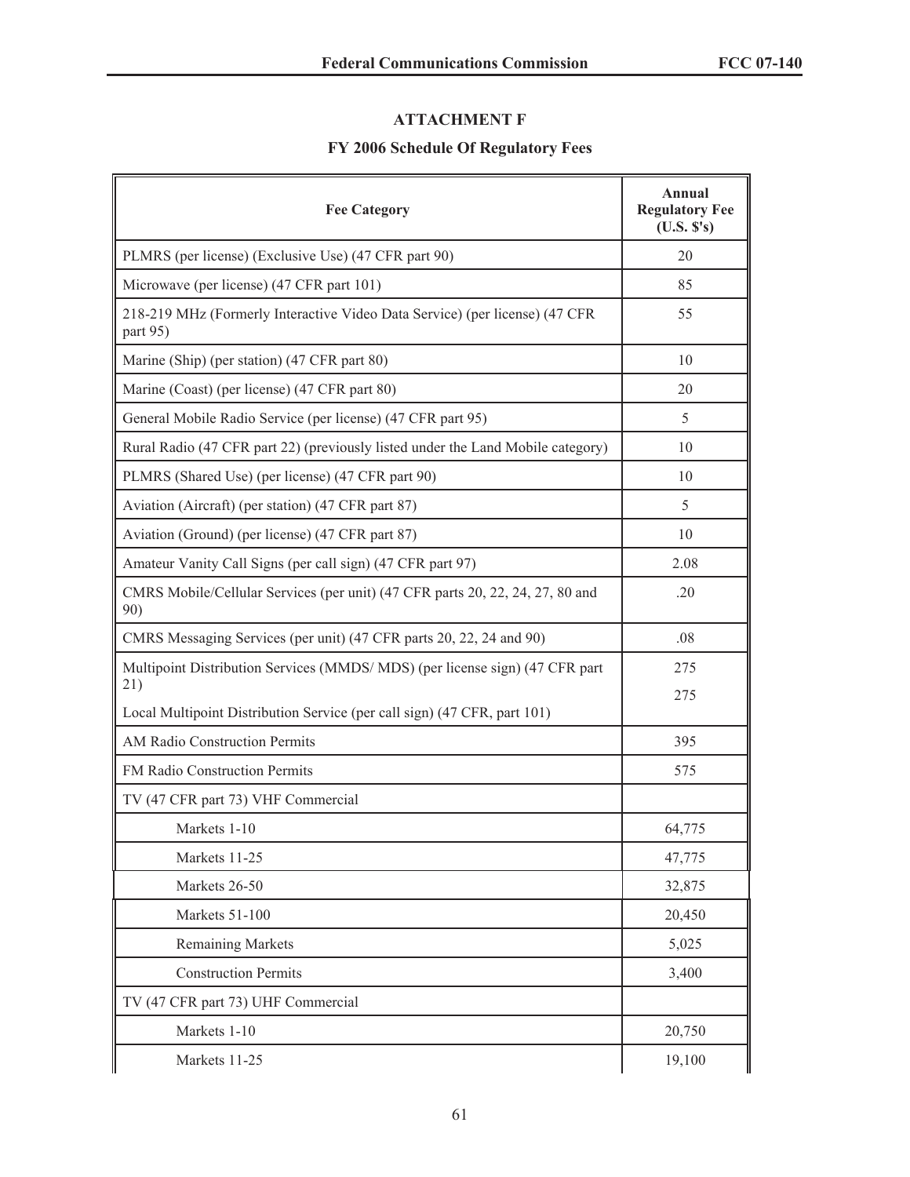## ATTACHMENT F

## FY 2006 Schedule Of Regulatory Fees

| Fee Category | Annual Regulatory Fee (U.S. $'s) |
|---|---|
| PLMRS (per license) (Exclusive Use) (47 CFR part 90) | 20 |
| Microwave (per license) (47 CFR part 101) | 85 |
| 218-219 MHz (Formerly Interactive Video Data Service) (per license) (47 CFR part 95) | 55 |
| Marine (Ship) (per station) (47 CFR part 80) | 10 |
| Marine (Coast) (per license) (47 CFR part 80) | 20 |
| General Mobile Radio Service (per license) (47 CFR part 95) | 5 |
| Rural Radio (47 CFR part 22) (previously listed under the Land Mobile category) | 10 |
| PLMRS (Shared Use) (per license) (47 CFR part 90) | 10 |
| Aviation (Aircraft) (per station) (47 CFR part 87) | 5 |
| Aviation (Ground) (per license) (47 CFR part 87) | 10 |
| Amateur Vanity Call Signs (per call sign) (47 CFR part 97) | 2.08 |
| CMRS Mobile/Cellular Services (per unit) (47 CFR parts 20, 22, 24, 27, 80 and 90) | .20 |
| CMRS Messaging Services (per unit) (47 CFR parts 20, 22, 24 and 90) | .08 |
| Multipoint Distribution Services (MMDS/ MDS) (per license sign) (47 CFR part 21)<br>Local Multipoint Distribution Service (per call sign) (47 CFR, part 101) | 275<br>275 |
| AM Radio Construction Permits | 395 |
| FM Radio Construction Permits | 575 |
| TV (47 CFR part 73) VHF Commercial | |
| Markets 1-10 | 64,775 |
| Markets 11-25 | 47,775 |
| Markets 26-50 | 32,875 |
| Markets 51-100 | 20,450 |
| Remaining Markets | 5,025 |
| Construction Permits | 3,400 |
| TV (47 CFR part 73) UHF Commercial | |
| Markets 1-10 | 20,750 |
| Markets 11-25 | 19,100 |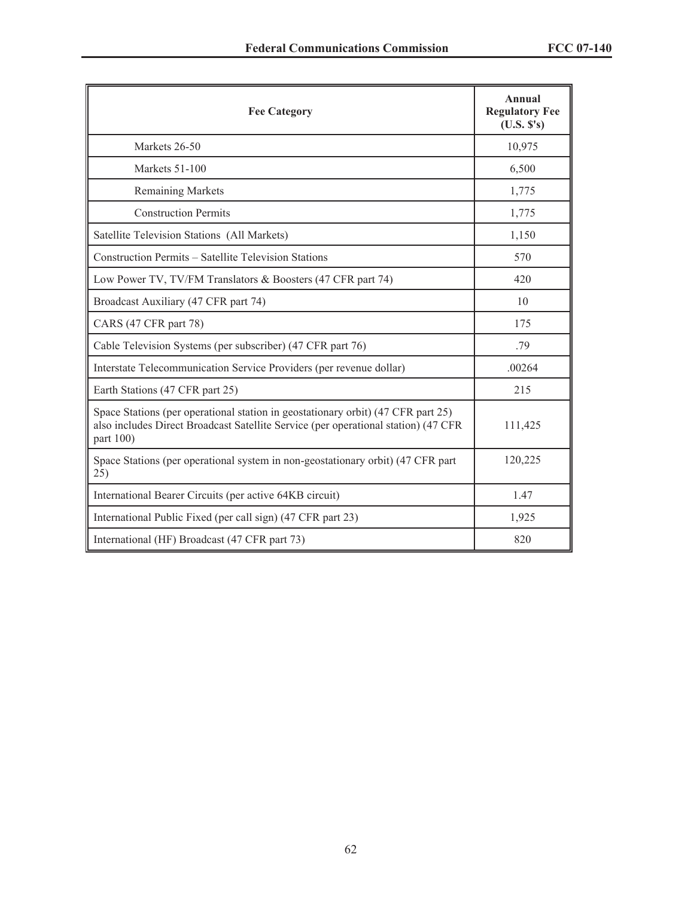| Fee Category | Annual Regulatory Fee (U.S. $'s) |
| --- | --- |
| Markets 26-50 | 10,975 |
| Markets 51-100 | 6,500 |
| Remaining Markets | 1,775 |
| Construction Permits | 1,775 |
| Satellite Television Stations (All Markets) | 1,150 |
| Construction Permits – Satellite Television Stations | 570 |
| Low Power TV, TV/FM Translators & Boosters (47 CFR part 74) | 420 |
| Broadcast Auxiliary (47 CFR part 74) | 10 |
| CARS (47 CFR part 78) | 175 |
| Cable Television Systems (per subscriber) (47 CFR part 76) | .79 |
| Interstate Telecommunication Service Providers (per revenue dollar) | .00264 |
| Earth Stations (47 CFR part 25) | 215 |
| Space Stations (per operational station in geostationary orbit) (47 CFR part 25) also includes Direct Broadcast Satellite Service (per operational station) (47 CFR part 100) | 111,425 |
| Space Stations (per operational system in non-geostationary orbit) (47 CFR part 25) | 120,225 |
| International Bearer Circuits (per active 64KB circuit) | 1.47 |
| International Public Fixed (per call sign) (47 CFR part 23) | 1,925 |
| International (HF) Broadcast (47 CFR part 73) | 820 |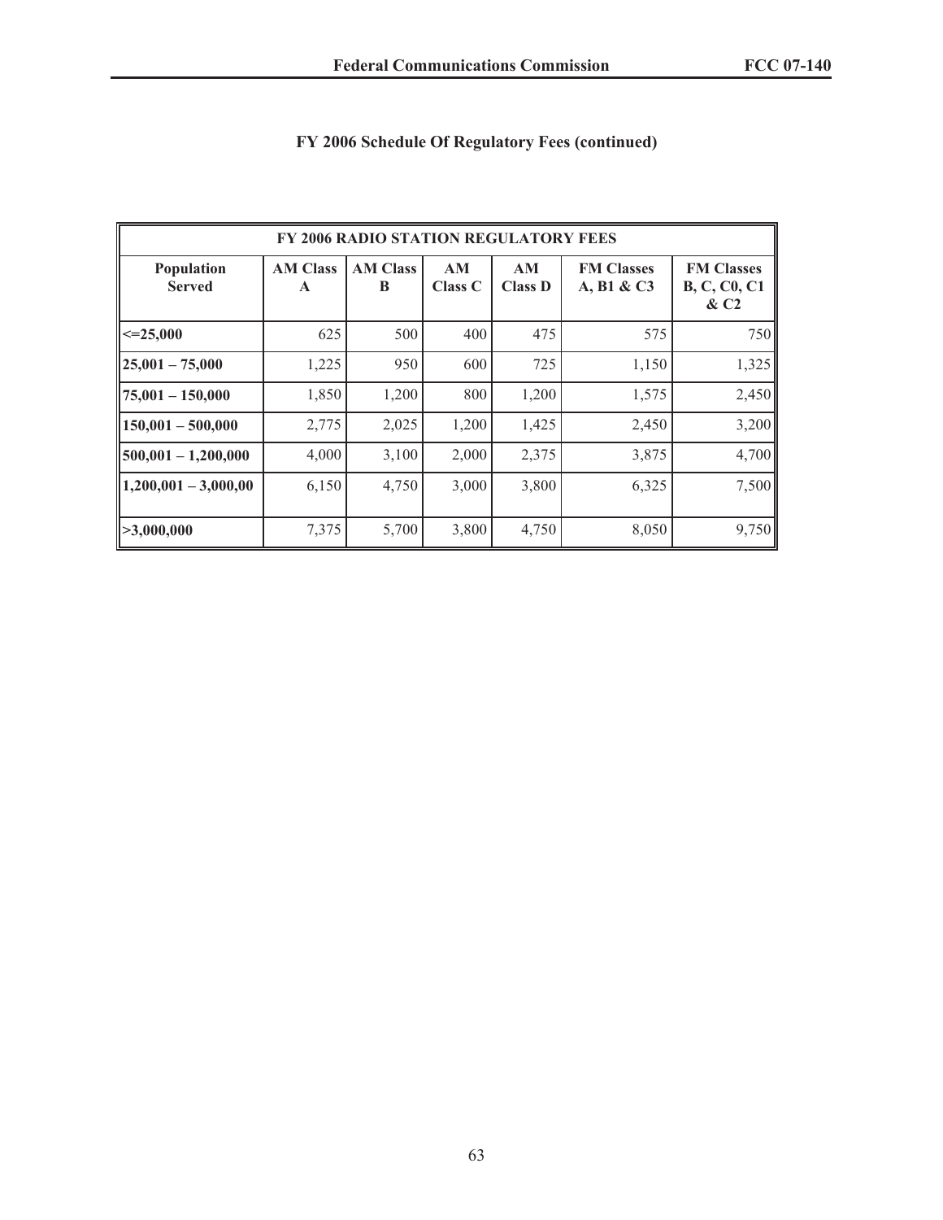## FY 2006 Schedule Of Regulatory Fees (continued)

| FY 2006 RADIO STATION REGULATORY FEES | | | | | | |
|---|---|---|---|---|---|---|
| **Population Served** | **AM Class A** | **AM Class B** | **AM Class C** | **AM Class D** | **FM Classes A, B1 & C3** | **FM Classes B, C, C0, C1 & C2** |
| **<=25,000** | 625 | 500 | 400 | 475 | 575 | 750 |
| **25,001 – 75,000** | 1,225 | 950 | 600 | 725 | 1,150 | 1,325 |
| **75,001 – 150,000** | 1,850 | 1,200 | 800 | 1,200 | 1,575 | 2,450 |
| **150,001 – 500,000** | 2,775 | 2,025 | 1,200 | 1,425 | 2,450 | 3,200 |
| **500,001 – 1,200,000** | 4,000 | 3,100 | 2,000 | 2,375 | 3,875 | 4,700 |
| **1,200,001 – 3,000,00** | 6,150 | 4,750 | 3,000 | 3,800 | 6,325 | 7,500 |
| **>3,000,000** | 7,375 | 5,700 | 3,800 | 4,750 | 8,050 | 9,750 |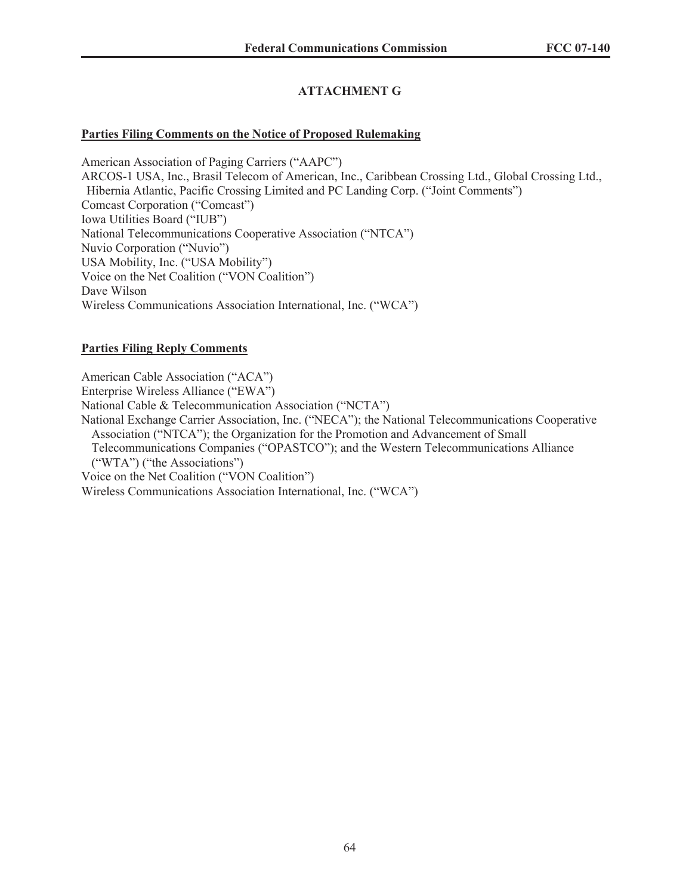## ATTACHMENT G

**Parties Filing Comments on the Notice of Proposed Rulemaking**

American Association of Paging Carriers ("AAPC")
ARCOS-1 USA, Inc., Brasil Telecom of American, Inc., Caribbean Crossing Ltd., Global Crossing Ltd., Hibernia Atlantic, Pacific Crossing Limited and PC Landing Corp. ("Joint Comments")
Comcast Corporation ("Comcast")
Iowa Utilities Board ("IUB")
National Telecommunications Cooperative Association ("NTCA")
Nuvio Corporation ("Nuvio")
USA Mobility, Inc. ("USA Mobility")
Voice on the Net Coalition ("VON Coalition")
Dave Wilson
Wireless Communications Association International, Inc. ("WCA")

**Parties Filing Reply Comments**

American Cable Association ("ACA")
Enterprise Wireless Alliance ("EWA")
National Cable & Telecommunication Association ("NCTA")
National Exchange Carrier Association, Inc. ("NECA"); the National Telecommunications Cooperative Association ("NTCA"); the Organization for the Promotion and Advancement of Small Telecommunications Companies ("OPASTCO"); and the Western Telecommunications Alliance ("WTA") ("the Associations")
Voice on the Net Coalition ("VON Coalition")
Wireless Communications Association International, Inc. ("WCA")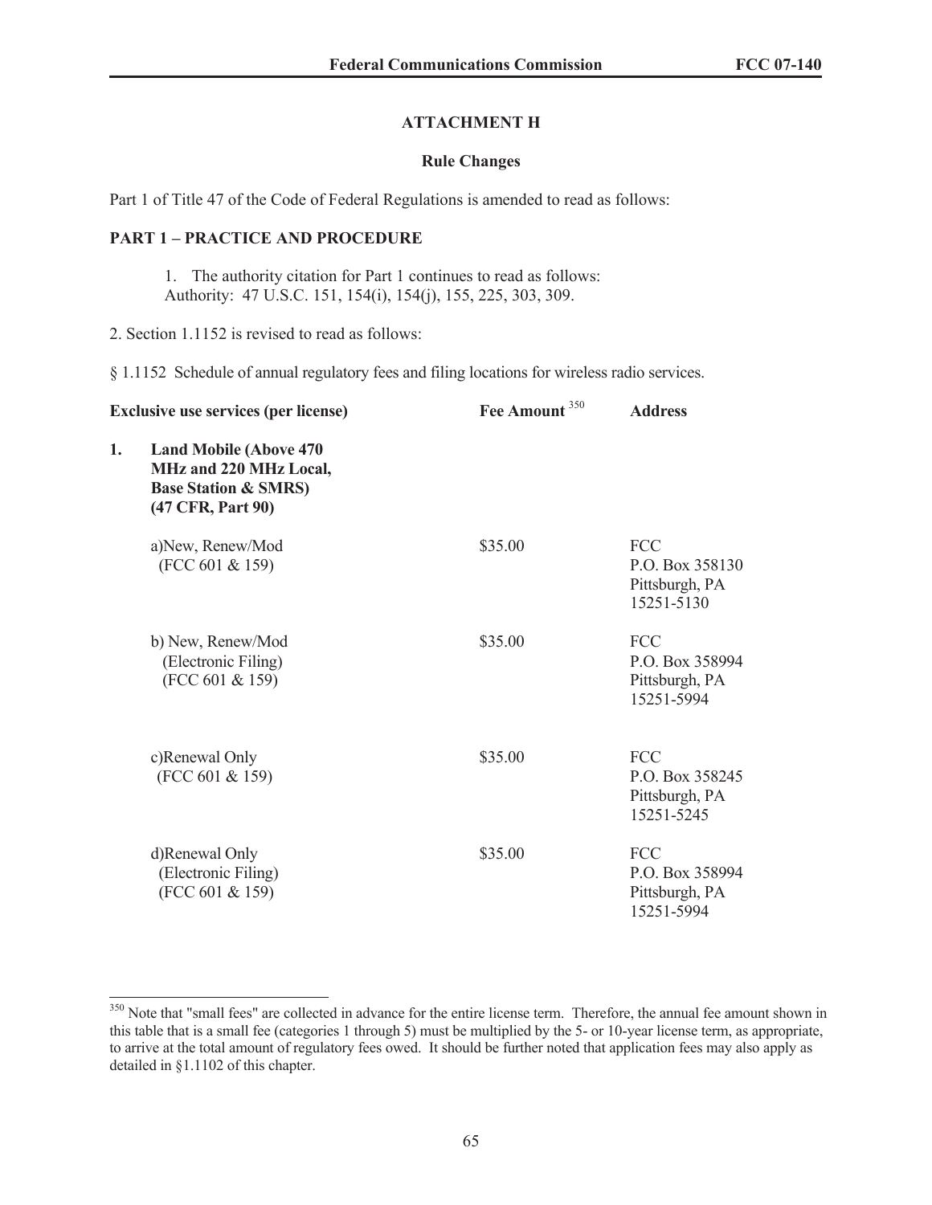### ATTACHMENT H

#### Rule Changes

Part 1 of Title 47 of the Code of Federal Regulations is amended to read as follows:

**PART 1 – PRACTICE AND PROCEDURE**

1. The authority citation for Part 1 continues to read as follows:
Authority: 47 U.S.C. 151, 154(i), 154(j), 155, 225, 303, 309.

2. Section 1.1152 is revised to read as follows:

§ 1.1152 Schedule of annual regulatory fees and filing locations for wireless radio services.

| Exclusive use services (per license) | Fee Amount [350] | Address |
|---|---|---|
| **1. Land Mobile (Above 470 MHz and 220 MHz Local, Base Station & SMRS) (47 CFR, Part 90)** | | |
| a)New, Renew/Mod (FCC 601 & 159) | \$35.00 | FCC P.O. Box 358130 Pittsburgh, PA 15251-5130 |
| b) New, Renew/Mod (Electronic Filing) (FCC 601 & 159) | \$35.00 | FCC P.O. Box 358994 Pittsburgh, PA 15251-5994 |
| c)Renewal Only (FCC 601 & 159) | \$35.00 | FCC P.O. Box 358245 Pittsburgh, PA 15251-5245 |
| d)Renewal Only (Electronic Filing) (FCC 601 & 159) | \$35.00 | FCC P.O. Box 358994 Pittsburgh, PA 15251-5994 |

[350] Note that "small fees" are collected in advance for the entire license term. Therefore, the annual fee amount shown in this table that is a small fee (categories 1 through 5) must be multiplied by the 5- or 10-year license term, as appropriate, to arrive at the total amount of regulatory fees owed. It should be further noted that application fees may also apply as detailed in §1.1102 of this chapter.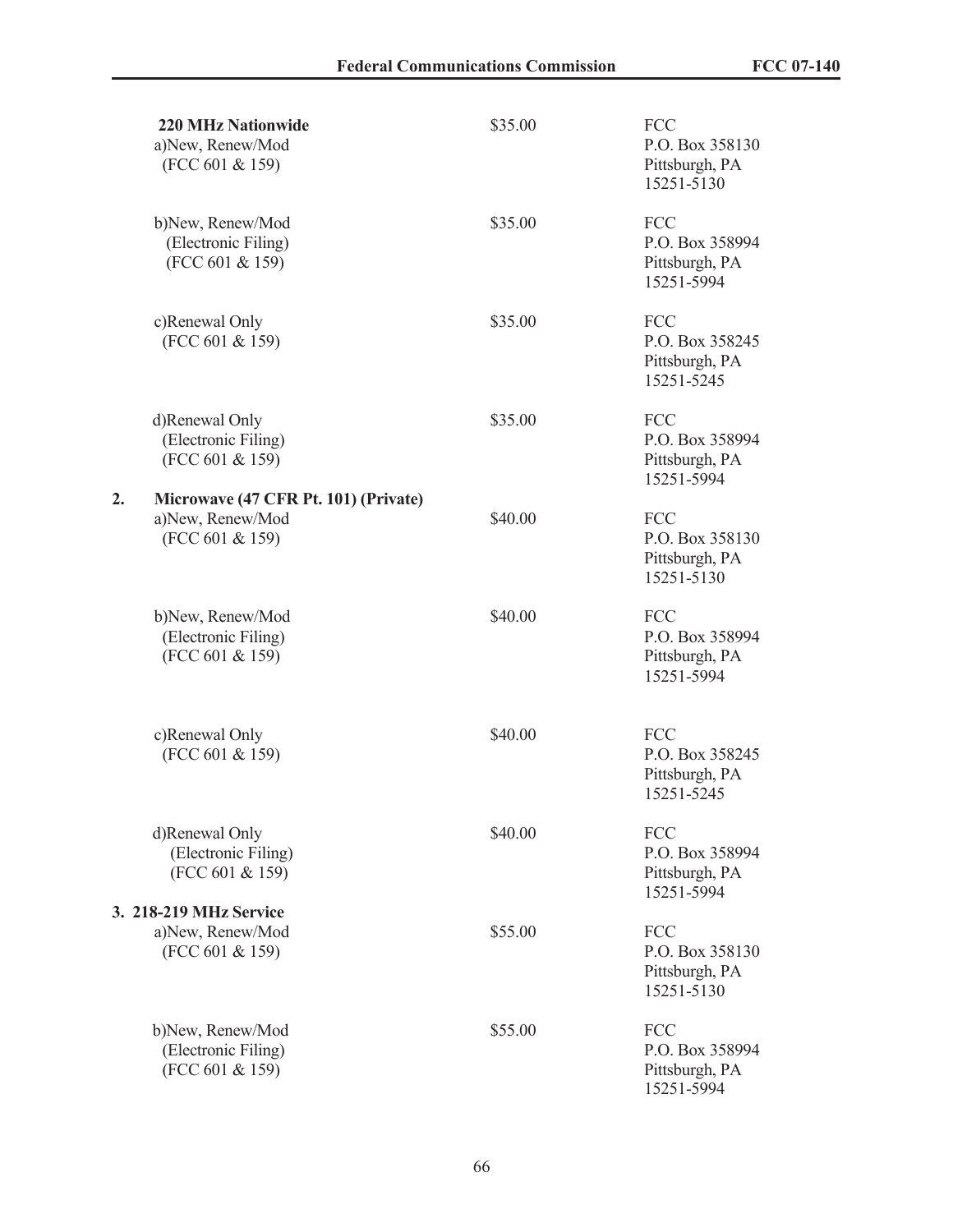| | | |
|---|---|---|
| **220 MHz Nationwide** | | |
| a)New, Renew/Mod<br>(FCC 601 & 159) | $35.00 | FCC<br>P.O. Box 358130<br>Pittsburgh, PA<br>15251-5130 |
| b)New, Renew/Mod<br>(Electronic Filing)<br>(FCC 601 & 159) | $35.00 | FCC<br>P.O. Box 358994<br>Pittsburgh, PA<br>15251-5994 |
| c)Renewal Only<br>(FCC 601 & 159) | $35.00 | FCC<br>P.O. Box 358245<br>Pittsburgh, PA<br>15251-5245 |
| d)Renewal Only<br>(Electronic Filing)<br>(FCC 601 & 159) | $35.00 | FCC<br>P.O. Box 358994<br>Pittsburgh, PA<br>15251-5994 |
| **2. Microwave (47 CFR Pt. 101) (Private)** | | |
| a)New, Renew/Mod<br>(FCC 601 & 159) | $40.00 | FCC<br>P.O. Box 358130<br>Pittsburgh, PA<br>15251-5130 |
| b)New, Renew/Mod<br>(Electronic Filing)<br>(FCC 601 & 159) | $40.00 | FCC<br>P.O. Box 358994<br>Pittsburgh, PA<br>15251-5994 |
| c)Renewal Only<br>(FCC 601 & 159) | $40.00 | FCC<br>P.O. Box 358245<br>Pittsburgh, PA<br>15251-5245 |
| d)Renewal Only<br>(Electronic Filing)<br>(FCC 601 & 159) | $40.00 | FCC<br>P.O. Box 358994<br>Pittsburgh, PA<br>15251-5994 |
| **3. 218-219 MHz Service** | | |
| a)New, Renew/Mod<br>(FCC 601 & 159) | $55.00 | FCC<br>P.O. Box 358130<br>Pittsburgh, PA<br>15251-5130 |
| b)New, Renew/Mod<br>(Electronic Filing)<br>(FCC 601 & 159) | $55.00 | FCC<br>P.O. Box 358994<br>Pittsburgh, PA<br>15251-5994 |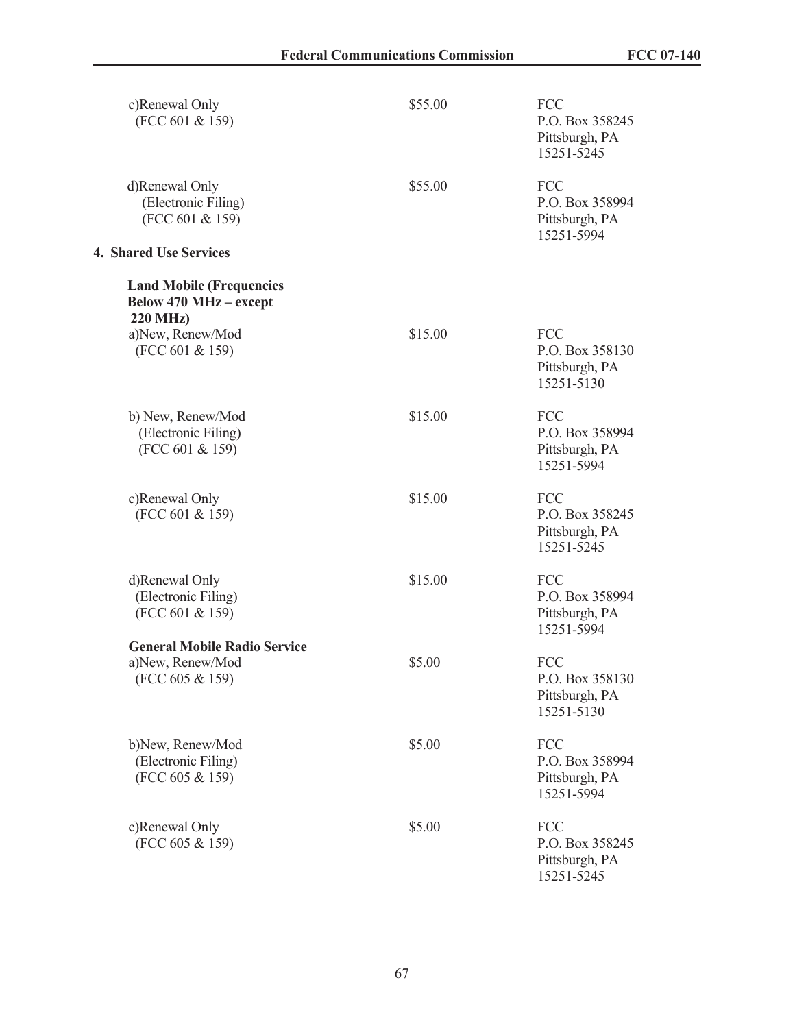| | | |
|---|---|---|
| c)Renewal Only (FCC 601 & 159) | $55.00 | FCC P.O. Box 358245 Pittsburgh, PA 15251-5245 |
| d)Renewal Only (Electronic Filing) (FCC 601 & 159) | $55.00 | FCC P.O. Box 358994 Pittsburgh, PA 15251-5994 |

**4. Shared Use Services**

| | | |
|---|---|---|
| **Land Mobile (Frequencies Below 470 MHz – except 220 MHz)** | | |
| a)New, Renew/Mod (FCC 601 & 159) | $15.00 | FCC P.O. Box 358130 Pittsburgh, PA 15251-5130 |
| b) New, Renew/Mod (Electronic Filing) (FCC 601 & 159) | $15.00 | FCC P.O. Box 358994 Pittsburgh, PA 15251-5994 |
| c)Renewal Only (FCC 601 & 159) | $15.00 | FCC P.O. Box 358245 Pittsburgh, PA 15251-5245 |
| d)Renewal Only (Electronic Filing) (FCC 601 & 159) | $15.00 | FCC P.O. Box 358994 Pittsburgh, PA 15251-5994 |
| **General Mobile Radio Service** | | |
| a)New, Renew/Mod (FCC 605 & 159) | $5.00 | FCC P.O. Box 358130 Pittsburgh, PA 15251-5130 |
| b)New, Renew/Mod (Electronic Filing) (FCC 605 & 159) | $5.00 | FCC P.O. Box 358994 Pittsburgh, PA 15251-5994 |
| c)Renewal Only (FCC 605 & 159) | $5.00 | FCC P.O. Box 358245 Pittsburgh, PA 15251-5245 |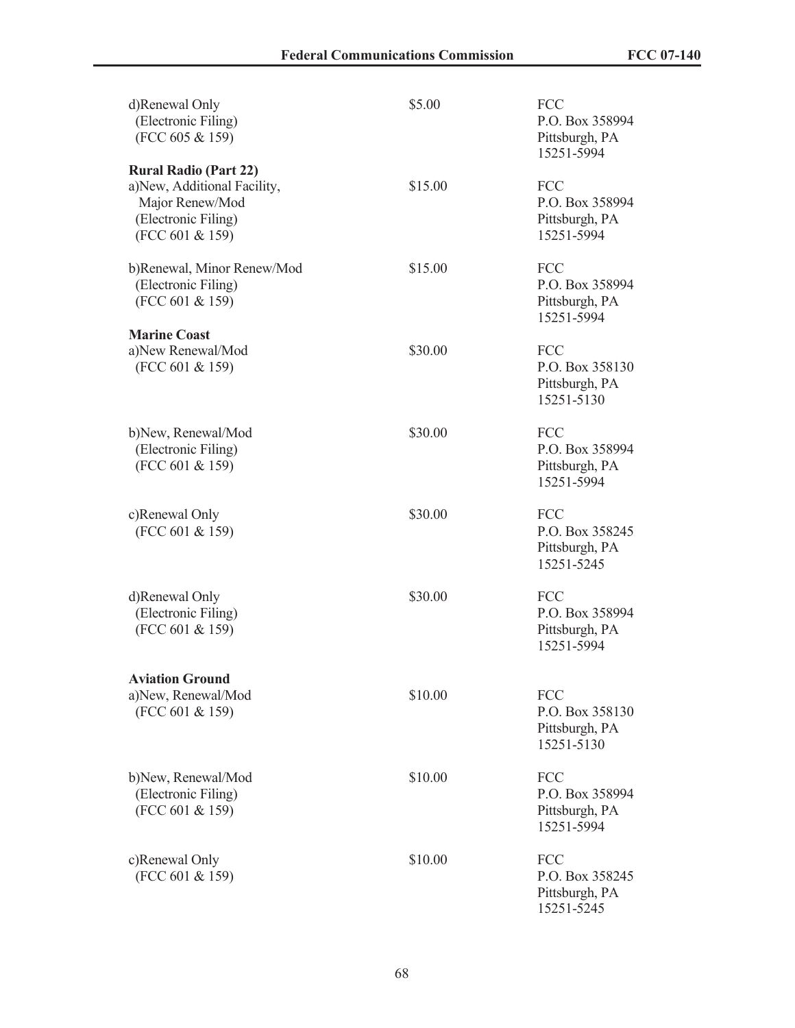| | | |
|---|---|---|
| d)Renewal Only<br>(Electronic Filing)<br>(FCC 605 & 159) | $5.00 | FCC<br>P.O. Box 358994<br>Pittsburgh, PA<br>15251-5994 |
| **Rural Radio (Part 22)** | | |
| a)New, Additional Facility,<br>Major Renew/Mod<br>(Electronic Filing)<br>(FCC 601 & 159) | $15.00 | FCC<br>P.O. Box 358994<br>Pittsburgh, PA<br>15251-5994 |
| b)Renewal, Minor Renew/Mod<br>(Electronic Filing)<br>(FCC 601 & 159) | $15.00 | FCC<br>P.O. Box 358994<br>Pittsburgh, PA<br>15251-5994 |
| **Marine Coast** | | |
| a)New Renewal/Mod<br>(FCC 601 & 159) | $30.00 | FCC<br>P.O. Box 358130<br>Pittsburgh, PA<br>15251-5130 |
| b)New, Renewal/Mod<br>(Electronic Filing)<br>(FCC 601 & 159) | $30.00 | FCC<br>P.O. Box 358994<br>Pittsburgh, PA<br>15251-5994 |
| c)Renewal Only<br>(FCC 601 & 159) | $30.00 | FCC<br>P.O. Box 358245<br>Pittsburgh, PA<br>15251-5245 |
| d)Renewal Only<br>(Electronic Filing)<br>(FCC 601 & 159) | $30.00 | FCC<br>P.O. Box 358994<br>Pittsburgh, PA<br>15251-5994 |
| **Aviation Ground** | | |
| a)New, Renewal/Mod<br>(FCC 601 & 159) | $10.00 | FCC<br>P.O. Box 358130<br>Pittsburgh, PA<br>15251-5130 |
| b)New, Renewal/Mod<br>(Electronic Filing)<br>(FCC 601 & 159) | $10.00 | FCC<br>P.O. Box 358994<br>Pittsburgh, PA<br>15251-5994 |
| c)Renewal Only<br>(FCC 601 & 159) | $10.00 | FCC<br>P.O. Box 358245<br>Pittsburgh, PA<br>15251-5245 |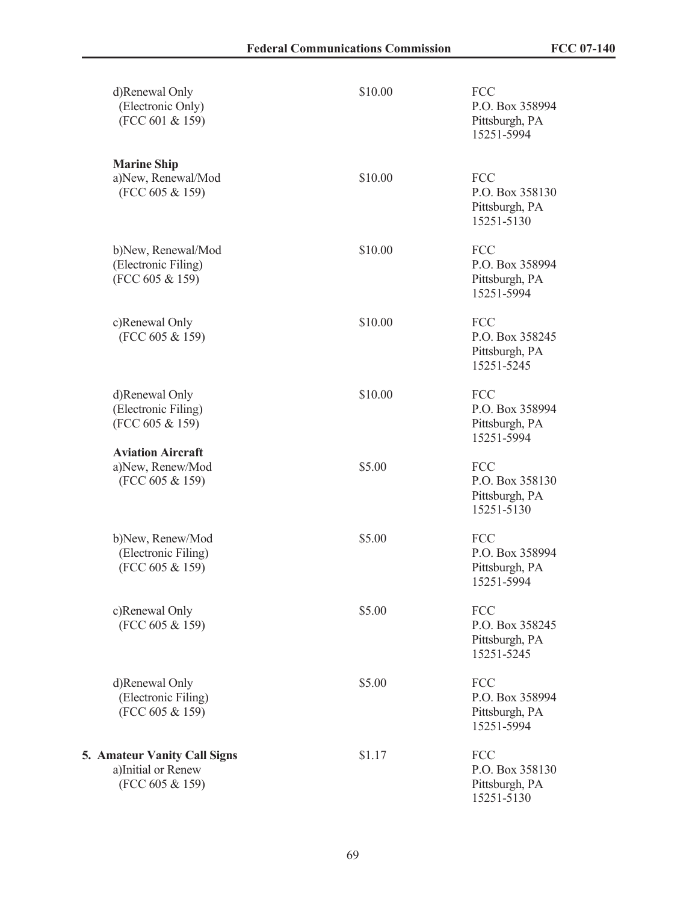| | | |
|---|---|---|
| d)Renewal Only (Electronic Only) (FCC 601 & 159) | $10.00 | FCC P.O. Box 358994 Pittsburgh, PA 15251-5994 |
| **Marine Ship** | | |
| a)New, Renewal/Mod (FCC 605 & 159) | $10.00 | FCC P.O. Box 358130 Pittsburgh, PA 15251-5130 |
| b)New, Renewal/Mod (Electronic Filing) (FCC 605 & 159) | $10.00 | FCC P.O. Box 358994 Pittsburgh, PA 15251-5994 |
| c)Renewal Only (FCC 605 & 159) | $10.00 | FCC P.O. Box 358245 Pittsburgh, PA 15251-5245 |
| d)Renewal Only (Electronic Filing) (FCC 605 & 159) | $10.00 | FCC P.O. Box 358994 Pittsburgh, PA 15251-5994 |
| **Aviation Aircraft** | | |
| a)New, Renew/Mod (FCC 605 & 159) | $5.00 | FCC P.O. Box 358130 Pittsburgh, PA 15251-5130 |
| b)New, Renew/Mod (Electronic Filing) (FCC 605 & 159) | $5.00 | FCC P.O. Box 358994 Pittsburgh, PA 15251-5994 |
| c)Renewal Only (FCC 605 & 159) | $5.00 | FCC P.O. Box 358245 Pittsburgh, PA 15251-5245 |
| d)Renewal Only (Electronic Filing) (FCC 605 & 159) | $5.00 | FCC P.O. Box 358994 Pittsburgh, PA 15251-5994 |
| **5. Amateur Vanity Call Signs** | | |
| a)Initial or Renew (FCC 605 & 159) | $1.17 | FCC P.O. Box 358130 Pittsburgh, PA 15251-5130 |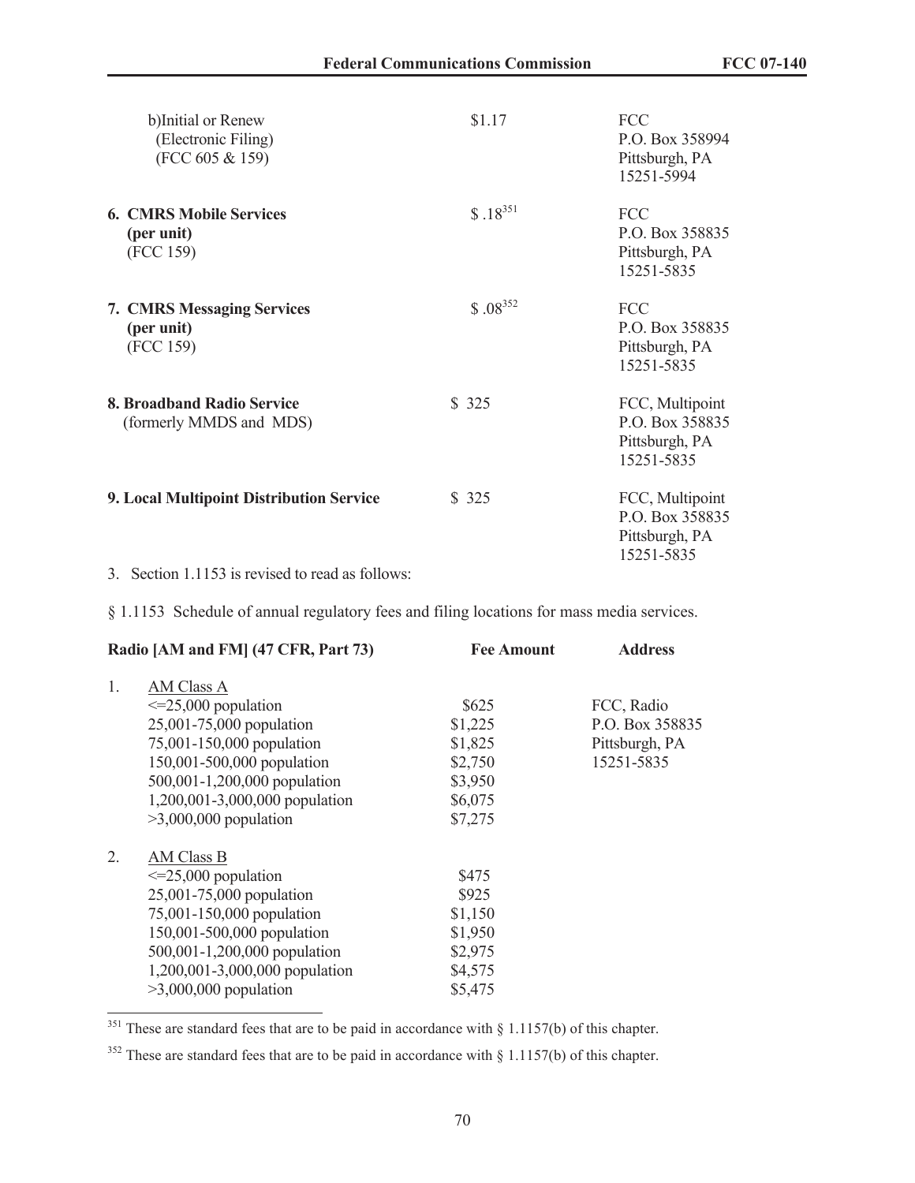| | | |
|---|---|---|
| b)Initial or Renew (Electronic Filing) (FCC 605 & 159) | $1.17 | FCC P.O. Box 358994 Pittsburgh, PA 15251-5994 |
| **6. CMRS Mobile Services (per unit)** (FCC 159) | $ .18[351] | FCC P.O. Box 358835 Pittsburgh, PA 15251-5835 |
| **7. CMRS Messaging Services (per unit)** (FCC 159) | $ .08[352] | FCC P.O. Box 358835 Pittsburgh, PA 15251-5835 |
| **8. Broadband Radio Service** (formerly MMDS and MDS) | $ 325 | FCC, Multipoint P.O. Box 358835 Pittsburgh, PA 15251-5835 |
| **9. Local Multipoint Distribution Service** | $ 325 | FCC, Multipoint P.O. Box 358835 Pittsburgh, PA 15251-5835 |

3. Section 1.1153 is revised to read as follows:

§ 1.1153 Schedule of annual regulatory fees and filing locations for mass media services.

| Radio [AM and FM] (47 CFR, Part 73) | Fee Amount | Address |
|---|---|---|
| 1. AM Class A | | |
| <=25,000 population | $625 | FCC, Radio |
| 25,001-75,000 population | $1,225 | P.O. Box 358835 |
| 75,001-150,000 population | $1,825 | Pittsburgh, PA |
| 150,001-500,000 population | $2,750 | 15251-5835 |
| 500,001-1,200,000 population | $3,950 | |
| 1,200,001-3,000,000 population | $6,075 | |
| >3,000,000 population | $7,275 | |
| 2. AM Class B | | |
| <=25,000 population | $475 | |
| 25,001-75,000 population | $925 | |
| 75,001-150,000 population | $1,150 | |
| 150,001-500,000 population | $1,950 | |
| 500,001-1,200,000 population | $2,975 | |
| 1,200,001-3,000,000 population | $4,575 | |
| >3,000,000 population | $5,475 | |

[351] These are standard fees that are to be paid in accordance with § 1.1157(b) of this chapter.

[352] These are standard fees that are to be paid in accordance with § 1.1157(b) of this chapter.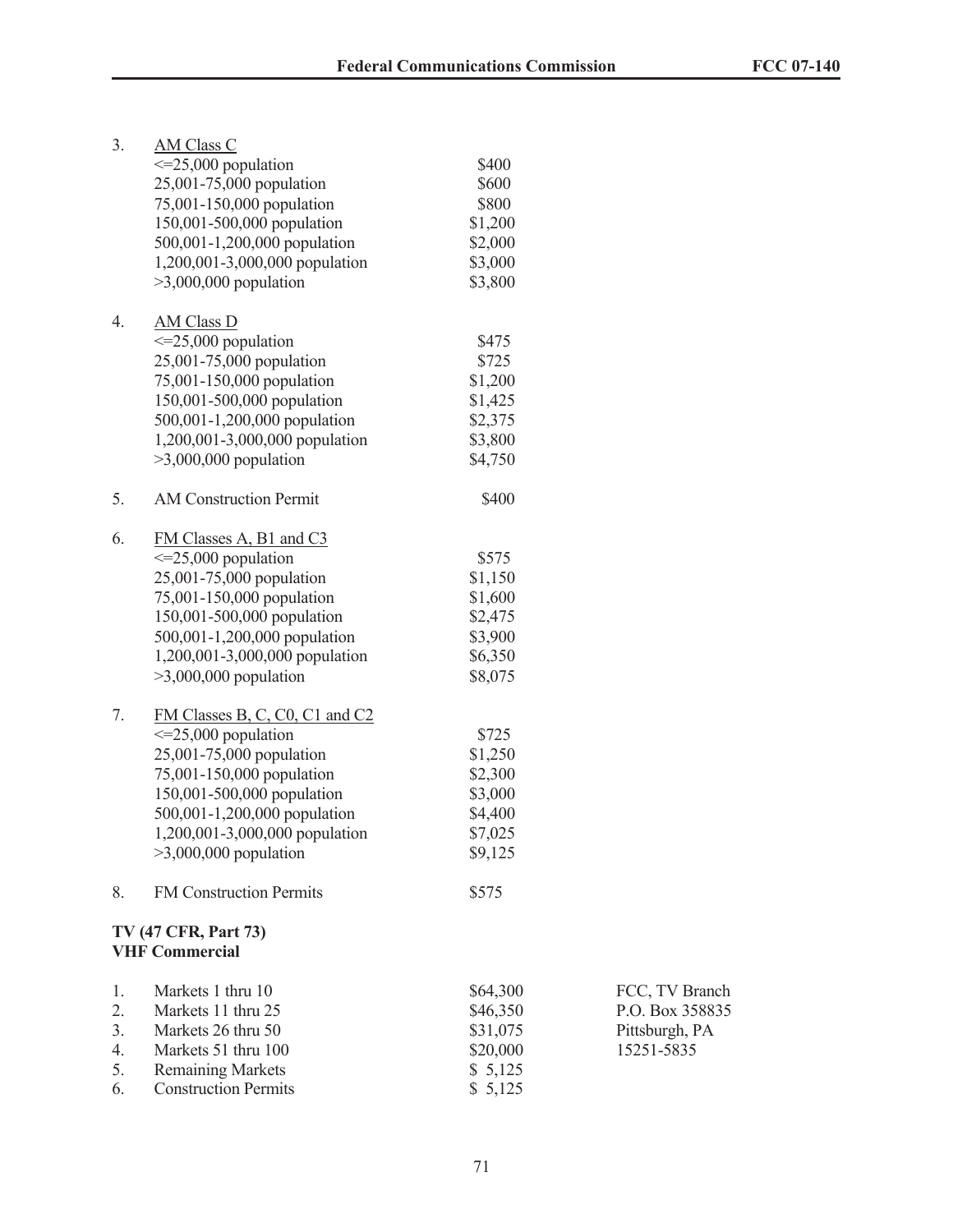3. <u>AM Class C</u>

| | |
|---|---|
| <=25,000 population | $400 |
| 25,001-75,000 population | $600 |
| 75,001-150,000 population | $800 |
| 150,001-500,000 population | $1,200 |
| 500,001-1,200,000 population | $2,000 |
| 1,200,001-3,000,000 population | $3,000 |
| >3,000,000 population | $3,800 |

4. <u>AM Class D</u>

| | |
|---|---|
| <=25,000 population | $475 |
| 25,001-75,000 population | $725 |
| 75,001-150,000 population | $1,200 |
| 150,001-500,000 population | $1,425 |
| 500,001-1,200,000 population | $2,375 |
| 1,200,001-3,000,000 population | $3,800 |
| >3,000,000 population | $4,750 |

5. AM Construction Permit — $400

6. <u>FM Classes A, B1 and C3</u>

| | |
|---|---|
| <=25,000 population | $575 |
| 25,001-75,000 population | $1,150 |
| 75,001-150,000 population | $1,600 |
| 150,001-500,000 population | $2,475 |
| 500,001-1,200,000 population | $3,900 |
| 1,200,001-3,000,000 population | $6,350 |
| >3,000,000 population | $8,075 |

7. <u>FM Classes B, C, C0, C1 and C2</u>

| | |
|---|---|
| <=25,000 population | $725 |
| 25,001-75,000 population | $1,250 |
| 75,001-150,000 population | $2,300 |
| 150,001-500,000 population | $3,000 |
| 500,001-1,200,000 population | $4,400 |
| 1,200,001-3,000,000 population | $7,025 |
| >3,000,000 population | $9,125 |

8. FM Construction Permits — $575

**TV (47 CFR, Part 73)**
**VHF Commercial**

| | | | |
|---|---|---|---|
| 1. | Markets 1 thru 10 | $64,300 | FCC, TV Branch |
| 2. | Markets 11 thru 25 | $46,350 | P.O. Box 358835 |
| 3. | Markets 26 thru 50 | $31,075 | Pittsburgh, PA |
| 4. | Markets 51 thru 100 | $20,000 | 15251-5835 |
| 5. | Remaining Markets | $ 5,125 | |
| 6. | Construction Permits | $ 5,125 | |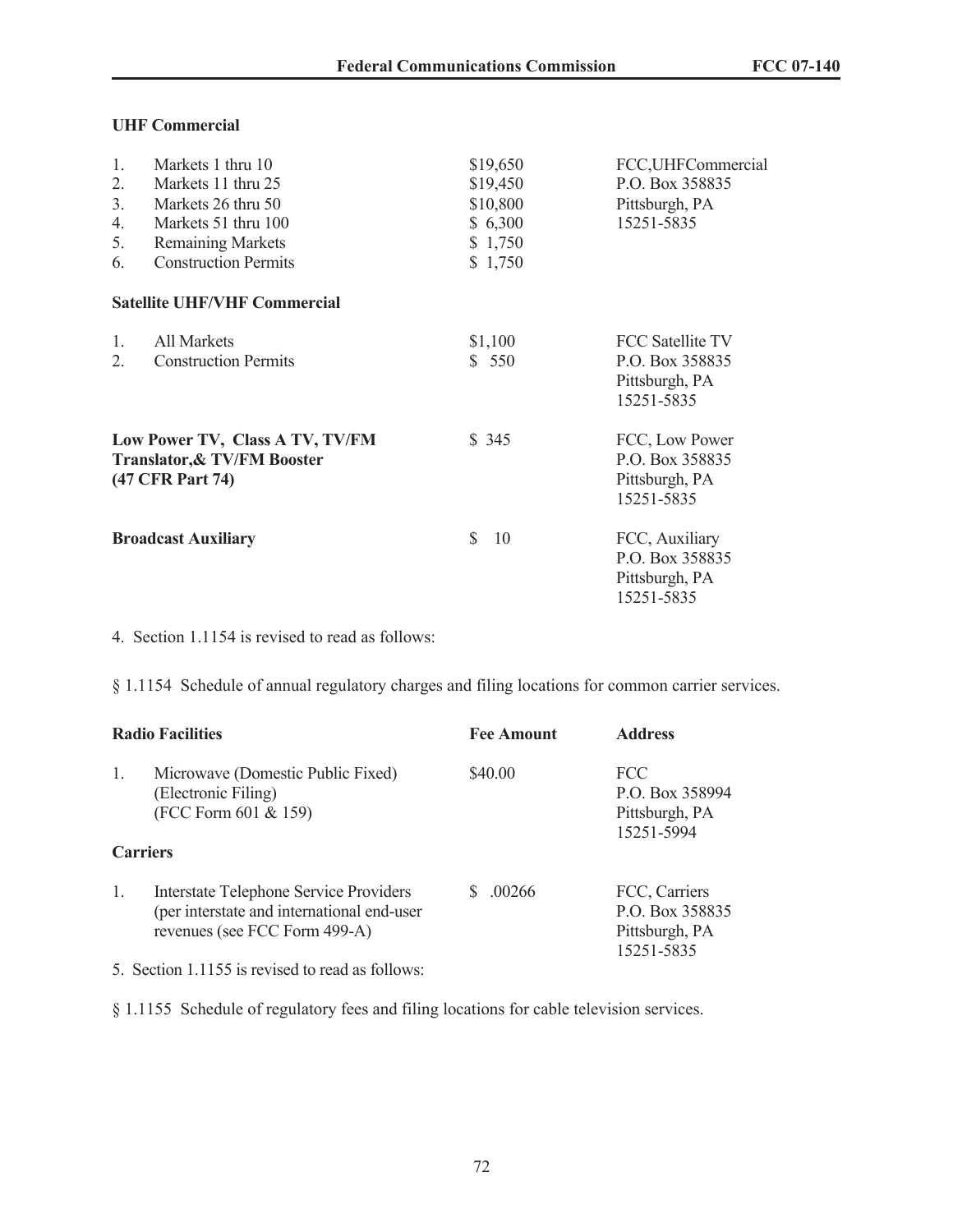**UHF Commercial**

| | | | |
|---|---|---|---|
| 1. | Markets 1 thru 10 | $19,650 | FCC,UHFCommercial P.O. Box 358835 Pittsburgh, PA 15251-5835 |
| 2. | Markets 11 thru 25 | $19,450 | |
| 3. | Markets 26 thru 50 | $10,800 | |
| 4. | Markets 51 thru 100 | $ 6,300 | |
| 5. | Remaining Markets | $ 1,750 | |
| 6. | Construction Permits | $ 1,750 | |

**Satellite UHF/VHF Commercial**

| | | | |
|---|---|---|---|
| 1. | All Markets | $1,100 | FCC Satellite TV P.O. Box 358835 Pittsburgh, PA 15251-5835 |
| 2. | Construction Permits | $ 550 | |

| | | |
|---|---|---|
| **Low Power TV, Class A TV, TV/FM Translator,& TV/FM Booster (47 CFR Part 74)** | $ 345 | FCC, Low Power P.O. Box 358835 Pittsburgh, PA 15251-5835 |
| **Broadcast Auxiliary** | $ 10 | FCC, Auxiliary P.O. Box 358835 Pittsburgh, PA 15251-5835 |

4. Section 1.1154 is revised to read as follows:

§ 1.1154 Schedule of annual regulatory charges and filing locations for common carrier services.

| Radio Facilities | Fee Amount | Address |
|---|---|---|
| 1. Microwave (Domestic Public Fixed) (Electronic Filing) (FCC Form 601 & 159) | $40.00 | FCC P.O. Box 358994 Pittsburgh, PA 15251-5994 |
| **Carriers** | | |
| 1. Interstate Telephone Service Providers (per interstate and international end-user revenues (see FCC Form 499-A) | $ .00266 | FCC, Carriers P.O. Box 358835 Pittsburgh, PA 15251-5835 |

5. Section 1.1155 is revised to read as follows:

§ 1.1155 Schedule of regulatory fees and filing locations for cable television services.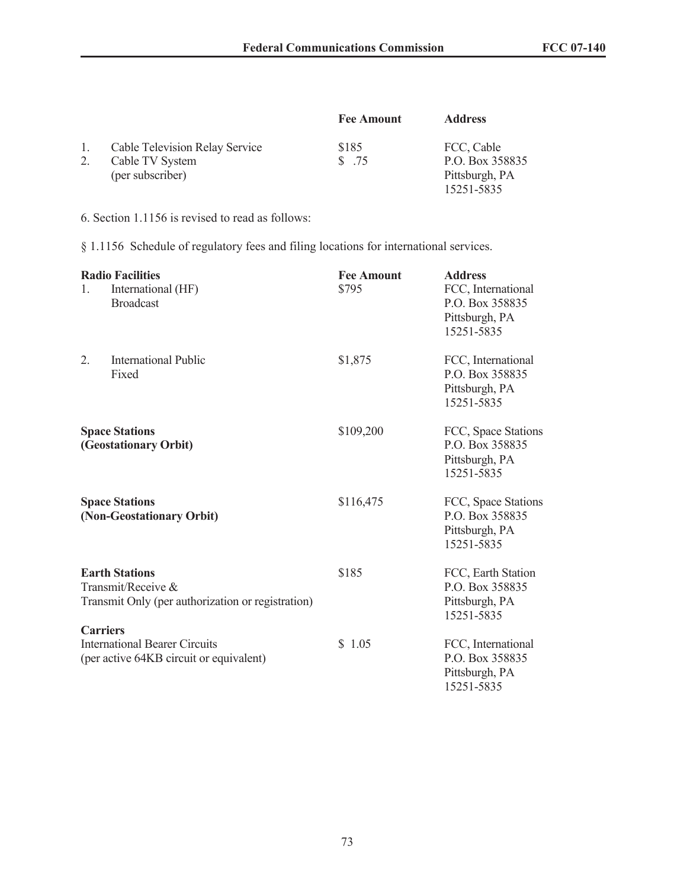| | | Fee Amount | Address |
|---|---|---|---|
| 1. | Cable Television Relay Service | $185 | FCC, Cable |
| 2. | Cable TV System (per subscriber) | $ .75 | P.O. Box 358835 Pittsburgh, PA 15251-5835 |

6. Section 1.1156 is revised to read as follows:

§ 1.1156 Schedule of regulatory fees and filing locations for international services.

| | Fee Amount | Address |
|---|---|---|
| **Radio Facilities** | | |
| 1. International (HF) Broadcast | $795 | FCC, International P.O. Box 358835 Pittsburgh, PA 15251-5835 |
| 2. International Public Fixed | $1,875 | FCC, International P.O. Box 358835 Pittsburgh, PA 15251-5835 |
| **Space Stations (Geostationary Orbit)** | $109,200 | FCC, Space Stations P.O. Box 358835 Pittsburgh, PA 15251-5835 |
| **Space Stations (Non-Geostationary Orbit)** | $116,475 | FCC, Space Stations P.O. Box 358835 Pittsburgh, PA 15251-5835 |
| **Earth Stations** Transmit/Receive & Transmit Only (per authorization or registration) | $185 | FCC, Earth Station P.O. Box 358835 Pittsburgh, PA 15251-5835 |
| **Carriers** International Bearer Circuits (per active 64KB circuit or equivalent) | $ 1.05 | FCC, International P.O. Box 358835 Pittsburgh, PA 15251-5835 |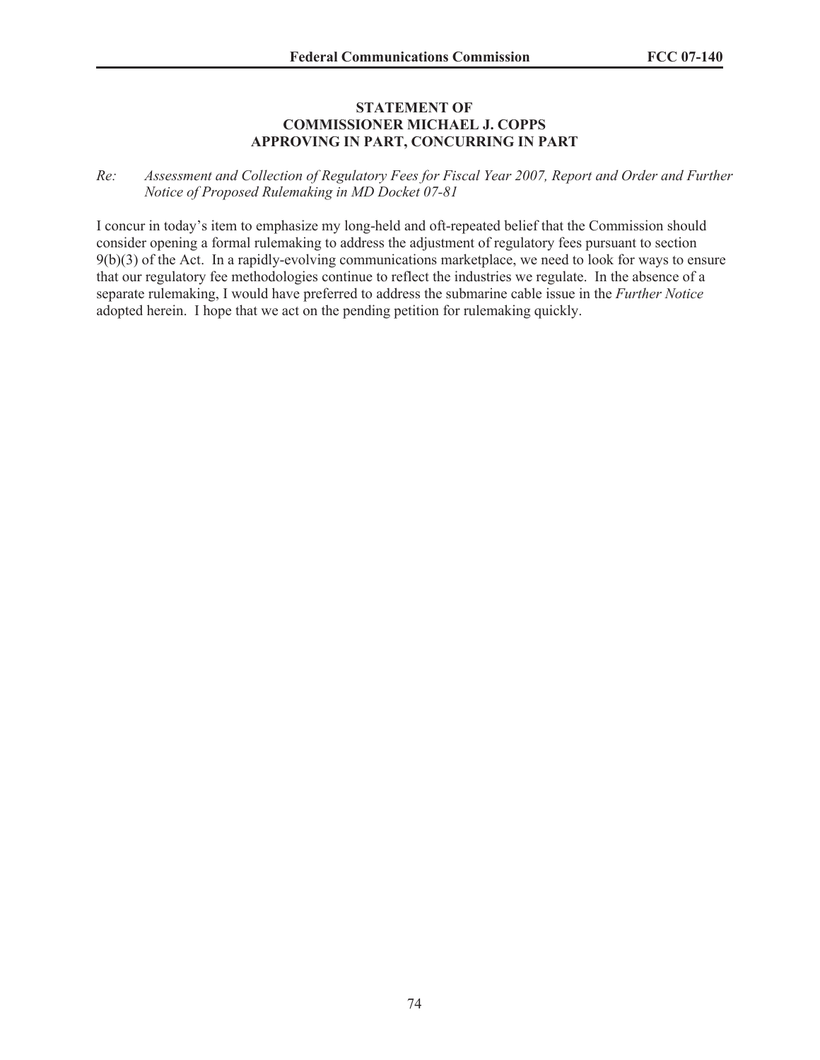**STATEMENT OF**
**COMMISSIONER MICHAEL J. COPPS**
**APPROVING IN PART, CONCURRING IN PART**

*Re:* *Assessment and Collection of Regulatory Fees for Fiscal Year 2007, Report and Order and Further Notice of Proposed Rulemaking in MD Docket 07-81*

I concur in today's item to emphasize my long-held and oft-repeated belief that the Commission should consider opening a formal rulemaking to address the adjustment of regulatory fees pursuant to section 9(b)(3) of the Act. In a rapidly-evolving communications marketplace, we need to look for ways to ensure that our regulatory fee methodologies continue to reflect the industries we regulate. In the absence of a separate rulemaking, I would have preferred to address the submarine cable issue in the *Further Notice* adopted herein. I hope that we act on the pending petition for rulemaking quickly.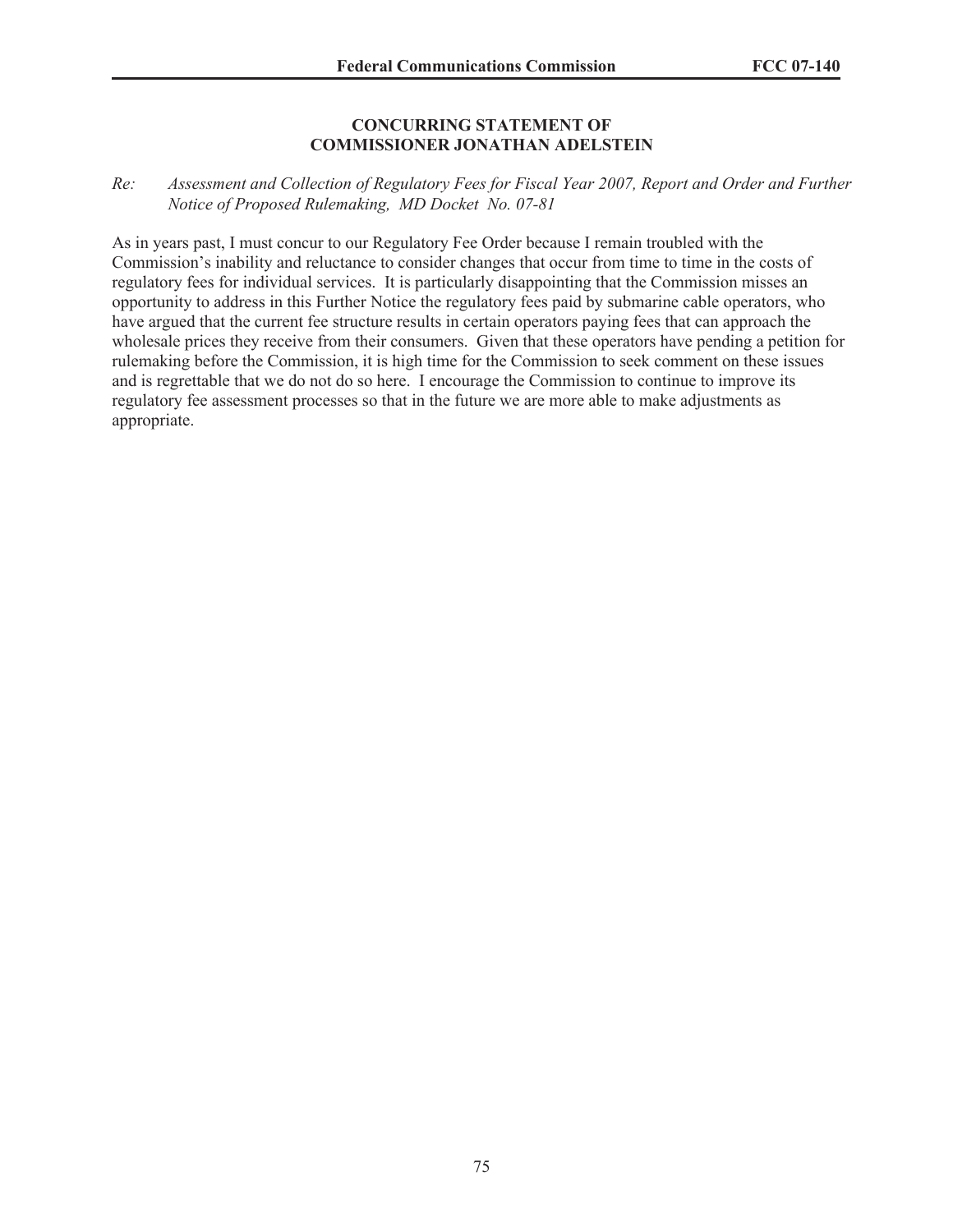**CONCURRING STATEMENT OF**
**COMMISSIONER JONATHAN ADELSTEIN**

*Re: Assessment and Collection of Regulatory Fees for Fiscal Year 2007, Report and Order and Further Notice of Proposed Rulemaking, MD Docket No. 07-81*

As in years past, I must concur to our Regulatory Fee Order because I remain troubled with the Commission's inability and reluctance to consider changes that occur from time to time in the costs of regulatory fees for individual services. It is particularly disappointing that the Commission misses an opportunity to address in this Further Notice the regulatory fees paid by submarine cable operators, who have argued that the current fee structure results in certain operators paying fees that can approach the wholesale prices they receive from their consumers. Given that these operators have pending a petition for rulemaking before the Commission, it is high time for the Commission to seek comment on these issues and is regrettable that we do not do so here. I encourage the Commission to continue to improve its regulatory fee assessment processes so that in the future we are more able to make adjustments as appropriate.